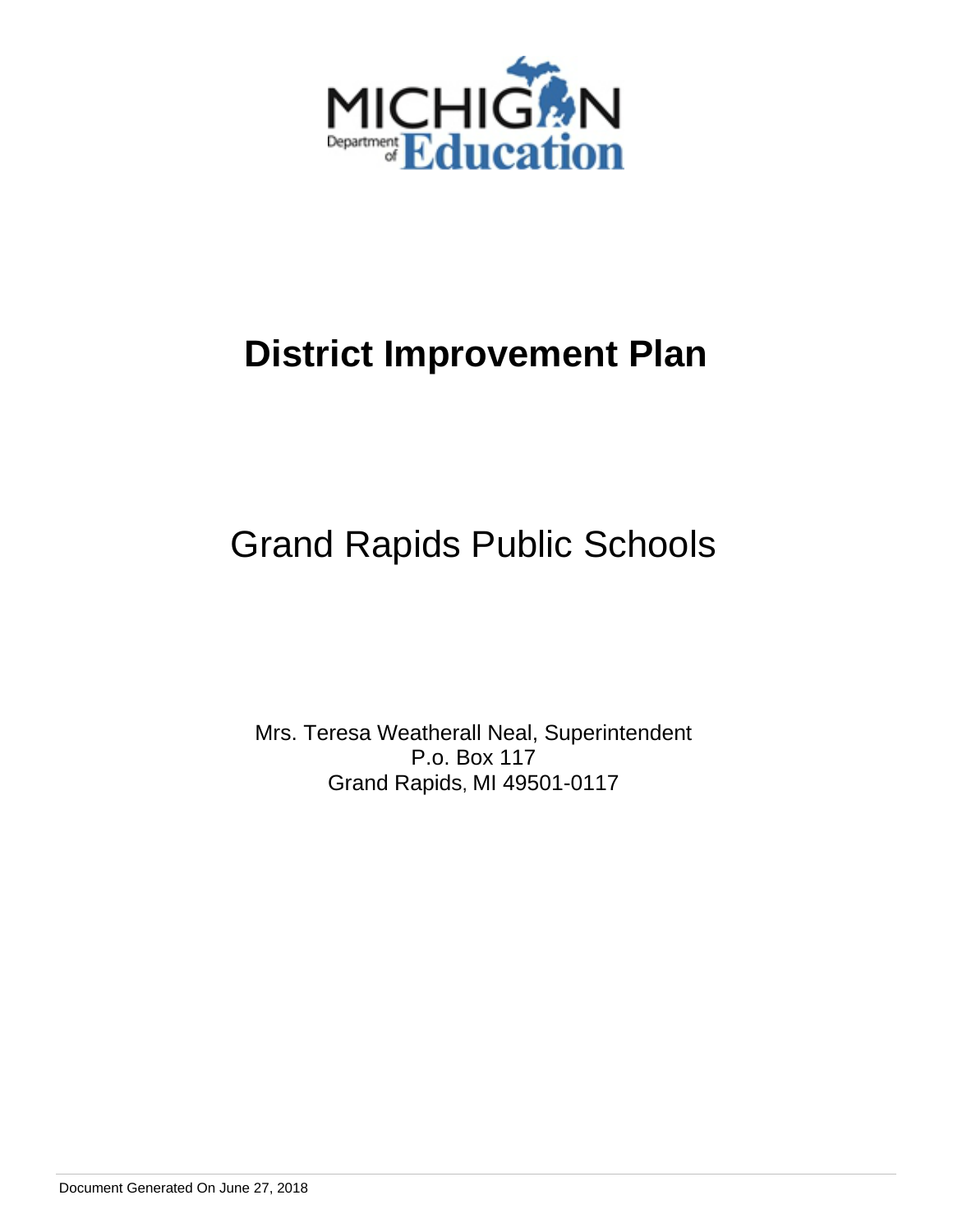MICHIGAN Department of Education

# District Improvement Plan

## Grand Rapids Public Schools

Mrs. Teresa Weatherall Neal, Superintendent
P.o. Box 117
Grand Rapids, MI 49501-0117

Document Generated On June 27, 2018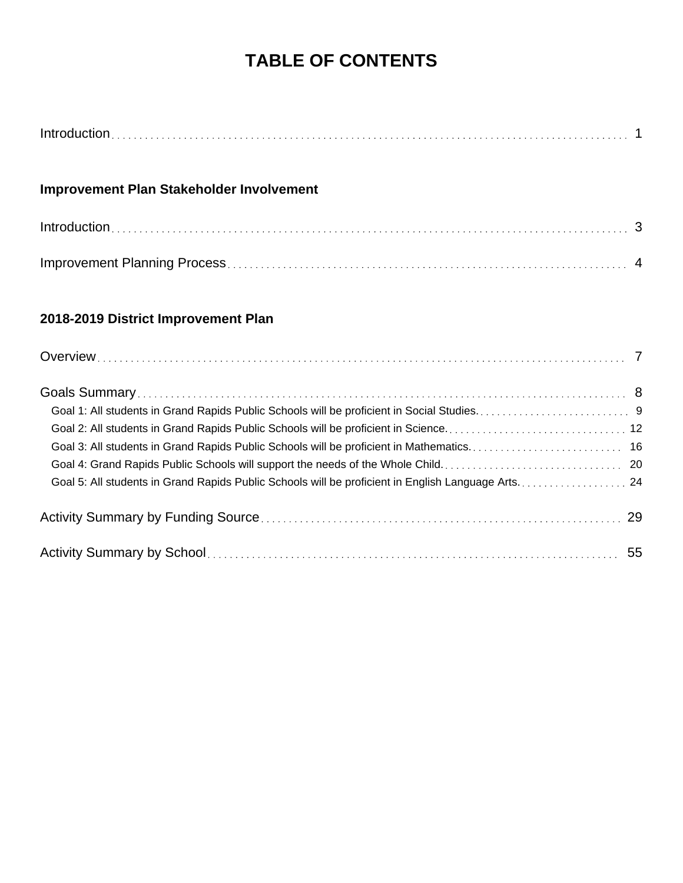# TABLE OF CONTENTS

Introduction . . . . . . . . . . . . . . . . . . . . . . . . . . . . . . . . . . . . . . . . . . . 1

**Improvement Plan Stakeholder Involvement**

Introduction . . . . . . . . . . . . . . . . . . . . . . . . . . . . . . . . . . . . . . . . . . . 3

Improvement Planning Process . . . . . . . . . . . . . . . . . . . . . . . . . . . . . . . . 4

**2018-2019 District Improvement Plan**

Overview . . . . . . . . . . . . . . . . . . . . . . . . . . . . . . . . . . . . . . . . . . . . . 7

Goals Summary . . . . . . . . . . . . . . . . . . . . . . . . . . . . . . . . . . . . . . . . . 8

- Goal 1: All students in Grand Rapids Public Schools will be proficient in Social Studies. . . . . . . . . . 9
- Goal 2: All students in Grand Rapids Public Schools will be proficient in Science. . . . . . . . . . 12
- Goal 3: All students in Grand Rapids Public Schools will be proficient in Mathematics. . . . . . . . . . 16
- Goal 4: Grand Rapids Public Schools will support the needs of the Whole Child. . . . . . . . . . 20
- Goal 5: All students in Grand Rapids Public Schools will be proficient in English Language Arts. . . . . . . . . . 24

Activity Summary by Funding Source . . . . . . . . . . . . . . . . . . . . . . . . . . . . 29

Activity Summary by School . . . . . . . . . . . . . . . . . . . . . . . . . . . . . . . . . 55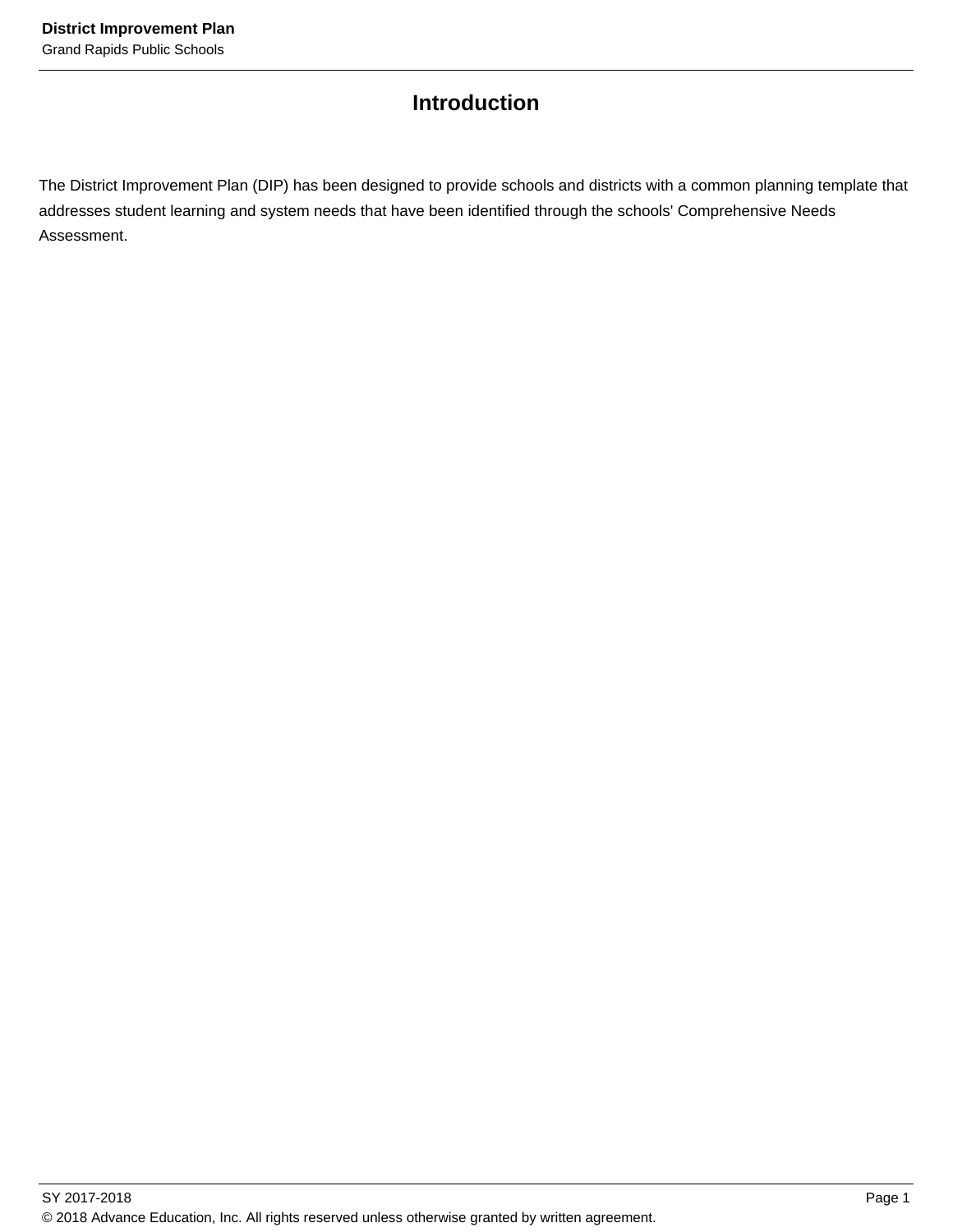# Introduction

The District Improvement Plan (DIP) has been designed to provide schools and districts with a common planning template that addresses student learning and system needs that have been identified through the schools' Comprehensive Needs Assessment.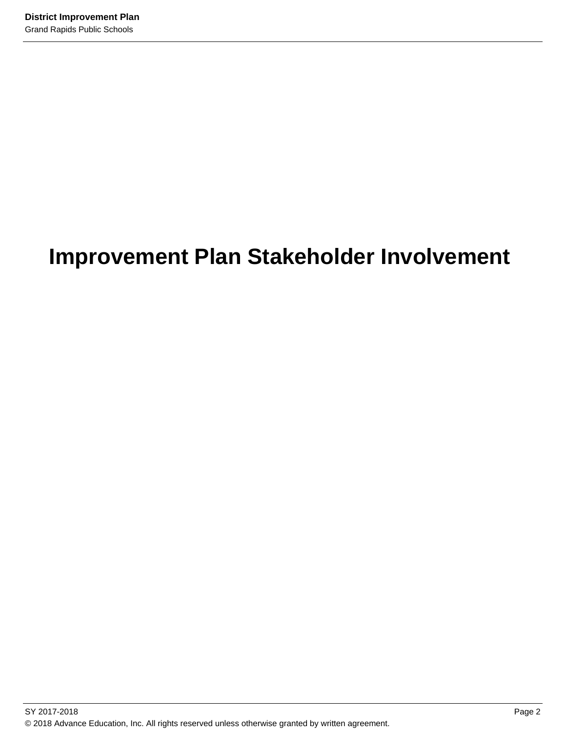# Improvement Plan Stakeholder Involvement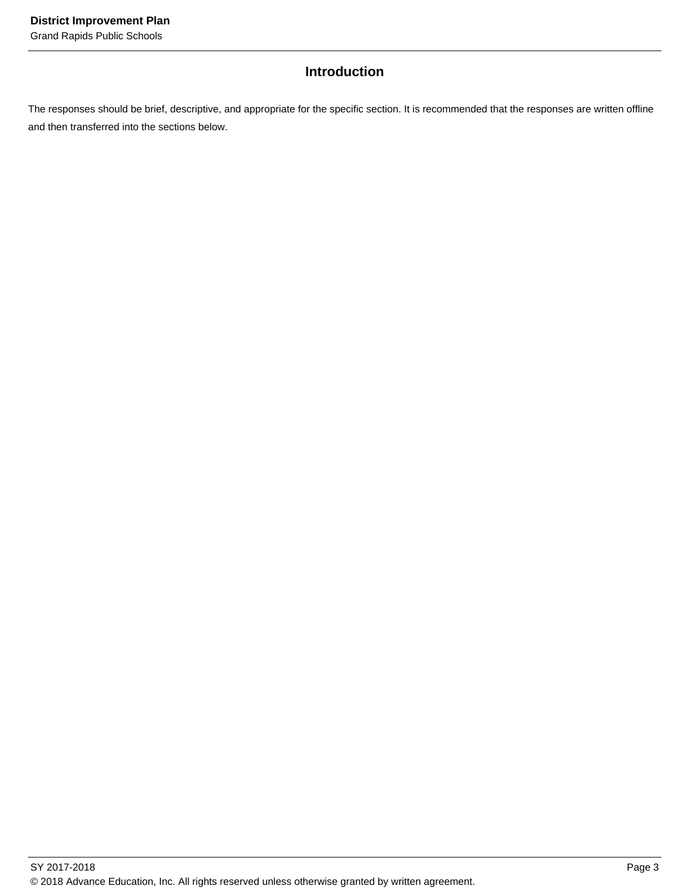## Introduction

The responses should be brief, descriptive, and appropriate for the specific section. It is recommended that the responses are written offline and then transferred into the sections below.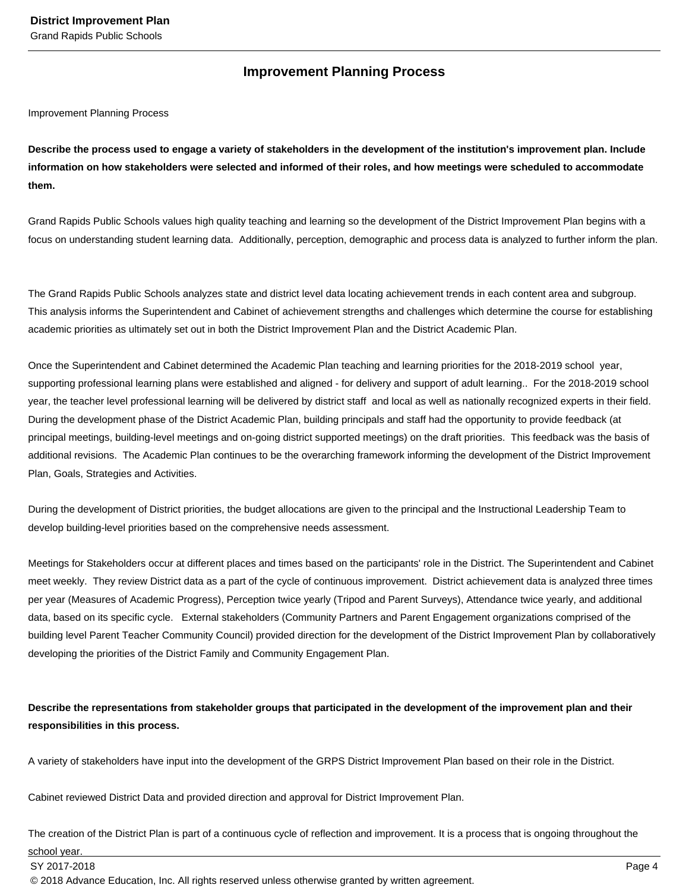## Improvement Planning Process

Improvement Planning Process

**Describe the process used to engage a variety of stakeholders in the development of the institution's improvement plan. Include information on how stakeholders were selected and informed of their roles, and how meetings were scheduled to accommodate them.**

Grand Rapids Public Schools values high quality teaching and learning so the development of the District Improvement Plan begins with a focus on understanding student learning data. Additionally, perception, demographic and process data is analyzed to further inform the plan.

The Grand Rapids Public Schools analyzes state and district level data locating achievement trends in each content area and subgroup. This analysis informs the Superintendent and Cabinet of achievement strengths and challenges which determine the course for establishing academic priorities as ultimately set out in both the District Improvement Plan and the District Academic Plan.

Once the Superintendent and Cabinet determined the Academic Plan teaching and learning priorities for the 2018-2019 school year, supporting professional learning plans were established and aligned - for delivery and support of adult learning.. For the 2018-2019 school year, the teacher level professional learning will be delivered by district staff and local as well as nationally recognized experts in their field. During the development phase of the District Academic Plan, building principals and staff had the opportunity to provide feedback (at principal meetings, building-level meetings and on-going district supported meetings) on the draft priorities. This feedback was the basis of additional revisions. The Academic Plan continues to be the overarching framework informing the development of the District Improvement Plan, Goals, Strategies and Activities.

During the development of District priorities, the budget allocations are given to the principal and the Instructional Leadership Team to develop building-level priorities based on the comprehensive needs assessment.

Meetings for Stakeholders occur at different places and times based on the participants' role in the District. The Superintendent and Cabinet meet weekly. They review District data as a part of the cycle of continuous improvement. District achievement data is analyzed three times per year (Measures of Academic Progress), Perception twice yearly (Tripod and Parent Surveys), Attendance twice yearly, and additional data, based on its specific cycle. External stakeholders (Community Partners and Parent Engagement organizations comprised of the building level Parent Teacher Community Council) provided direction for the development of the District Improvement Plan by collaboratively developing the priorities of the District Family and Community Engagement Plan.

**Describe the representations from stakeholder groups that participated in the development of the improvement plan and their responsibilities in this process.**

A variety of stakeholders have input into the development of the GRPS District Improvement Plan based on their role in the District.

Cabinet reviewed District Data and provided direction and approval for District Improvement Plan.

The creation of the District Plan is part of a continuous cycle of reflection and improvement. It is a process that is ongoing throughout the school year.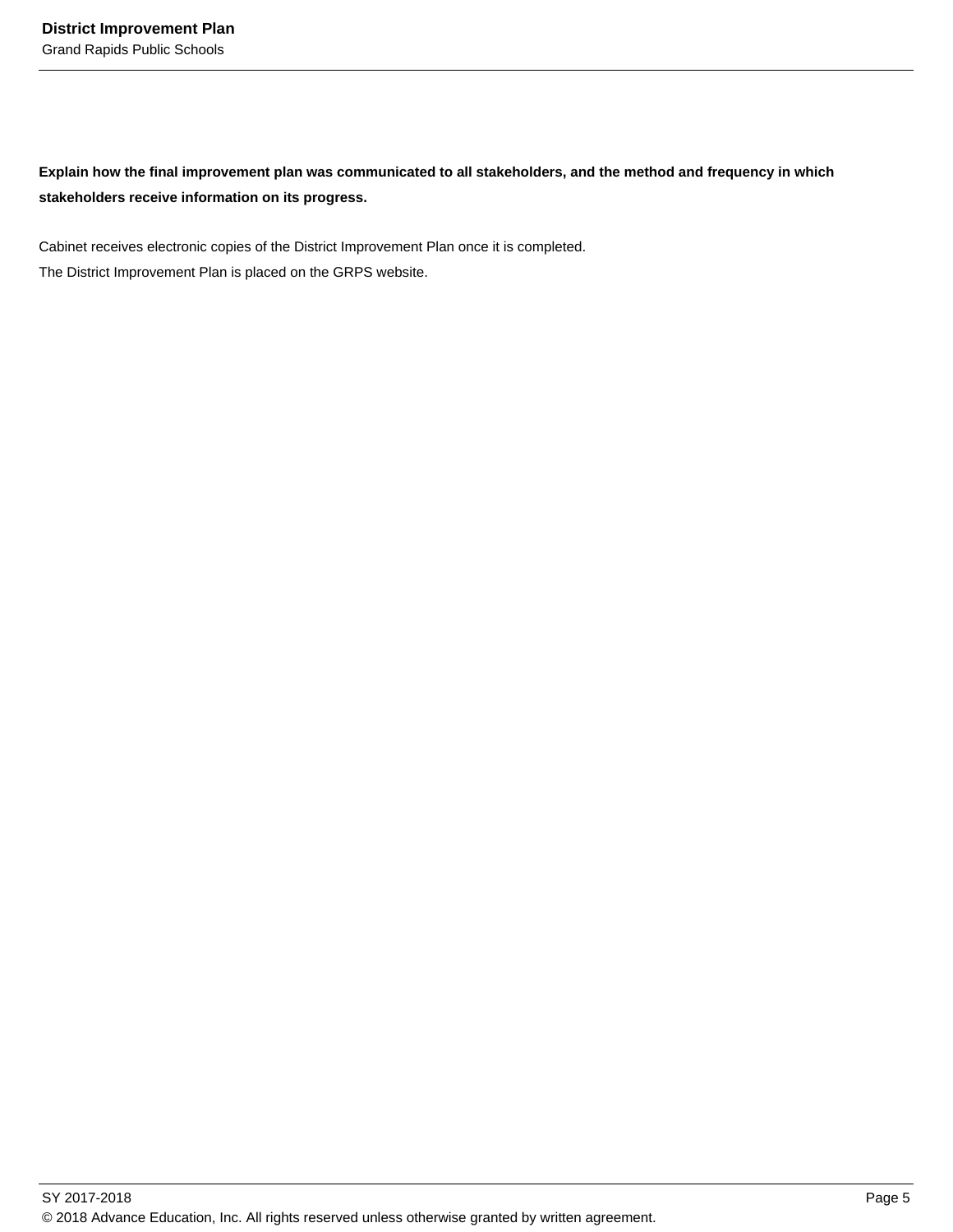**Explain how the final improvement plan was communicated to all stakeholders, and the method and frequency in which stakeholders receive information on its progress.**

Cabinet receives electronic copies of the District Improvement Plan once it is completed.
The District Improvement Plan is placed on the GRPS website.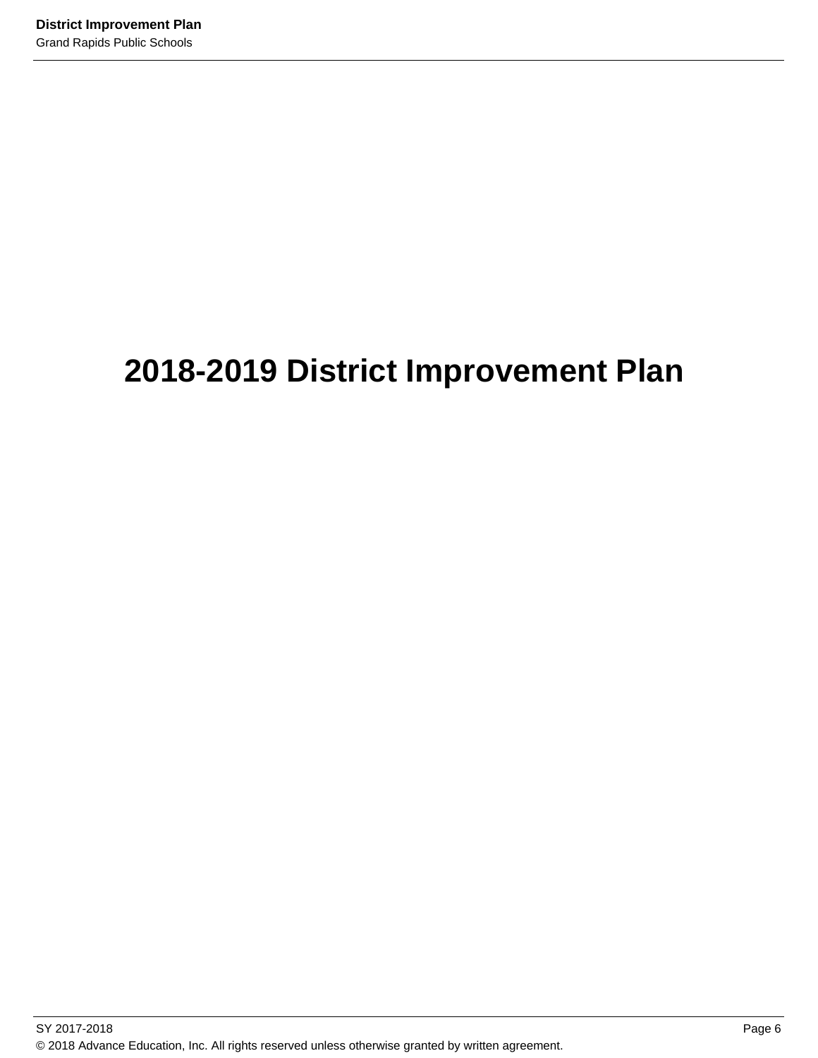# 2018-2019 District Improvement Plan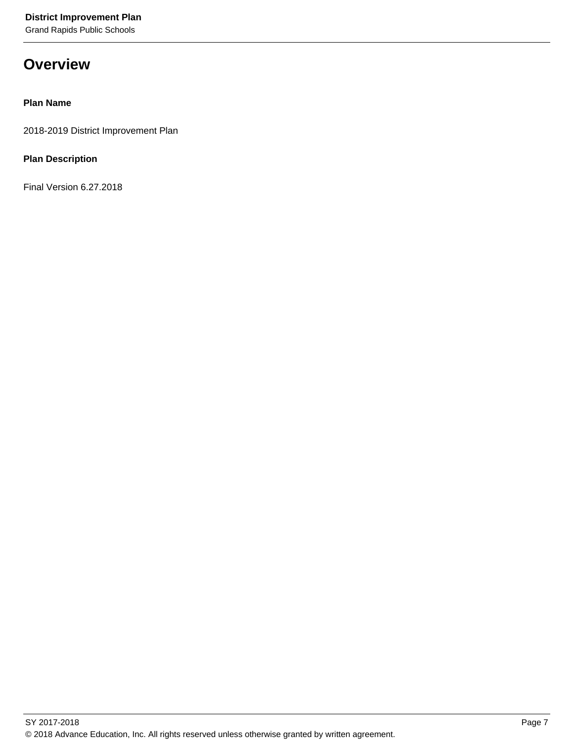# Overview

**Plan Name**

2018-2019 District Improvement Plan

**Plan Description**

Final Version 6.27.2018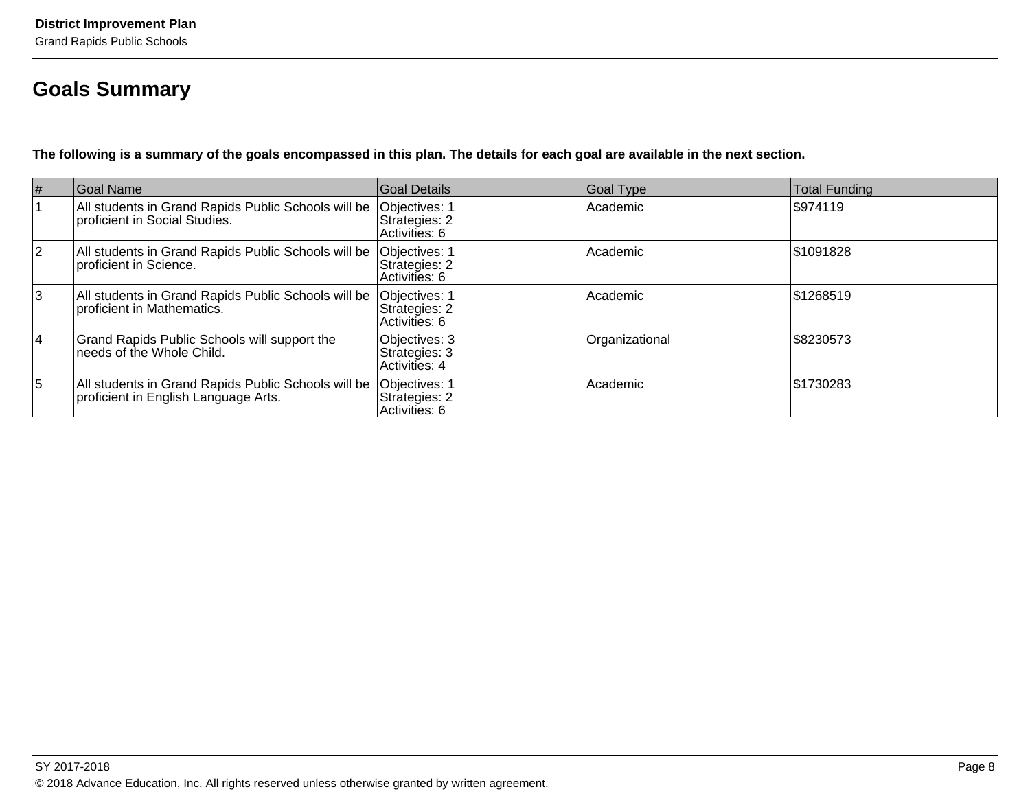## Goals Summary

**The following is a summary of the goals encompassed in this plan. The details for each goal are available in the next section.**

| # | Goal Name | Goal Details | Goal Type | Total Funding |
|---|---|---|---|---|
| 1 | All students in Grand Rapids Public Schools will be proficient in Social Studies. | Objectives: 1<br>Strategies: 2<br>Activities: 6 | Academic | $974119 |
| 2 | All students in Grand Rapids Public Schools will be proficient in Science. | Objectives: 1<br>Strategies: 2<br>Activities: 6 | Academic | $1091828 |
| 3 | All students in Grand Rapids Public Schools will be proficient in Mathematics. | Objectives: 1<br>Strategies: 2<br>Activities: 6 | Academic | $1268519 |
| 4 | Grand Rapids Public Schools will support the needs of the Whole Child. | Objectives: 3<br>Strategies: 3<br>Activities: 4 | Organizational | $8230573 |
| 5 | All students in Grand Rapids Public Schools will be proficient in English Language Arts. | Objectives: 1<br>Strategies: 2<br>Activities: 6 | Academic | $1730283 |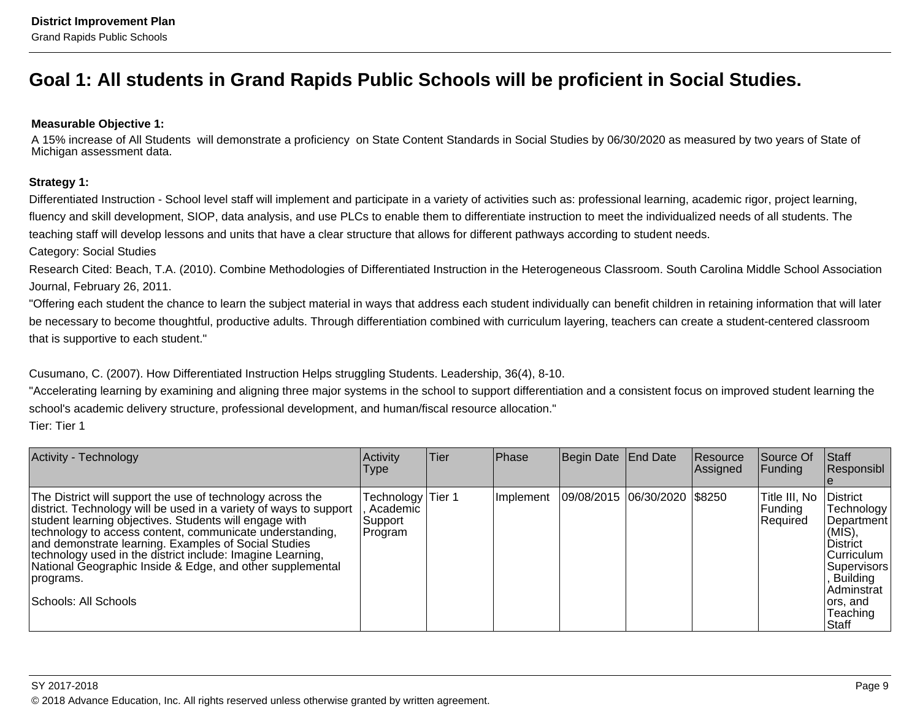# Goal 1: All students in Grand Rapids Public Schools will be proficient in Social Studies.

**Measurable Objective 1:**

A 15% increase of All Students will demonstrate a proficiency on State Content Standards in Social Studies by 06/30/2020 as measured by two years of State of Michigan assessment data.

**Strategy 1:**

Differentiated Instruction - School level staff will implement and participate in a variety of activities such as: professional learning, academic rigor, project learning, fluency and skill development, SIOP, data analysis, and use PLCs to enable them to differentiate instruction to meet the individualized needs of all students. The teaching staff will develop lessons and units that have a clear structure that allows for different pathways according to student needs.

Category: Social Studies

Research Cited: Beach, T.A. (2010). Combine Methodologies of Differentiated Instruction in the Heterogeneous Classroom. South Carolina Middle School Association Journal, February 26, 2011.

"Offering each student the chance to learn the subject material in ways that address each student individually can benefit children in retaining information that will later be necessary to become thoughtful, productive adults. Through differentiation combined with curriculum layering, teachers can create a student-centered classroom that is supportive to each student."

Cusumano, C. (2007). How Differentiated Instruction Helps struggling Students. Leadership, 36(4), 8-10.

"Accelerating learning by examining and aligning three major systems in the school to support differentiation and a consistent focus on improved student learning the school's academic delivery structure, professional development, and human/fiscal resource allocation."

Tier: Tier 1

| Activity - Technology | Activity Type | Tier | Phase | Begin Date | End Date | Resource Assigned | Source Of Funding | Staff Responsible |
|---|---|---|---|---|---|---|---|---|
| The District will support the use of technology across the district. Technology will be used in a variety of ways to support student learning objectives. Students will engage with technology to access content, communicate understanding, and demonstrate learning. Examples of Social Studies technology used in the district include: Imagine Learning, National Geographic Inside & Edge, and other supplemental programs.<br><br>Schools: All Schools | Technology, Academic Support Program | Tier 1 | Implement | 09/08/2015 | 06/30/2020 | $8250 | Title III, No Funding Required | District Technology Department (MIS), District Curriculum Supervisors, Building Adminstrators, and Teaching Staff |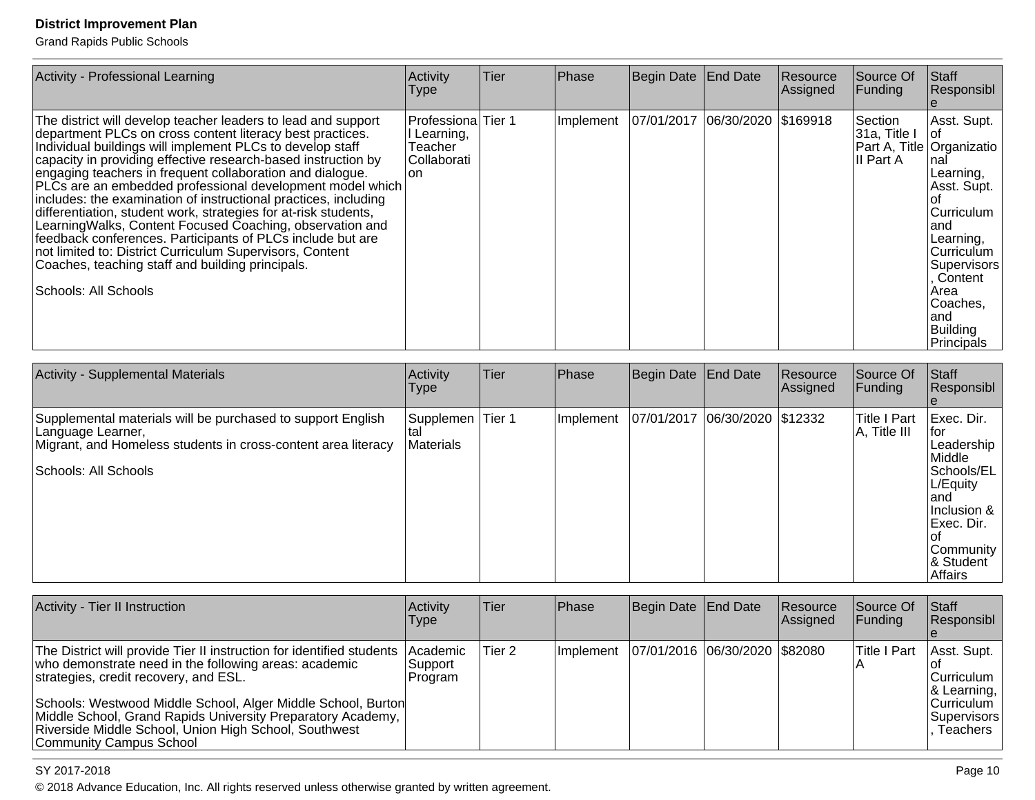| Activity - Professional Learning | Activity Type | Tier | Phase | Begin Date | End Date | Resource Assigned | Source Of Funding | Staff Responsible |
|---|---|---|---|---|---|---|---|---|
| The district will develop teacher leaders to lead and support department PLCs on cross content literacy best practices. Individual buildings will implement PLCs to develop staff capacity in providing effective research-based instruction by engaging teachers in frequent collaboration and dialogue. PLCs are an embedded professional development model which includes: the examination of instructional practices, including differentiation, student work, strategies for at-risk students, LearningWalks, Content Focused Coaching, observation and feedback conferences. Participants of PLCs include but are not limited to: District Curriculum Supervisors, Content Coaches, teaching staff and building principals.<br><br>Schools: All Schools | Professional Learning, Teacher Collaboration | Tier 1 | Implement | 07/01/2017 | 06/30/2020 | $169918 | Section 31a, Title I Part A, Title II Part A | Asst. Supt. of Organizational Learning, Asst. Supt. of Curriculum and Learning, Curriculum Supervisors, Content Area Coaches, and Building Principals |

| Activity - Supplemental Materials | Activity Type | Tier | Phase | Begin Date | End Date | Resource Assigned | Source Of Funding | Staff Responsible |
|---|---|---|---|---|---|---|---|---|
| Supplemental materials will be purchased to support English Language Learner,<br>Migrant, and Homeless students in cross-content area literacy<br><br>Schools: All Schools | Supplemental Materials | Tier 1 | Implement | 07/01/2017 | 06/30/2020 | $12332 | Title I Part A, Title III | Exec. Dir. for Leadership Middle Schools/ELL/Equity and Inclusion & Exec. Dir. of Community & Student Affairs |

| Activity - Tier II Instruction | Activity Type | Tier | Phase | Begin Date | End Date | Resource Assigned | Source Of Funding | Staff Responsible |
|---|---|---|---|---|---|---|---|---|
| The District will provide Tier II instruction for identified students who demonstrate need in the following areas: academic strategies, credit recovery, and ESL.<br><br>Schools: Westwood Middle School, Alger Middle School, Burton Middle School, Grand Rapids University Preparatory Academy, Riverside Middle School, Union High School, Southwest Community Campus School | Academic Support Program | Tier 2 | Implement | 07/01/2016 | 06/30/2020 | $82080 | Title I Part A | Asst. Supt. of Curriculum & Learning, Curriculum Supervisors, Teachers |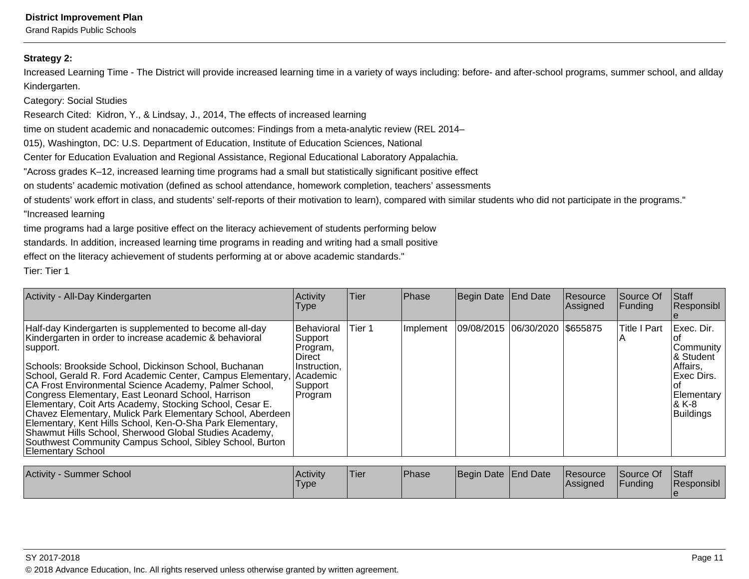**Strategy 2:**

Increased Learning Time - The District will provide increased learning time in a variety of ways including: before- and after-school programs, summer school, and allday Kindergarten.

Category: Social Studies

Research Cited: Kidron, Y., & Lindsay, J., 2014, The effects of increased learning time on student academic and nonacademic outcomes: Findings from a meta-analytic review (REL 2014–015), Washington, DC: U.S. Department of Education, Institute of Education Sciences, National Center for Education Evaluation and Regional Assistance, Regional Educational Laboratory Appalachia.

"Across grades K–12, increased learning time programs had a small but statistically significant positive effect on students' academic motivation (defined as school attendance, homework completion, teachers' assessments of students' work effort in class, and students' self-reports of their motivation to learn), compared with similar students who did not participate in the programs."

"Increased learning time programs had a large positive effect on the literacy achievement of students performing below standards. In addition, increased learning time programs in reading and writing had a small positive effect on the literacy achievement of students performing at or above academic standards."

Tier: Tier 1

| Activity - All-Day Kindergarten | Activity Type | Tier | Phase | Begin Date | End Date | Resource Assigned | Source Of Funding | Staff Responsible |
|---|---|---|---|---|---|---|---|---|
| Half-day Kindergarten is supplemented to become all-day Kindergarten in order to increase academic & behavioral support.<br><br>Schools: Brookside School, Dickinson School, Buchanan School, Gerald R. Ford Academic Center, Campus Elementary, CA Frost Environmental Science Academy, Palmer School, Congress Elementary, East Leonard School, Harrison Elementary, Coit Arts Academy, Stocking School, Cesar E. Chavez Elementary, Mulick Park Elementary School, Aberdeen Elementary, Kent Hills School, Ken-O-Sha Park Elementary, Shawmut Hills School, Sherwood Global Studies Academy, Southwest Community Campus School, Sibley School, Burton Elementary School | Behavioral Support Program, Direct Instruction, Academic Support Program | Tier 1 | Implement | 09/08/2015 | 06/30/2020 | $655875 | Title I Part A | Exec. Dir. of Community & Student Affairs, Exec Dirs. of Elementary & K-8 Buildings |

| Activity - Summer School | Activity Type | Tier | Phase | Begin Date | End Date | Resource Assigned | Source Of Funding | Staff Responsible |
|---|---|---|---|---|---|---|---|---|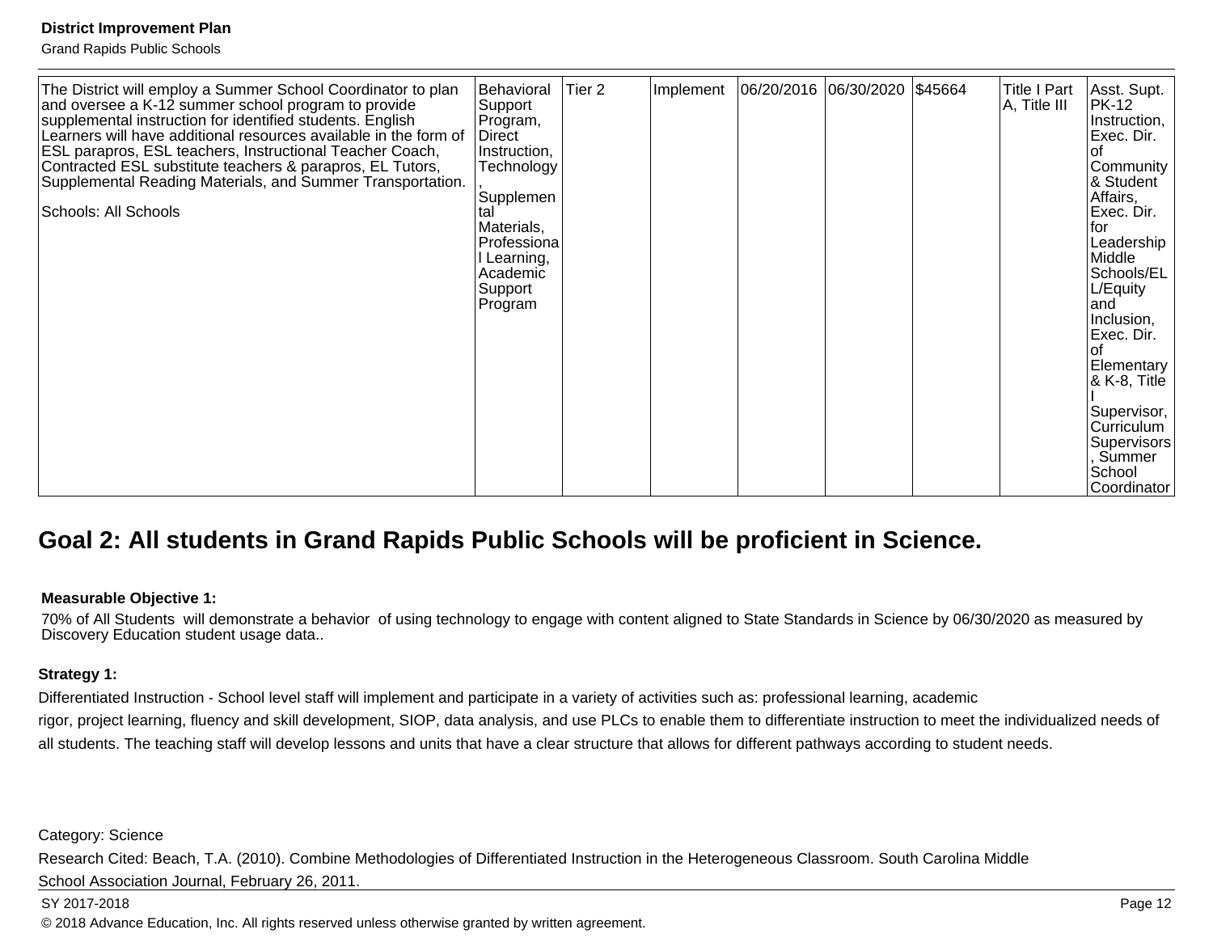| | | | | | | | | |
|---|---|---|---|---|---|---|---|---|
| The District will employ a Summer School Coordinator to plan and oversee a K-12 summer school program to provide supplemental instruction for identified students. English Learners will have additional resources available in the form of ESL parapros, ESL teachers, Instructional Teacher Coach, Contracted ESL substitute teachers & parapros, EL Tutors, Supplemental Reading Materials, and Summer Transportation.<br><br>Schools: All Schools | Behavioral Support Program, Direct Instruction, Technology, Supplemental Materials, Professional Learning, Academic Support Program | Tier 2 | Implement | 06/20/2016 | 06/30/2020 | $45664 | Title I Part A, Title III | Asst. Supt. PK-12 Instruction, Exec. Dir. of Community & Student Affairs, Exec. Dir. for Leadership Middle Schools/ELL/Equity and Inclusion, Exec. Dir. of Elementary & K-8, Title I Supervisor, Curriculum Supervisors, Summer School Coordinator |

## Goal 2: All students in Grand Rapids Public Schools will be proficient in Science.

**Measurable Objective 1:**

70% of All Students will demonstrate a behavior of using technology to engage with content aligned to State Standards in Science by 06/30/2020 as measured by Discovery Education student usage data..

**Strategy 1:**

Differentiated Instruction - School level staff will implement and participate in a variety of activities such as: professional learning, academic rigor, project learning, fluency and skill development, SIOP, data analysis, and use PLCs to enable them to differentiate instruction to meet the individualized needs of all students. The teaching staff will develop lessons and units that have a clear structure that allows for different pathways according to student needs.

Category: Science

Research Cited: Beach, T.A. (2010). Combine Methodologies of Differentiated Instruction in the Heterogeneous Classroom. South Carolina Middle School Association Journal, February 26, 2011.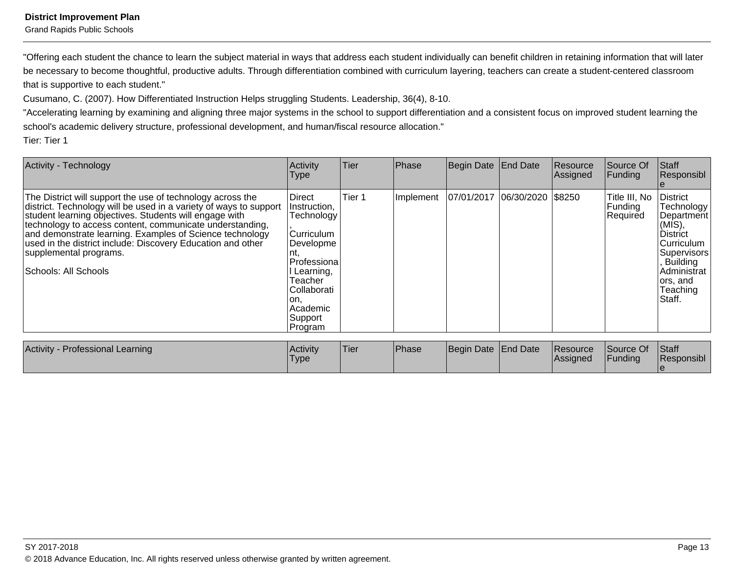"Offering each student the chance to learn the subject material in ways that address each student individually can benefit children in retaining information that will later be necessary to become thoughtful, productive adults. Through differentiation combined with curriculum layering, teachers can create a student-centered classroom that is supportive to each student."

Cusumano, C. (2007). How Differentiated Instruction Helps struggling Students. Leadership, 36(4), 8-10.

"Accelerating learning by examining and aligning three major systems in the school to support differentiation and a consistent focus on improved student learning the school's academic delivery structure, professional development, and human/fiscal resource allocation."

Tier: Tier 1

| Activity - Technology | Activity Type | Tier | Phase | Begin Date | End Date | Resource Assigned | Source Of Funding | Staff Responsible |
|---|---|---|---|---|---|---|---|---|
| The District will support the use of technology across the district. Technology will be used in a variety of ways to support student learning objectives. Students will engage with technology to access content, communicate understanding, and demonstrate learning. Examples of Science technology used in the district include: Discovery Education and other supplemental programs.<br><br>Schools: All Schools | Direct Instruction, Technology, Curriculum Development, Professional Learning, Teacher Collaboration, Academic Support Program | Tier 1 | Implement | 07/01/2017 | 06/30/2020 | $8250 | Title III, No Funding Required | District Technology Department (MIS), District Curriculum Supervisors, Building Administrators, and Teaching Staff. |

| Activity - Professional Learning | Activity Type | Tier | Phase | Begin Date | End Date | Resource Assigned | Source Of Funding | Staff Responsible |
|---|---|---|---|---|---|---|---|---|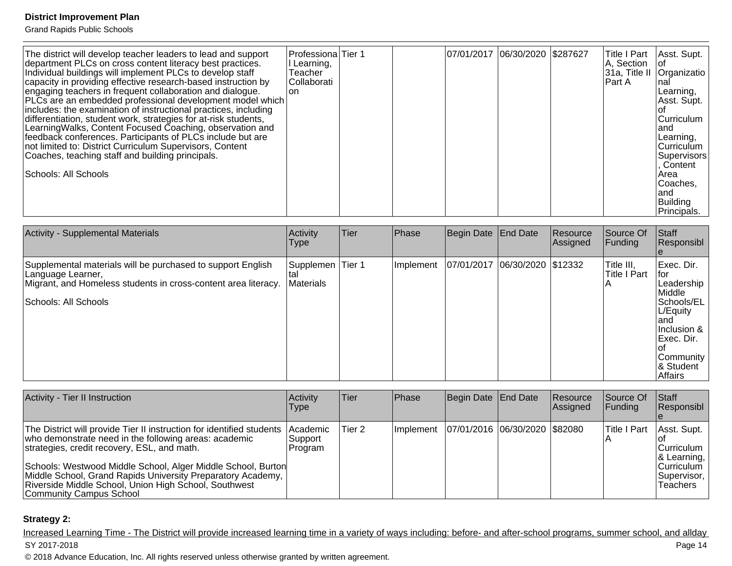| | | | | | | | | |
|---|---|---|---|---|---|---|---|---|
| The district will develop teacher leaders to lead and support department PLCs on cross content literacy best practices. Individual buildings will implement PLCs to develop staff capacity in providing effective research-based instruction by engaging teachers in frequent collaboration and dialogue. PLCs are an embedded professional development model which includes: the examination of instructional practices, including differentiation, student work, strategies for at-risk students, LearningWalks, Content Focused Coaching, observation and feedback conferences. Participants of PLCs include but are not limited to: District Curriculum Supervisors, Content Coaches, teaching staff and building principals.<br><br>Schools: All Schools | Professional Learning, Teacher Collaboration | Tier 1 | | 07/01/2017 | 06/30/2020 | $287627 | Title I Part A, Section 31a, Title II Part A | Asst. Supt. of Organizational Learning, Asst. Supt. of Curriculum and Learning, Curriculum Supervisors, Content Area Coaches, and Building Principals. |

| Activity - Supplemental Materials | Activity Type | Tier | Phase | Begin Date | End Date | Resource Assigned | Source Of Funding | Staff Responsible |
|---|---|---|---|---|---|---|---|---|
| Supplemental materials will be purchased to support English Language Learner,<br>Migrant, and Homeless students in cross-content area literacy.<br><br>Schools: All Schools | Supplemental Materials | Tier 1 | Implement | 07/01/2017 | 06/30/2020 | $12332 | Title III, Title I Part A | Exec. Dir. for Leadership Middle Schools/ELL/Equity and Inclusion & Exec. Dir. of Community & Student Affairs |

| Activity - Tier II Instruction | Activity Type | Tier | Phase | Begin Date | End Date | Resource Assigned | Source Of Funding | Staff Responsible |
|---|---|---|---|---|---|---|---|---|
| The District will provide Tier II instruction for identified students who demonstrate need in the following areas: academic strategies, credit recovery, ESL, and math.<br><br>Schools: Westwood Middle School, Alger Middle School, Burton Middle School, Grand Rapids University Preparatory Academy, Riverside Middle School, Union High School, Southwest Community Campus School | Academic Support Program | Tier 2 | Implement | 07/01/2016 | 06/30/2020 | $82080 | Title I Part A | Asst. Supt. of Curriculum & Learning, Curriculum Supervisor, Teachers |

**Strategy 2:**

Increased Learning Time - The District will provide increased learning time in a variety of ways including: before- and after-school programs, summer school, and allday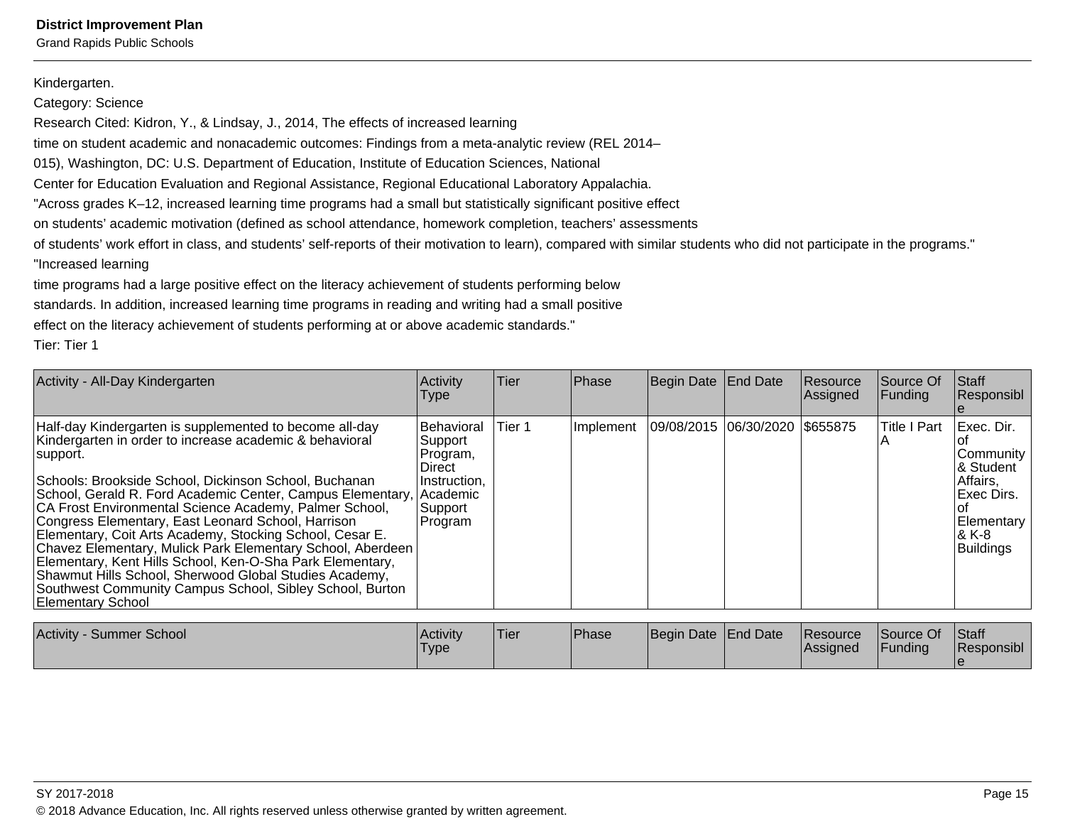Kindergarten.

Category: Science

Research Cited: Kidron, Y., & Lindsay, J., 2014, The effects of increased learning time on student academic and nonacademic outcomes: Findings from a meta-analytic review (REL 2014–015), Washington, DC: U.S. Department of Education, Institute of Education Sciences, National Center for Education Evaluation and Regional Assistance, Regional Educational Laboratory Appalachia.

"Across grades K–12, increased learning time programs had a small but statistically significant positive effect on students' academic motivation (defined as school attendance, homework completion, teachers' assessments of students' work effort in class, and students' self-reports of their motivation to learn), compared with similar students who did not participate in the programs."

"Increased learning time programs had a large positive effect on the literacy achievement of students performing below standards. In addition, increased learning time programs in reading and writing had a small positive effect on the literacy achievement of students performing at or above academic standards."

Tier: Tier 1

| Activity - All-Day Kindergarten | Activity Type | Tier | Phase | Begin Date | End Date | Resource Assigned | Source Of Funding | Staff Responsible |
|---|---|---|---|---|---|---|---|---|
| Half-day Kindergarten is supplemented to become all-day Kindergarten in order to increase academic & behavioral support.<br><br>Schools: Brookside School, Dickinson School, Buchanan School, Gerald R. Ford Academic Center, Campus Elementary, CA Frost Environmental Science Academy, Palmer School, Congress Elementary, East Leonard School, Harrison Elementary, Coit Arts Academy, Stocking School, Cesar E. Chavez Elementary, Mulick Park Elementary School, Aberdeen Elementary, Kent Hills School, Ken-O-Sha Park Elementary, Shawmut Hills School, Sherwood Global Studies Academy, Southwest Community Campus School, Sibley School, Burton Elementary School | Behavioral Support Program, Direct Instruction, Academic Support Program | Tier 1 | Implement | 09/08/2015 | 06/30/2020 | $655875 | Title I Part A | Exec. Dir. of Community & Student Affairs, Exec Dirs. of Elementary & K-8 Buildings |

| Activity - Summer School | Activity Type | Tier | Phase | Begin Date | End Date | Resource Assigned | Source Of Funding | Staff Responsible |
|---|---|---|---|---|---|---|---|---|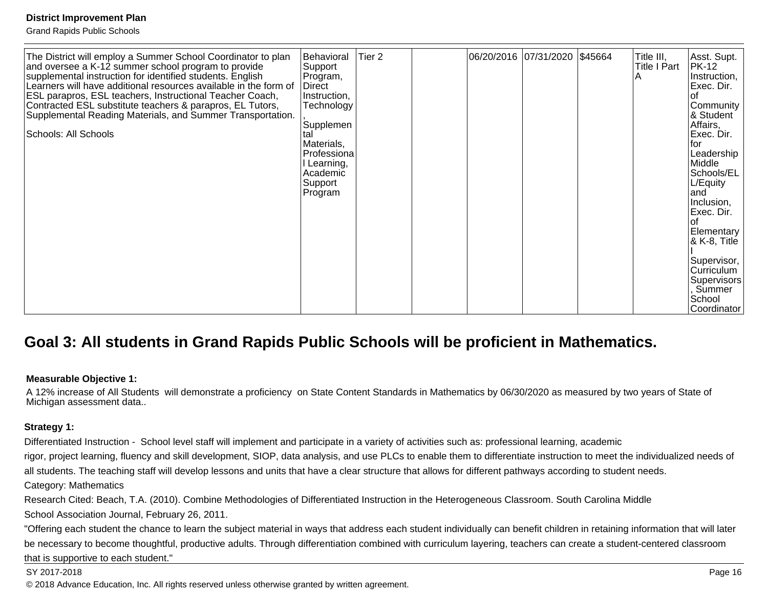| | | | | | | | | |
|---|---|---|---|---|---|---|---|---|
| The District will employ a Summer School Coordinator to plan and oversee a K-12 summer school program to provide supplemental instruction for identified students. English Learners will have additional resources available in the form of ESL parapros, ESL teachers, Instructional Teacher Coach, Contracted ESL substitute teachers & parapros, EL Tutors, Supplemental Reading Materials, and Summer Transportation.<br><br>Schools: All Schools | Behavioral Support Program, Direct Instruction, Technology, Supplemental Materials, Professional Learning, Academic Support Program | Tier 2 | | 06/20/2016 | 07/31/2020 | $45664 | Title III, Title I Part A | Asst. Supt. PK-12 Instruction, Exec. Dir. of Community & Student Affairs, Exec. Dir. for Leadership Middle Schools/ELL/Equity and Inclusion, Exec. Dir. of Elementary & K-8, Title I Supervisor, Curriculum Supervisors, Summer School Coordinator |

## Goal 3: All students in Grand Rapids Public Schools will be proficient in Mathematics.

**Measurable Objective 1:**

A 12% increase of All Students will demonstrate a proficiency on State Content Standards in Mathematics by 06/30/2020 as measured by two years of State of Michigan assessment data..

**Strategy 1:**

Differentiated Instruction - School level staff will implement and participate in a variety of activities such as: professional learning, academic rigor, project learning, fluency and skill development, SIOP, data analysis, and use PLCs to enable them to differentiate instruction to meet the individualized needs of all students. The teaching staff will develop lessons and units that have a clear structure that allows for different pathways according to student needs.

Category: Mathematics

Research Cited: Beach, T.A. (2010). Combine Methodologies of Differentiated Instruction in the Heterogeneous Classroom. South Carolina Middle School Association Journal, February 26, 2011.

"Offering each student the chance to learn the subject material in ways that address each student individually can benefit children in retaining information that will later be necessary to become thoughtful, productive adults. Through differentiation combined with curriculum layering, teachers can create a student-centered classroom that is supportive to each student."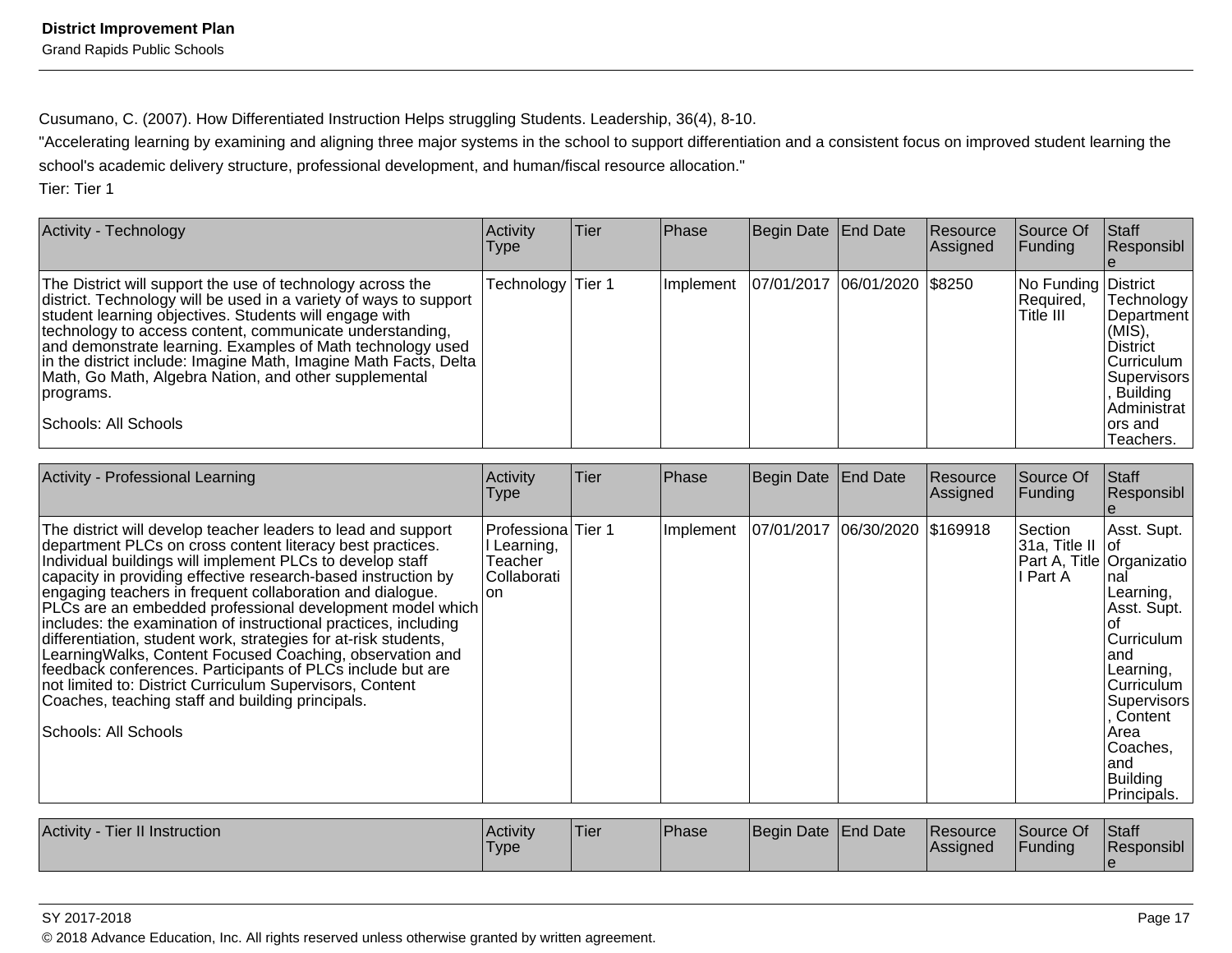Cusumano, C. (2007). How Differentiated Instruction Helps struggling Students. Leadership, 36(4), 8-10.

"Accelerating learning by examining and aligning three major systems in the school to support differentiation and a consistent focus on improved student learning the school's academic delivery structure, professional development, and human/fiscal resource allocation."

Tier: Tier 1

| Activity - Technology | Activity Type | Tier | Phase | Begin Date | End Date | Resource Assigned | Source Of Funding | Staff Responsible |
|---|---|---|---|---|---|---|---|---|
| The District will support the use of technology across the district. Technology will be used in a variety of ways to support student learning objectives. Students will engage with technology to access content, communicate understanding, and demonstrate learning. Examples of Math technology used in the district include: Imagine Math, Imagine Math Facts, Delta Math, Go Math, Algebra Nation, and other supplemental programs.<br><br>Schools: All Schools | Technology | Tier 1 | Implement | 07/01/2017 | 06/01/2020 | $8250 | No Funding Required, Title III | District Technology Department (MIS), District Curriculum Supervisors, Building Administrators and Teachers. |

| Activity - Professional Learning | Activity Type | Tier | Phase | Begin Date | End Date | Resource Assigned | Source Of Funding | Staff Responsible |
|---|---|---|---|---|---|---|---|---|
| The district will develop teacher leaders to lead and support department PLCs on cross content literacy best practices. Individual buildings will implement PLCs to develop staff capacity in providing effective research-based instruction by engaging teachers in frequent collaboration and dialogue. PLCs are an embedded professional development model which includes: the examination of instructional practices, including differentiation, student work, strategies for at-risk students, LearningWalks, Content Focused Coaching, observation and feedback conferences. Participants of PLCs include but are not limited to: District Curriculum Supervisors, Content Coaches, teaching staff and building principals.<br><br>Schools: All Schools | Professional Learning, Teacher Collaboration | Tier 1 | Implement | 07/01/2017 | 06/30/2020 | $169918 | Section 31a, Title II Part A, Title I Part A | Asst. Supt. of Organizational Learning, Asst. Supt. of Curriculum and Learning, Curriculum Supervisors, Content Area Coaches, and Building Principals. |

| Activity - Tier II Instruction | Activity Type | Tier | Phase | Begin Date | End Date | Resource Assigned | Source Of Funding | Staff Responsible |
|---|---|---|---|---|---|---|---|---|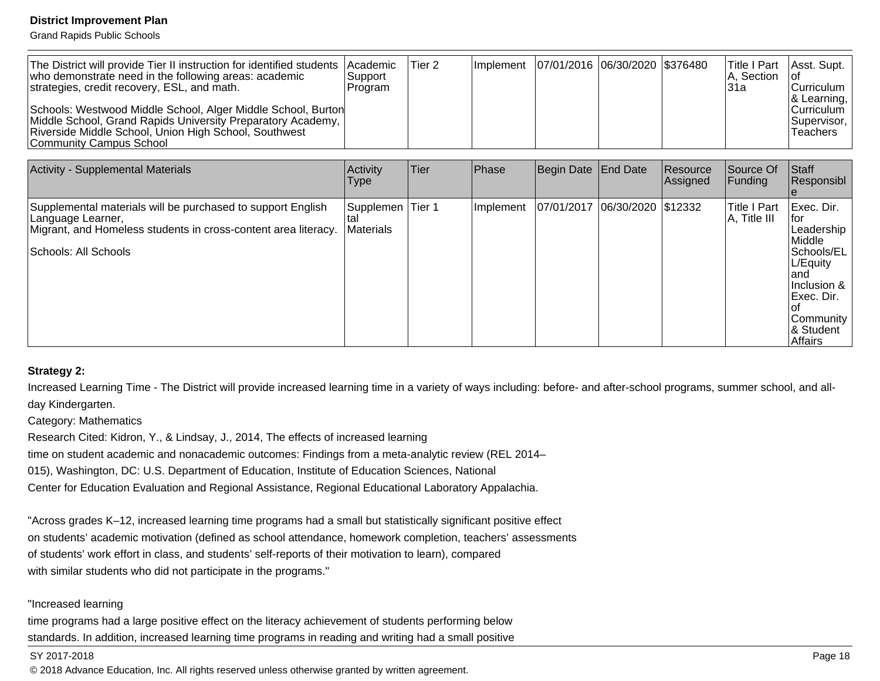| | | | | | | | | |
|---|---|---|---|---|---|---|---|---|
| The District will provide Tier II instruction for identified students who demonstrate need in the following areas: academic strategies, credit recovery, ESL, and math.<br><br>Schools: Westwood Middle School, Alger Middle School, Burton Middle School, Grand Rapids University Preparatory Academy, Riverside Middle School, Union High School, Southwest Community Campus School | Academic Support Program | Tier 2 | Implement | 07/01/2016 | 06/30/2020 | $376480 | Title I Part A, Section 31a | Asst. Supt. of Curriculum & Learning, Curriculum Supervisor, Teachers |

| Activity - Supplemental Materials | Activity Type | Tier | Phase | Begin Date | End Date | Resource Assigned | Source Of Funding | Staff Responsible |
|---|---|---|---|---|---|---|---|---|
| Supplemental materials will be purchased to support English Language Learner, Migrant, and Homeless students in cross-content area literacy.<br><br>Schools: All Schools | Supplemental Materials | Tier 1 | Implement | 07/01/2017 | 06/30/2020 | $12332 | Title I Part A, Title III | Exec. Dir. for Leadership Middle Schools/ELL/Equity and Inclusion & Exec. Dir. of Community & Student Affairs |

**Strategy 2:**

Increased Learning Time - The District will provide increased learning time in a variety of ways including: before- and after-school programs, summer school, and all-day Kindergarten.

Category: Mathematics

Research Cited: Kidron, Y., & Lindsay, J., 2014, The effects of increased learning time on student academic and nonacademic outcomes: Findings from a meta-analytic review (REL 2014–015), Washington, DC: U.S. Department of Education, Institute of Education Sciences, National Center for Education Evaluation and Regional Assistance, Regional Educational Laboratory Appalachia.

"Across grades K–12, increased learning time programs had a small but statistically significant positive effect on students' academic motivation (defined as school attendance, homework completion, teachers' assessments of students' work effort in class, and students' self-reports of their motivation to learn), compared with similar students who did not participate in the programs."

"Increased learning time programs had a large positive effect on the literacy achievement of students performing below standards. In addition, increased learning time programs in reading and writing had a small positive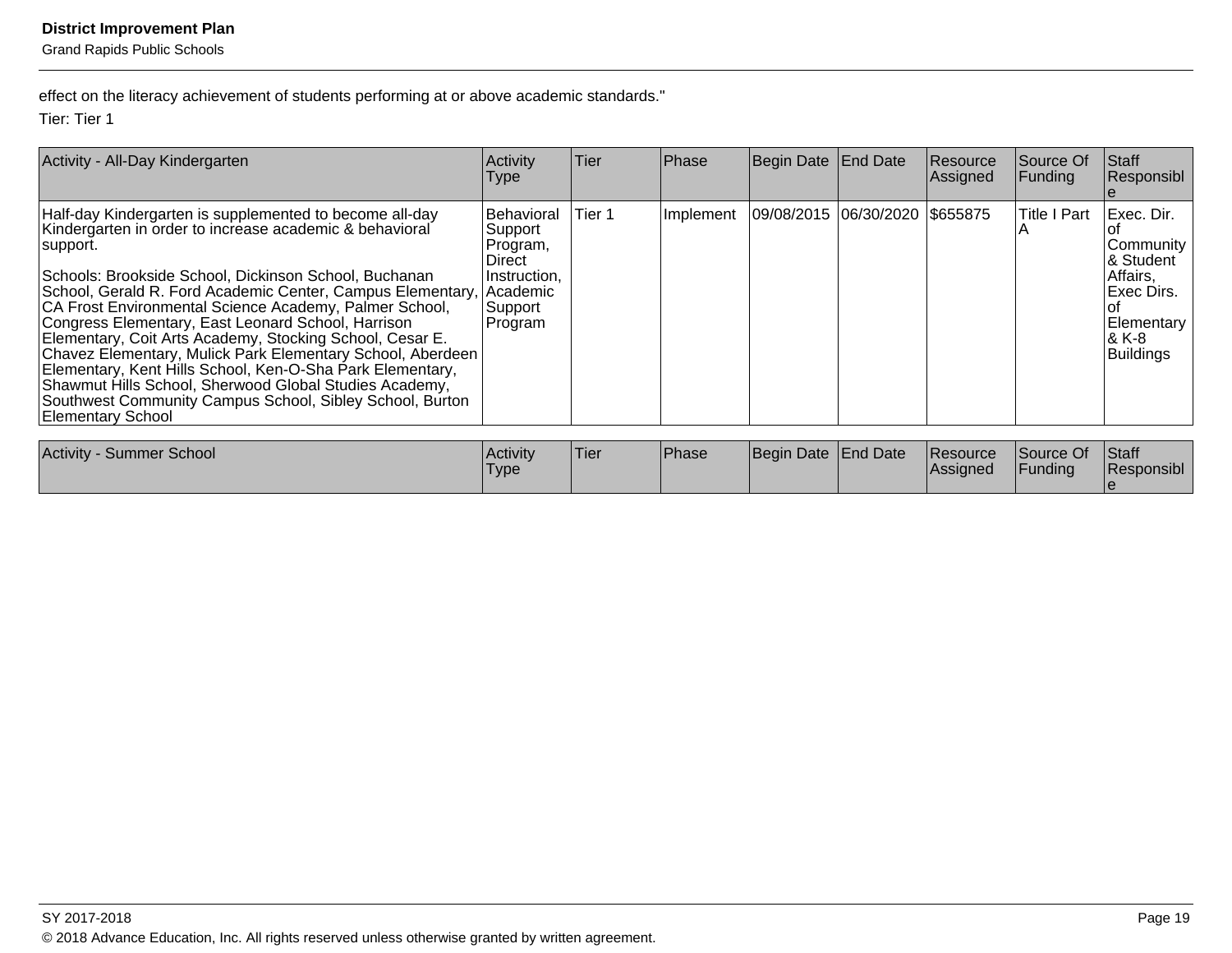effect on the literacy achievement of students performing at or above academic standards."

Tier: Tier 1

| Activity - All-Day Kindergarten | Activity Type | Tier | Phase | Begin Date | End Date | Resource Assigned | Source Of Funding | Staff Responsible |
|---|---|---|---|---|---|---|---|---|
| Half-day Kindergarten is supplemented to become all-day Kindergarten in order to increase academic & behavioral support.<br><br>Schools: Brookside School, Dickinson School, Buchanan School, Gerald R. Ford Academic Center, Campus Elementary, CA Frost Environmental Science Academy, Palmer School, Congress Elementary, East Leonard School, Harrison Elementary, Coit Arts Academy, Stocking School, Cesar E. Chavez Elementary, Mulick Park Elementary School, Aberdeen Elementary, Kent Hills School, Ken-O-Sha Park Elementary, Shawmut Hills School, Sherwood Global Studies Academy, Southwest Community Campus School, Sibley School, Burton Elementary School | Behavioral Support Program, Direct Instruction, Academic Support Program | Tier 1 | Implement | 09/08/2015 | 06/30/2020 | $655875 | Title I Part A | Exec. Dir. of Community & Student Affairs, Exec Dirs. of Elementary & K-8 Buildings |

| Activity - Summer School | Activity Type | Tier | Phase | Begin Date | End Date | Resource Assigned | Source Of Funding | Staff Responsible |
|---|---|---|---|---|---|---|---|---|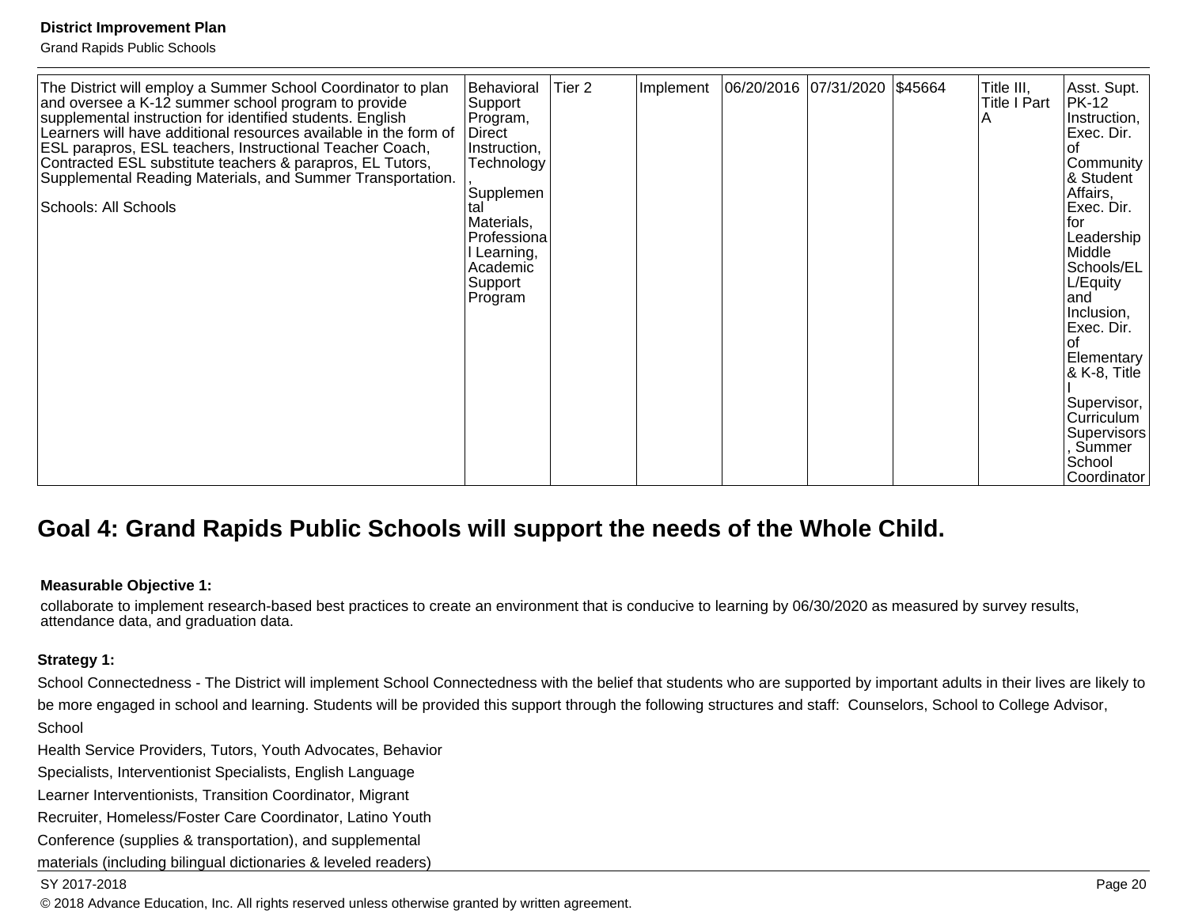| | | | | | | | | |
|---|---|---|---|---|---|---|---|---|
| The District will employ a Summer School Coordinator to plan and oversee a K-12 summer school program to provide supplemental instruction for identified students. English Learners will have additional resources available in the form of ESL parapros, ESL teachers, Instructional Teacher Coach, Contracted ESL substitute teachers & parapros, EL Tutors, Supplemental Reading Materials, and Summer Transportation.<br><br>Schools: All Schools | Behavioral Support Program, Direct Instruction, Technology, Supplemental Materials, Professional Learning, Academic Support Program | Tier 2 | Implement | 06/20/2016 | 07/31/2020 | $45664 | Title III, Title I Part A | Asst. Supt. PK-12 Instruction, Exec. Dir. of Community & Student Affairs, Exec. Dir. for Leadership Middle Schools/ELL/Equity and Inclusion, Exec. Dir. of Elementary & K-8, Title I Supervisor, Curriculum Supervisors, Summer School Coordinator |

## Goal 4: Grand Rapids Public Schools will support the needs of the Whole Child.

**Measurable Objective 1:**

collaborate to implement research-based best practices to create an environment that is conducive to learning by 06/30/2020 as measured by survey results, attendance data, and graduation data.

**Strategy 1:**

School Connectedness - The District will implement School Connectedness with the belief that students who are supported by important adults in their lives are likely to be more engaged in school and learning. Students will be provided this support through the following structures and staff: Counselors, School to College Advisor, School Health Service Providers, Tutors, Youth Advocates, Behavior Specialists, Interventionist Specialists, English Language Learner Interventionists, Transition Coordinator, Migrant Recruiter, Homeless/Foster Care Coordinator, Latino Youth Conference (supplies & transportation), and supplemental materials (including bilingual dictionaries & leveled readers)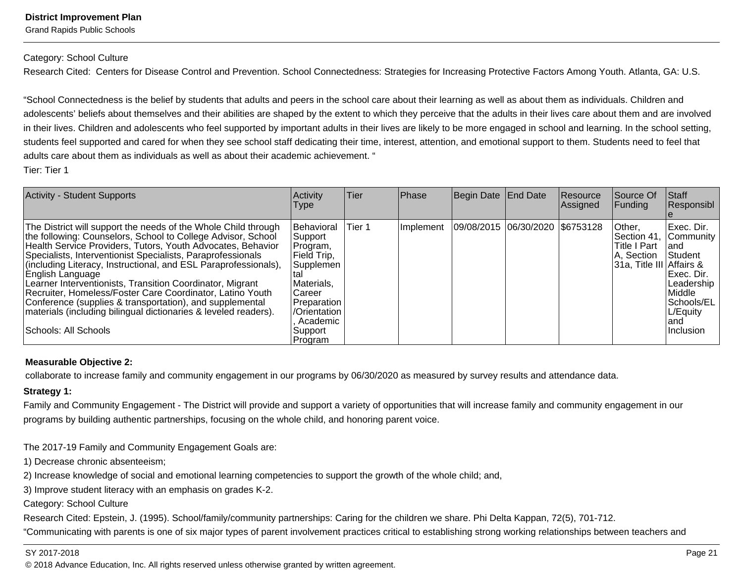Category: School Culture

Research Cited: Centers for Disease Control and Prevention. School Connectedness: Strategies for Increasing Protective Factors Among Youth. Atlanta, GA: U.S.

"School Connectedness is the belief by students that adults and peers in the school care about their learning as well as about them as individuals. Children and adolescents' beliefs about themselves and their abilities are shaped by the extent to which they perceive that the adults in their lives care about them and are involved in their lives. Children and adolescents who feel supported by important adults in their lives are likely to be more engaged in school and learning. In the school setting, students feel supported and cared for when they see school staff dedicating their time, interest, attention, and emotional support to them. Students need to feel that adults care about them as individuals as well as about their academic achievement. "

Tier: Tier 1

| Activity - Student Supports | Activity Type | Tier | Phase | Begin Date | End Date | Resource Assigned | Source Of Funding | Staff Responsible |
|---|---|---|---|---|---|---|---|---|
| The District will support the needs of the Whole Child through the following: Counselors, School to College Advisor, School Health Service Providers, Tutors, Youth Advocates, Behavior Specialists, Interventionist Specialists, Paraprofessionals (including Literacy, Instructional, and ESL Paraprofessionals), English Language Learner Interventionists, Transition Coordinator, Migrant Recruiter, Homeless/Foster Care Coordinator, Latino Youth Conference (supplies & transportation), and supplemental materials (including bilingual dictionaries & leveled readers).<br><br>Schools: All Schools | Behavioral Support Program, Field Trip, Supplemental Materials, Career Preparation/Orientation, Academic Support Program | Tier 1 | Implement | 09/08/2015 | 06/30/2020 | $6753128 | Other, Section 41, Title I Part A, Section 31a, Title III | Exec. Dir. Community and Student Affairs & Exec. Dir. Leadership Middle Schools/ELL/Equity and Inclusion |

**Measurable Objective 2:**

collaborate to increase family and community engagement in our programs by 06/30/2020 as measured by survey results and attendance data.

**Strategy 1:**

Family and Community Engagement - The District will provide and support a variety of opportunities that will increase family and community engagement in our programs by building authentic partnerships, focusing on the whole child, and honoring parent voice.

The 2017-19 Family and Community Engagement Goals are:

1) Decrease chronic absenteeism;

2) Increase knowledge of social and emotional learning competencies to support the growth of the whole child; and,

3) Improve student literacy with an emphasis on grades K-2.

Category: School Culture

Research Cited: Epstein, J. (1995). School/family/community partnerships: Caring for the children we share. Phi Delta Kappan, 72(5), 701-712.

"Communicating with parents is one of six major types of parent involvement practices critical to establishing strong working relationships between teachers and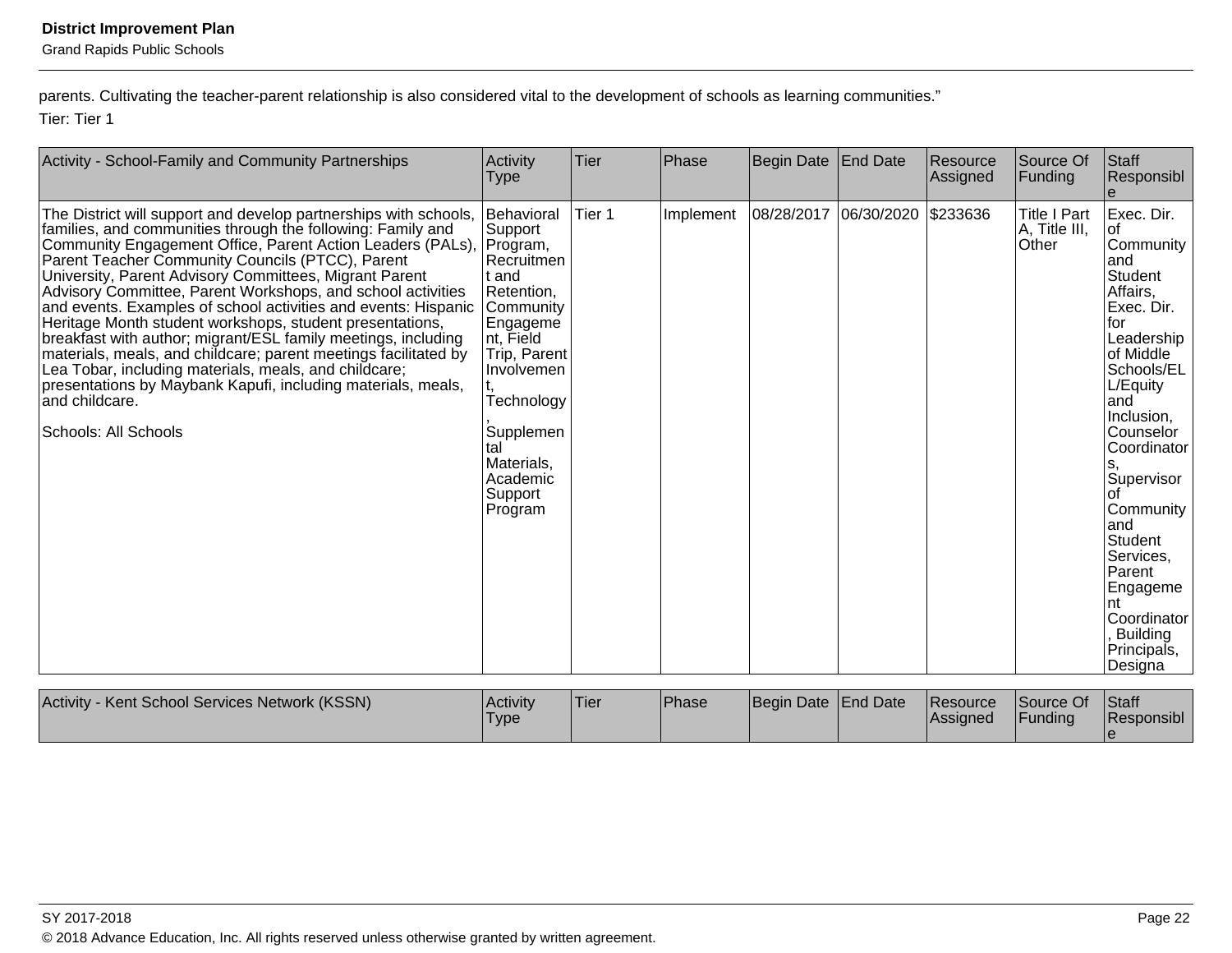parents. Cultivating the teacher-parent relationship is also considered vital to the development of schools as learning communities."

Tier: Tier 1

| Activity - School-Family and Community Partnerships | Activity Type | Tier | Phase | Begin Date | End Date | Resource Assigned | Source Of Funding | Staff Responsible |
|---|---|---|---|---|---|---|---|---|
| The District will support and develop partnerships with schools, families, and communities through the following: Family and Community Engagement Office, Parent Action Leaders (PALs), Parent Teacher Community Councils (PTCC), Parent University, Parent Advisory Committees, Migrant Parent Advisory Committee, Parent Workshops, and school activities and events. Examples of school activities and events: Hispanic Heritage Month student workshops, student presentations, breakfast with author; migrant/ESL family meetings, including materials, meals, and childcare; parent meetings facilitated by Lea Tobar, including materials, meals, and childcare; presentations by Maybank Kapufi, including materials, meals, and childcare.<br><br>Schools: All Schools | Behavioral Support Program, Recruitment and Retention, Community Engagement, Field Trip, Parent Involvement, Technology, Supplemental Materials, Academic Support Program | Tier 1 | Implement | 08/28/2017 | 06/30/2020 | $233636 | Title I Part A, Title III, Other | Exec. Dir. of Community and Student Affairs, Exec. Dir. for Leadership of Middle Schools/ELL/Equity and Inclusion, Counselor Coordinators, Supervisor of Community and Student Services, Parent Engagement Coordinator, Building Principals, Designa |

| Activity - Kent School Services Network (KSSN) | Activity Type | Tier | Phase | Begin Date | End Date | Resource Assigned | Source Of Funding | Staff Responsible |
|---|---|---|---|---|---|---|---|---|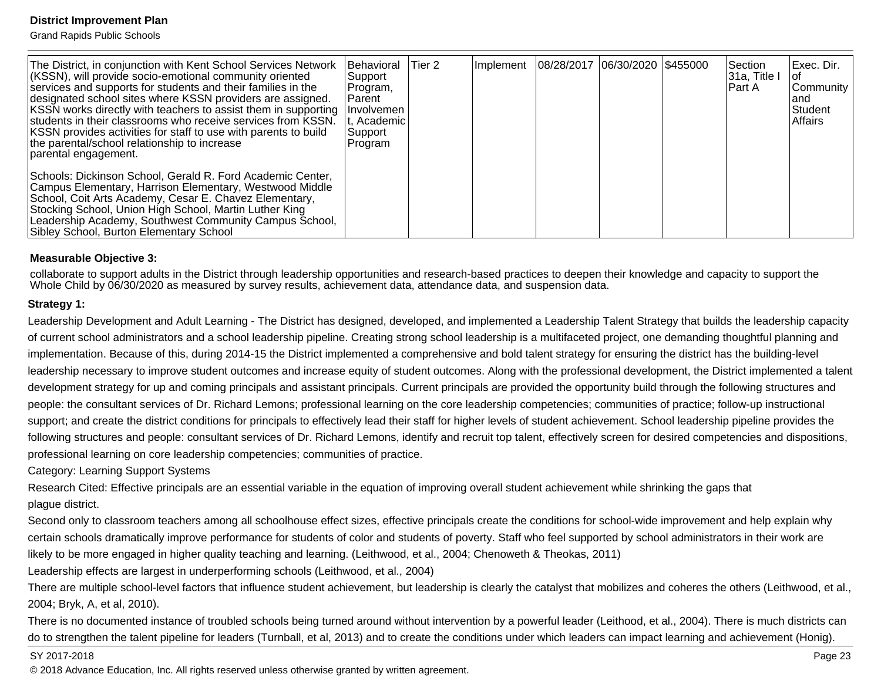| | | | | | | | | |
|---|---|---|---|---|---|---|---|---|
| The District, in conjunction with Kent School Services Network (KSSN), will provide socio-emotional community oriented services and supports for students and their families in the designated school sites where KSSN providers are assigned. KSSN works directly with teachers to assist them in supporting students in their classrooms who receive services from KSSN. KSSN provides activities for staff to use with parents to build the parental/school relationship to increase parental engagement.<br><br>Schools: Dickinson School, Gerald R. Ford Academic Center, Campus Elementary, Harrison Elementary, Westwood Middle School, Coit Arts Academy, Cesar E. Chavez Elementary, Stocking School, Union High School, Martin Luther King Leadership Academy, Southwest Community Campus School, Sibley School, Burton Elementary School | Behavioral Support Program, Parent Involvement, Academic Support Program | Tier 2 | Implement | 08/28/2017 | 06/30/2020 | $455000 | Section 31a, Title I Part A | Exec. Dir. of Community and Student Affairs |

**Measurable Objective 3:**

collaborate to support adults in the District through leadership opportunities and research-based practices to deepen their knowledge and capacity to support the Whole Child by 06/30/2020 as measured by survey results, achievement data, attendance data, and suspension data.

**Strategy 1:**

Leadership Development and Adult Learning - The District has designed, developed, and implemented a Leadership Talent Strategy that builds the leadership capacity of current school administrators and a school leadership pipeline. Creating strong school leadership is a multifaceted project, one demanding thoughtful planning and implementation. Because of this, during 2014-15 the District implemented a comprehensive and bold talent strategy for ensuring the district has the building-level leadership necessary to improve student outcomes and increase equity of student outcomes. Along with the professional development, the District implemented a talent development strategy for up and coming principals and assistant principals. Current principals are provided the opportunity build through the following structures and people: the consultant services of Dr. Richard Lemons; professional learning on the core leadership competencies; communities of practice; follow-up instructional support; and create the district conditions for principals to effectively lead their staff for higher levels of student achievement. School leadership pipeline provides the following structures and people: consultant services of Dr. Richard Lemons, identify and recruit top talent, effectively screen for desired competencies and dispositions, professional learning on core leadership competencies; communities of practice.

Category: Learning Support Systems

Research Cited: Effective principals are an essential variable in the equation of improving overall student achievement while shrinking the gaps that plague district.

Second only to classroom teachers among all schoolhouse effect sizes, effective principals create the conditions for school-wide improvement and help explain why certain schools dramatically improve performance for students of color and students of poverty. Staff who feel supported by school administrators in their work are likely to be more engaged in higher quality teaching and learning. (Leithwood, et al., 2004; Chenoweth & Theokas, 2011)

Leadership effects are largest in underperforming schools (Leithwood, et al., 2004)

There are multiple school-level factors that influence student achievement, but leadership is clearly the catalyst that mobilizes and coheres the others (Leithwood, et al., 2004; Bryk, A, et al, 2010).

There is no documented instance of troubled schools being turned around without intervention by a powerful leader (Leithood, et al., 2004). There is much districts can do to strengthen the talent pipeline for leaders (Turnball, et al, 2013) and to create the conditions under which leaders can impact learning and achievement (Honig).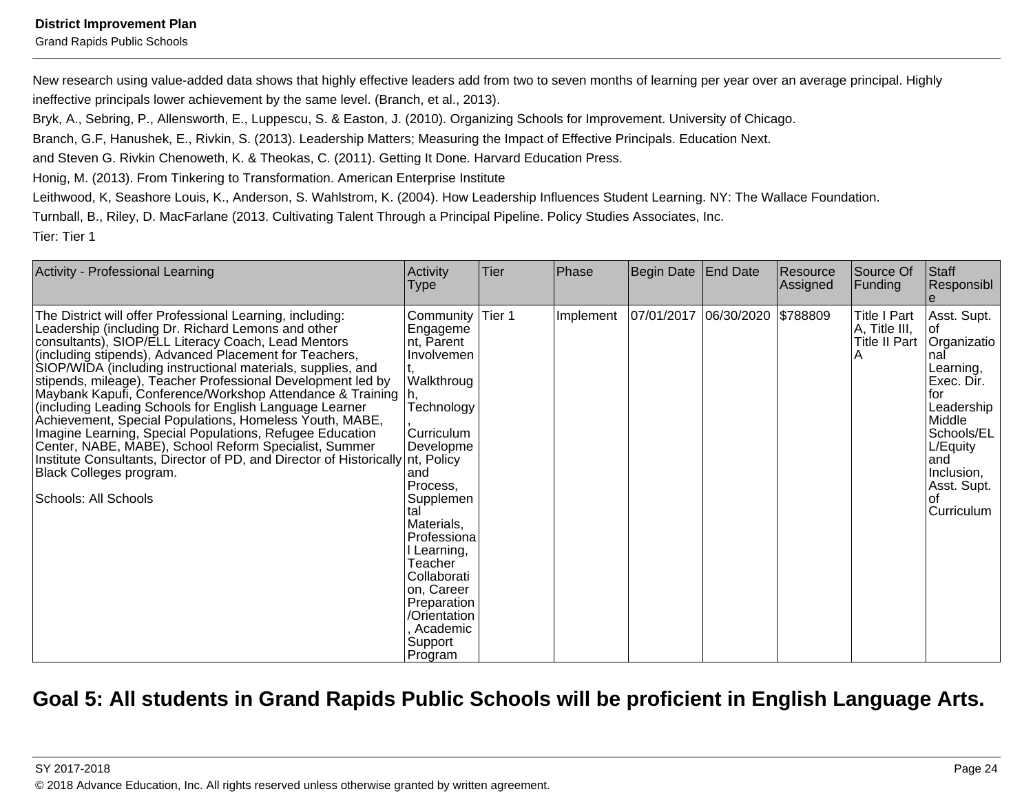New research using value-added data shows that highly effective leaders add from two to seven months of learning per year over an average principal. Highly ineffective principals lower achievement by the same level. (Branch, et al., 2013).

Bryk, A., Sebring, P., Allensworth, E., Luppescu, S. & Easton, J. (2010). Organizing Schools for Improvement. University of Chicago.

Branch, G.F, Hanushek, E., Rivkin, S. (2013). Leadership Matters; Measuring the Impact of Effective Principals. Education Next.

and Steven G. Rivkin Chenoweth, K. & Theokas, C. (2011). Getting It Done. Harvard Education Press.

Honig, M. (2013). From Tinkering to Transformation. American Enterprise Institute

Leithwood, K, Seashore Louis, K., Anderson, S. Wahlstrom, K. (2004). How Leadership Influences Student Learning. NY: The Wallace Foundation.

Turnball, B., Riley, D. MacFarlane (2013. Cultivating Talent Through a Principal Pipeline. Policy Studies Associates, Inc.

Tier: Tier 1

| Activity - Professional Learning | Activity Type | Tier | Phase | Begin Date | End Date | Resource Assigned | Source Of Funding | Staff Responsible |
|---|---|---|---|---|---|---|---|---|
| The District will offer Professional Learning, including: Leadership (including Dr. Richard Lemons and other consultants), SIOP/ELL Literacy Coach, Lead Mentors (including stipends), Advanced Placement for Teachers, SIOP/WIDA (including instructional materials, supplies, and stipends, mileage), Teacher Professional Development led by Maybank Kapufi, Conference/Workshop Attendance & Training (including Leading Schools for English Language Learner Achievement, Special Populations, Homeless Youth, MABE, Imagine Learning, Special Populations, Refugee Education Center, NABE, MABE), School Reform Specialist, Summer Institute Consultants, Director of PD, and Director of Historically Black Colleges program.<br><br>Schools: All Schools | Community Engagement, Parent Involvement, Walkthrough, Technology, Curriculum Development, Policy and Process, Supplemental Materials, Professional Learning, Teacher Collaboration, Career Preparation/Orientation, Academic Support Program | Tier 1 | Implement | 07/01/2017 | 06/30/2020 | $788809 | Title I Part A, Title III, Title II Part A | Asst. Supt. of Organizational Learning, Exec. Dir. for Leadership Middle Schools/ELL/Equity and Inclusion, Asst. Supt. of Curriculum |

## Goal 5: All students in Grand Rapids Public Schools will be proficient in English Language Arts.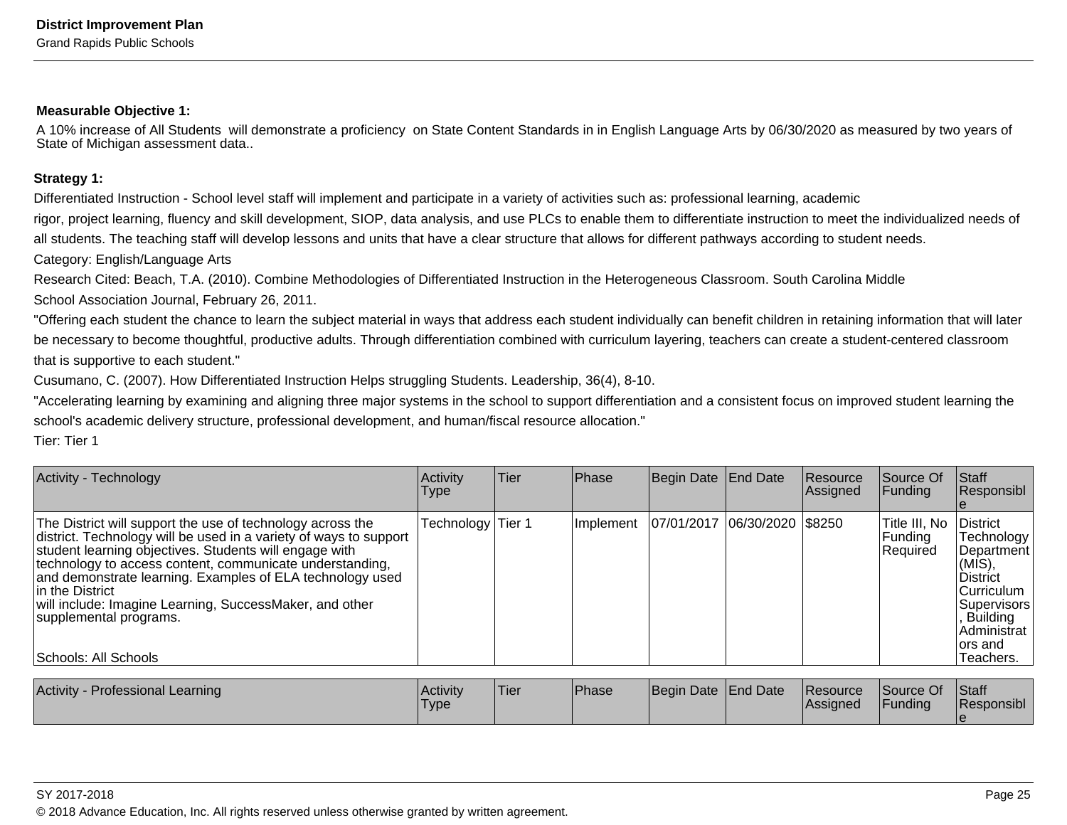**Measurable Objective 1:**

A 10% increase of All Students will demonstrate a proficiency on State Content Standards in in English Language Arts by 06/30/2020 as measured by two years of State of Michigan assessment data..

**Strategy 1:**

Differentiated Instruction - School level staff will implement and participate in a variety of activities such as: professional learning, academic rigor, project learning, fluency and skill development, SIOP, data analysis, and use PLCs to enable them to differentiate instruction to meet the individualized needs of all students. The teaching staff will develop lessons and units that have a clear structure that allows for different pathways according to student needs.

Category: English/Language Arts

Research Cited: Beach, T.A. (2010). Combine Methodologies of Differentiated Instruction in the Heterogeneous Classroom. South Carolina Middle School Association Journal, February 26, 2011.

"Offering each student the chance to learn the subject material in ways that address each student individually can benefit children in retaining information that will later be necessary to become thoughtful, productive adults. Through differentiation combined with curriculum layering, teachers can create a student-centered classroom that is supportive to each student."

Cusumano, C. (2007). How Differentiated Instruction Helps struggling Students. Leadership, 36(4), 8-10.

"Accelerating learning by examining and aligning three major systems in the school to support differentiation and a consistent focus on improved student learning the school's academic delivery structure, professional development, and human/fiscal resource allocation."

Tier: Tier 1

| Activity - Technology | Activity Type | Tier | Phase | Begin Date | End Date | Resource Assigned | Source Of Funding | Staff Responsible |
|---|---|---|---|---|---|---|---|---|
| The District will support the use of technology across the district. Technology will be used in a variety of ways to support student learning objectives. Students will engage with technology to access content, communicate understanding, and demonstrate learning. Examples of ELA technology used in the District will include: Imagine Learning, SuccessMaker, and other supplemental programs.<br><br>Schools: All Schools | Technology | Tier 1 | Implement | 07/01/2017 | 06/30/2020 | $8250 | Title III, No Funding Required | District Technology Department (MIS), District Curriculum Supervisors, Building Administrators and Teachers. |

| Activity - Professional Learning | Activity Type | Tier | Phase | Begin Date | End Date | Resource Assigned | Source Of Funding | Staff Responsible |
|---|---|---|---|---|---|---|---|---|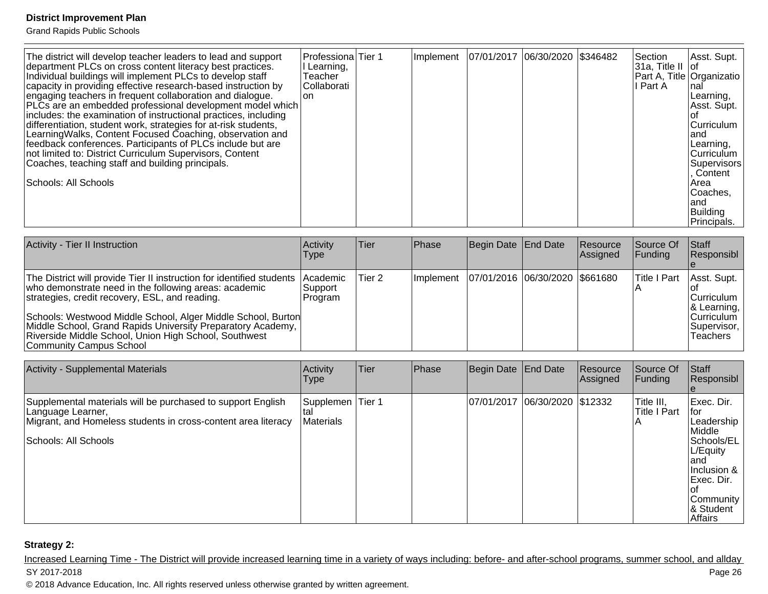| | | | | | | | | |
|---|---|---|---|---|---|---|---|---|
| The district will develop teacher leaders to lead and support department PLCs on cross content literacy best practices. Individual buildings will implement PLCs to develop staff capacity in providing effective research-based instruction by engaging teachers in frequent collaboration and dialogue. PLCs are an embedded professional development model which includes: the examination of instructional practices, including differentiation, student work, strategies for at-risk students, LearningWalks, Content Focused Coaching, observation and feedback conferences. Participants of PLCs include but are not limited to: District Curriculum Supervisors, Content Coaches, teaching staff and building principals.<br><br>Schools: All Schools | Professional Learning, Teacher Collaboration | Tier 1 | Implement | 07/01/2017 | 06/30/2020 | $346482 | Section 31a, Title II Part A, Title I Part A | Asst. Supt. of Organizational Learning, Asst. Supt. of Curriculum and Learning, Curriculum Supervisors, Content Area Coaches, and Building Principals. |

| Activity - Tier II Instruction | Activity Type | Tier | Phase | Begin Date | End Date | Resource Assigned | Source Of Funding | Staff Responsible |
|---|---|---|---|---|---|---|---|---|
| The District will provide Tier II instruction for identified students who demonstrate need in the following areas: academic strategies, credit recovery, ESL, and reading.<br><br>Schools: Westwood Middle School, Alger Middle School, Burton Middle School, Grand Rapids University Preparatory Academy, Riverside Middle School, Union High School, Southwest Community Campus School | Academic Support Program | Tier 2 | Implement | 07/01/2016 | 06/30/2020 | $661680 | Title I Part A | Asst. Supt. of Curriculum & Learning, Curriculum Supervisor, Teachers |

| Activity - Supplemental Materials | Activity Type | Tier | Phase | Begin Date | End Date | Resource Assigned | Source Of Funding | Staff Responsible |
|---|---|---|---|---|---|---|---|---|
| Supplemental materials will be purchased to support English Language Learner,<br>Migrant, and Homeless students in cross-content area literacy<br><br>Schools: All Schools | Supplemental Materials | Tier 1 | | 07/01/2017 | 06/30/2020 | $12332 | Title III, Title I Part A | Exec. Dir. for Leadership Middle Schools/ELL/Equity and Inclusion & Exec. Dir. of Community & Student Affairs |

**Strategy 2:**

Increased Learning Time - The District will provide increased learning time in a variety of ways including: before- and after-school programs, summer school, and allday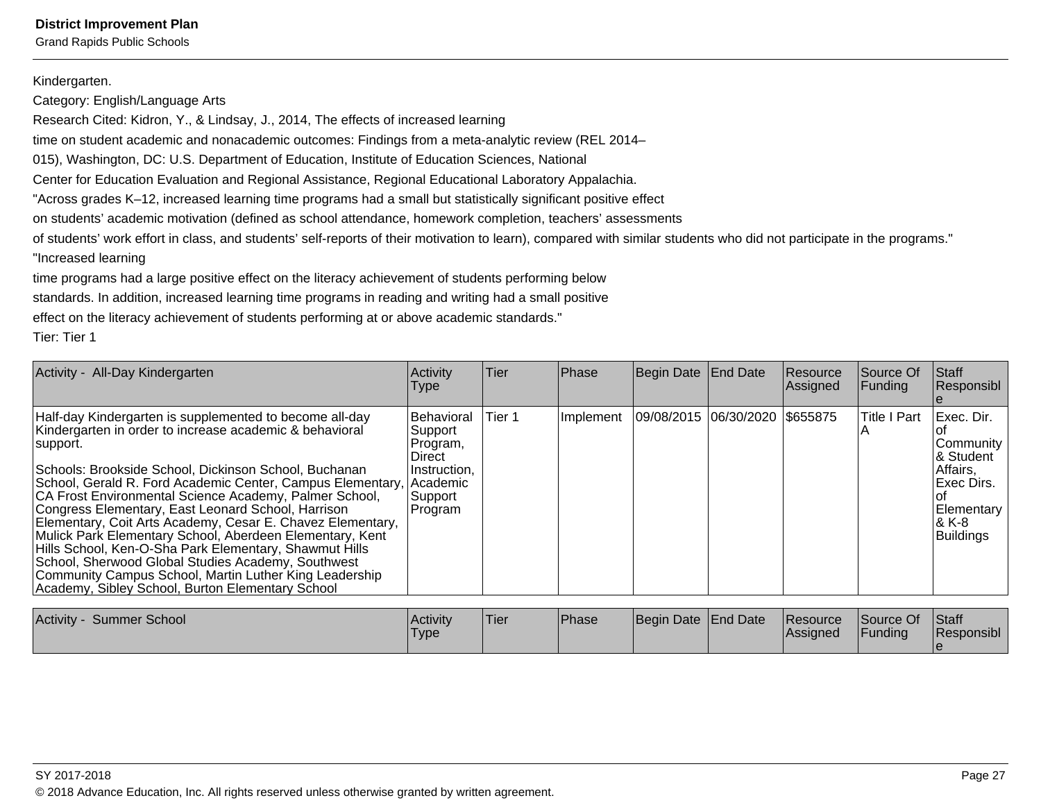Kindergarten.

Category: English/Language Arts

Research Cited: Kidron, Y., & Lindsay, J., 2014, The effects of increased learning
time on student academic and nonacademic outcomes: Findings from a meta-analytic review (REL 2014–
015), Washington, DC: U.S. Department of Education, Institute of Education Sciences, National
Center for Education Evaluation and Regional Assistance, Regional Educational Laboratory Appalachia.
"Across grades K–12, increased learning time programs had a small but statistically significant positive effect
on students' academic motivation (defined as school attendance, homework completion, teachers' assessments
of students' work effort in class, and students' self-reports of their motivation to learn), compared with similar students who did not participate in the programs."
"Increased learning
time programs had a large positive effect on the literacy achievement of students performing below
standards. In addition, increased learning time programs in reading and writing had a small positive
effect on the literacy achievement of students performing at or above academic standards."

Tier: Tier 1

| Activity - All-Day Kindergarten | Activity Type | Tier | Phase | Begin Date | End Date | Resource Assigned | Source Of Funding | Staff Responsible |
|---|---|---|---|---|---|---|---|---|
| Half-day Kindergarten is supplemented to become all-day Kindergarten in order to increase academic & behavioral support.<br><br>Schools: Brookside School, Dickinson School, Buchanan School, Gerald R. Ford Academic Center, Campus Elementary, CA Frost Environmental Science Academy, Palmer School, Congress Elementary, East Leonard School, Harrison Elementary, Coit Arts Academy, Cesar E. Chavez Elementary, Mulick Park Elementary School, Aberdeen Elementary, Kent Hills School, Ken-O-Sha Park Elementary, Shawmut Hills School, Sherwood Global Studies Academy, Southwest Community Campus School, Martin Luther King Leadership Academy, Sibley School, Burton Elementary School | Behavioral Support Program, Direct Instruction, Academic Support Program | Tier 1 | Implement | 09/08/2015 | 06/30/2020 | $655875 | Title I Part A | Exec. Dir. of Community & Student Affairs, Exec Dirs. of Elementary & K-8 Buildings |

| Activity - Summer School | Activity Type | Tier | Phase | Begin Date | End Date | Resource Assigned | Source Of Funding | Staff Responsible |
|---|---|---|---|---|---|---|---|---|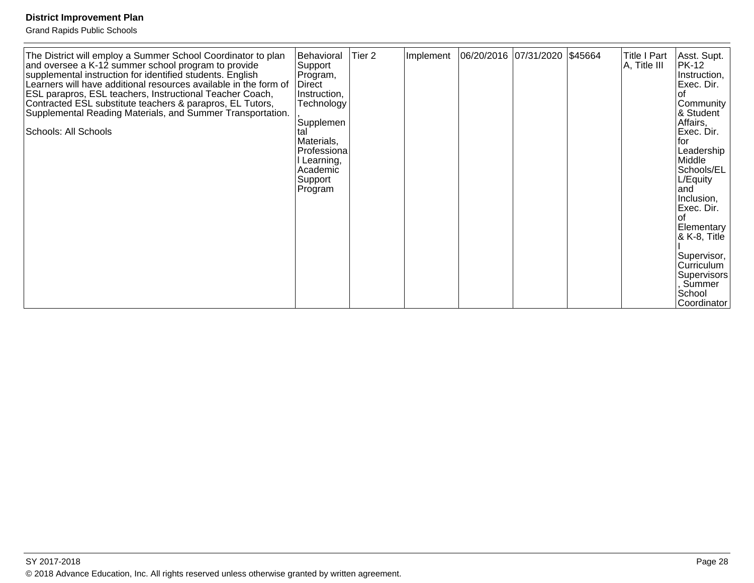| | | | | | | | | |
|---|---|---|---|---|---|---|---|---|
| The District will employ a Summer School Coordinator to plan and oversee a K-12 summer school program to provide supplemental instruction for identified students. English Learners will have additional resources available in the form of ESL parapros, ESL teachers, Instructional Teacher Coach, Contracted ESL substitute teachers & parapros, EL Tutors, Supplemental Reading Materials, and Summer Transportation.<br><br>Schools: All Schools | Behavioral Support Program, Direct Instruction, Technology, Supplemental Materials, Professional Learning, Academic Support Program | Tier 2 | Implement | 06/20/2016 | 07/31/2020 | $45664 | Title I Part A, Title III | Asst. Supt. PK-12 Instruction, Exec. Dir. of Community & Student Affairs, Exec. Dir. for Leadership Middle Schools/ELL/Equity and Inclusion, Exec. Dir. of Elementary & K-8, Title I Supervisor, Curriculum Supervisors, Summer School Coordinator |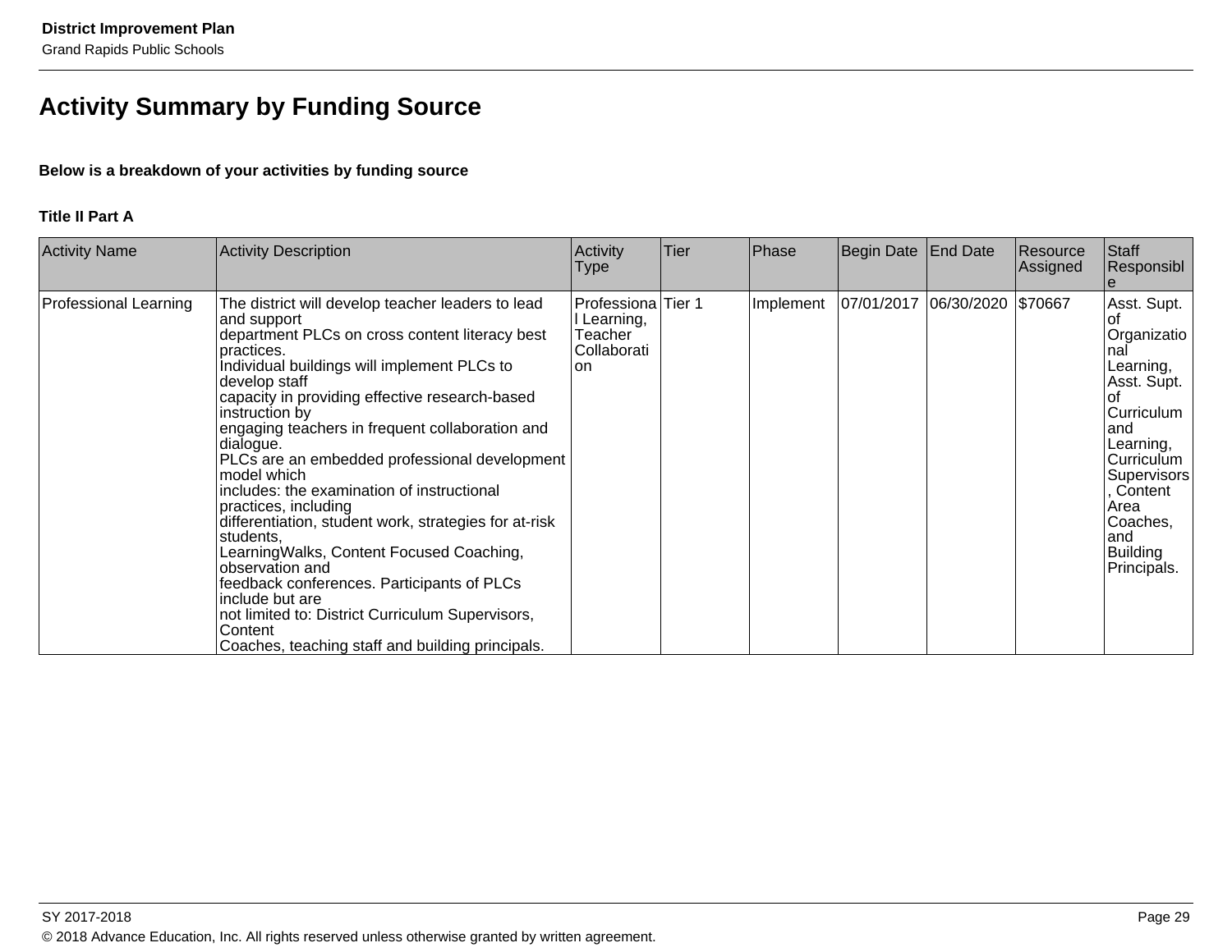# Activity Summary by Funding Source

**Below is a breakdown of your activities by funding source**

**Title II Part A**

| Activity Name | Activity Description | Activity Type | Tier | Phase | Begin Date | End Date | Resource Assigned | Staff Responsible |
|---|---|---|---|---|---|---|---|---|
| Professional Learning | The district will develop teacher leaders to lead and support department PLCs on cross content literacy best practices. Individual buildings will implement PLCs to develop staff capacity in providing effective research-based instruction by engaging teachers in frequent collaboration and dialogue. PLCs are an embedded professional development model which includes: the examination of instructional practices, including differentiation, student work, strategies for at-risk students, LearningWalks, Content Focused Coaching, observation and feedback conferences. Participants of PLCs include but are not limited to: District Curriculum Supervisors, Content Coaches, teaching staff and building principals. | Professional Learning, Teacher Collaboration | Tier 1 | Implement | 07/01/2017 | 06/30/2020 | $70667 | Asst. Supt. of Organizational Learning, Asst. Supt. of Curriculum and Learning, Curriculum Supervisors, Content Area Coaches, and Building Principals. |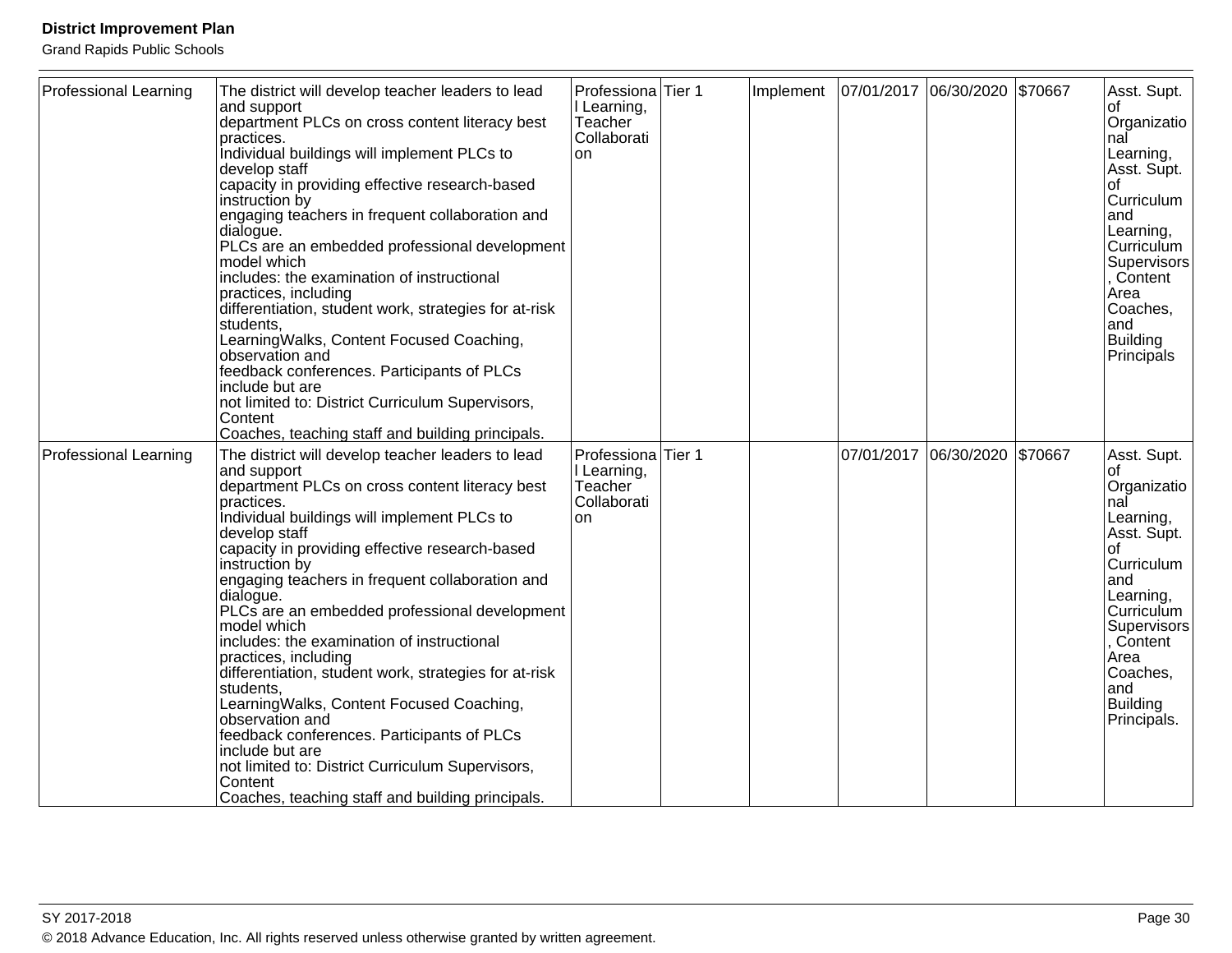| | | | | | | | | |
|---|---|---|---|---|---|---|---|---|
| Professional Learning | The district will develop teacher leaders to lead and support department PLCs on cross content literacy best practices. Individual buildings will implement PLCs to develop staff capacity in providing effective research-based instruction by engaging teachers in frequent collaboration and dialogue. PLCs are an embedded professional development model which includes: the examination of instructional practices, including differentiation, student work, strategies for at-risk students, LearningWalks, Content Focused Coaching, observation and feedback conferences. Participants of PLCs include but are not limited to: District Curriculum Supervisors, Content Coaches, teaching staff and building principals. | Professional Learning, Teacher Collaboration | Tier 1 | Implement | 07/01/2017 | 06/30/2020 | $70667 | Asst. Supt. of Organizational Learning, Asst. Supt. of Curriculum and Learning, Curriculum Supervisors, Content Area Coaches, and Building Principals |
| Professional Learning | The district will develop teacher leaders to lead and support department PLCs on cross content literacy best practices. Individual buildings will implement PLCs to develop staff capacity in providing effective research-based instruction by engaging teachers in frequent collaboration and dialogue. PLCs are an embedded professional development model which includes: the examination of instructional practices, including differentiation, student work, strategies for at-risk students, LearningWalks, Content Focused Coaching, observation and feedback conferences. Participants of PLCs include but are not limited to: District Curriculum Supervisors, Content Coaches, teaching staff and building principals. | Professional Learning, Teacher Collaboration | Tier 1 | | 07/01/2017 | 06/30/2020 | $70667 | Asst. Supt. of Organizational Learning, Asst. Supt. of Curriculum and Learning, Curriculum Supervisors, Content Area Coaches, and Building Principals. |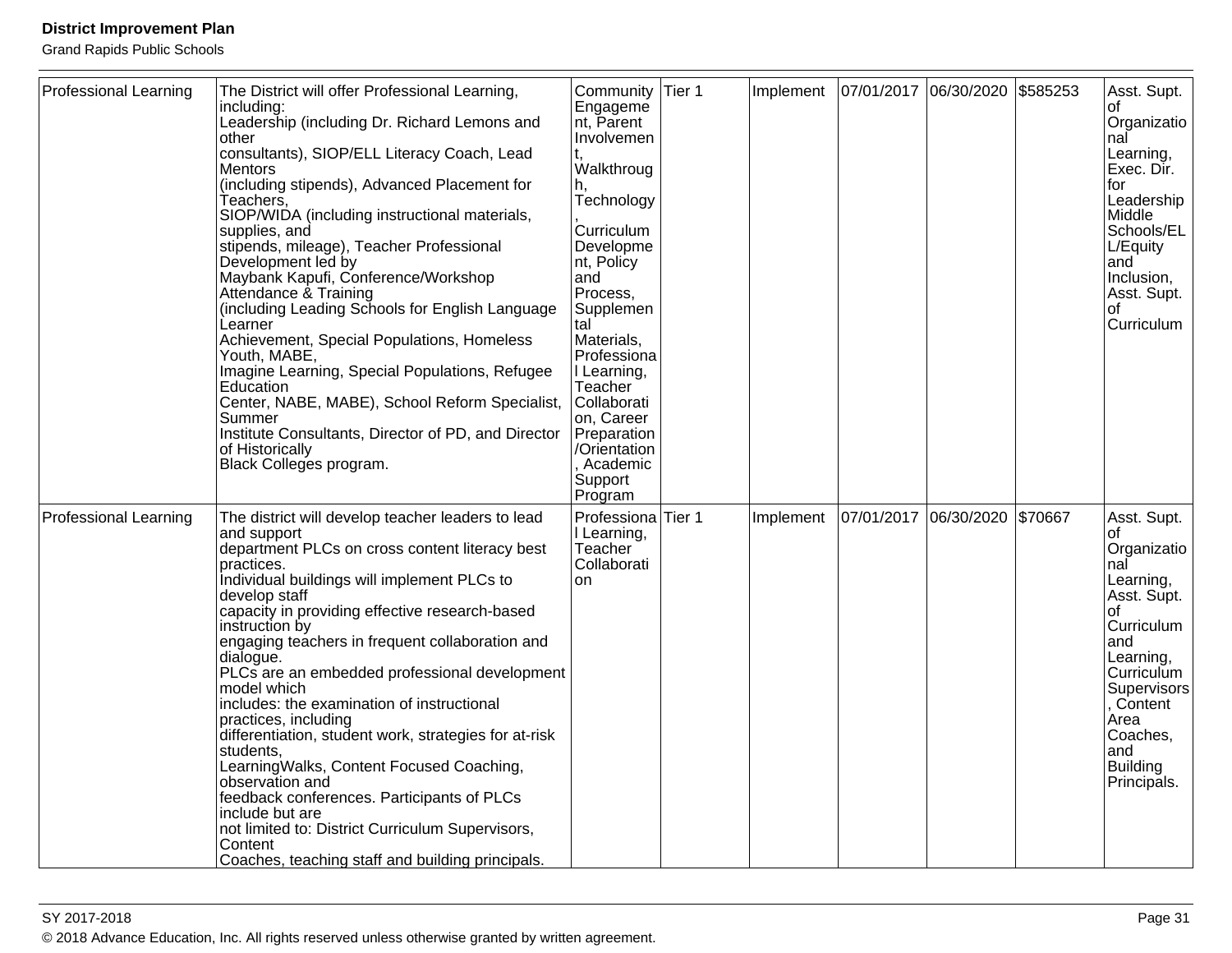| | | | | | | | | |
|---|---|---|---|---|---|---|---|---|
| Professional Learning | The District will offer Professional Learning, including: Leadership (including Dr. Richard Lemons and other consultants), SIOP/ELL Literacy Coach, Lead Mentors (including stipends), Advanced Placement for Teachers, SIOP/WIDA (including instructional materials, supplies, and stipends, mileage), Teacher Professional Development led by Maybank Kapufi, Conference/Workshop Attendance & Training (including Leading Schools for English Language Learner Achievement, Special Populations, Homeless Youth, MABE, Imagine Learning, Special Populations, Refugee Education Center, NABE, MABE), School Reform Specialist, Summer Institute Consultants, Director of PD, and Director of Historically Black Colleges program. | Community Engagement, Parent Involvement, Walkthrough, Technology, Curriculum Development, Policy and Process, Supplemental Materials, Professional Learning, Teacher Collaboration, Career Preparation/Orientation, Academic Support Program | Tier 1 | Implement | 07/01/2017 | 06/30/2020 | $585253 | Asst. Supt. of Organizational Learning, Exec. Dir. for Leadership Middle Schools/ELL/Equity and Inclusion, Asst. Supt. of Curriculum |
| Professional Learning | The district will develop teacher leaders to lead and support department PLCs on cross content literacy best practices. Individual buildings will implement PLCs to develop staff capacity in providing effective research-based instruction by engaging teachers in frequent collaboration and dialogue. PLCs are an embedded professional development model which includes: the examination of instructional practices, including differentiation, student work, strategies for at-risk students, LearningWalks, Content Focused Coaching, observation and feedback conferences. Participants of PLCs include but are not limited to: District Curriculum Supervisors, Content Coaches, teaching staff and building principals. | Professional Learning, Teacher Collaboration | Tier 1 | Implement | 07/01/2017 | 06/30/2020 | $70667 | Asst. Supt. of Organizational Learning, Asst. Supt. of Curriculum and Learning, Curriculum Supervisors, Content Area Coaches, and Building Principals. |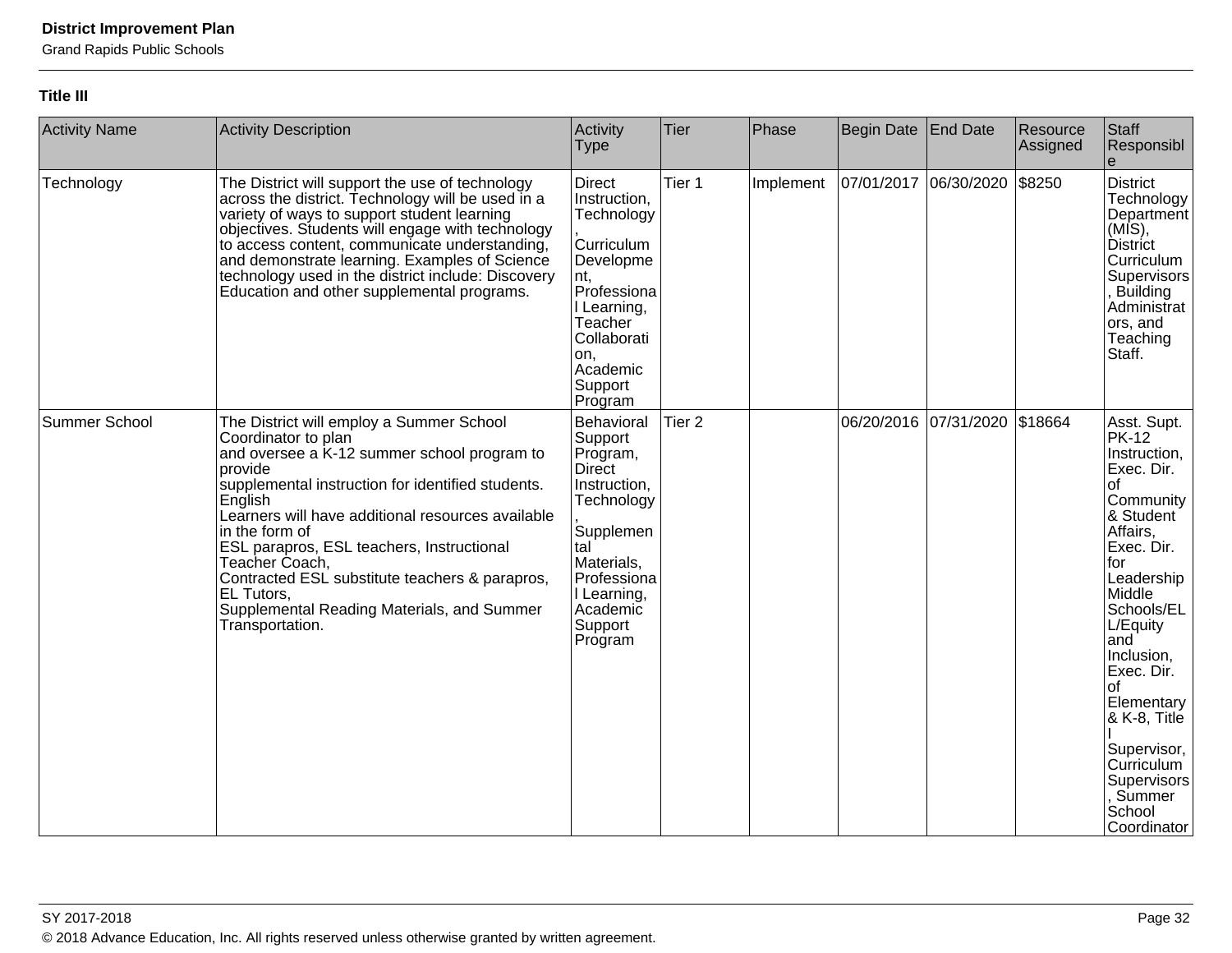### Title III

| Activity Name | Activity Description | Activity Type | Tier | Phase | Begin Date | End Date | Resource Assigned | Staff Responsible |
|---|---|---|---|---|---|---|---|---|
| Technology | The District will support the use of technology across the district. Technology will be used in a variety of ways to support student learning objectives. Students will engage with technology to access content, communicate understanding, and demonstrate learning. Examples of Science technology used in the district include: Discovery Education and other supplemental programs. | Direct Instruction, Technology, Curriculum Development, Professional Learning, Teacher Collaboration, Academic Support Program | Tier 1 | Implement | 07/01/2017 | 06/30/2020 | $8250 | District Technology Department (MIS), District Curriculum Supervisors, Building Administrators, and Teaching Staff. |
| Summer School | The District will employ a Summer School Coordinator to plan and oversee a K-12 summer school program to provide supplemental instruction for identified students. English Learners will have additional resources available in the form of ESL parapros, ESL teachers, Instructional Teacher Coach, Contracted ESL substitute teachers & parapros, EL Tutors, Supplemental Reading Materials, and Summer Transportation. | Behavioral Support Program, Direct Instruction, Technology, Supplemental Materials, Professional Learning, Academic Support Program | Tier 2 | | 06/20/2016 | 07/31/2020 | $18664 | Asst. Supt. PK-12 Instruction, Exec. Dir. of Community & Student Affairs, Exec. Dir. for Leadership Middle Schools/ELL/Equity and Inclusion, Exec. Dir. of Elementary & K-8, Title I Supervisor, Curriculum Supervisors, Summer School Coordinator |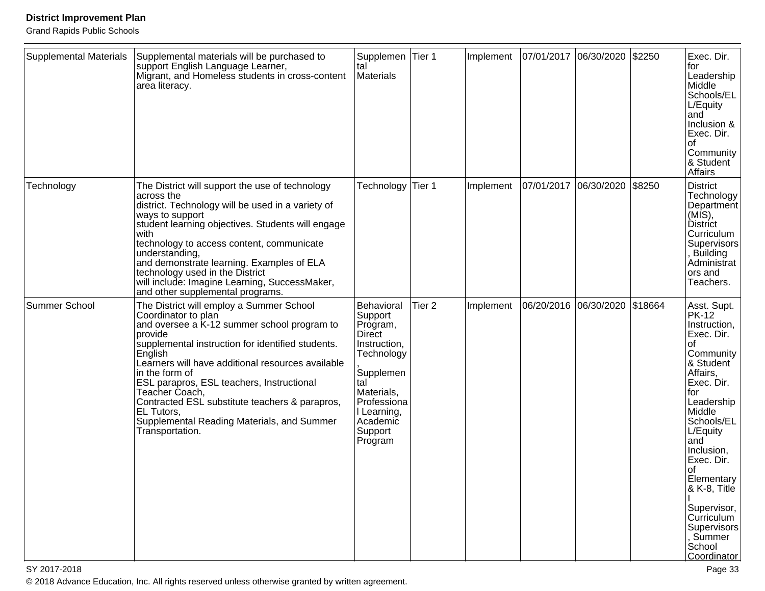| | | | | | | | | |
|---|---|---|---|---|---|---|---|---|
| Supplemental Materials | Supplemental materials will be purchased to support English Language Learner, Migrant, and Homeless students in cross-content area literacy. | Supplemental Materials | Tier 1 | Implement | 07/01/2017 | 06/30/2020 | $2250 | Exec. Dir. for Leadership Middle Schools/ELL/Equity and Inclusion & Exec. Dir. of Community & Student Affairs |
| Technology | The District will support the use of technology across the district. Technology will be used in a variety of ways to support student learning objectives. Students will engage with technology to access content, communicate understanding, and demonstrate learning. Examples of ELA technology used in the District will include: Imagine Learning, SuccessMaker, and other supplemental programs. | Technology | Tier 1 | Implement | 07/01/2017 | 06/30/2020 | $8250 | District Technology Department (MIS), District Curriculum Supervisors, Building Administrators and Teachers. |
| Summer School | The District will employ a Summer School Coordinator to plan and oversee a K-12 summer school program to provide supplemental instruction for identified students. English Learners will have additional resources available in the form of ESL parapros, ESL teachers, Instructional Teacher Coach, Contracted ESL substitute teachers & parapros, EL Tutors, Supplemental Reading Materials, and Summer Transportation. | Behavioral Support Program, Direct Instruction, Technology, Supplemental Materials, Professional Learning, Academic Support Program | Tier 2 | Implement | 06/20/2016 | 06/30/2020 | $18664 | Asst. Supt. PK-12 Instruction, Exec. Dir. of Community & Student Affairs, Exec. Dir. for Leadership Middle Schools/ELL/Equity and Inclusion, Exec. Dir. of Elementary & K-8, Title I Supervisor, Curriculum Supervisors, Summer School Coordinator |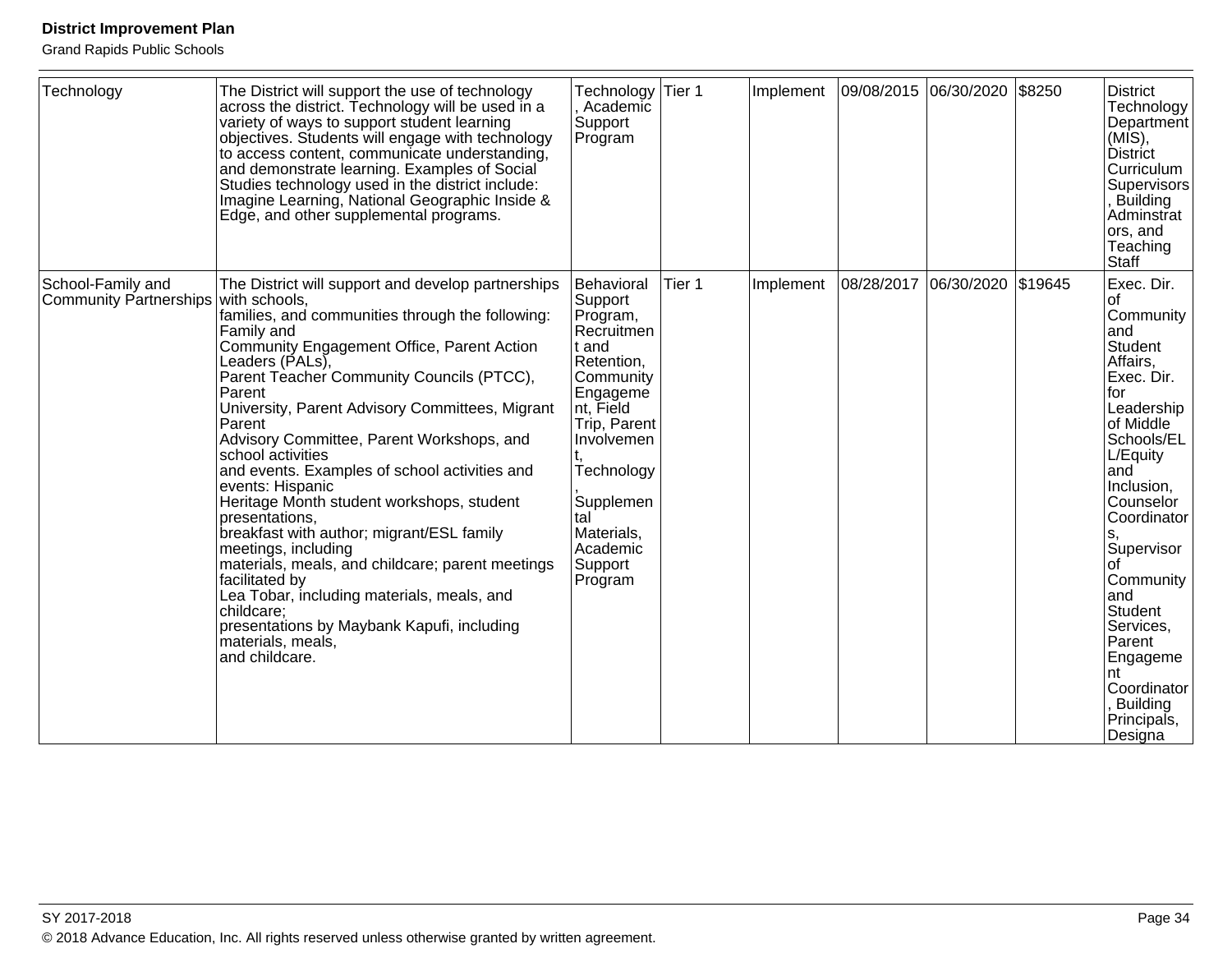| | | | | | | | | |
|---|---|---|---|---|---|---|---|---|
| Technology | The District will support the use of technology across the district. Technology will be used in a variety of ways to support student learning objectives. Students will engage with technology to access content, communicate understanding, and demonstrate learning. Examples of Social Studies technology used in the district include: Imagine Learning, National Geographic Inside & Edge, and other supplemental programs. | Technology, Academic Support Program | Tier 1 | Implement | 09/08/2015 | 06/30/2020 | $8250 | District Technology Department (MIS), District Curriculum Supervisors, Building Adminstrators, and Teaching Staff |
| School-Family and Community Partnerships | The District will support and develop partnerships with schools, families, and communities through the following: Family and Community Engagement Office, Parent Action Leaders (PALs), Parent Teacher Community Councils (PTCC), Parent University, Parent Advisory Committees, Migrant Parent Advisory Committee, Parent Workshops, and school activities and events. Examples of school activities and events: Hispanic Heritage Month student workshops, student presentations, breakfast with author; migrant/ESL family meetings, including materials, meals, and childcare; parent meetings facilitated by Lea Tobar, including materials, meals, and childcare; presentations by Maybank Kapufi, including materials, meals, and childcare. | Behavioral Support Program, Recruitment and Retention, Community Engagement, Field Trip, Parent Involvement, Technology, Supplemental Materials, Academic Support Program | Tier 1 | Implement | 08/28/2017 | 06/30/2020 | $19645 | Exec. Dir. of Community and Student Affairs, Exec. Dir. for Leadership of Middle Schools/ELL/Equity and Inclusion, Counselor Coordinators, Supervisor of Community and Student Services, Parent Engagement Coordinator, Building Principals, Designa |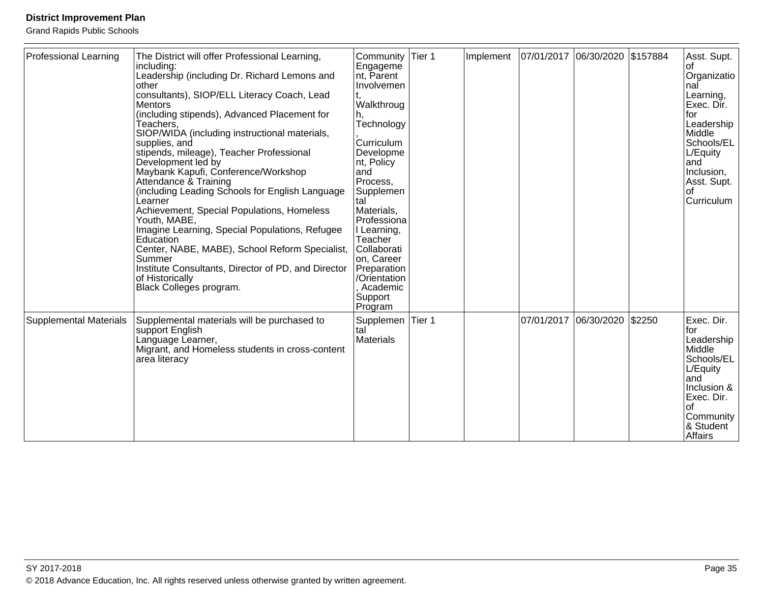| | | | | | | | | |
|---|---|---|---|---|---|---|---|---|
| Professional Learning | The District will offer Professional Learning, including: Leadership (including Dr. Richard Lemons and other consultants), SIOP/ELL Literacy Coach, Lead Mentors (including stipends), Advanced Placement for Teachers, SIOP/WIDA (including instructional materials, supplies, and stipends, mileage), Teacher Professional Development led by Maybank Kapufi, Conference/Workshop Attendance & Training (including Leading Schools for English Language Learner Achievement, Special Populations, Homeless Youth, MABE, Imagine Learning, Special Populations, Refugee Education Center, NABE, MABE), School Reform Specialist, Summer Institute Consultants, Director of PD, and Director of Historically Black Colleges program. | Community Engagement, Parent Involvement, Walkthrough, Technology, Curriculum Development, Policy and Process, Supplemental Materials, Professional Learning, Teacher Collaboration, Career Preparation/Orientation, Academic Support Program | Tier 1 | Implement | 07/01/2017 | 06/30/2020 | $157884 | Asst. Supt. of Organizational Learning, Exec. Dir. for Leadership Middle Schools/ELL/Equity and Inclusion, Asst. Supt. of Curriculum |
| Supplemental Materials | Supplemental materials will be purchased to support English Language Learner, Migrant, and Homeless students in cross-content area literacy | Supplemental Materials | Tier 1 | | 07/01/2017 | 06/30/2020 | $2250 | Exec. Dir. for Leadership Middle Schools/ELL/Equity and Inclusion & Exec. Dir. of Community & Student Affairs |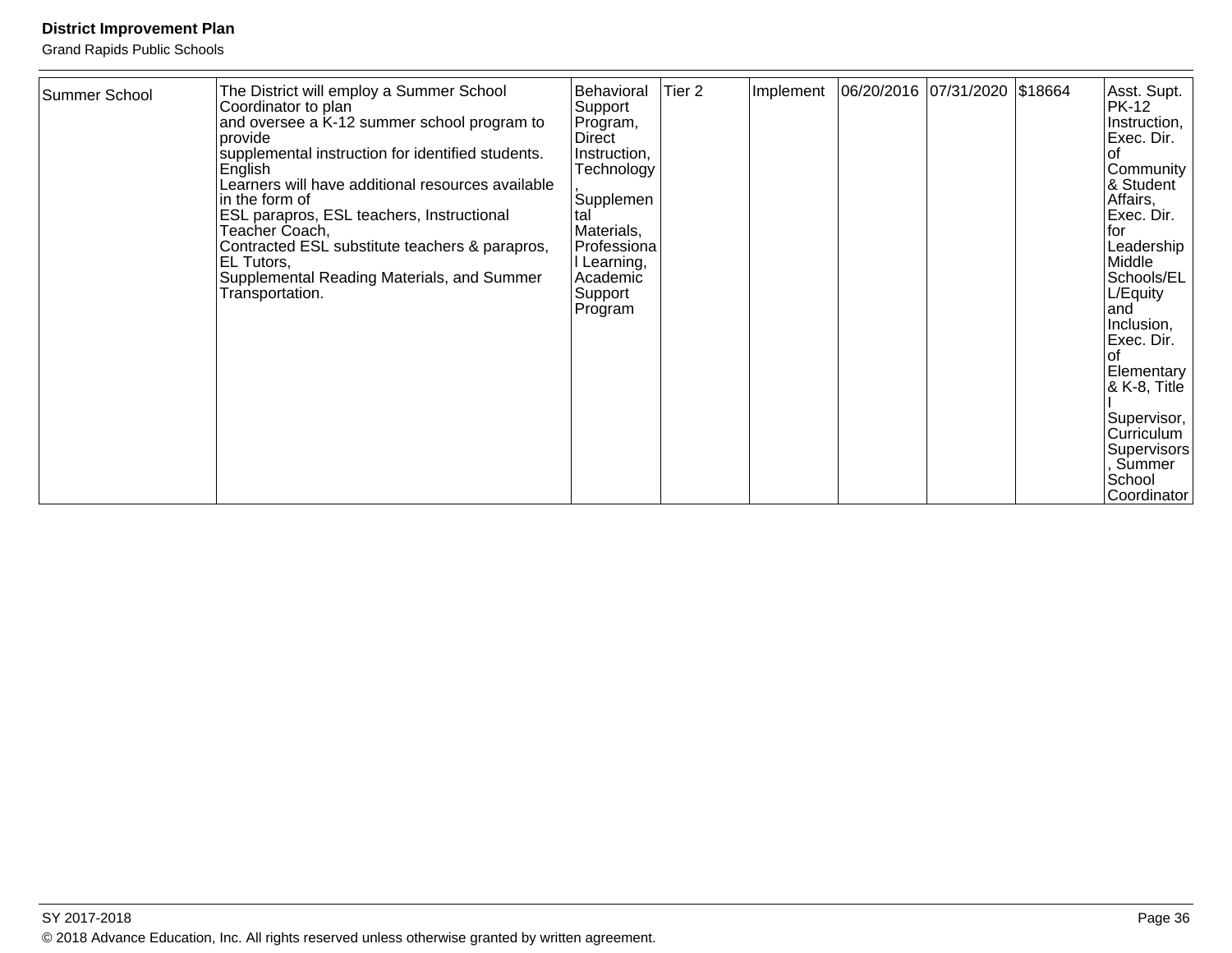| | | | | | | | | |
|---|---|---|---|---|---|---|---|---|
| Summer School | The District will employ a Summer School Coordinator to plan and oversee a K-12 summer school program to provide supplemental instruction for identified students. English Learners will have additional resources available in the form of ESL parapros, ESL teachers, Instructional Teacher Coach, Contracted ESL substitute teachers & parapros, EL Tutors, Supplemental Reading Materials, and Summer Transportation. | Behavioral Support Program, Direct Instruction, Technology, Supplemental Materials, Professional Learning, Academic Support Program | Tier 2 | Implement | 06/20/2016 | 07/31/2020 | $18664 | Asst. Supt. PK-12 Instruction, Exec. Dir. of Community & Student Affairs, Exec. Dir. for Leadership Middle Schools/ELL/Equity and Inclusion, Exec. Dir. of Elementary & K-8, Title I Supervisor, Curriculum Supervisors, Summer School Coordinator |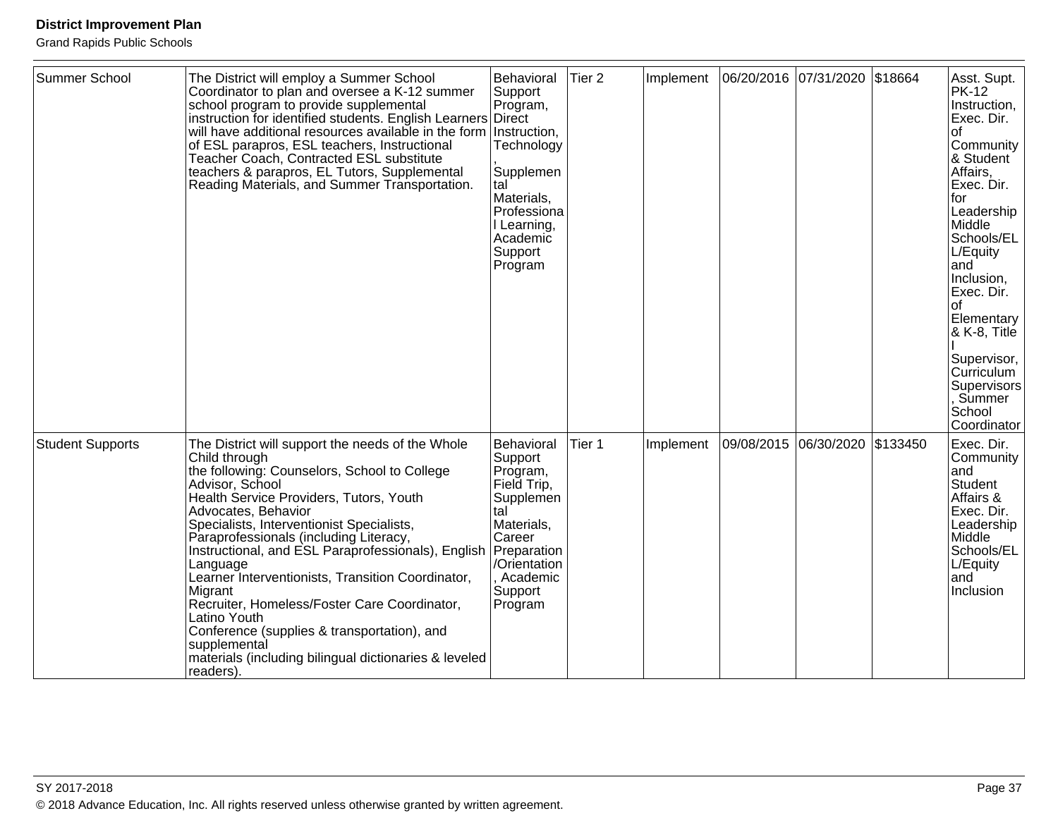| | | | | | | | | |
|---|---|---|---|---|---|---|---|---|
| Summer School | The District will employ a Summer School Coordinator to plan and oversee a K-12 summer school program to provide supplemental instruction for identified students. English Learners will have additional resources available in the form of ESL parapros, ESL teachers, Instructional Teacher Coach, Contracted ESL substitute teachers & parapros, EL Tutors, Supplemental Reading Materials, and Summer Transportation. | Behavioral Support Program, Direct Instruction, Technology, Supplemental Materials, Professional Learning, Academic Support Program | Tier 2 | Implement | 06/20/2016 | 07/31/2020 | $18664 | Asst. Supt. PK-12 Instruction, Exec. Dir. of Community & Student Affairs, Exec. Dir. for Leadership Middle Schools/ELL/Equity and Inclusion, Exec. Dir. of Elementary & K-8, Title I Supervisor, Curriculum Supervisors, Summer School Coordinator |
| Student Supports | The District will support the needs of the Whole Child through the following: Counselors, School to College Advisor, School Health Service Providers, Tutors, Youth Advocates, Behavior Specialists, Interventionist Specialists, Paraprofessionals (including Literacy, Instructional, and ESL Paraprofessionals), English Language Learner Interventionists, Transition Coordinator, Migrant Recruiter, Homeless/Foster Care Coordinator, Latino Youth Conference (supplies & transportation), and supplemental materials (including bilingual dictionaries & leveled readers). | Behavioral Support Program, Field Trip, Supplemental Materials, Career Preparation/Orientation, Academic Support Program | Tier 1 | Implement | 09/08/2015 | 06/30/2020 | $133450 | Exec. Dir. Community and Student Affairs & Exec. Dir. Leadership Middle Schools/ELL/Equity and Inclusion |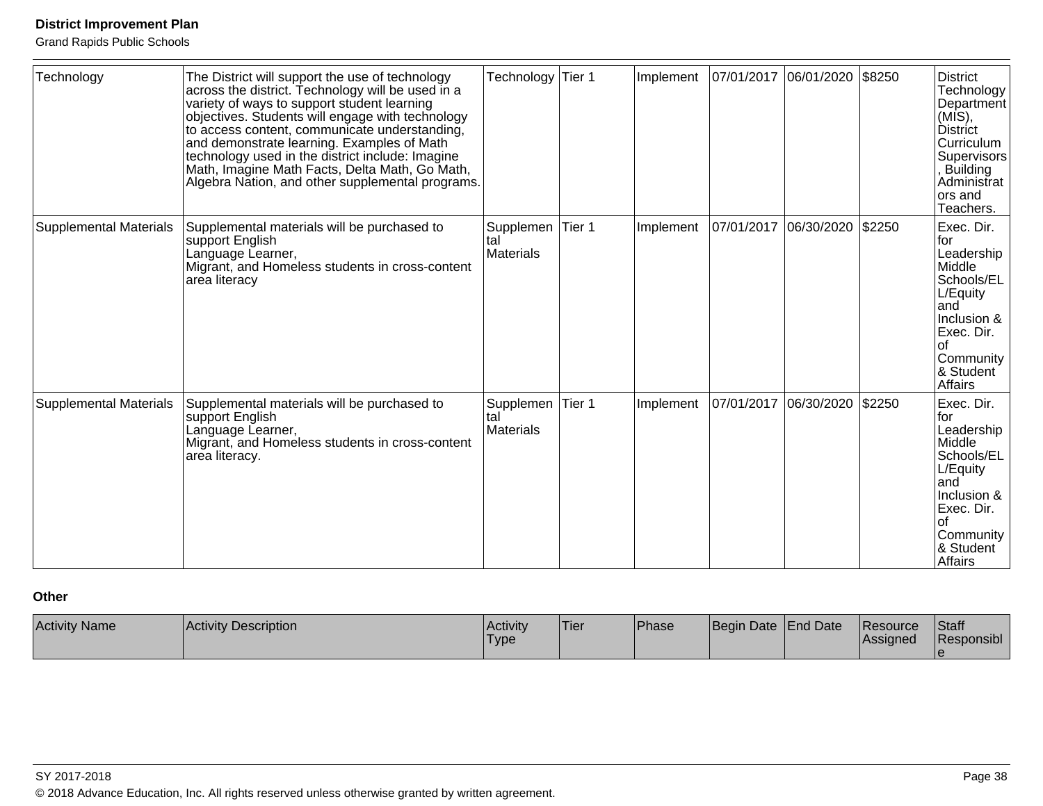| | | | | | | | | |
|---|---|---|---|---|---|---|---|---|
| Technology | The District will support the use of technology across the district. Technology will be used in a variety of ways to support student learning objectives. Students will engage with technology to access content, communicate understanding, and demonstrate learning. Examples of Math technology used in the district include: Imagine Math, Imagine Math Facts, Delta Math, Go Math, Algebra Nation, and other supplemental programs. | Technology | Tier 1 | Implement | 07/01/2017 | 06/01/2020 | $8250 | District Technology Department (MIS), District Curriculum Supervisors, Building Administrators and Teachers. |
| Supplemental Materials | Supplemental materials will be purchased to support English Language Learner, Migrant, and Homeless students in cross-content area literacy | Supplemental Materials | Tier 1 | Implement | 07/01/2017 | 06/30/2020 | $2250 | Exec. Dir. for Leadership Middle Schools/ELL/Equity and Inclusion & Exec. Dir. of Community & Student Affairs |
| Supplemental Materials | Supplemental materials will be purchased to support English Language Learner, Migrant, and Homeless students in cross-content area literacy. | Supplemental Materials | Tier 1 | Implement | 07/01/2017 | 06/30/2020 | $2250 | Exec. Dir. for Leadership Middle Schools/ELL/Equity and Inclusion & Exec. Dir. of Community & Student Affairs |

**Other**

| Activity Name | Activity Description | Activity Type | Tier | Phase | Begin Date | End Date | Resource Assigned | Staff Responsible |
|---|---|---|---|---|---|---|---|---|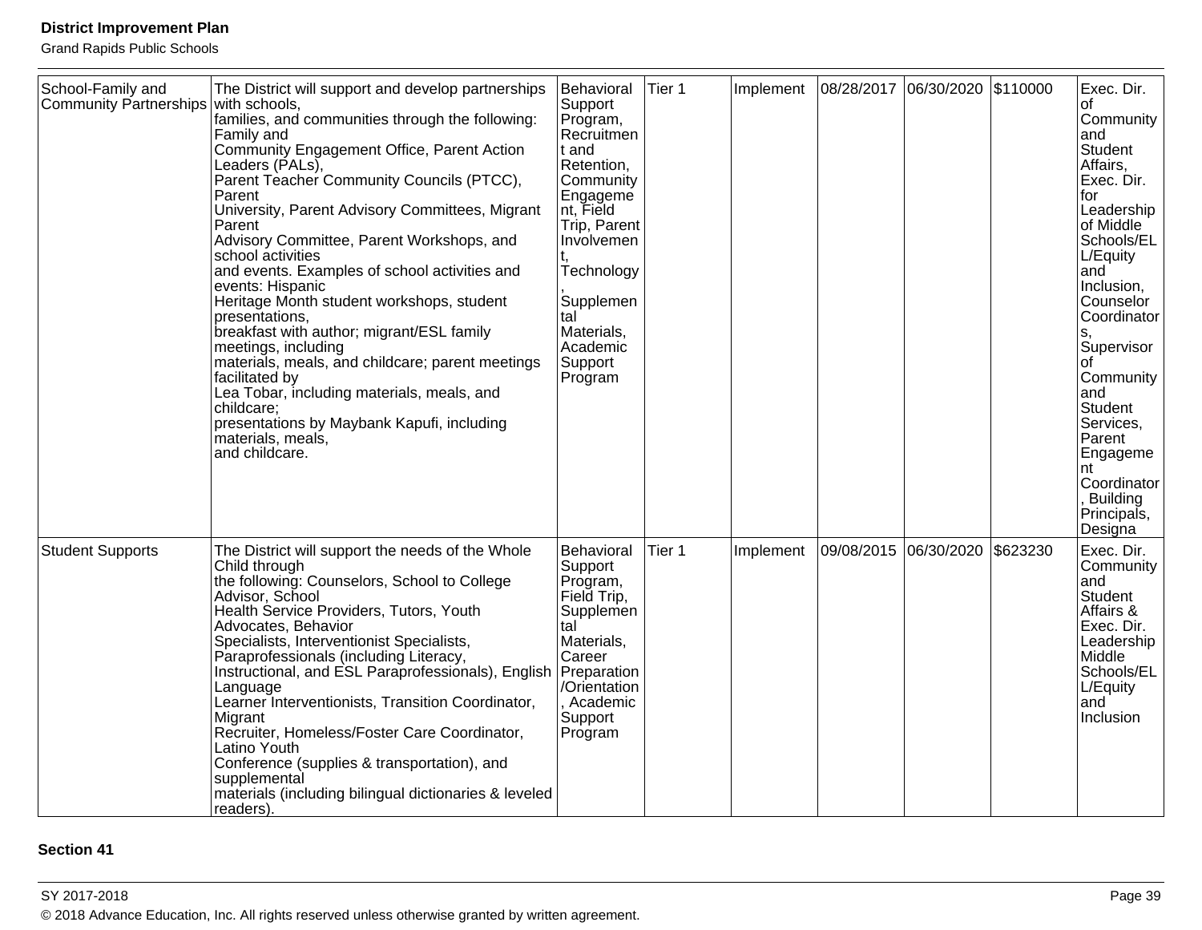| | | | | | | | | |
|---|---|---|---|---|---|---|---|---|
| School-Family and Community Partnerships | The District will support and develop partnerships with schools, families, and communities through the following: Family and Community Engagement Office, Parent Action Leaders (PALs), Parent Teacher Community Councils (PTCC), Parent University, Parent Advisory Committees, Migrant Parent Advisory Committee, Parent Workshops, and school activities and events. Examples of school activities and events: Hispanic Heritage Month student workshops, student presentations, breakfast with author; migrant/ESL family meetings, including materials, meals, and childcare; parent meetings facilitated by Lea Tobar, including materials, meals, and childcare; presentations by Maybank Kapufi, including materials, meals, and childcare. | Behavioral Support Program, Recruitment and Retention, Community Engagement, Field Trip, Parent Involvement, Technology, Supplemental Materials, Academic Support Program | Tier 1 | Implement | 08/28/2017 | 06/30/2020 | $110000 | Exec. Dir. of Community and Student Affairs, Exec. Dir. for Leadership of Middle Schools/ELL/Equity and Inclusion, Counselor Coordinators, Supervisor of Community and Student Services, Parent Engagement Coordinator, Building Principals, Designa |
| Student Supports | The District will support the needs of the Whole Child through the following: Counselors, School to College Advisor, School Health Service Providers, Tutors, Youth Advocates, Behavior Specialists, Interventionist Specialists, Paraprofessionals (including Literacy, Instructional, and ESL Paraprofessionals), English Language Learner Interventionists, Transition Coordinator, Migrant Recruiter, Homeless/Foster Care Coordinator, Latino Youth Conference (supplies & transportation), and supplemental materials (including bilingual dictionaries & leveled readers). | Behavioral Support Program, Field Trip, Supplemental Materials, Career Preparation/Orientation, Academic Support Program | Tier 1 | Implement | 09/08/2015 | 06/30/2020 | $623230 | Exec. Dir. Community and Student Affairs & Exec. Dir. Leadership Middle Schools/ELL/Equity and Inclusion |

**Section 41**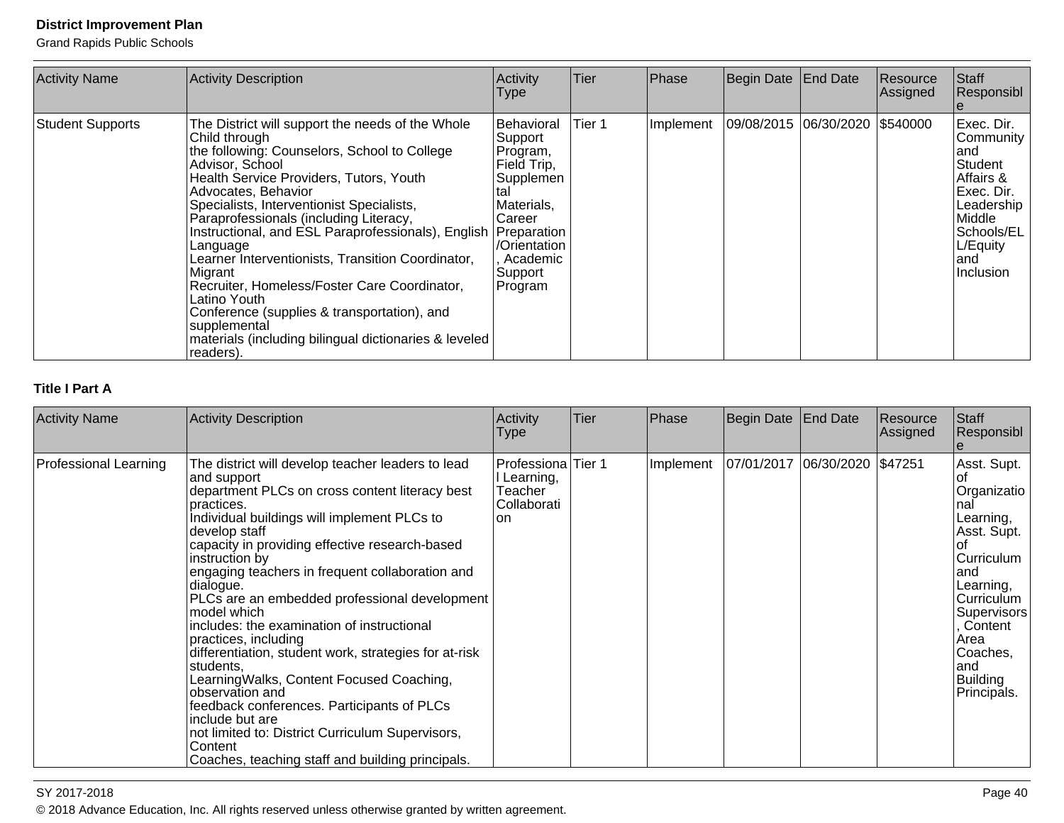| Activity Name | Activity Description | Activity Type | Tier | Phase | Begin Date | End Date | Resource Assigned | Staff Responsible |
|---|---|---|---|---|---|---|---|---|
| Student Supports | The District will support the needs of the Whole Child through the following: Counselors, School to College Advisor, School Health Service Providers, Tutors, Youth Advocates, Behavior Specialists, Interventionist Specialists, Paraprofessionals (including Literacy, Instructional, and ESL Paraprofessionals), English Language Learner Interventionists, Transition Coordinator, Migrant Recruiter, Homeless/Foster Care Coordinator, Latino Youth Conference (supplies & transportation), and supplemental materials (including bilingual dictionaries & leveled readers). | Behavioral Support Program, Field Trip, Supplemental Materials, Career Preparation/Orientation, Academic Support Program | Tier 1 | Implement | 09/08/2015 | 06/30/2020 | $540000 | Exec. Dir. Community and Student Affairs & Exec. Dir. Leadership Middle Schools/ELL/Equity and Inclusion |

**Title I Part A**

| Activity Name | Activity Description | Activity Type | Tier | Phase | Begin Date | End Date | Resource Assigned | Staff Responsible |
|---|---|---|---|---|---|---|---|---|
| Professional Learning | The district will develop teacher leaders to lead and support department PLCs on cross content literacy best practices. Individual buildings will implement PLCs to develop staff capacity in providing effective research-based instruction by engaging teachers in frequent collaboration and dialogue. PLCs are an embedded professional development model which includes: the examination of instructional practices, including differentiation, student work, strategies for at-risk students, LearningWalks, Content Focused Coaching, observation and feedback conferences. Participants of PLCs include but are not limited to: District Curriculum Supervisors, Content Coaches, teaching staff and building principals. | Professional Learning, Teacher Collaboration | Tier 1 | Implement | 07/01/2017 | 06/30/2020 | $47251 | Asst. Supt. of Organizational Learning, Asst. Supt. of Curriculum and Learning, Curriculum Supervisors, Content Area Coaches, and Building Principals. |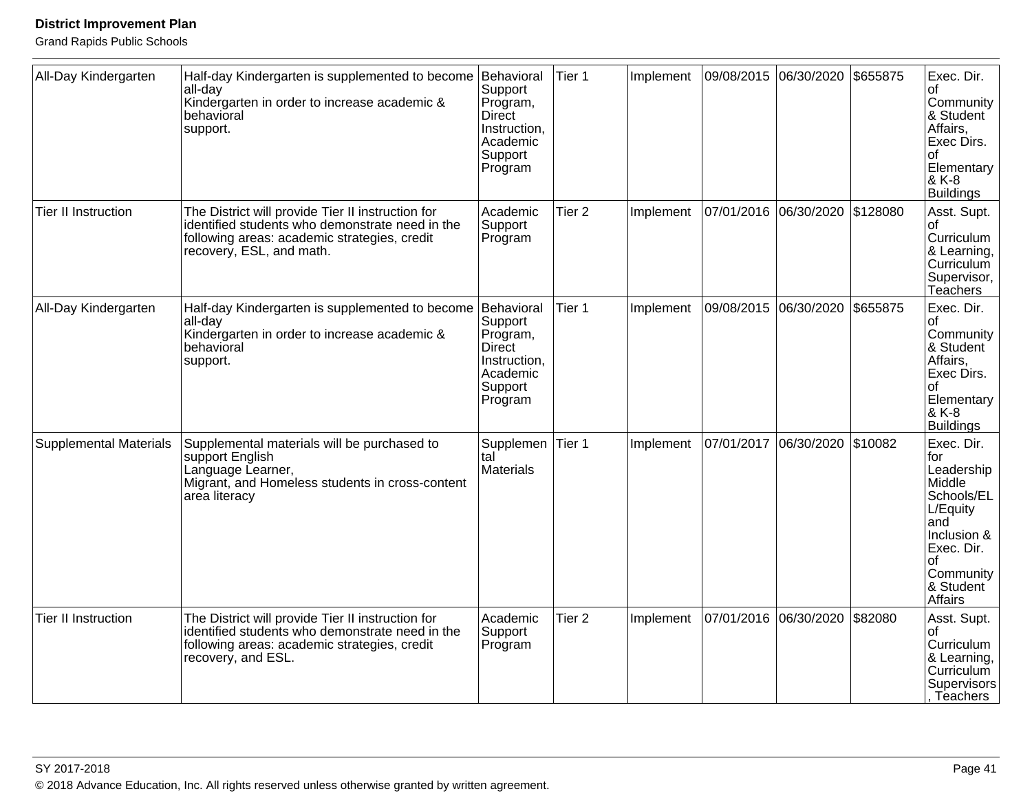| | | | | | | | | |
|---|---|---|---|---|---|---|---|---|
| All-Day Kindergarten | Half-day Kindergarten is supplemented to become all-day Kindergarten in order to increase academic & behavioral support. | Behavioral Support Program, Direct Instruction, Academic Support Program | Tier 1 | Implement | 09/08/2015 | 06/30/2020 | $655875 | Exec. Dir. of Community & Student Affairs, Exec Dirs. of Elementary & K-8 Buildings |
| Tier II Instruction | The District will provide Tier II instruction for identified students who demonstrate need in the following areas: academic strategies, credit recovery, ESL, and math. | Academic Support Program | Tier 2 | Implement | 07/01/2016 | 06/30/2020 | $128080 | Asst. Supt. of Curriculum & Learning, Curriculum Supervisor, Teachers |
| All-Day Kindergarten | Half-day Kindergarten is supplemented to become all-day Kindergarten in order to increase academic & behavioral support. | Behavioral Support Program, Direct Instruction, Academic Support Program | Tier 1 | Implement | 09/08/2015 | 06/30/2020 | $655875 | Exec. Dir. of Community & Student Affairs, Exec Dirs. of Elementary & K-8 Buildings |
| Supplemental Materials | Supplemental materials will be purchased to support English Language Learner, Migrant, and Homeless students in cross-content area literacy | Supplemental Materials | Tier 1 | Implement | 07/01/2017 | 06/30/2020 | $10082 | Exec. Dir. for Leadership Middle Schools/ELL/Equity and Inclusion & Exec. Dir. of Community & Student Affairs |
| Tier II Instruction | The District will provide Tier II instruction for identified students who demonstrate need in the following areas: academic strategies, credit recovery, and ESL. | Academic Support Program | Tier 2 | Implement | 07/01/2016 | 06/30/2020 | $82080 | Asst. Supt. of Curriculum & Learning, Curriculum Supervisors, Teachers |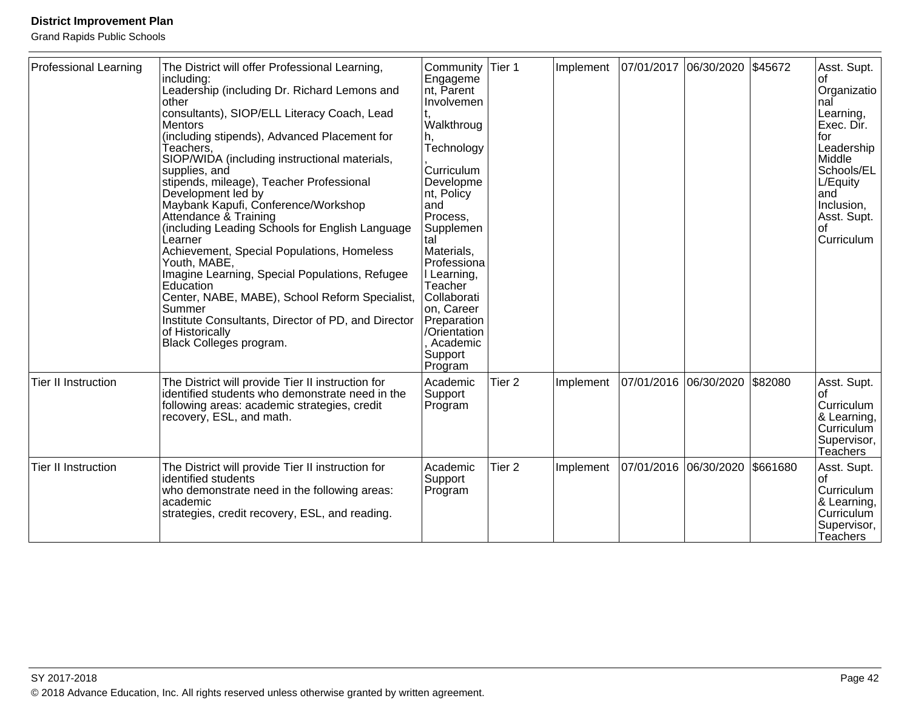| | | | | | | | | |
|---|---|---|---|---|---|---|---|---|
| Professional Learning | The District will offer Professional Learning, including: Leadership (including Dr. Richard Lemons and other consultants), SIOP/ELL Literacy Coach, Lead Mentors (including stipends), Advanced Placement for Teachers, SIOP/WIDA (including instructional materials, supplies, and stipends, mileage), Teacher Professional Development led by Maybank Kapufi, Conference/Workshop Attendance & Training (including Leading Schools for English Language Learner Achievement, Special Populations, Homeless Youth, MABE, Imagine Learning, Special Populations, Refugee Education Center, NABE, MABE), School Reform Specialist, Summer Institute Consultants, Director of PD, and Director of Historically Black Colleges program. | Community Engagement, Parent Involvement, Walkthrough, Technology, Curriculum Development, Policy and Process, Supplemental Materials, Professional Learning, Teacher Collaboration, Career Preparation/Orientation, Academic Support Program | Tier 1 | Implement | 07/01/2017 | 06/30/2020 | $45672 | Asst. Supt. of Organizational Learning, Exec. Dir. for Leadership Middle Schools/ELL/Equity and Inclusion, Asst. Supt. of Curriculum |
| Tier II Instruction | The District will provide Tier II instruction for identified students who demonstrate need in the following areas: academic strategies, credit recovery, ESL, and math. | Academic Support Program | Tier 2 | Implement | 07/01/2016 | 06/30/2020 | $82080 | Asst. Supt. of Curriculum & Learning, Curriculum Supervisor, Teachers |
| Tier II Instruction | The District will provide Tier II instruction for identified students who demonstrate need in the following areas: academic strategies, credit recovery, ESL, and reading. | Academic Support Program | Tier 2 | Implement | 07/01/2016 | 06/30/2020 | $661680 | Asst. Supt. of Curriculum & Learning, Curriculum Supervisor, Teachers |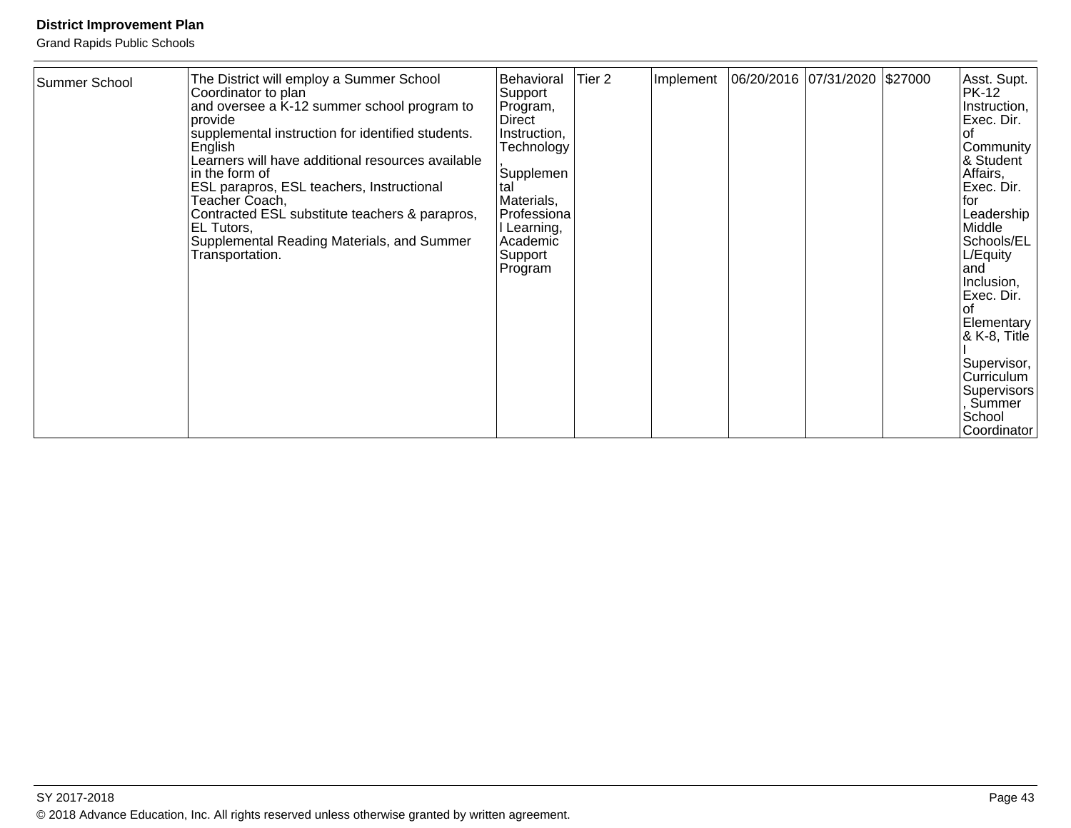| | | | | | | | | |
|---|---|---|---|---|---|---|---|---|
| Summer School | The District will employ a Summer School Coordinator to plan and oversee a K-12 summer school program to provide supplemental instruction for identified students. English Learners will have additional resources available in the form of ESL parapros, ESL teachers, Instructional Teacher Coach, Contracted ESL substitute teachers & parapros, EL Tutors, Supplemental Reading Materials, and Summer Transportation. | Behavioral Support Program, Direct Instruction, Technology, Supplemental Materials, Professional Learning, Academic Support Program | Tier 2 | Implement | 06/20/2016 | 07/31/2020 | $27000 | Asst. Supt. PK-12 Instruction, Exec. Dir. of Community & Student Affairs, Exec. Dir. for Leadership Middle Schools/ELL/Equity and Inclusion, Exec. Dir. of Elementary & K-8, Title I Supervisor, Curriculum Supervisors, Summer School Coordinator |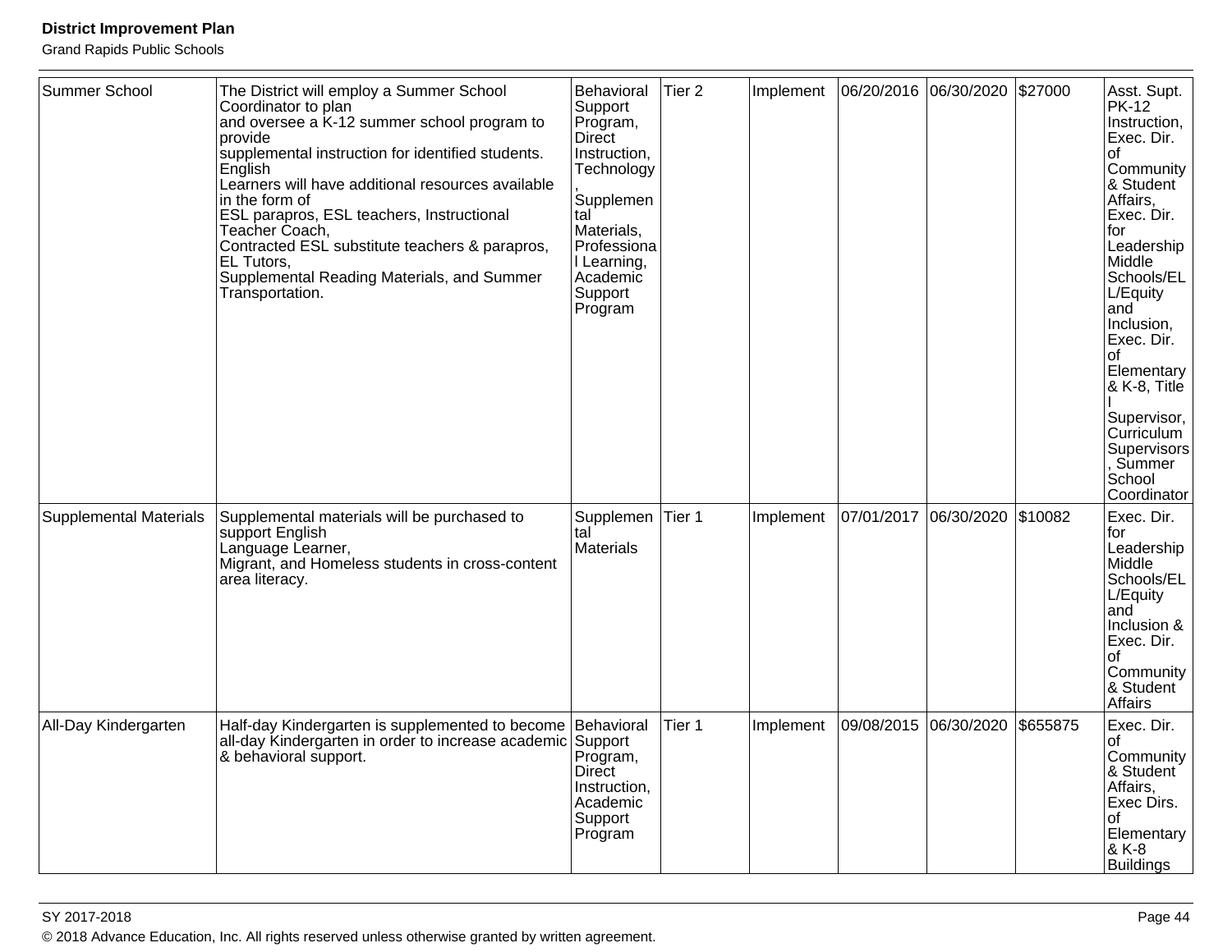| | | | | | | | | |
|---|---|---|---|---|---|---|---|---|
| Summer School | The District will employ a Summer School Coordinator to plan and oversee a K-12 summer school program to provide supplemental instruction for identified students. English Learners will have additional resources available in the form of ESL parapros, ESL teachers, Instructional Teacher Coach, Contracted ESL substitute teachers & parapros, EL Tutors, Supplemental Reading Materials, and Summer Transportation. | Behavioral Support Program, Direct Instruction, Technology, Supplemental Materials, Professional Learning, Academic Support Program | Tier 2 | Implement | 06/20/2016 | 06/30/2020 | $27000 | Asst. Supt. PK-12 Instruction, Exec. Dir. of Community & Student Affairs, Exec. Dir. for Leadership Middle Schools/ELL/Equity and Inclusion, Exec. Dir. of Elementary & K-8, Title I Supervisor, Curriculum Supervisors, Summer School Coordinator |
| Supplemental Materials | Supplemental materials will be purchased to support English Language Learner, Migrant, and Homeless students in cross-content area literacy. | Supplemental Materials | Tier 1 | Implement | 07/01/2017 | 06/30/2020 | $10082 | Exec. Dir. for Leadership Middle Schools/ELL/Equity and Inclusion & Exec. Dir. of Community & Student Affairs |
| All-Day Kindergarten | Half-day Kindergarten is supplemented to become all-day Kindergarten in order to increase academic & behavioral support. | Behavioral Support Program, Direct Instruction, Academic Support Program | Tier 1 | Implement | 09/08/2015 | 06/30/2020 | $655875 | Exec. Dir. of Community & Student Affairs, Exec Dirs. of Elementary & K-8 Buildings |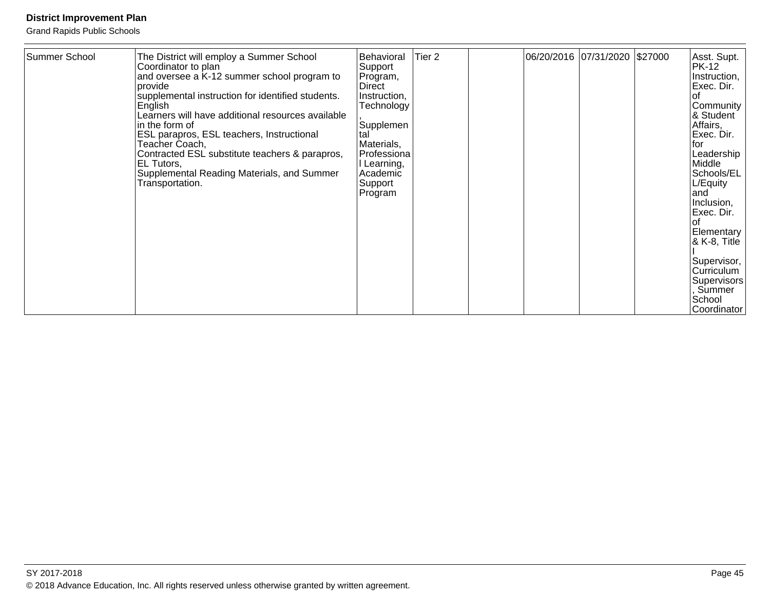| | | | | | | | | |
|---|---|---|---|---|---|---|---|---|
| Summer School | The District will employ a Summer School Coordinator to plan and oversee a K-12 summer school program to provide supplemental instruction for identified students. English Learners will have additional resources available in the form of ESL parapros, ESL teachers, Instructional Teacher Coach, Contracted ESL substitute teachers & parapros, EL Tutors, Supplemental Reading Materials, and Summer Transportation. | Behavioral Support Program, Direct Instruction, Technology, Supplemental Materials, Professional Learning, Academic Support Program | Tier 2 | | 06/20/2016 | 07/31/2020 | $27000 | Asst. Supt. PK-12 Instruction, Exec. Dir. of Community & Student Affairs, Exec. Dir. for Leadership Middle Schools/ELL/Equity and Inclusion, Exec. Dir. of Elementary & K-8, Title I Supervisor, Curriculum Supervisors, Summer School Coordinator |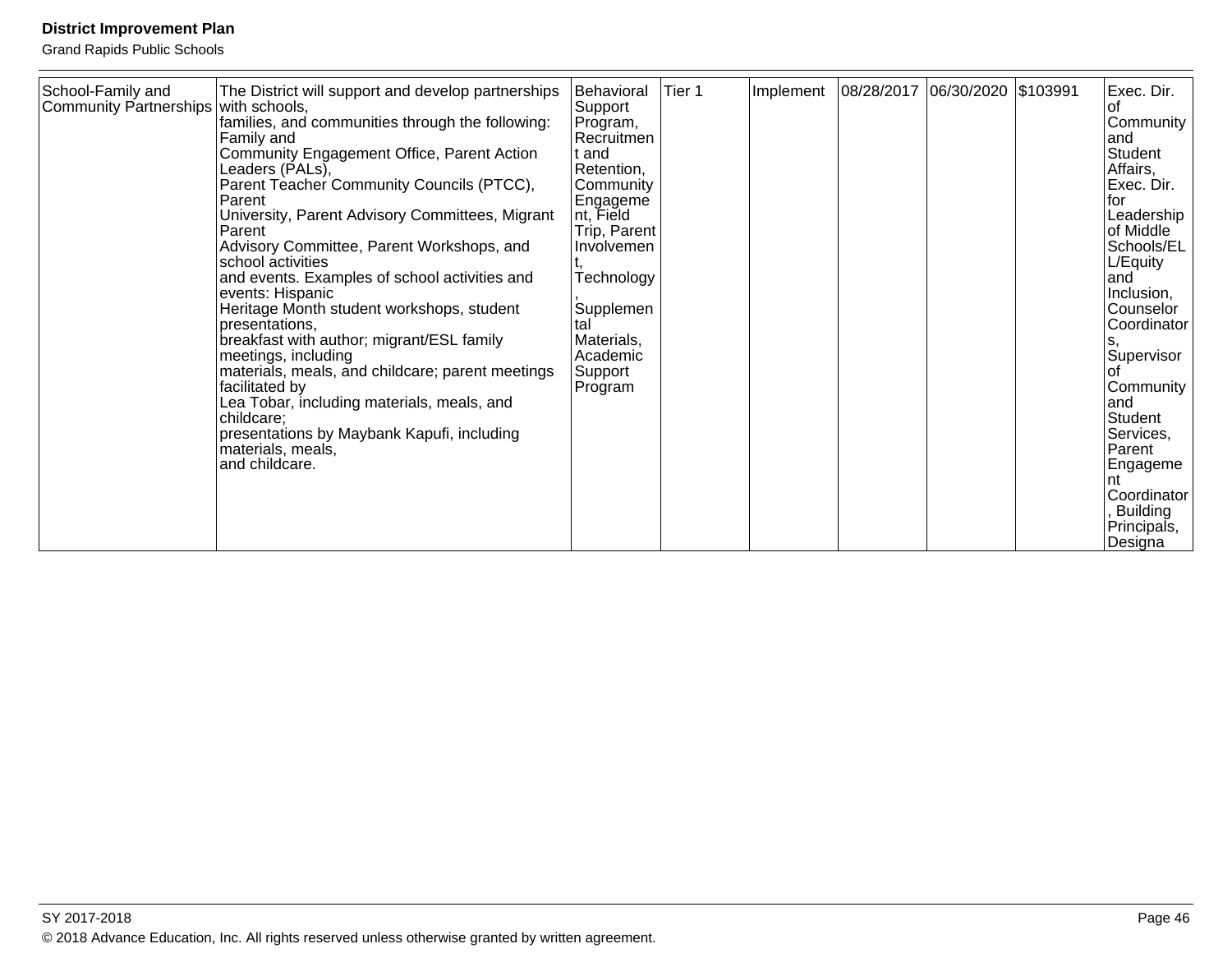| | | | | | | | | |
|---|---|---|---|---|---|---|---|---|
| School-Family and Community Partnerships | The District will support and develop partnerships with schools, families, and communities through the following: Family and Community Engagement Office, Parent Action Leaders (PALs), Parent Teacher Community Councils (PTCC), Parent University, Parent Advisory Committees, Migrant Parent Advisory Committee, Parent Workshops, and school activities and events. Examples of school activities and events: Hispanic Heritage Month student workshops, student presentations, breakfast with author; migrant/ESL family meetings, including materials, meals, and childcare; parent meetings facilitated by Lea Tobar, including materials, meals, and childcare; presentations by Maybank Kapufi, including materials, meals, and childcare. | Behavioral Support Program, Recruitment and Retention, Community Engagement, Field Trip, Parent Involvement, Technology, Supplemental Materials, Academic Support Program | Tier 1 | Implement | 08/28/2017 | 06/30/2020 | $103991 | Exec. Dir. of Community and Student Affairs, Exec. Dir. for Leadership of Middle Schools/ELL/Equity and Inclusion, Counselor Coordinators, Supervisor of Community and Student Services, Parent Engagement Coordinator, Building Principals, Designa |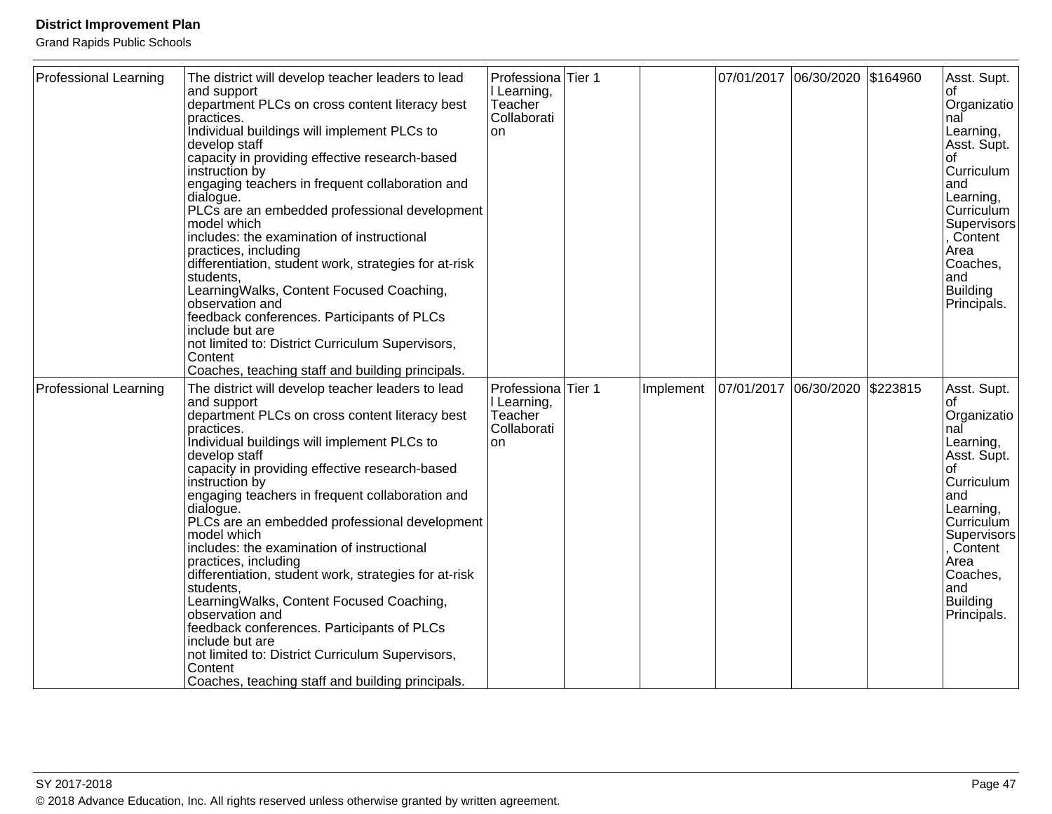| | | | | | | | | |
|---|---|---|---|---|---|---|---|---|
| Professional Learning | The district will develop teacher leaders to lead and support department PLCs on cross content literacy best practices. Individual buildings will implement PLCs to develop staff capacity in providing effective research-based instruction by engaging teachers in frequent collaboration and dialogue. PLCs are an embedded professional development model which includes: the examination of instructional practices, including differentiation, student work, strategies for at-risk students, LearningWalks, Content Focused Coaching, observation and feedback conferences. Participants of PLCs include but are not limited to: District Curriculum Supervisors, Content Coaches, teaching staff and building principals. | Professional Learning, Teacher Collaboration | Tier 1 | | 07/01/2017 | 06/30/2020 | $164960 | Asst. Supt. of Organizational Learning, Asst. Supt. of Curriculum and Learning, Curriculum Supervisors, Content Area Coaches, and Building Principals. |
| Professional Learning | The district will develop teacher leaders to lead and support department PLCs on cross content literacy best practices. Individual buildings will implement PLCs to develop staff capacity in providing effective research-based instruction by engaging teachers in frequent collaboration and dialogue. PLCs are an embedded professional development model which includes: the examination of instructional practices, including differentiation, student work, strategies for at-risk students, LearningWalks, Content Focused Coaching, observation and feedback conferences. Participants of PLCs include but are not limited to: District Curriculum Supervisors, Content Coaches, teaching staff and building principals. | Professional Learning, Teacher Collaboration | Tier 1 | Implement | 07/01/2017 | 06/30/2020 | $223815 | Asst. Supt. of Organizational Learning, Asst. Supt. of Curriculum and Learning, Curriculum Supervisors, Content Area Coaches, and Building Principals. |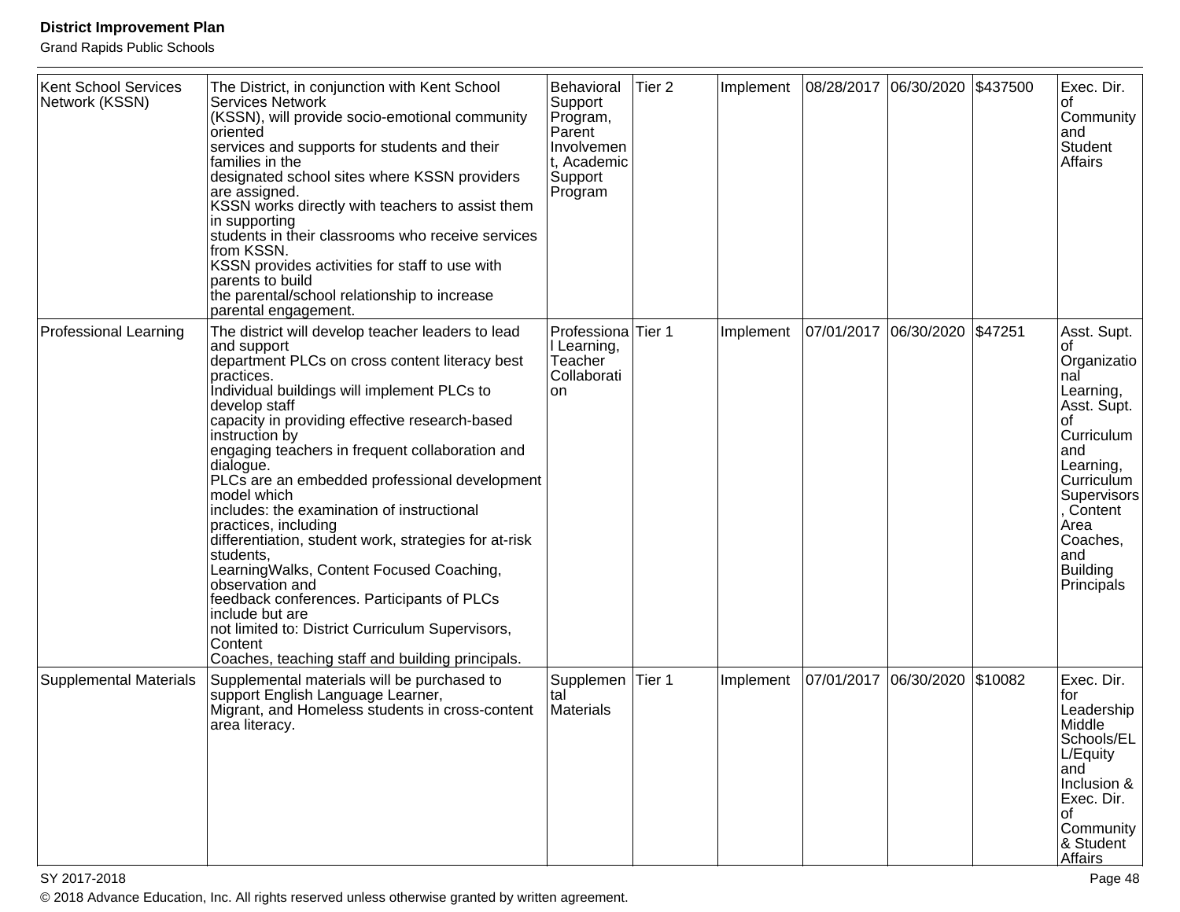| | | | | | | | | |
|---|---|---|---|---|---|---|---|---|
| Kent School Services Network (KSSN) | The District, in conjunction with Kent School Services Network (KSSN), will provide socio-emotional community oriented services and supports for students and their families in the designated school sites where KSSN providers are assigned. KSSN works directly with teachers to assist them in supporting students in their classrooms who receive services from KSSN. KSSN provides activities for staff to use with parents to build the parental/school relationship to increase parental engagement. | Behavioral Support Program, Parent Involvement, Academic Support Program | Tier 2 | Implement | 08/28/2017 | 06/30/2020 | $437500 | Exec. Dir. of Community and Student Affairs |
| Professional Learning | The district will develop teacher leaders to lead and support department PLCs on cross content literacy best practices. Individual buildings will implement PLCs to develop staff capacity in providing effective research-based instruction by engaging teachers in frequent collaboration and dialogue. PLCs are an embedded professional development model which includes: the examination of instructional practices, including differentiation, student work, strategies for at-risk students, LearningWalks, Content Focused Coaching, observation and feedback conferences. Participants of PLCs include but are not limited to: District Curriculum Supervisors, Content Coaches, teaching staff and building principals. | Professional Learning, Teacher Collaboration | Tier 1 | Implement | 07/01/2017 | 06/30/2020 | $47251 | Asst. Supt. of Organizational Learning, Asst. Supt. of Curriculum and Learning, Curriculum Supervisors, Content Area Coaches, and Building Principals |
| Supplemental Materials | Supplemental materials will be purchased to support English Language Learner, Migrant, and Homeless students in cross-content area literacy. | Supplemental Materials | Tier 1 | Implement | 07/01/2017 | 06/30/2020 | $10082 | Exec. Dir. for Leadership Middle Schools/ELL/Equity and Inclusion & Exec. Dir. of Community & Student Affairs |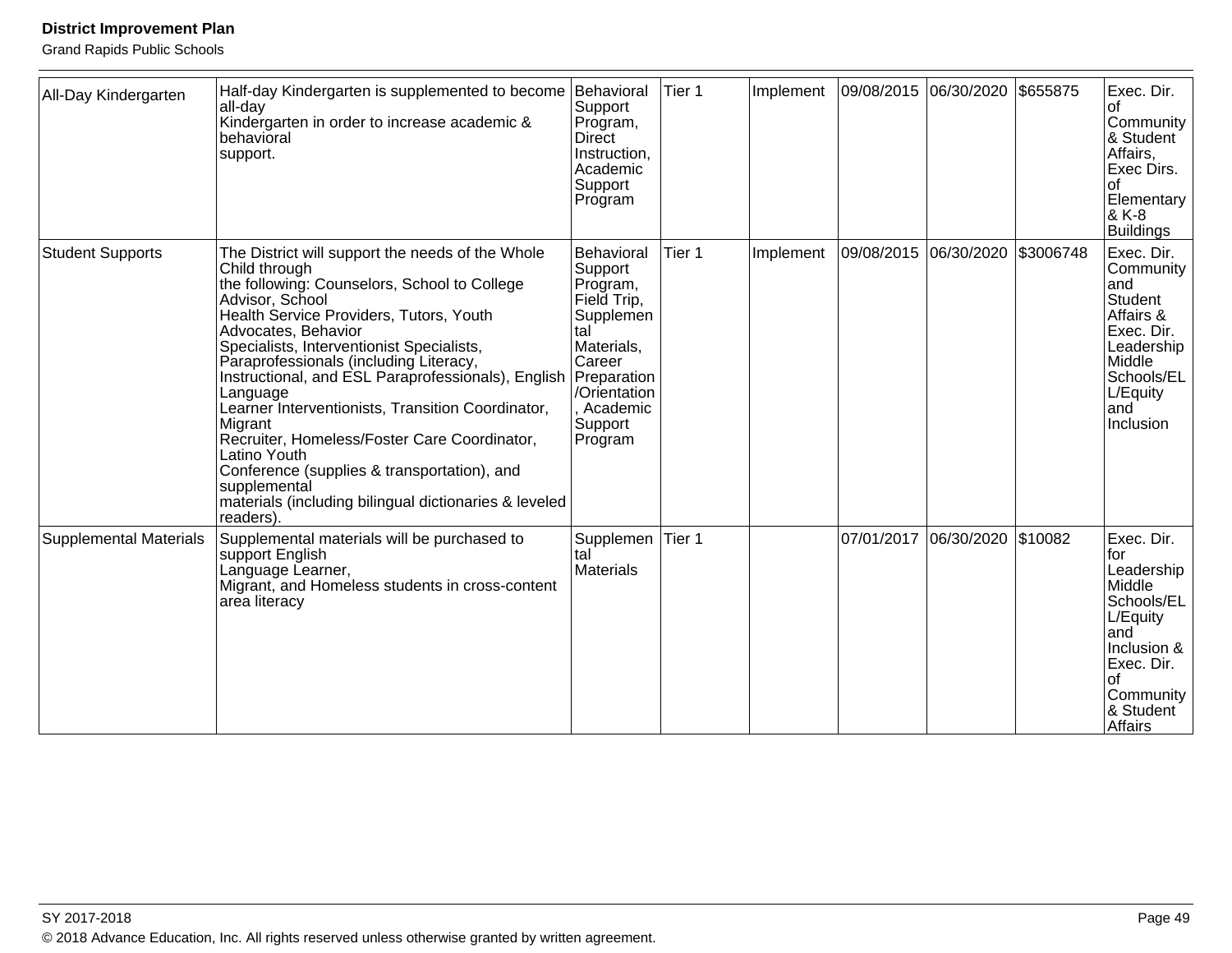| | | | | | | | | |
|---|---|---|---|---|---|---|---|---|
| All-Day Kindergarten | Half-day Kindergarten is supplemented to become all-day Kindergarten in order to increase academic & behavioral support. | Behavioral Support Program, Direct Instruction, Academic Support Program | Tier 1 | Implement | 09/08/2015 | 06/30/2020 | $655875 | Exec. Dir. of Community & Student Affairs, Exec Dirs. of Elementary & K-8 Buildings |
| Student Supports | The District will support the needs of the Whole Child through the following: Counselors, School to College Advisor, School Health Service Providers, Tutors, Youth Advocates, Behavior Specialists, Interventionist Specialists, Paraprofessionals (including Literacy, Instructional, and ESL Paraprofessionals), English Language Learner Interventionists, Transition Coordinator, Migrant Recruiter, Homeless/Foster Care Coordinator, Latino Youth Conference (supplies & transportation), and supplemental materials (including bilingual dictionaries & leveled readers). | Behavioral Support Program, Field Trip, Supplemental Materials, Career Preparation/Orientation, Academic Support Program | Tier 1 | Implement | 09/08/2015 | 06/30/2020 | $3006748 | Exec. Dir. Community and Student Affairs & Exec. Dir. Leadership Middle Schools/ELL/Equity and Inclusion |
| Supplemental Materials | Supplemental materials will be purchased to support English Language Learner, Migrant, and Homeless students in cross-content area literacy | Supplemental Materials | Tier 1 | | 07/01/2017 | 06/30/2020 | $10082 | Exec. Dir. for Leadership Middle Schools/ELL/Equity and Inclusion & Exec. Dir. of Community & Student Affairs |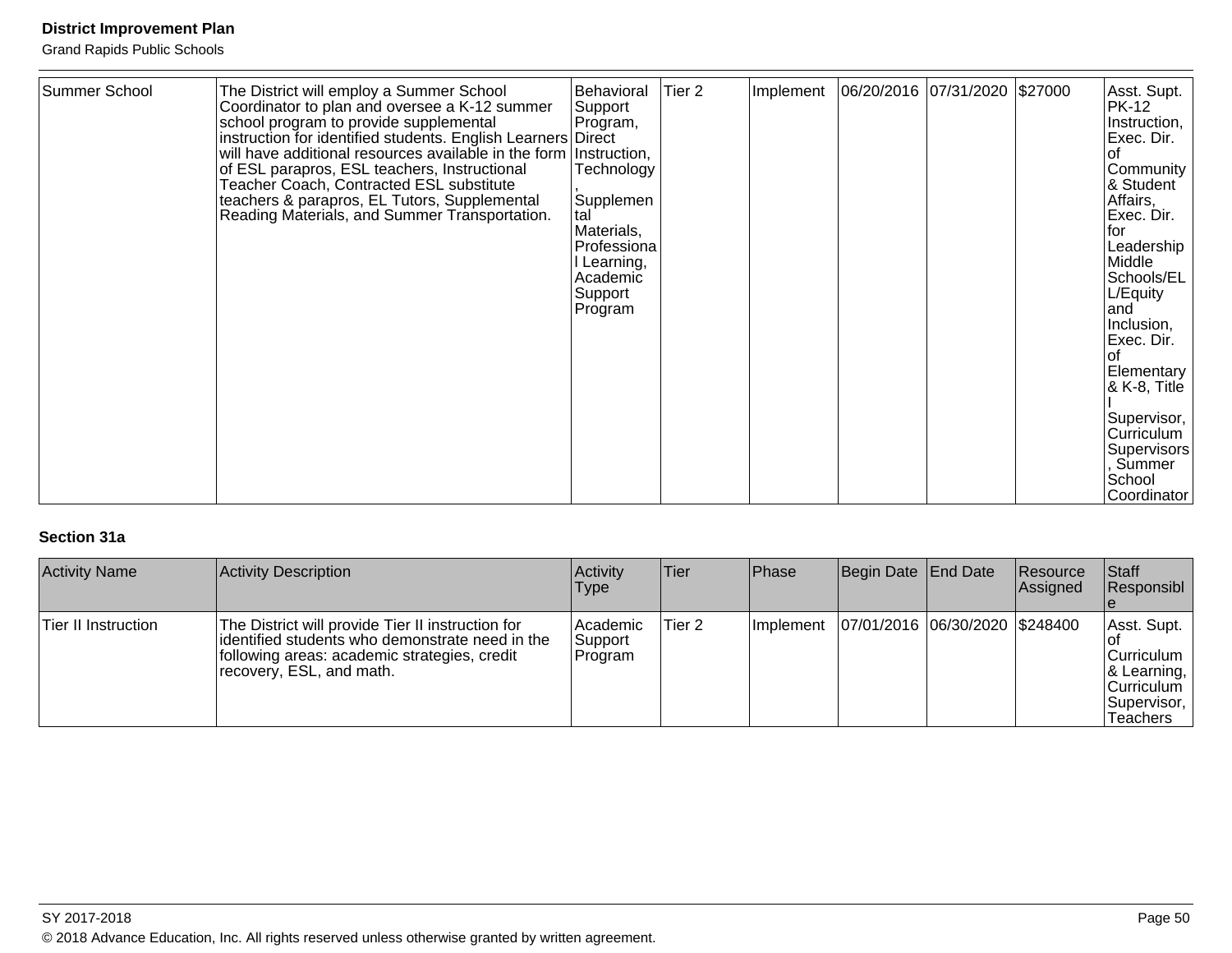| | | | | | | | | |
|---|---|---|---|---|---|---|---|---|
| Summer School | The District will employ a Summer School Coordinator to plan and oversee a K-12 summer school program to provide supplemental instruction for identified students. English Learners will have additional resources available in the form of ESL parapros, ESL teachers, Instructional Teacher Coach, Contracted ESL substitute teachers & parapros, EL Tutors, Supplemental Reading Materials, and Summer Transportation. | Behavioral Support Program, Direct Instruction, Technology, Supplemental Materials, Professional Learning, Academic Support Program | Tier 2 | Implement | 06/20/2016 | 07/31/2020 | $27000 | Asst. Supt. PK-12 Instruction, Exec. Dir. of Community & Student Affairs, Exec. Dir. for Leadership Middle Schools/ELL/Equity and Inclusion, Exec. Dir. of Elementary & K-8, Title I Supervisor, Curriculum Supervisors, Summer School Coordinator |

**Section 31a**

| Activity Name | Activity Description | Activity Type | Tier | Phase | Begin Date | End Date | Resource Assigned | Staff Responsible |
|---|---|---|---|---|---|---|---|---|
| Tier II Instruction | The District will provide Tier II instruction for identified students who demonstrate need in the following areas: academic strategies, credit recovery, ESL, and math. | Academic Support Program | Tier 2 | Implement | 07/01/2016 | 06/30/2020 | $248400 | Asst. Supt. of Curriculum & Learning, Curriculum Supervisor, Teachers |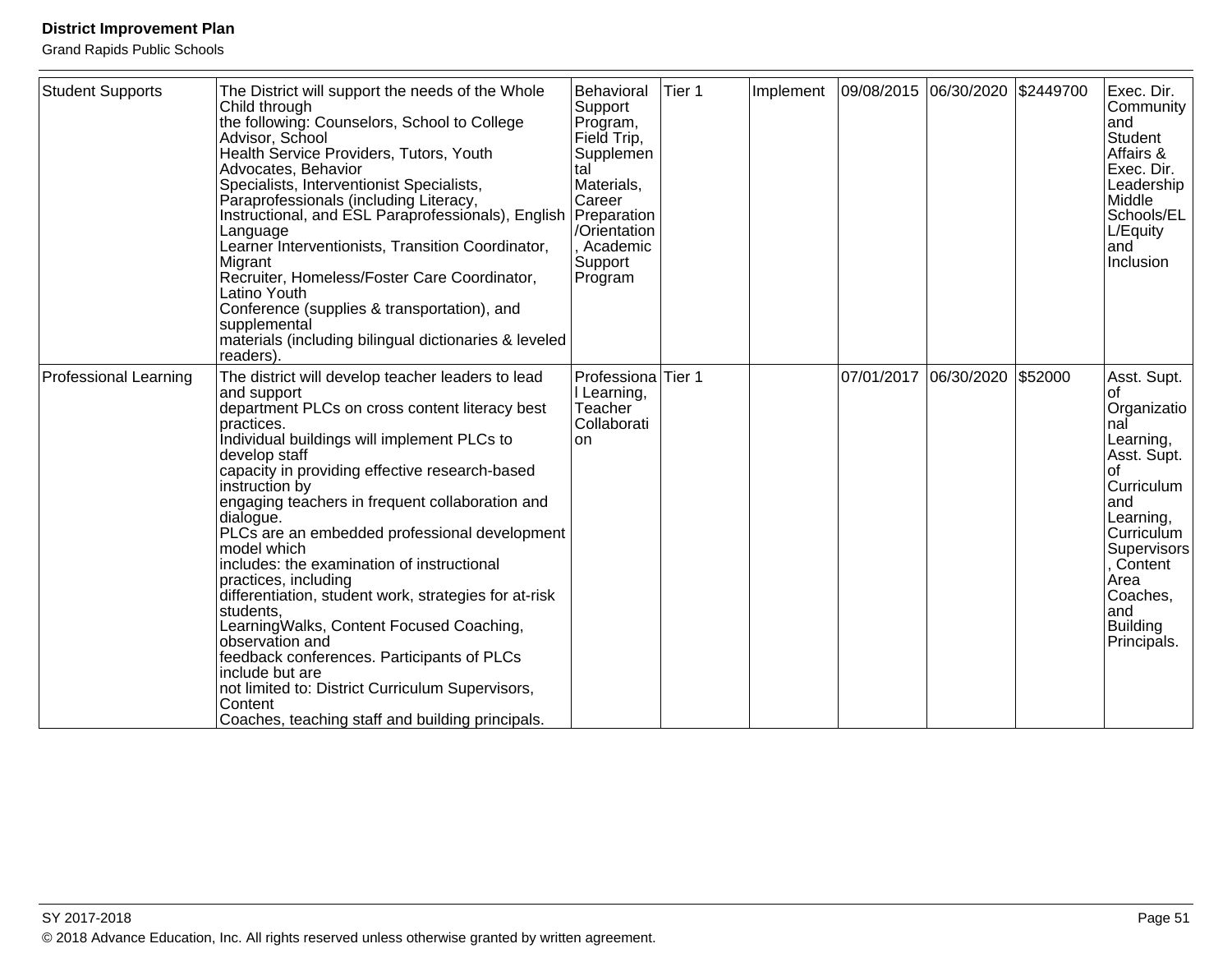| | | | | | | | | |
|---|---|---|---|---|---|---|---|---|
| Student Supports | The District will support the needs of the Whole Child through the following: Counselors, School to College Advisor, School Health Service Providers, Tutors, Youth Advocates, Behavior Specialists, Interventionist Specialists, Paraprofessionals (including Literacy, Instructional, and ESL Paraprofessionals), English Language Learner Interventionists, Transition Coordinator, Migrant Recruiter, Homeless/Foster Care Coordinator, Latino Youth Conference (supplies & transportation), and supplemental materials (including bilingual dictionaries & leveled readers). | Behavioral Support Program, Field Trip, Supplemental Materials, Career Preparation/Orientation, Academic Support Program | Tier 1 | Implement | 09/08/2015 | 06/30/2020 | $2449700 | Exec. Dir. Community and Student Affairs & Exec. Dir. Leadership Middle Schools/ELL/Equity and Inclusion |
| Professional Learning | The district will develop teacher leaders to lead and support department PLCs on cross content literacy best practices. Individual buildings will implement PLCs to develop staff capacity in providing effective research-based instruction by engaging teachers in frequent collaboration and dialogue. PLCs are an embedded professional development model which includes: the examination of instructional practices, including differentiation, student work, strategies for at-risk students, LearningWalks, Content Focused Coaching, observation and feedback conferences. Participants of PLCs include but are not limited to: District Curriculum Supervisors, Content Coaches, teaching staff and building principals. | Professional Learning, Teacher Collaboration | Tier 1 | | 07/01/2017 | 06/30/2020 | $52000 | Asst. Supt. of Organizational Learning, Asst. Supt. of Curriculum and Learning, Curriculum Supervisors, Content Area Coaches, and Building Principals. |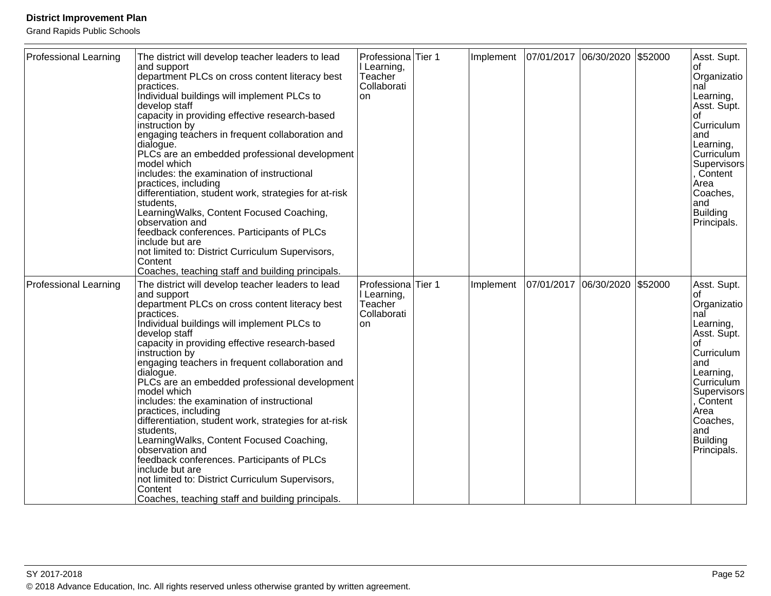| Professional Learning | The district will develop teacher leaders to lead and support department PLCs on cross content literacy best practices. Individual buildings will implement PLCs to develop staff capacity in providing effective research-based instruction by engaging teachers in frequent collaboration and dialogue. PLCs are an embedded professional development model which includes: the examination of instructional practices, including differentiation, student work, strategies for at-risk students, LearningWalks, Content Focused Coaching, observation and feedback conferences. Participants of PLCs include but are not limited to: District Curriculum Supervisors, Content Coaches, teaching staff and building principals. | Professional Learning, Teacher Collaboration | Tier 1 | Implement | 07/01/2017 | 06/30/2020 | $52000 | Asst. Supt. of Organizational Learning, Asst. Supt. of Curriculum and Learning, Curriculum Supervisors, Content Area Coaches, and Building Principals. |
|---|---|---|---|---|---|---|---|---|
| Professional Learning | The district will develop teacher leaders to lead and support department PLCs on cross content literacy best practices. Individual buildings will implement PLCs to develop staff capacity in providing effective research-based instruction by engaging teachers in frequent collaboration and dialogue. PLCs are an embedded professional development model which includes: the examination of instructional practices, including differentiation, student work, strategies for at-risk students, LearningWalks, Content Focused Coaching, observation and feedback conferences. Participants of PLCs include but are not limited to: District Curriculum Supervisors, Content Coaches, teaching staff and building principals. | Professional Learning, Teacher Collaboration | Tier 1 | Implement | 07/01/2017 | 06/30/2020 | $52000 | Asst. Supt. of Organizational Learning, Asst. Supt. of Curriculum and Learning, Curriculum Supervisors, Content Area Coaches, and Building Principals. |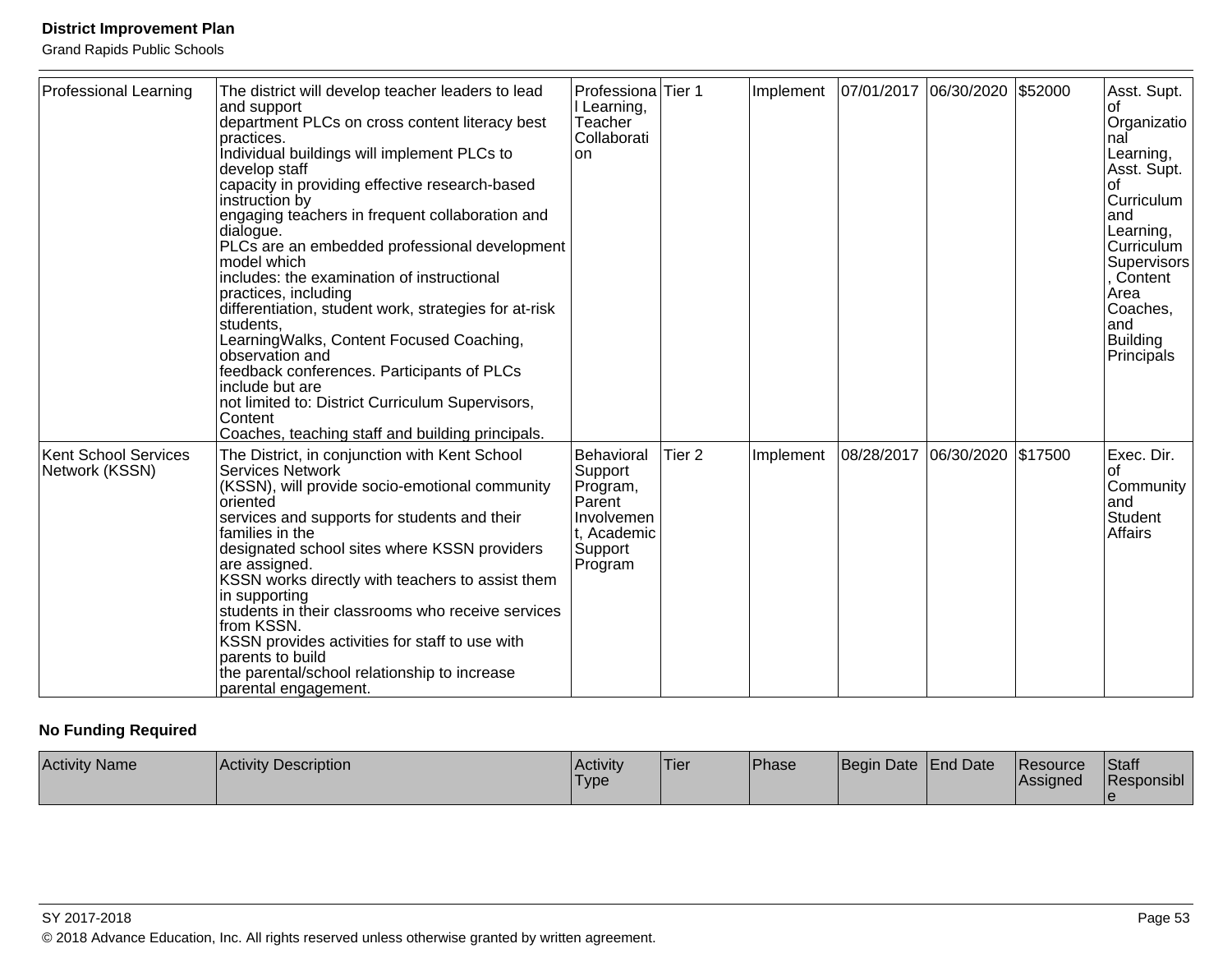| | | | | | | | | |
|---|---|---|---|---|---|---|---|---|
| Professional Learning | The district will develop teacher leaders to lead and support department PLCs on cross content literacy best practices. Individual buildings will implement PLCs to develop staff capacity in providing effective research-based instruction by engaging teachers in frequent collaboration and dialogue. PLCs are an embedded professional development model which includes: the examination of instructional practices, including differentiation, student work, strategies for at-risk students, LearningWalks, Content Focused Coaching, observation and feedback conferences. Participants of PLCs include but are not limited to: District Curriculum Supervisors, Content Coaches, teaching staff and building principals. | Professional Learning, Teacher Collaboration | Tier 1 | Implement | 07/01/2017 | 06/30/2020 | $52000 | Asst. Supt. of Organizational Learning, Asst. Supt. of Curriculum and Learning, Curriculum Supervisors, Content Area Coaches, and Building Principals |
| Kent School Services Network (KSSN) | The District, in conjunction with Kent School Services Network (KSSN), will provide socio-emotional community oriented services and supports for students and their families in the designated school sites where KSSN providers are assigned. KSSN works directly with teachers to assist them in supporting students in their classrooms who receive services from KSSN. KSSN provides activities for staff to use with parents to build the parental/school relationship to increase parental engagement. | Behavioral Support Program, Parent Involvement, Academic Support Program | Tier 2 | Implement | 08/28/2017 | 06/30/2020 | $17500 | Exec. Dir. of Community and Student Affairs |

**No Funding Required**

| Activity Name | Activity Description | Activity Type | Tier | Phase | Begin Date | End Date | Resource Assigned | Staff Responsible |
|---|---|---|---|---|---|---|---|---|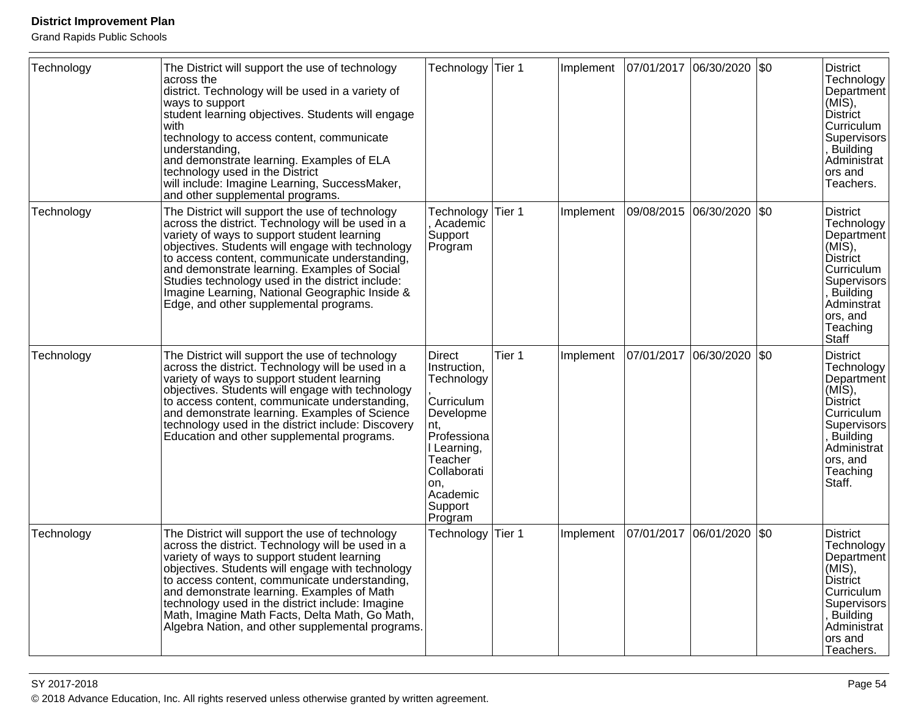| | | | | | | | | |
|---|---|---|---|---|---|---|---|---|
| Technology | The District will support the use of technology across the district. Technology will be used in a variety of ways to support student learning objectives. Students will engage with technology to access content, communicate understanding, and demonstrate learning. Examples of ELA technology used in the District will include: Imagine Learning, SuccessMaker, and other supplemental programs. | Technology | Tier 1 | Implement | 07/01/2017 | 06/30/2020 | $0 | District Technology Department (MIS), District Curriculum Supervisors, Building Administrators and Teachers. |
| Technology | The District will support the use of technology across the district. Technology will be used in a variety of ways to support student learning objectives. Students will engage with technology to access content, communicate understanding, and demonstrate learning. Examples of Social Studies technology used in the district include: Imagine Learning, National Geographic Inside & Edge, and other supplemental programs. | Technology, Academic Support Program | Tier 1 | Implement | 09/08/2015 | 06/30/2020 | $0 | District Technology Department (MIS), District Curriculum Supervisors, Building Adminstrators, and Teaching Staff |
| Technology | The District will support the use of technology across the district. Technology will be used in a variety of ways to support student learning objectives. Students will engage with technology to access content, communicate understanding, and demonstrate learning. Examples of Science technology used in the district include: Discovery Education and other supplemental programs. | Direct Instruction, Technology, Curriculum Development, Professional Learning, Teacher Collaboration, Academic Support Program | Tier 1 | Implement | 07/01/2017 | 06/30/2020 | $0 | District Technology Department (MIS), District Curriculum Supervisors, Building Administrators, and Teaching Staff. |
| Technology | The District will support the use of technology across the district. Technology will be used in a variety of ways to support student learning objectives. Students will engage with technology to access content, communicate understanding, and demonstrate learning. Examples of Math technology used in the district include: Imagine Math, Imagine Math Facts, Delta Math, Go Math, Algebra Nation, and other supplemental programs. | Technology | Tier 1 | Implement | 07/01/2017 | 06/01/2020 | $0 | District Technology Department (MIS), District Curriculum Supervisors, Building Administrators and Teachers. |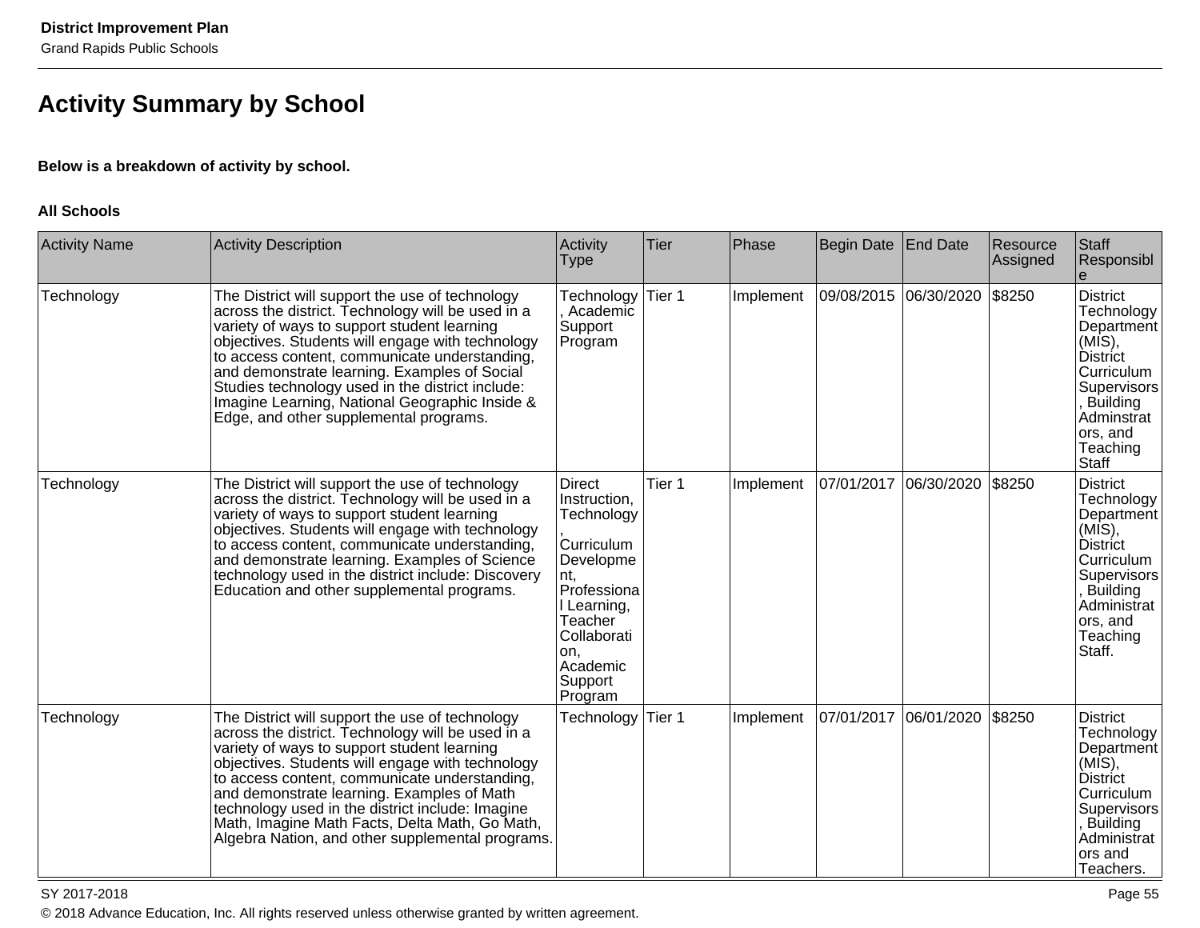## Activity Summary by School

**Below is a breakdown of activity by school.**

**All Schools**

| Activity Name | Activity Description | Activity Type | Tier | Phase | Begin Date | End Date | Resource Assigned | Staff Responsible |
|---|---|---|---|---|---|---|---|---|
| Technology | The District will support the use of technology across the district. Technology will be used in a variety of ways to support student learning objectives. Students will engage with technology to access content, communicate understanding, and demonstrate learning. Examples of Social Studies technology used in the district include: Imagine Learning, National Geographic Inside & Edge, and other supplemental programs. | Technology, Academic Support Program | Tier 1 | Implement | 09/08/2015 | 06/30/2020 | $8250 | District Technology Department (MIS), District Curriculum Supervisors, Building Adminstrators, and Teaching Staff |
| Technology | The District will support the use of technology across the district. Technology will be used in a variety of ways to support student learning objectives. Students will engage with technology to access content, communicate understanding, and demonstrate learning. Examples of Science technology used in the district include: Discovery Education and other supplemental programs. | Direct Instruction, Technology, Curriculum Development, Professional Learning, Teacher Collaboration, Academic Support Program | Tier 1 | Implement | 07/01/2017 | 06/30/2020 | $8250 | District Technology Department (MIS), District Curriculum Supervisors, Building Administrators, and Teaching Staff. |
| Technology | The District will support the use of technology across the district. Technology will be used in a variety of ways to support student learning objectives. Students will engage with technology to access content, communicate understanding, and demonstrate learning. Examples of Math technology used in the district include: Imagine Math, Imagine Math Facts, Delta Math, Go Math, Algebra Nation, and other supplemental programs. | Technology | Tier 1 | Implement | 07/01/2017 | 06/01/2020 | $8250 | District Technology Department (MIS), District Curriculum Supervisors, Building Administrators and Teachers. |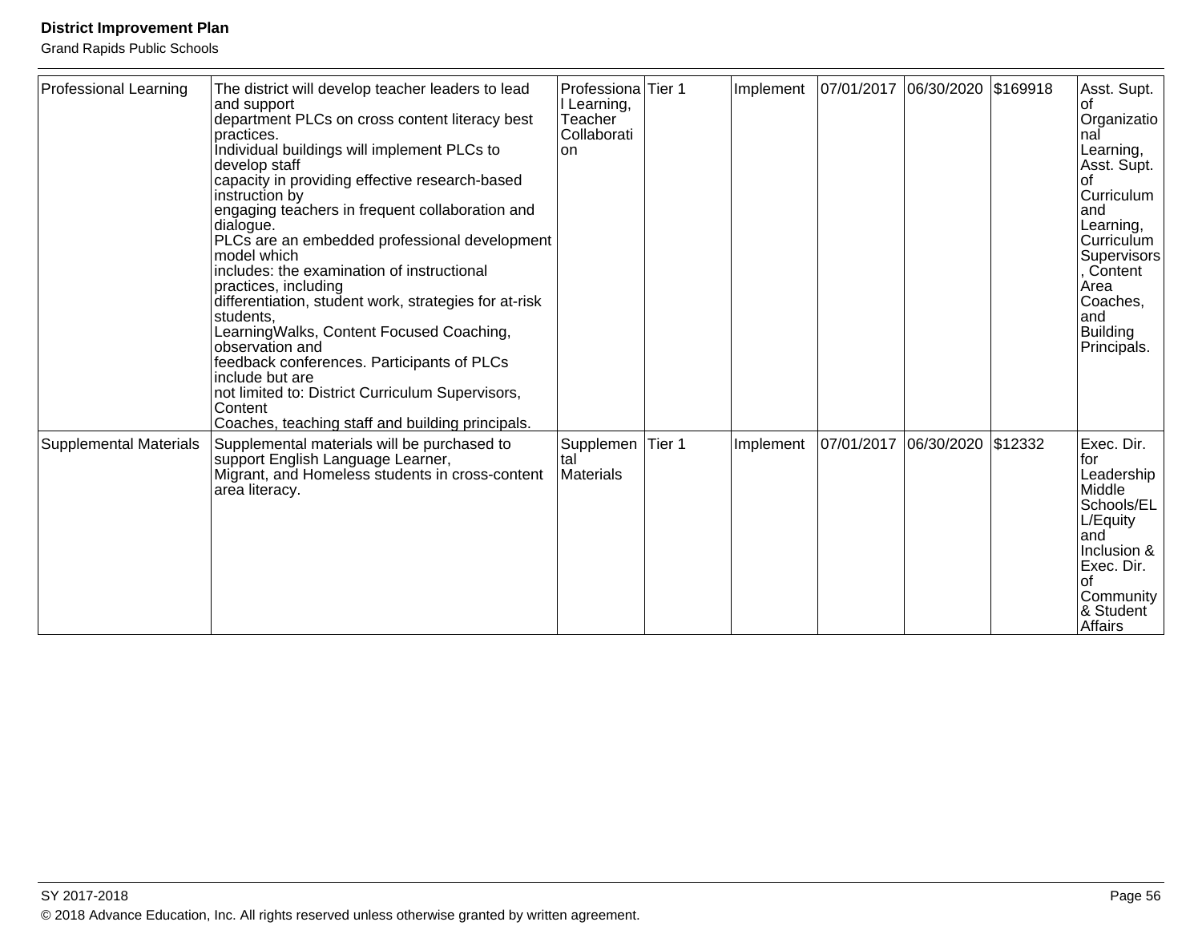| | | | | | | | | |
|---|---|---|---|---|---|---|---|---|
| Professional Learning | The district will develop teacher leaders to lead and support department PLCs on cross content literacy best practices. Individual buildings will implement PLCs to develop staff capacity in providing effective research-based instruction by engaging teachers in frequent collaboration and dialogue. PLCs are an embedded professional development model which includes: the examination of instructional practices, including differentiation, student work, strategies for at-risk students, LearningWalks, Content Focused Coaching, observation and feedback conferences. Participants of PLCs include but are not limited to: District Curriculum Supervisors, Content Coaches, teaching staff and building principals. | Professional Learning, Teacher Collaboration | Tier 1 | Implement | 07/01/2017 | 06/30/2020 | $169918 | Asst. Supt. of Organizational Learning, Asst. Supt. of Curriculum and Learning, Curriculum Supervisors, Content Area Coaches, and Building Principals. |
| Supplemental Materials | Supplemental materials will be purchased to support English Language Learner, Migrant, and Homeless students in cross-content area literacy. | Supplemental Materials | Tier 1 | Implement | 07/01/2017 | 06/30/2020 | $12332 | Exec. Dir. for Leadership Middle Schools/ELL/Equity and Inclusion & Exec. Dir. of Community & Student Affairs |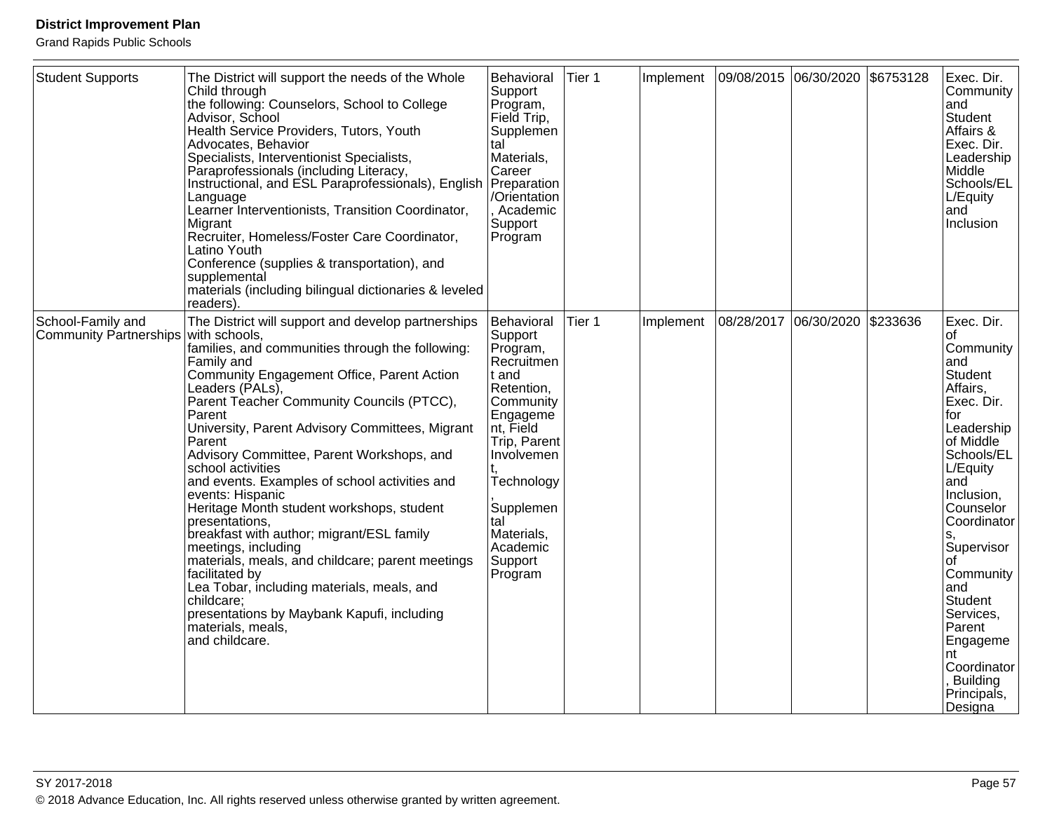| | | | | | | | | |
|---|---|---|---|---|---|---|---|---|
| Student Supports | The District will support the needs of the Whole Child through the following: Counselors, School to College Advisor, School Health Service Providers, Tutors, Youth Advocates, Behavior Specialists, Interventionist Specialists, Paraprofessionals (including Literacy, Instructional, and ESL Paraprofessionals), English Language Learner Interventionists, Transition Coordinator, Migrant Recruiter, Homeless/Foster Care Coordinator, Latino Youth Conference (supplies & transportation), and supplemental materials (including bilingual dictionaries & leveled readers). | Behavioral Support Program, Field Trip, Supplemental Materials, Career Preparation/Orientation, Academic Support Program | Tier 1 | Implement | 09/08/2015 | 06/30/2020 | $6753128 | Exec. Dir. Community and Student Affairs & Exec. Dir. Leadership Middle Schools/ELL/Equity and Inclusion |
| School-Family and Community Partnerships | The District will support and develop partnerships with schools, families, and communities through the following: Family and Community Engagement Office, Parent Action Leaders (PALs), Parent Teacher Community Councils (PTCC), Parent University, Parent Advisory Committees, Migrant Parent Advisory Committee, Parent Workshops, and school activities and events. Examples of school activities and events: Hispanic Heritage Month student workshops, student presentations, breakfast with author; migrant/ESL family meetings, including materials, meals, and childcare; parent meetings facilitated by Lea Tobar, including materials, meals, and childcare; presentations by Maybank Kapufi, including materials, meals, and childcare. | Behavioral Support Program, Recruitment and Retention, Community Engagement, Field Trip, Parent Involvement, Technology, Supplemental Materials, Academic Support Program | Tier 1 | Implement | 08/28/2017 | 06/30/2020 | $233636 | Exec. Dir. of Community and Student Affairs, Exec. Dir. for Leadership of Middle Schools/ELL/Equity and Inclusion, Counselor Coordinators, Supervisor of Community and Student Services, Parent Engagement Coordinator, Building Principals, Designa |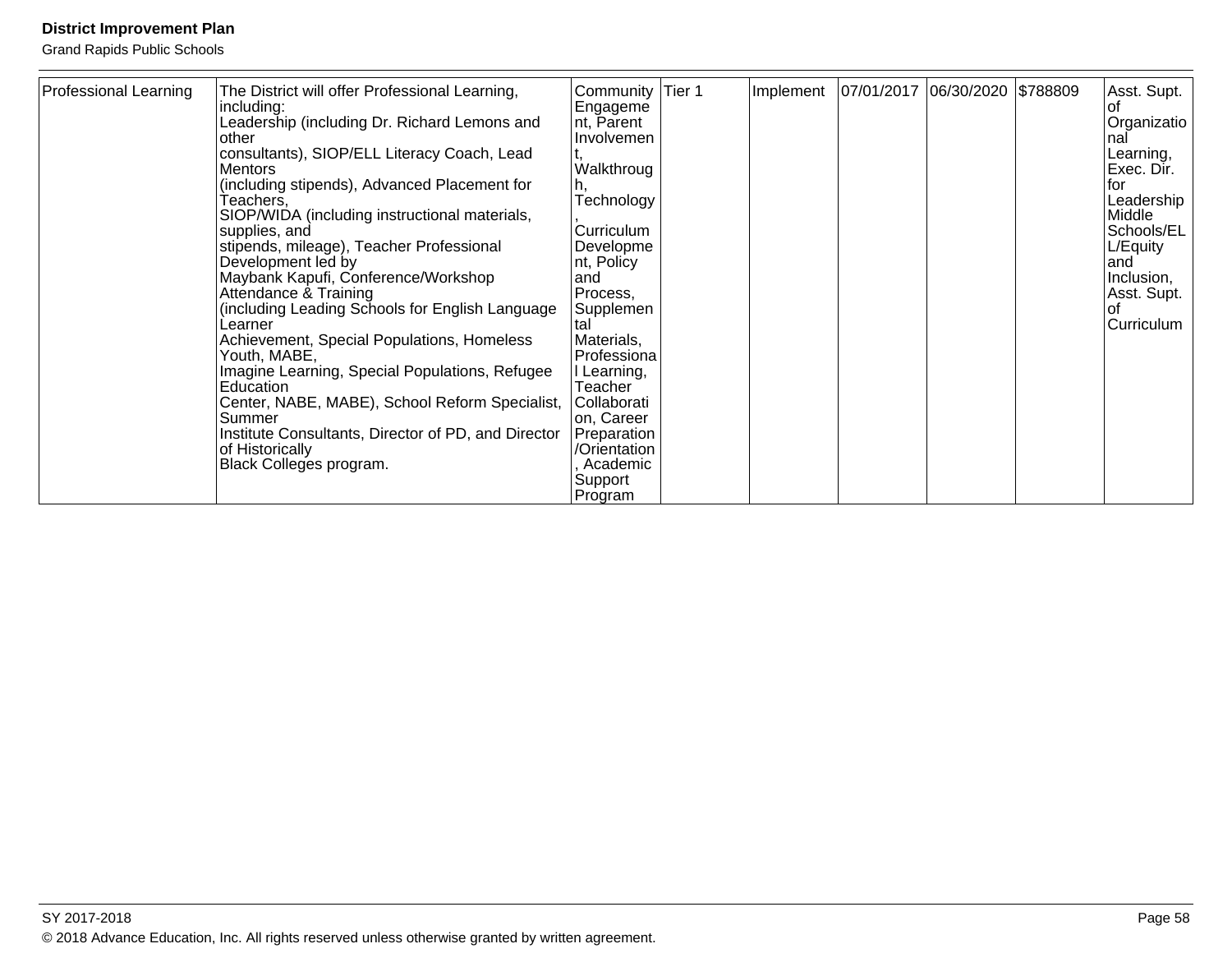| | | | | | | | | |
|---|---|---|---|---|---|---|---|---|
| Professional Learning | The District will offer Professional Learning, including: Leadership (including Dr. Richard Lemons and other consultants), SIOP/ELL Literacy Coach, Lead Mentors (including stipends), Advanced Placement for Teachers, SIOP/WIDA (including instructional materials, supplies, and stipends, mileage), Teacher Professional Development led by Maybank Kapufi, Conference/Workshop Attendance & Training (including Leading Schools for English Language Learner Achievement, Special Populations, Homeless Youth, MABE, Imagine Learning, Special Populations, Refugee Education Center, NABE, MABE), School Reform Specialist, Summer Institute Consultants, Director of PD, and Director of Historically Black Colleges program. | Community Engagement, Parent Involvement, Walkthrough, Technology, Curriculum Development, Policy and Process, Supplemental Materials, Professional Learning, Teacher Collaboration, Career Preparation/Orientation, Academic Support Program | Tier 1 | Implement | 07/01/2017 | 06/30/2020 | $788809 | Asst. Supt. of Organizational Learning, Exec. Dir. for Leadership Middle Schools/ELL/Equity and Inclusion, Asst. Supt. of Curriculum |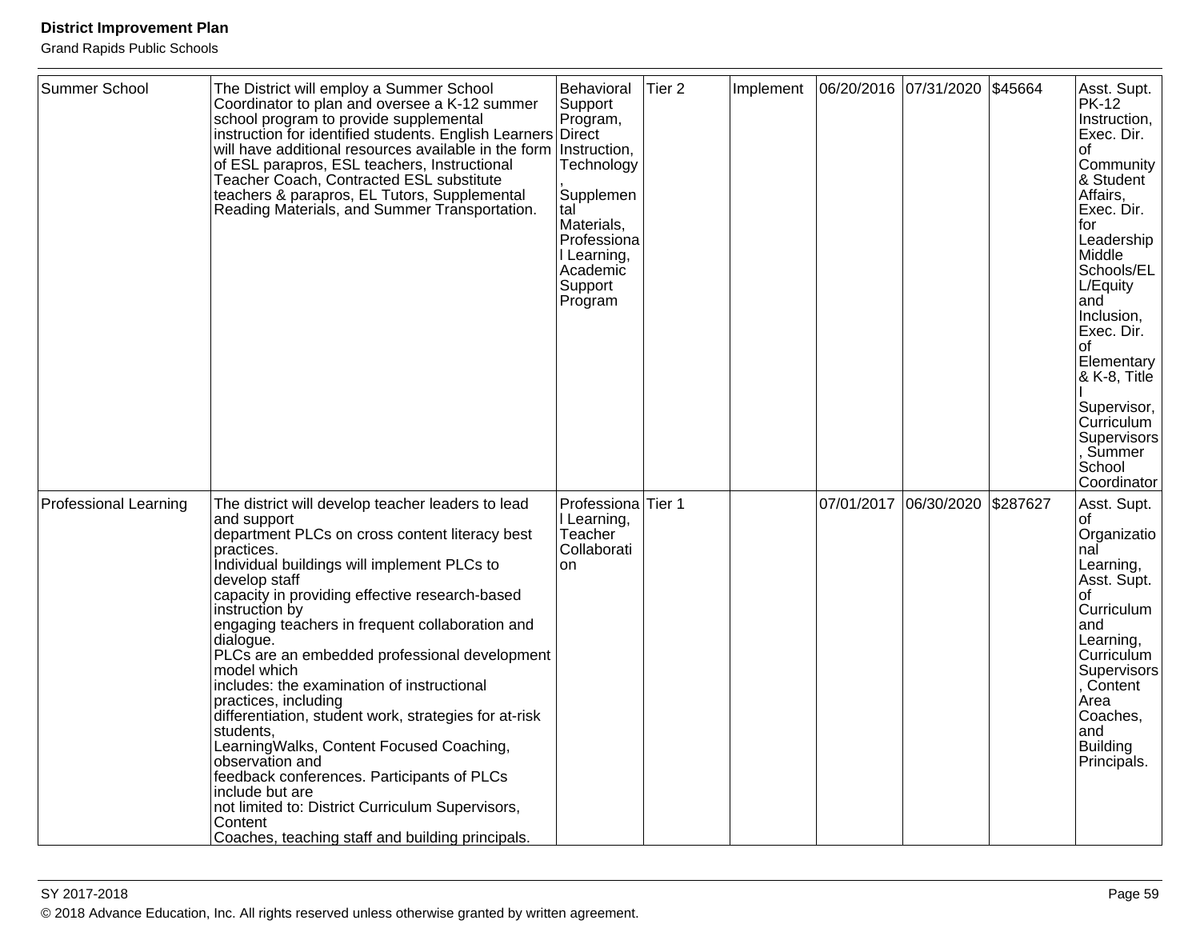| | | | | | | | | |
|---|---|---|---|---|---|---|---|---|
| Summer School | The District will employ a Summer School Coordinator to plan and oversee a K-12 summer school program to provide supplemental instruction for identified students. English Learners will have additional resources available in the form of ESL parapros, ESL teachers, Instructional Teacher Coach, Contracted ESL substitute teachers & parapros, EL Tutors, Supplemental Reading Materials, and Summer Transportation. | Behavioral Support Program, Direct Instruction, Technology, Supplemental Materials, Professional Learning, Academic Support Program | Tier 2 | Implement | 06/20/2016 | 07/31/2020 | $45664 | Asst. Supt. PK-12 Instruction, Exec. Dir. of Community & Student Affairs, Exec. Dir. for Leadership Middle Schools/ELL/Equity and Inclusion, Exec. Dir. of Elementary & K-8, Title I Supervisor, Curriculum Supervisors, Summer School Coordinator |
| Professional Learning | The district will develop teacher leaders to lead and support department PLCs on cross content literacy best practices. Individual buildings will implement PLCs to develop staff capacity in providing effective research-based instruction by engaging teachers in frequent collaboration and dialogue. PLCs are an embedded professional development model which includes: the examination of instructional practices, including differentiation, student work, strategies for at-risk students, LearningWalks, Content Focused Coaching, observation and feedback conferences. Participants of PLCs include but are not limited to: District Curriculum Supervisors, Content Coaches, teaching staff and building principals. | Professional Learning, Teacher Collaboration | Tier 1 | | 07/01/2017 | 06/30/2020 | $287627 | Asst. Supt. of Organizational Learning, Asst. Supt. of Curriculum and Learning, Curriculum Supervisors, Content Area Coaches, and Building Principals. |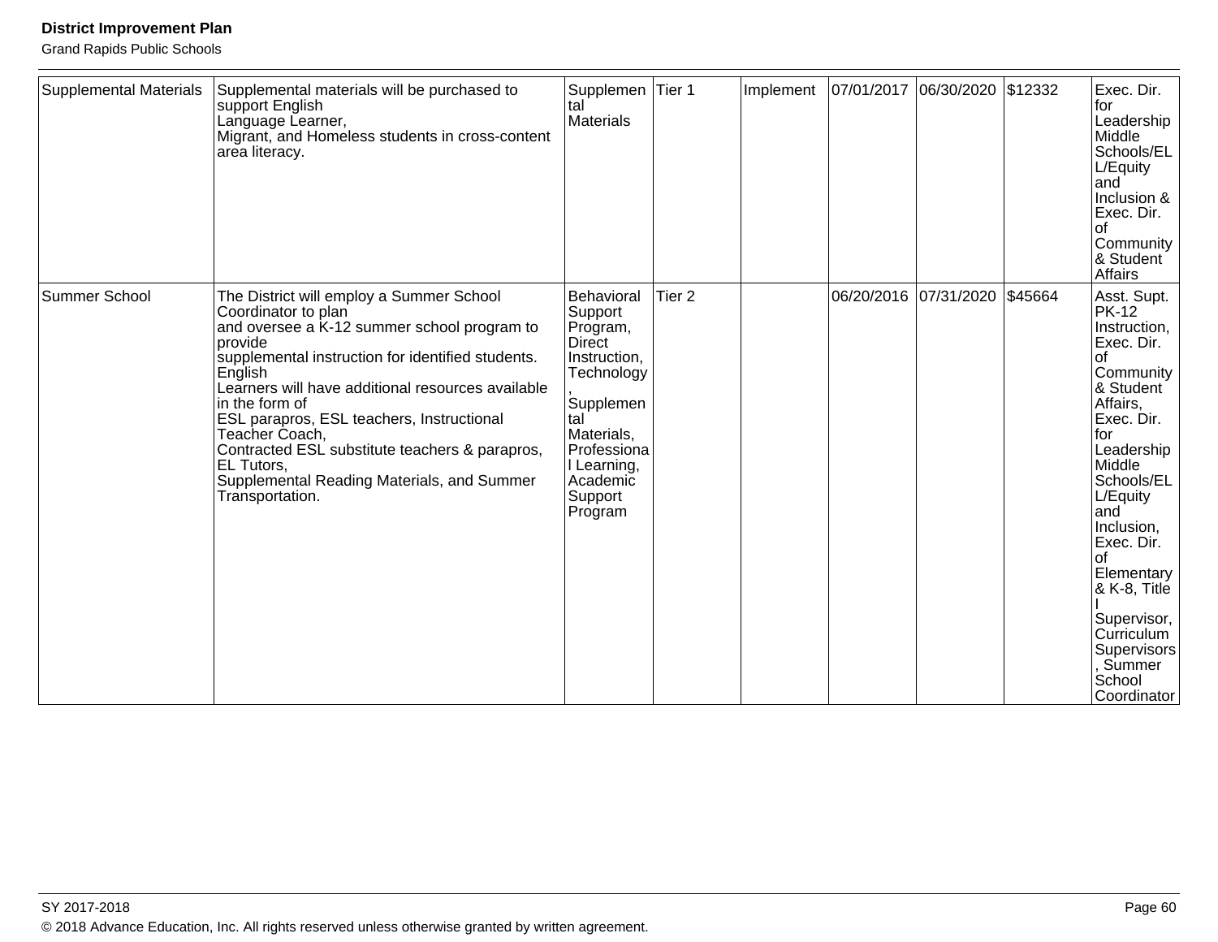| | | | | | | | | |
|---|---|---|---|---|---|---|---|---|
| Supplemental Materials | Supplemental materials will be purchased to support English Language Learner, Migrant, and Homeless students in cross-content area literacy. | Supplemental Materials | Tier 1 | Implement | 07/01/2017 | 06/30/2020 | $12332 | Exec. Dir. for Leadership Middle Schools/ELL/Equity and Inclusion & Exec. Dir. of Community & Student Affairs |
| Summer School | The District will employ a Summer School Coordinator to plan and oversee a K-12 summer school program to provide supplemental instruction for identified students. English Learners will have additional resources available in the form of ESL parapros, ESL teachers, Instructional Teacher Coach, Contracted ESL substitute teachers & parapros, EL Tutors, Supplemental Reading Materials, and Summer Transportation. | Behavioral Support Program, Direct Instruction, Technology, Supplemental Materials, Professional Learning, Academic Support Program | Tier 2 | | 06/20/2016 | 07/31/2020 | $45664 | Asst. Supt. PK-12 Instruction, Exec. Dir. of Community & Student Affairs, Exec. Dir. for Leadership Middle Schools/ELL/Equity and Inclusion, Exec. Dir. of Elementary & K-8, Title I Supervisor, Curriculum Supervisors, Summer School Coordinator |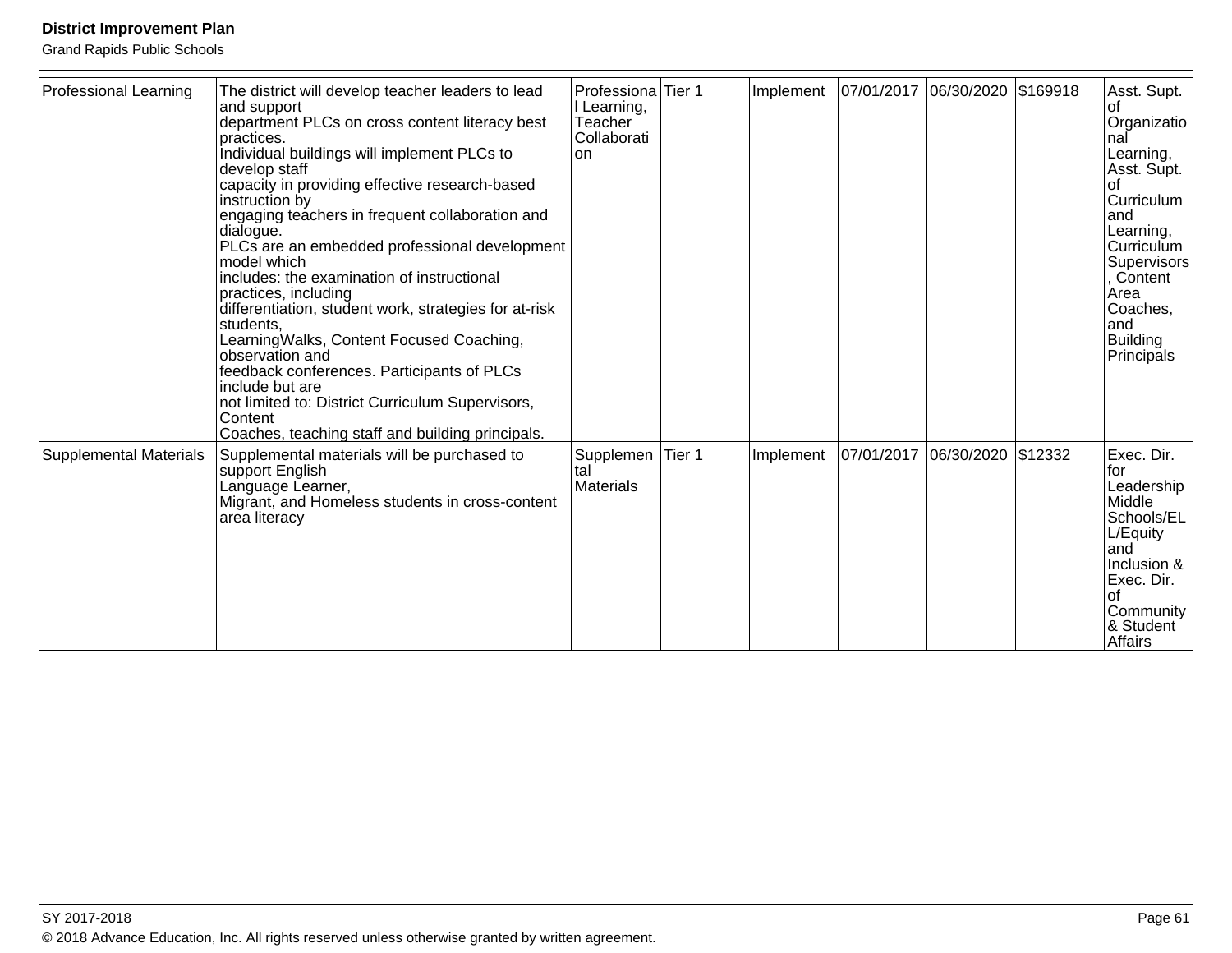| | | | | | | | | |
|---|---|---|---|---|---|---|---|---|
| Professional Learning | The district will develop teacher leaders to lead and support department PLCs on cross content literacy best practices. Individual buildings will implement PLCs to develop staff capacity in providing effective research-based instruction by engaging teachers in frequent collaboration and dialogue. PLCs are an embedded professional development model which includes: the examination of instructional practices, including differentiation, student work, strategies for at-risk students, LearningWalks, Content Focused Coaching, observation and feedback conferences. Participants of PLCs include but are not limited to: District Curriculum Supervisors, Content Coaches, teaching staff and building principals. | Professional Learning, Teacher Collaboration | Tier 1 | Implement | 07/01/2017 | 06/30/2020 | $169918 | Asst. Supt. of Organizational Learning, Asst. Supt. of Curriculum and Learning, Curriculum Supervisors, Content Area Coaches, and Building Principals |
| Supplemental Materials | Supplemental materials will be purchased to support English Language Learner, Migrant, and Homeless students in cross-content area literacy | Supplemental Materials | Tier 1 | Implement | 07/01/2017 | 06/30/2020 | $12332 | Exec. Dir. for Leadership Middle Schools/ELL/Equity and Inclusion & Exec. Dir. of Community & Student Affairs |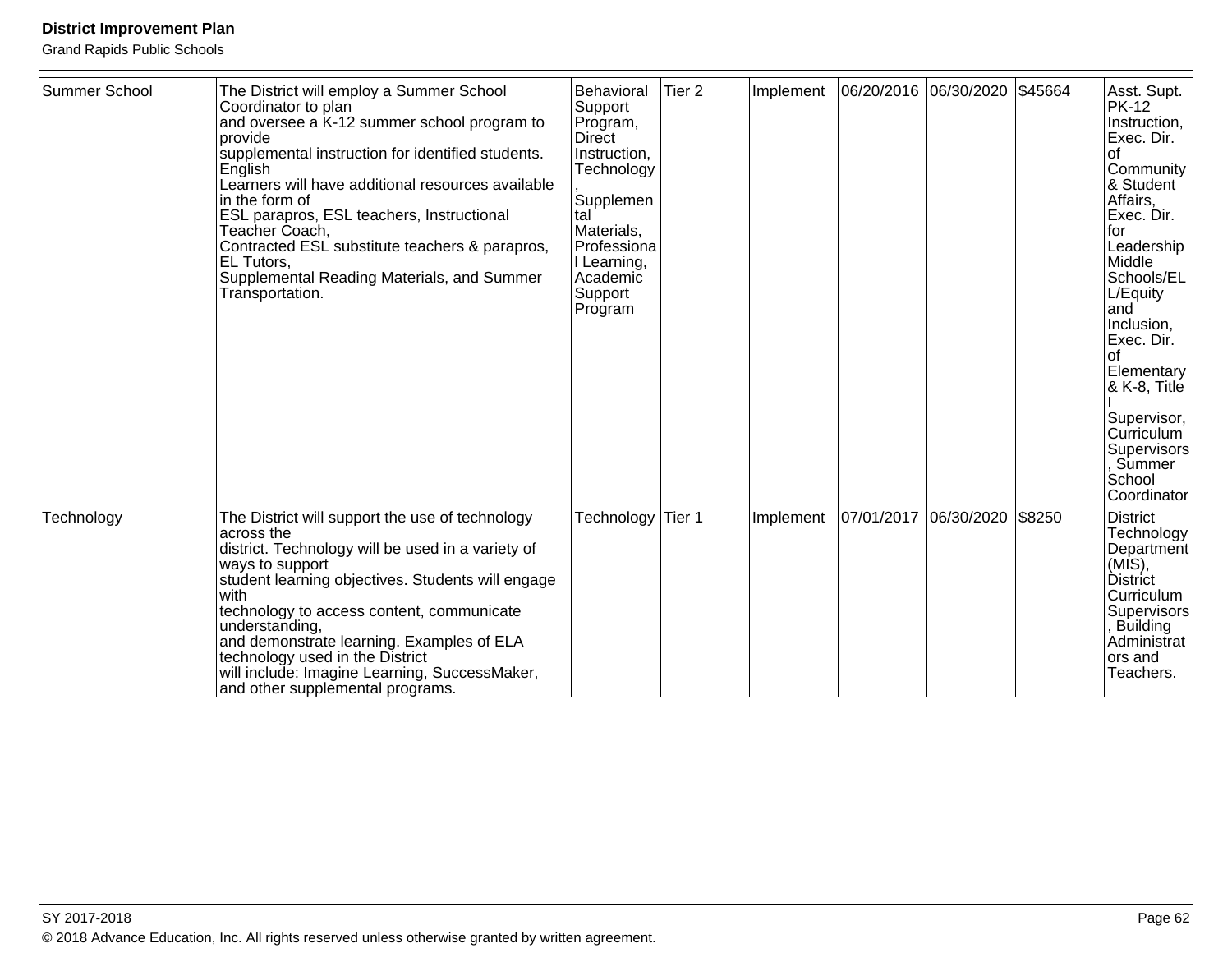| | | | | | | | | |
|---|---|---|---|---|---|---|---|---|
| Summer School | The District will employ a Summer School Coordinator to plan and oversee a K-12 summer school program to provide supplemental instruction for identified students. English Learners will have additional resources available in the form of ESL parapros, ESL teachers, Instructional Teacher Coach, Contracted ESL substitute teachers & parapros, EL Tutors, Supplemental Reading Materials, and Summer Transportation. | Behavioral Support Program, Direct Instruction, Technology, Supplemental Materials, Professional Learning, Academic Support Program | Tier 2 | Implement | 06/20/2016 | 06/30/2020 | $45664 | Asst. Supt. PK-12 Instruction, Exec. Dir. of Community & Student Affairs, Exec. Dir. for Leadership Middle Schools/ELL/Equity and Inclusion, Exec. Dir. of Elementary & K-8, Title I Supervisor, Curriculum Supervisors, Summer School Coordinator |
| Technology | The District will support the use of technology across the district. Technology will be used in a variety of ways to support student learning objectives. Students will engage with technology to access content, communicate understanding, and demonstrate learning. Examples of ELA technology used in the District will include: Imagine Learning, SuccessMaker, and other supplemental programs. | Technology | Tier 1 | Implement | 07/01/2017 | 06/30/2020 | $8250 | District Technology Department (MIS), District Curriculum Supervisors, Building Administrators and Teachers. |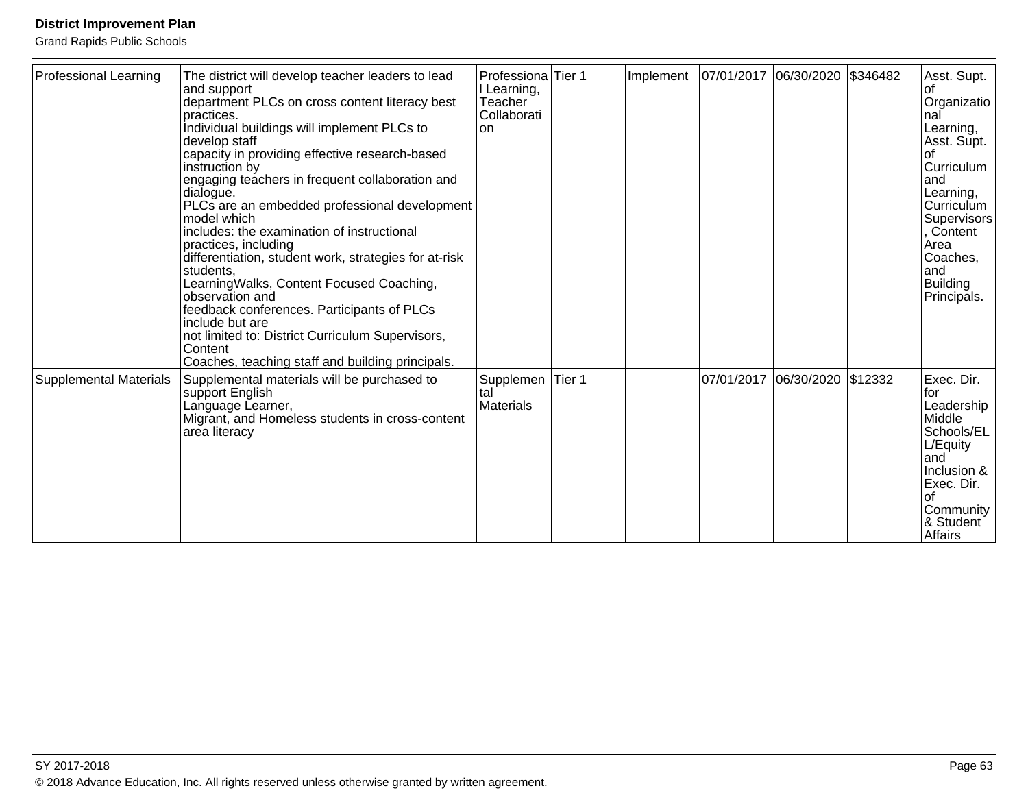| | | | | | | | | |
|---|---|---|---|---|---|---|---|---|
| Professional Learning | The district will develop teacher leaders to lead and support department PLCs on cross content literacy best practices. Individual buildings will implement PLCs to develop staff capacity in providing effective research-based instruction by engaging teachers in frequent collaboration and dialogue. PLCs are an embedded professional development model which includes: the examination of instructional practices, including differentiation, student work, strategies for at-risk students, LearningWalks, Content Focused Coaching, observation and feedback conferences. Participants of PLCs include but are not limited to: District Curriculum Supervisors, Content Coaches, teaching staff and building principals. | Professional Learning, Teacher Collaboration | Tier 1 | Implement | 07/01/2017 | 06/30/2020 | $346482 | Asst. Supt. of Organizational Learning, Asst. Supt. of Curriculum and Learning, Curriculum Supervisors, Content Area Coaches, and Building Principals. |
| Supplemental Materials | Supplemental materials will be purchased to support English Language Learner, Migrant, and Homeless students in cross-content area literacy | Supplemental Materials | Tier 1 | | 07/01/2017 | 06/30/2020 | $12332 | Exec. Dir. for Leadership Middle Schools/ELL/Equity and Inclusion & Exec. Dir. of Community & Student Affairs |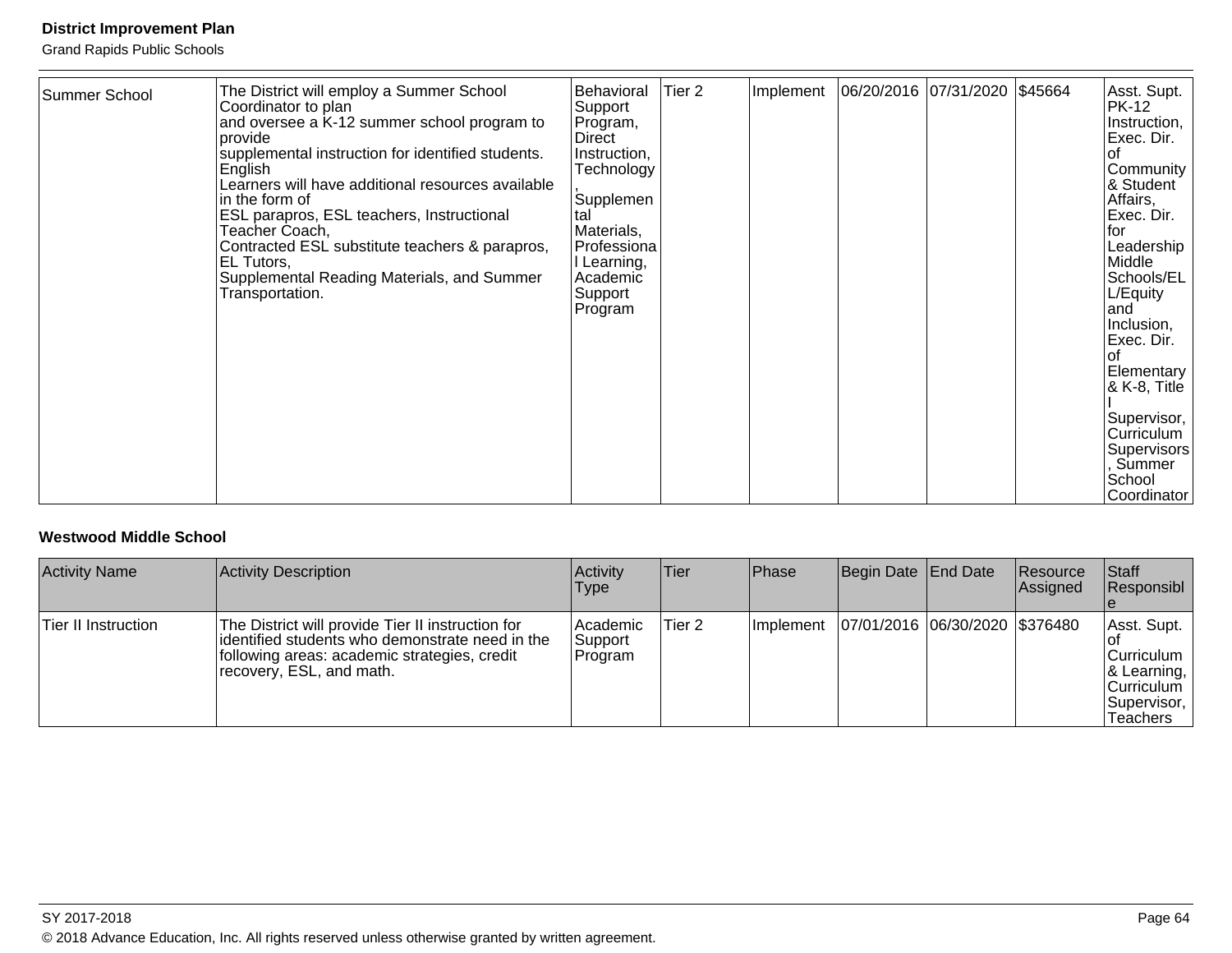| | | | | | | | | |
|---|---|---|---|---|---|---|---|---|
| Summer School | The District will employ a Summer School Coordinator to plan and oversee a K-12 summer school program to provide supplemental instruction for identified students. English Learners will have additional resources available in the form of ESL parapros, ESL teachers, Instructional Teacher Coach, Contracted ESL substitute teachers & parapros, EL Tutors, Supplemental Reading Materials, and Summer Transportation. | Behavioral Support Program, Direct Instruction, Technology, Supplemental Materials, Professional Learning, Academic Support Program | Tier 2 | Implement | 06/20/2016 | 07/31/2020 | $45664 | Asst. Supt. PK-12 Instruction, Exec. Dir. of Community & Student Affairs, Exec. Dir. for Leadership Middle Schools/ELL/Equity and Inclusion, Exec. Dir. of Elementary & K-8, Title I Supervisor, Curriculum Supervisors, Summer School Coordinator |

**Westwood Middle School**

| Activity Name | Activity Description | Activity Type | Tier | Phase | Begin Date | End Date | Resource Assigned | Staff Responsible |
|---|---|---|---|---|---|---|---|---|
| Tier II Instruction | The District will provide Tier II instruction for identified students who demonstrate need in the following areas: academic strategies, credit recovery, ESL, and math. | Academic Support Program | Tier 2 | Implement | 07/01/2016 | 06/30/2020 | $376480 | Asst. Supt. of Curriculum & Learning, Curriculum Supervisor, Teachers |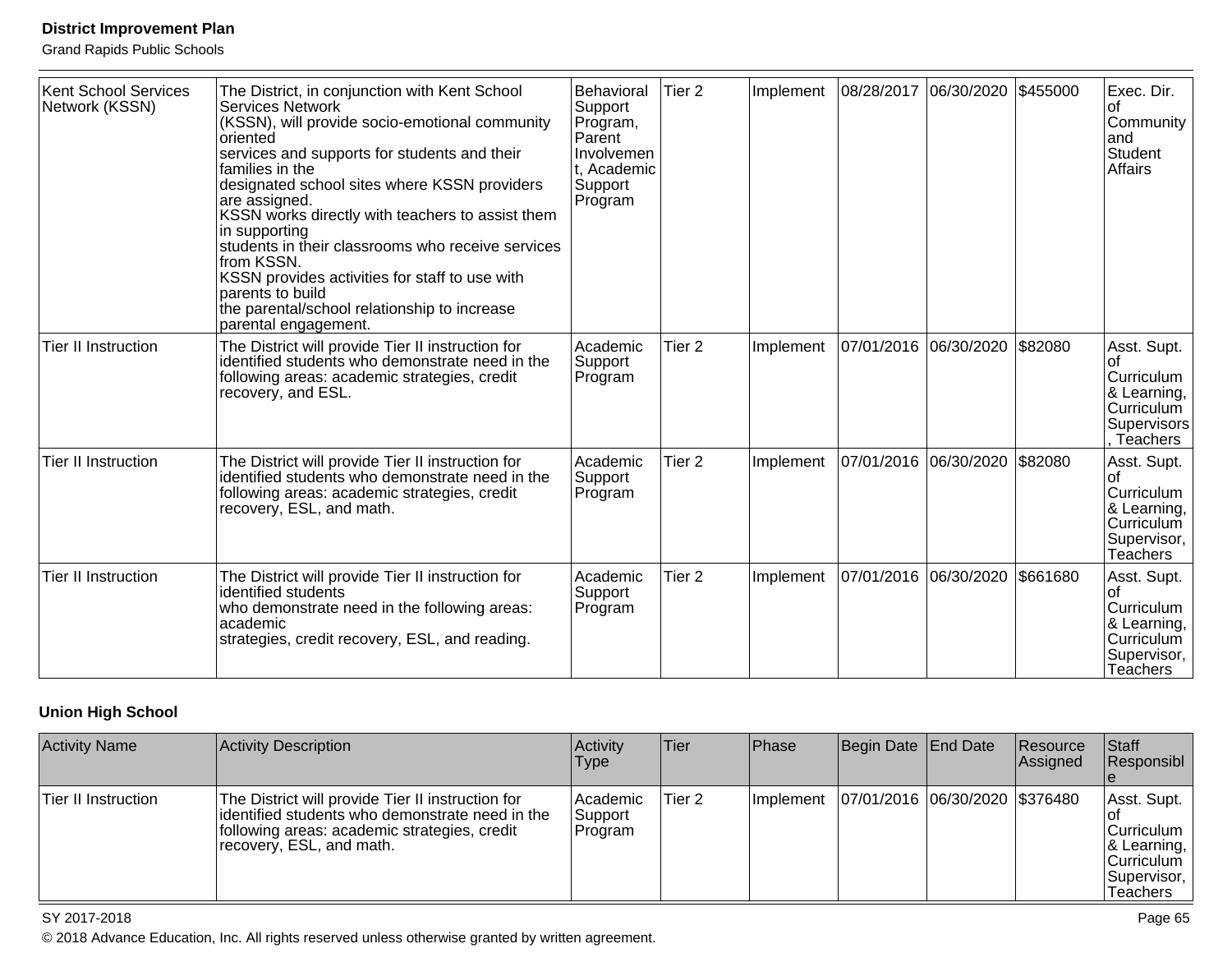| | | | | | | | | |
|---|---|---|---|---|---|---|---|---|
| Kent School Services Network (KSSN) | The District, in conjunction with Kent School Services Network (KSSN), will provide socio-emotional community oriented services and supports for students and their families in the designated school sites where KSSN providers are assigned. KSSN works directly with teachers to assist them in supporting students in their classrooms who receive services from KSSN. KSSN provides activities for staff to use with parents to build the parental/school relationship to increase parental engagement. | Behavioral Support Program, Parent Involvement, Academic Support Program | Tier 2 | Implement | 08/28/2017 | 06/30/2020 | $455000 | Exec. Dir. of Community and Student Affairs |
| Tier II Instruction | The District will provide Tier II instruction for identified students who demonstrate need in the following areas: academic strategies, credit recovery, and ESL. | Academic Support Program | Tier 2 | Implement | 07/01/2016 | 06/30/2020 | $82080 | Asst. Supt. of Curriculum & Learning, Curriculum Supervisors, Teachers |
| Tier II Instruction | The District will provide Tier II instruction for identified students who demonstrate need in the following areas: academic strategies, credit recovery, ESL, and math. | Academic Support Program | Tier 2 | Implement | 07/01/2016 | 06/30/2020 | $82080 | Asst. Supt. of Curriculum & Learning, Curriculum Supervisor, Teachers |
| Tier II Instruction | The District will provide Tier II instruction for identified students who demonstrate need in the following areas: academic strategies, credit recovery, ESL, and reading. | Academic Support Program | Tier 2 | Implement | 07/01/2016 | 06/30/2020 | $661680 | Asst. Supt. of Curriculum & Learning, Curriculum Supervisor, Teachers |

**Union High School**

| Activity Name | Activity Description | Activity Type | Tier | Phase | Begin Date | End Date | Resource Assigned | Staff Responsible |
|---|---|---|---|---|---|---|---|---|
| Tier II Instruction | The District will provide Tier II instruction for identified students who demonstrate need in the following areas: academic strategies, credit recovery, ESL, and math. | Academic Support Program | Tier 2 | Implement | 07/01/2016 | 06/30/2020 | $376480 | Asst. Supt. of Curriculum & Learning, Curriculum Supervisor, Teachers |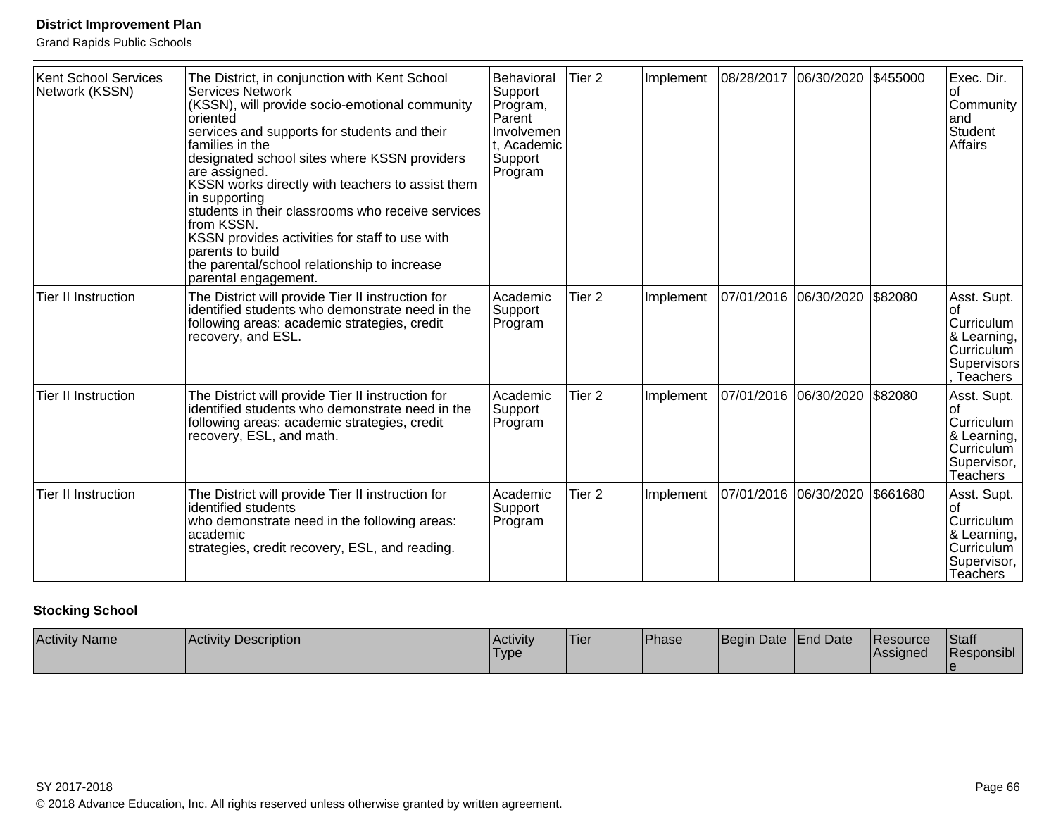| | | | | | | | | |
|---|---|---|---|---|---|---|---|---|
| Kent School Services Network (KSSN) | The District, in conjunction with Kent School Services Network (KSSN), will provide socio-emotional community oriented services and supports for students and their families in the designated school sites where KSSN providers are assigned. KSSN works directly with teachers to assist them in supporting students in their classrooms who receive services from KSSN. KSSN provides activities for staff to use with parents to build the parental/school relationship to increase parental engagement. | Behavioral Support Program, Parent Involvement, Academic Support Program | Tier 2 | Implement | 08/28/2017 | 06/30/2020 | $455000 | Exec. Dir. of Community and Student Affairs |
| Tier II Instruction | The District will provide Tier II instruction for identified students who demonstrate need in the following areas: academic strategies, credit recovery, and ESL. | Academic Support Program | Tier 2 | Implement | 07/01/2016 | 06/30/2020 | $82080 | Asst. Supt. of Curriculum & Learning, Curriculum Supervisors, Teachers |
| Tier II Instruction | The District will provide Tier II instruction for identified students who demonstrate need in the following areas: academic strategies, credit recovery, ESL, and math. | Academic Support Program | Tier 2 | Implement | 07/01/2016 | 06/30/2020 | $82080 | Asst. Supt. of Curriculum & Learning, Curriculum Supervisor, Teachers |
| Tier II Instruction | The District will provide Tier II instruction for identified students who demonstrate need in the following areas: academic strategies, credit recovery, ESL, and reading. | Academic Support Program | Tier 2 | Implement | 07/01/2016 | 06/30/2020 | $661680 | Asst. Supt. of Curriculum & Learning, Curriculum Supervisor, Teachers |

**Stocking School**

| Activity Name | Activity Description | Activity Type | Tier | Phase | Begin Date | End Date | Resource Assigned | Staff Responsible |
|---|---|---|---|---|---|---|---|---|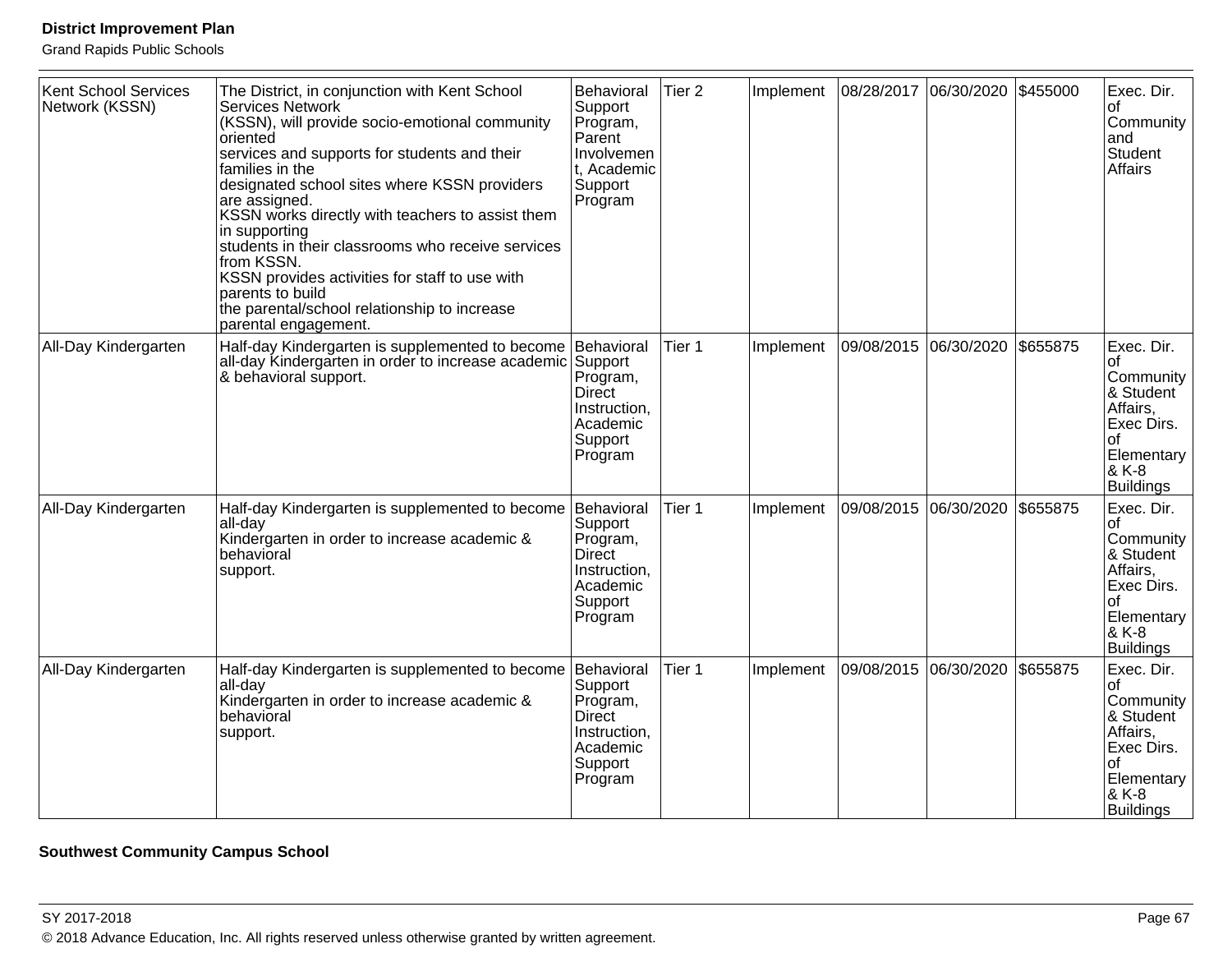| | | | | | | | | |
|---|---|---|---|---|---|---|---|---|
| Kent School Services Network (KSSN) | The District, in conjunction with Kent School Services Network (KSSN), will provide socio-emotional community oriented services and supports for students and their families in the designated school sites where KSSN providers are assigned. KSSN works directly with teachers to assist them in supporting students in their classrooms who receive services from KSSN. KSSN provides activities for staff to use with parents to build the parental/school relationship to increase parental engagement. | Behavioral Support Program, Parent Involvement, Academic Support Program | Tier 2 | Implement | 08/28/2017 | 06/30/2020 | $455000 | Exec. Dir. of Community and Student Affairs |
| All-Day Kindergarten | Half-day Kindergarten is supplemented to become all-day Kindergarten in order to increase academic & behavioral support. | Behavioral Support Program, Direct Instruction, Academic Support Program | Tier 1 | Implement | 09/08/2015 | 06/30/2020 | $655875 | Exec. Dir. of Community & Student Affairs, Exec Dirs. of Elementary & K-8 Buildings |
| All-Day Kindergarten | Half-day Kindergarten is supplemented to become all-day Kindergarten in order to increase academic & behavioral support. | Behavioral Support Program, Direct Instruction, Academic Support Program | Tier 1 | Implement | 09/08/2015 | 06/30/2020 | $655875 | Exec. Dir. of Community & Student Affairs, Exec Dirs. of Elementary & K-8 Buildings |
| All-Day Kindergarten | Half-day Kindergarten is supplemented to become all-day Kindergarten in order to increase academic & behavioral support. | Behavioral Support Program, Direct Instruction, Academic Support Program | Tier 1 | Implement | 09/08/2015 | 06/30/2020 | $655875 | Exec. Dir. of Community & Student Affairs, Exec Dirs. of Elementary & K-8 Buildings |

**Southwest Community Campus School**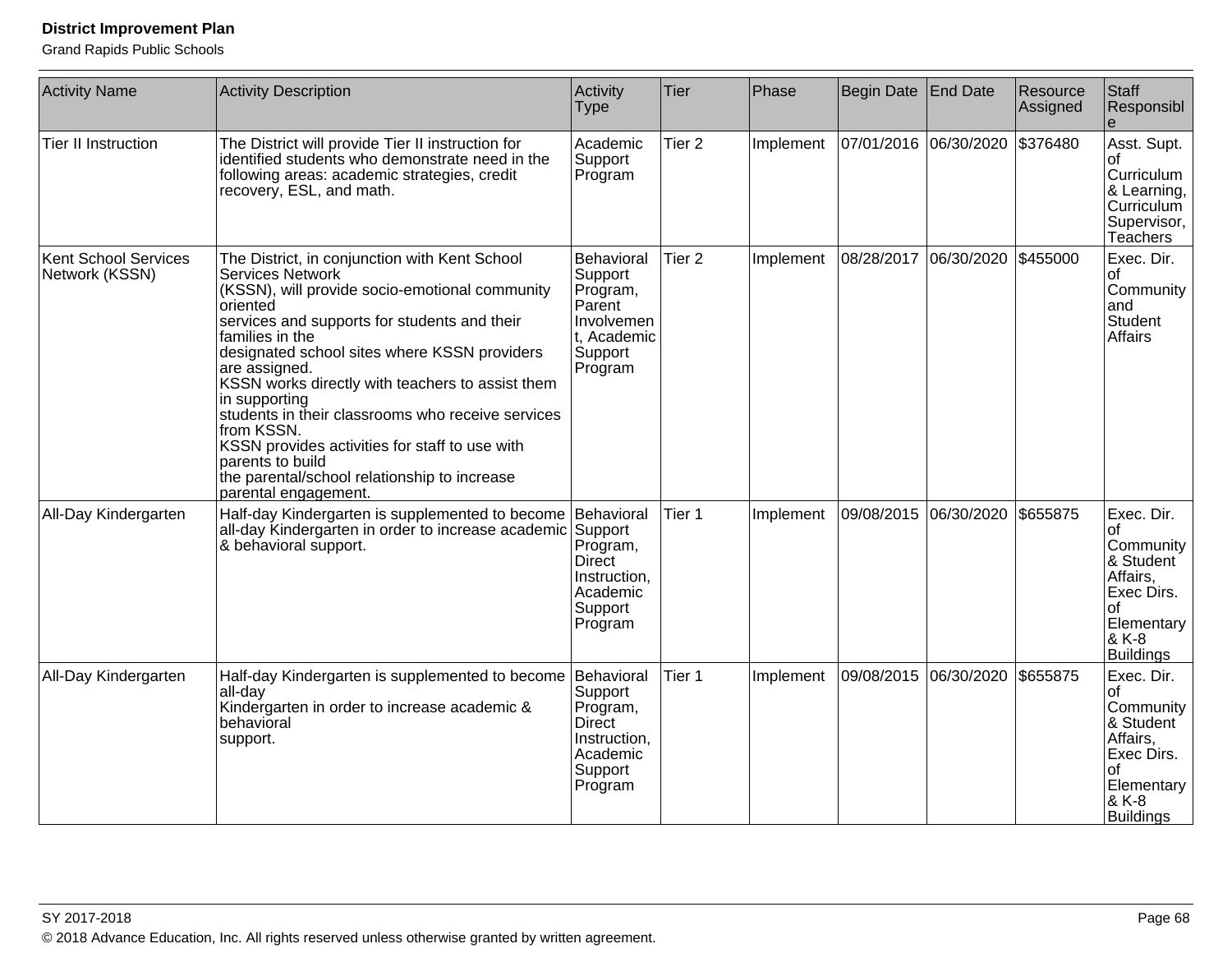| Activity Name | Activity Description | Activity Type | Tier | Phase | Begin Date | End Date | Resource Assigned | Staff Responsible |
|---|---|---|---|---|---|---|---|---|
| Tier II Instruction | The District will provide Tier II instruction for identified students who demonstrate need in the following areas: academic strategies, credit recovery, ESL, and math. | Academic Support Program | Tier 2 | Implement | 07/01/2016 | 06/30/2020 | $376480 | Asst. Supt. of Curriculum & Learning, Curriculum Supervisor, Teachers |
| Kent School Services Network (KSSN) | The District, in conjunction with Kent School Services Network (KSSN), will provide socio-emotional community oriented services and supports for students and their families in the designated school sites where KSSN providers are assigned. KSSN works directly with teachers to assist them in supporting students in their classrooms who receive services from KSSN. KSSN provides activities for staff to use with parents to build the parental/school relationship to increase parental engagement. | Behavioral Support Program, Parent Involvement, Academic Support Program | Tier 2 | Implement | 08/28/2017 | 06/30/2020 | $455000 | Exec. Dir. of Community and Student Affairs |
| All-Day Kindergarten | Half-day Kindergarten is supplemented to become all-day Kindergarten in order to increase academic & behavioral support. | Behavioral Support Program, Direct Instruction, Academic Support Program | Tier 1 | Implement | 09/08/2015 | 06/30/2020 | $655875 | Exec. Dir. of Community & Student Affairs, Exec Dirs. of Elementary & K-8 Buildings |
| All-Day Kindergarten | Half-day Kindergarten is supplemented to become all-day Kindergarten in order to increase academic & behavioral support. | Behavioral Support Program, Direct Instruction, Academic Support Program | Tier 1 | Implement | 09/08/2015 | 06/30/2020 | $655875 | Exec. Dir. of Community & Student Affairs, Exec Dirs. of Elementary & K-8 Buildings |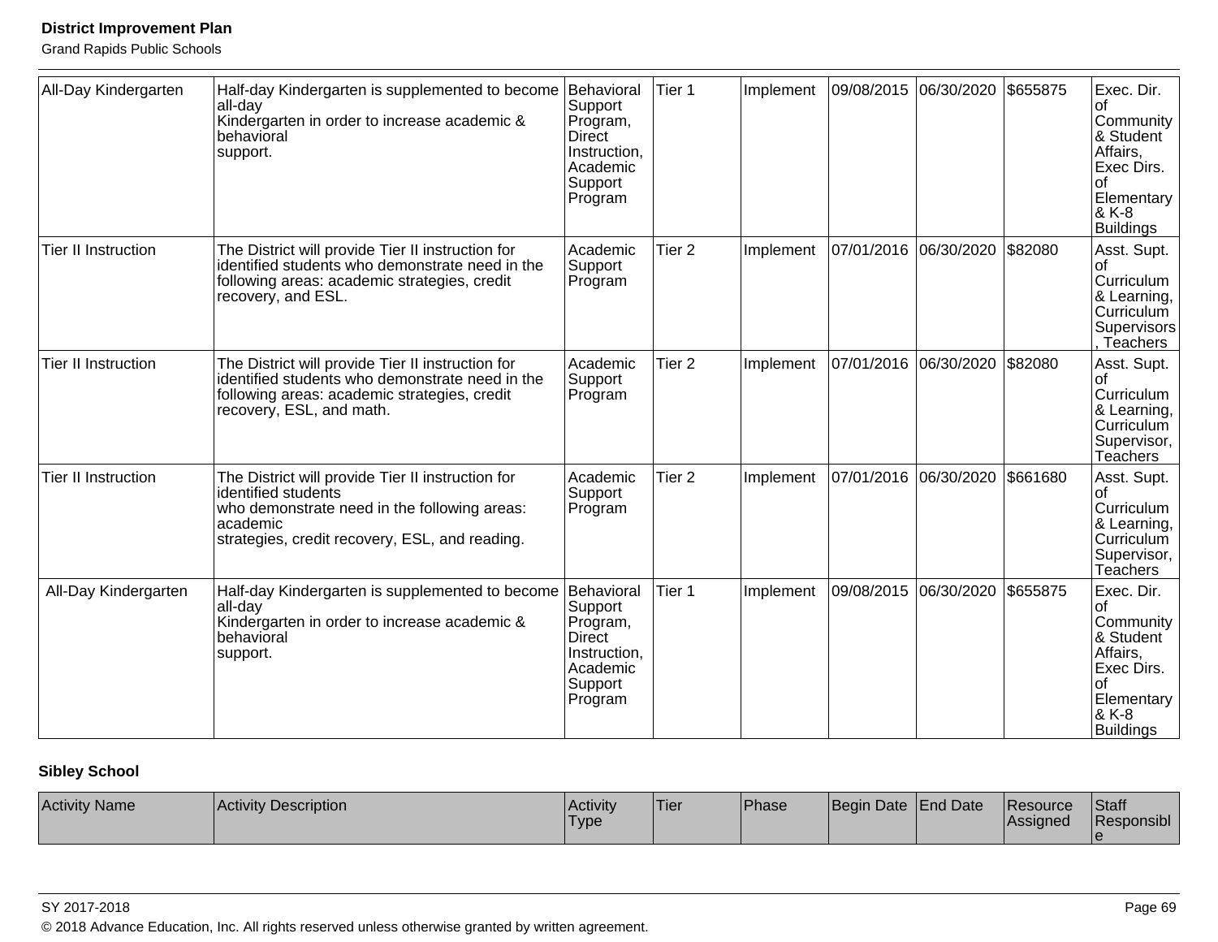| | | | | | | | | |
|---|---|---|---|---|---|---|---|---|
| All-Day Kindergarten | Half-day Kindergarten is supplemented to become all-day Kindergarten in order to increase academic & behavioral support. | Behavioral Support Program, Direct Instruction, Academic Support Program | Tier 1 | Implement | 09/08/2015 | 06/30/2020 | $655875 | Exec. Dir. of Community & Student Affairs, Exec Dirs. of Elementary & K-8 Buildings |
| Tier II Instruction | The District will provide Tier II instruction for identified students who demonstrate need in the following areas: academic strategies, credit recovery, and ESL. | Academic Support Program | Tier 2 | Implement | 07/01/2016 | 06/30/2020 | $82080 | Asst. Supt. of Curriculum & Learning, Curriculum Supervisors, Teachers |
| Tier II Instruction | The District will provide Tier II instruction for identified students who demonstrate need in the following areas: academic strategies, credit recovery, ESL, and math. | Academic Support Program | Tier 2 | Implement | 07/01/2016 | 06/30/2020 | $82080 | Asst. Supt. of Curriculum & Learning, Curriculum Supervisor, Teachers |
| Tier II Instruction | The District will provide Tier II instruction for identified students who demonstrate need in the following areas: academic strategies, credit recovery, ESL, and reading. | Academic Support Program | Tier 2 | Implement | 07/01/2016 | 06/30/2020 | $661680 | Asst. Supt. of Curriculum & Learning, Curriculum Supervisor, Teachers |
| All-Day Kindergarten | Half-day Kindergarten is supplemented to become all-day Kindergarten in order to increase academic & behavioral support. | Behavioral Support Program, Direct Instruction, Academic Support Program | Tier 1 | Implement | 09/08/2015 | 06/30/2020 | $655875 | Exec. Dir. of Community & Student Affairs, Exec Dirs. of Elementary & K-8 Buildings |

**Sibley School**

| Activity Name | Activity Description | Activity Type | Tier | Phase | Begin Date | End Date | Resource Assigned | Staff Responsible |
|---|---|---|---|---|---|---|---|---|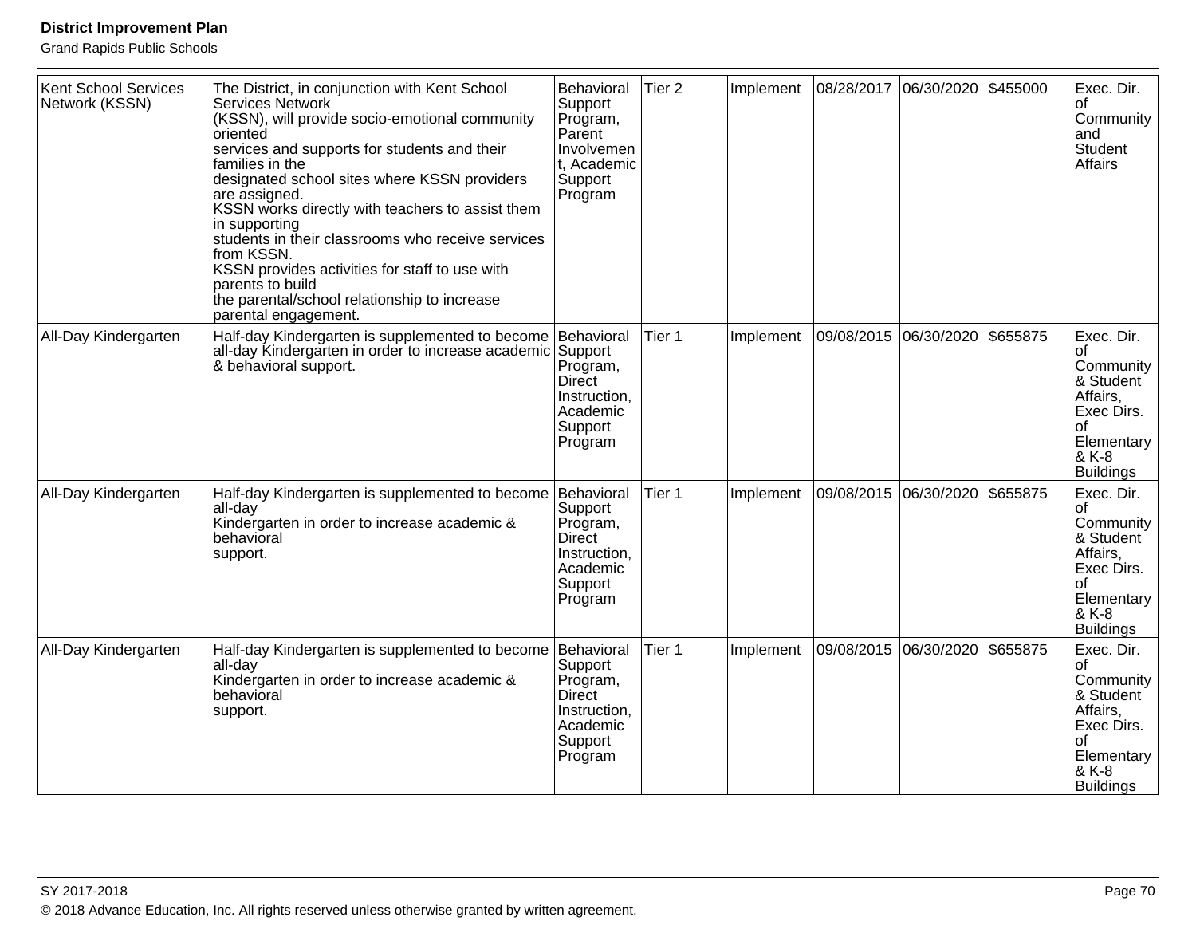| | | | | | | | | |
|---|---|---|---|---|---|---|---|---|
| Kent School Services Network (KSSN) | The District, in conjunction with Kent School Services Network (KSSN), will provide socio-emotional community oriented services and supports for students and their families in the designated school sites where KSSN providers are assigned. KSSN works directly with teachers to assist them in supporting students in their classrooms who receive services from KSSN. KSSN provides activities for staff to use with parents to build the parental/school relationship to increase parental engagement. | Behavioral Support Program, Parent Involvement, Academic Support Program | Tier 2 | Implement | 08/28/2017 | 06/30/2020 | $455000 | Exec. Dir. of Community and Student Affairs |
| All-Day Kindergarten | Half-day Kindergarten is supplemented to become all-day Kindergarten in order to increase academic & behavioral support. | Behavioral Support Program, Direct Instruction, Academic Support Program | Tier 1 | Implement | 09/08/2015 | 06/30/2020 | $655875 | Exec. Dir. of Community & Student Affairs, Exec Dirs. of Elementary & K-8 Buildings |
| All-Day Kindergarten | Half-day Kindergarten is supplemented to become all-day Kindergarten in order to increase academic & behavioral support. | Behavioral Support Program, Direct Instruction, Academic Support Program | Tier 1 | Implement | 09/08/2015 | 06/30/2020 | $655875 | Exec. Dir. of Community & Student Affairs, Exec Dirs. of Elementary & K-8 Buildings |
| All-Day Kindergarten | Half-day Kindergarten is supplemented to become all-day Kindergarten in order to increase academic & behavioral support. | Behavioral Support Program, Direct Instruction, Academic Support Program | Tier 1 | Implement | 09/08/2015 | 06/30/2020 | $655875 | Exec. Dir. of Community & Student Affairs, Exec Dirs. of Elementary & K-8 Buildings |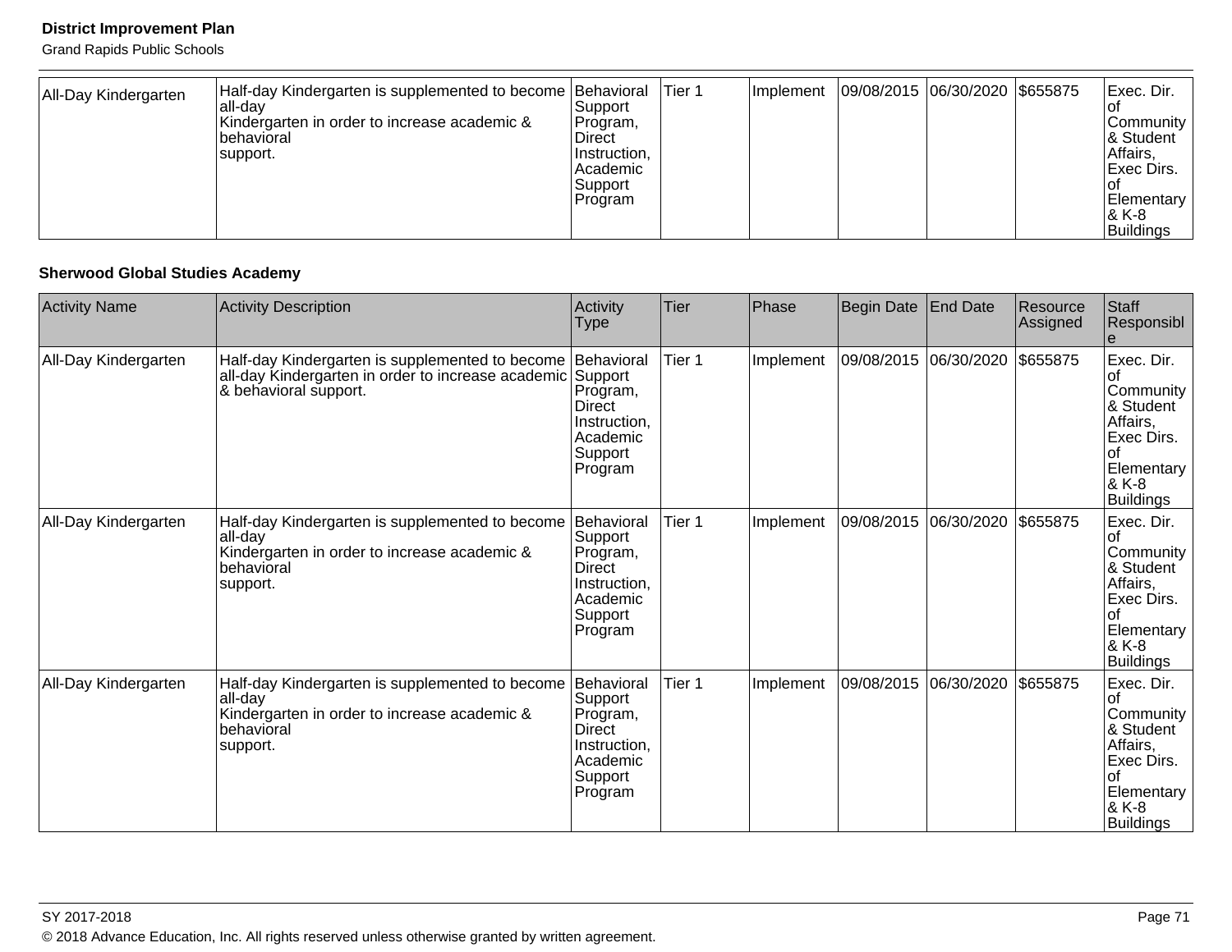| | | | | | | | | |
|---|---|---|---|---|---|---|---|---|
| All-Day Kindergarten | Half-day Kindergarten is supplemented to become all-day Kindergarten in order to increase academic & behavioral support. | Behavioral Support Program, Direct Instruction, Academic Support Program | Tier 1 | Implement | 09/08/2015 | 06/30/2020 | $655875 | Exec. Dir. of Community & Student Affairs, Exec Dirs. of Elementary & K-8 Buildings |

**Sherwood Global Studies Academy**

| Activity Name | Activity Description | Activity Type | Tier | Phase | Begin Date | End Date | Resource Assigned | Staff Responsible |
|---|---|---|---|---|---|---|---|---|
| All-Day Kindergarten | Half-day Kindergarten is supplemented to become all-day Kindergarten in order to increase academic & behavioral support. | Behavioral Support Program, Direct Instruction, Academic Support Program | Tier 1 | Implement | 09/08/2015 | 06/30/2020 | $655875 | Exec. Dir. of Community & Student Affairs, Exec Dirs. of Elementary & K-8 Buildings |
| All-Day Kindergarten | Half-day Kindergarten is supplemented to become all-day Kindergarten in order to increase academic & behavioral support. | Behavioral Support Program, Direct Instruction, Academic Support Program | Tier 1 | Implement | 09/08/2015 | 06/30/2020 | $655875 | Exec. Dir. of Community & Student Affairs, Exec Dirs. of Elementary & K-8 Buildings |
| All-Day Kindergarten | Half-day Kindergarten is supplemented to become all-day Kindergarten in order to increase academic & behavioral support. | Behavioral Support Program, Direct Instruction, Academic Support Program | Tier 1 | Implement | 09/08/2015 | 06/30/2020 | $655875 | Exec. Dir. of Community & Student Affairs, Exec Dirs. of Elementary & K-8 Buildings |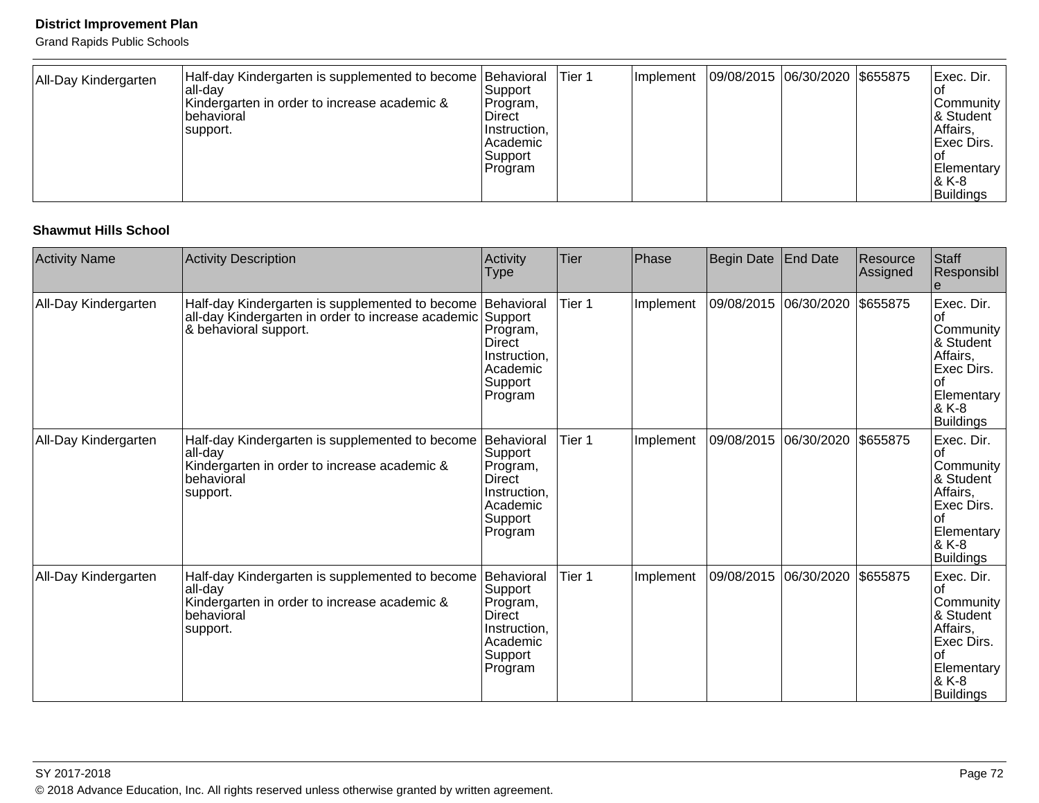| | | | | | | | | |
|---|---|---|---|---|---|---|---|---|
| All-Day Kindergarten | Half-day Kindergarten is supplemented to become all-day Kindergarten in order to increase academic & behavioral support. | Behavioral Support Program, Direct Instruction, Academic Support Program | Tier 1 | Implement | 09/08/2015 | 06/30/2020 | $655875 | Exec. Dir. of Community & Student Affairs, Exec Dirs. of Elementary & K-8 Buildings |

**Shawmut Hills School**

| Activity Name | Activity Description | Activity Type | Tier | Phase | Begin Date | End Date | Resource Assigned | Staff Responsible |
|---|---|---|---|---|---|---|---|---|
| All-Day Kindergarten | Half-day Kindergarten is supplemented to become all-day Kindergarten in order to increase academic & behavioral support. | Behavioral Support Program, Direct Instruction, Academic Support Program | Tier 1 | Implement | 09/08/2015 | 06/30/2020 | $655875 | Exec. Dir. of Community & Student Affairs, Exec Dirs. of Elementary & K-8 Buildings |
| All-Day Kindergarten | Half-day Kindergarten is supplemented to become all-day Kindergarten in order to increase academic & behavioral support. | Behavioral Support Program, Direct Instruction, Academic Support Program | Tier 1 | Implement | 09/08/2015 | 06/30/2020 | $655875 | Exec. Dir. of Community & Student Affairs, Exec Dirs. of Elementary & K-8 Buildings |
| All-Day Kindergarten | Half-day Kindergarten is supplemented to become all-day Kindergarten in order to increase academic & behavioral support. | Behavioral Support Program, Direct Instruction, Academic Support Program | Tier 1 | Implement | 09/08/2015 | 06/30/2020 | $655875 | Exec. Dir. of Community & Student Affairs, Exec Dirs. of Elementary & K-8 Buildings |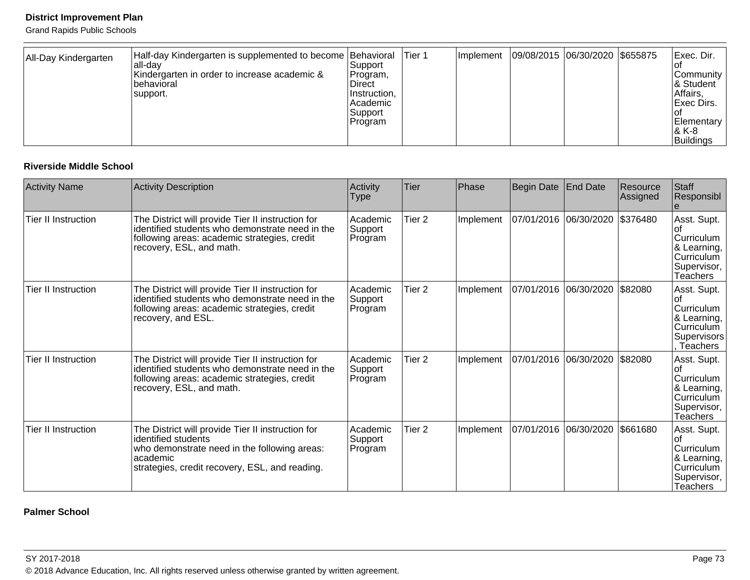| | | | | | | | | |
|---|---|---|---|---|---|---|---|---|
| All-Day Kindergarten | Half-day Kindergarten is supplemented to become all-day Kindergarten in order to increase academic & behavioral support. | Behavioral Support Program, Direct Instruction, Academic Support Program | Tier 1 | Implement | 09/08/2015 | 06/30/2020 | $655875 | Exec. Dir. of Community & Student Affairs, Exec Dirs. of Elementary & K-8 Buildings |

### Riverside Middle School

| Activity Name | Activity Description | Activity Type | Tier | Phase | Begin Date | End Date | Resource Assigned | Staff Responsible |
|---|---|---|---|---|---|---|---|---|
| Tier II Instruction | The District will provide Tier II instruction for identified students who demonstrate need in the following areas: academic strategies, credit recovery, ESL, and math. | Academic Support Program | Tier 2 | Implement | 07/01/2016 | 06/30/2020 | $376480 | Asst. Supt. of Curriculum & Learning, Curriculum Supervisor, Teachers |
| Tier II Instruction | The District will provide Tier II instruction for identified students who demonstrate need in the following areas: academic strategies, credit recovery, and ESL. | Academic Support Program | Tier 2 | Implement | 07/01/2016 | 06/30/2020 | $82080 | Asst. Supt. of Curriculum & Learning, Curriculum Supervisors, Teachers |
| Tier II Instruction | The District will provide Tier II instruction for identified students who demonstrate need in the following areas: academic strategies, credit recovery, ESL, and math. | Academic Support Program | Tier 2 | Implement | 07/01/2016 | 06/30/2020 | $82080 | Asst. Supt. of Curriculum & Learning, Curriculum Supervisor, Teachers |
| Tier II Instruction | The District will provide Tier II instruction for identified students who demonstrate need in the following areas: academic strategies, credit recovery, ESL, and reading. | Academic Support Program | Tier 2 | Implement | 07/01/2016 | 06/30/2020 | $661680 | Asst. Supt. of Curriculum & Learning, Curriculum Supervisor, Teachers |

### Palmer School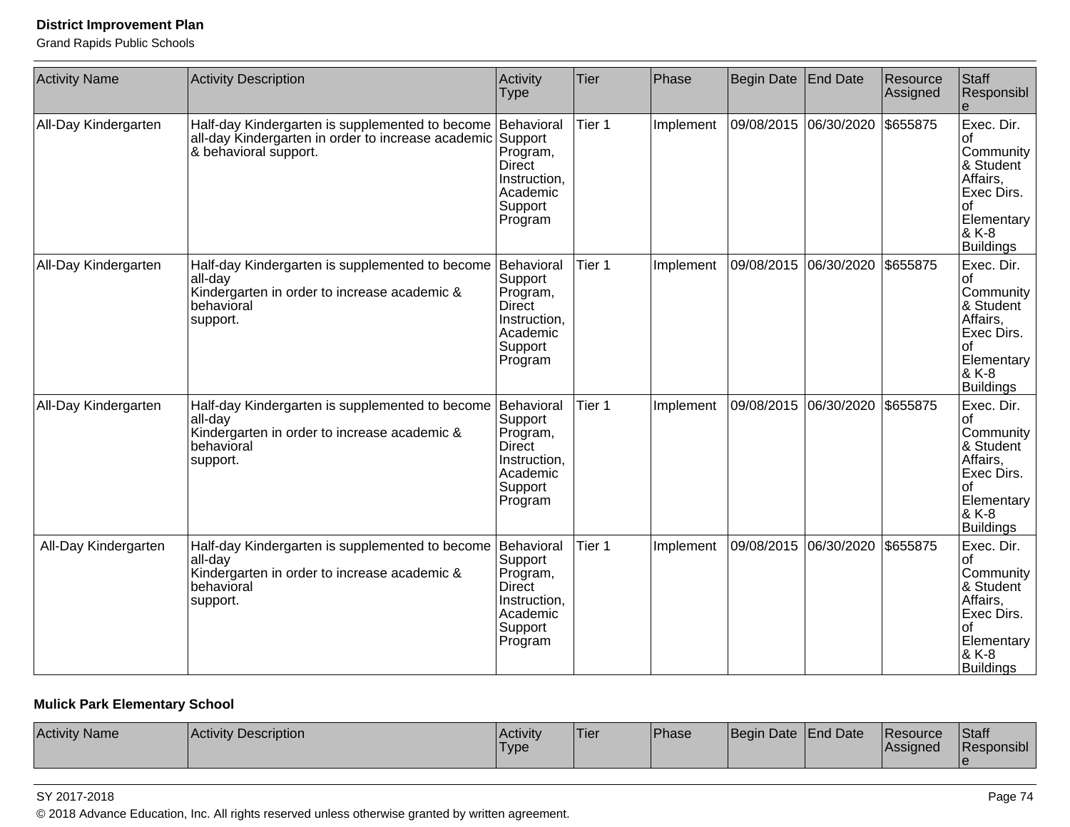| Activity Name | Activity Description | Activity Type | Tier | Phase | Begin Date | End Date | Resource Assigned | Staff Responsible |
|---|---|---|---|---|---|---|---|---|
| All-Day Kindergarten | Half-day Kindergarten is supplemented to become all-day Kindergarten in order to increase academic & behavioral support. | Behavioral Support Program, Direct Instruction, Academic Support Program | Tier 1 | Implement | 09/08/2015 | 06/30/2020 | $655875 | Exec. Dir. of Community & Student Affairs, Exec Dirs. of Elementary & K-8 Buildings |
| All-Day Kindergarten | Half-day Kindergarten is supplemented to become all-day Kindergarten in order to increase academic & behavioral support. | Behavioral Support Program, Direct Instruction, Academic Support Program | Tier 1 | Implement | 09/08/2015 | 06/30/2020 | $655875 | Exec. Dir. of Community & Student Affairs, Exec Dirs. of Elementary & K-8 Buildings |
| All-Day Kindergarten | Half-day Kindergarten is supplemented to become all-day Kindergarten in order to increase academic & behavioral support. | Behavioral Support Program, Direct Instruction, Academic Support Program | Tier 1 | Implement | 09/08/2015 | 06/30/2020 | $655875 | Exec. Dir. of Community & Student Affairs, Exec Dirs. of Elementary & K-8 Buildings |
| All-Day Kindergarten | Half-day Kindergarten is supplemented to become all-day Kindergarten in order to increase academic & behavioral support. | Behavioral Support Program, Direct Instruction, Academic Support Program | Tier 1 | Implement | 09/08/2015 | 06/30/2020 | $655875 | Exec. Dir. of Community & Student Affairs, Exec Dirs. of Elementary & K-8 Buildings |

**Mulick Park Elementary School**

| Activity Name | Activity Description | Activity Type | Tier | Phase | Begin Date | End Date | Resource Assigned | Staff Responsible |
|---|---|---|---|---|---|---|---|---|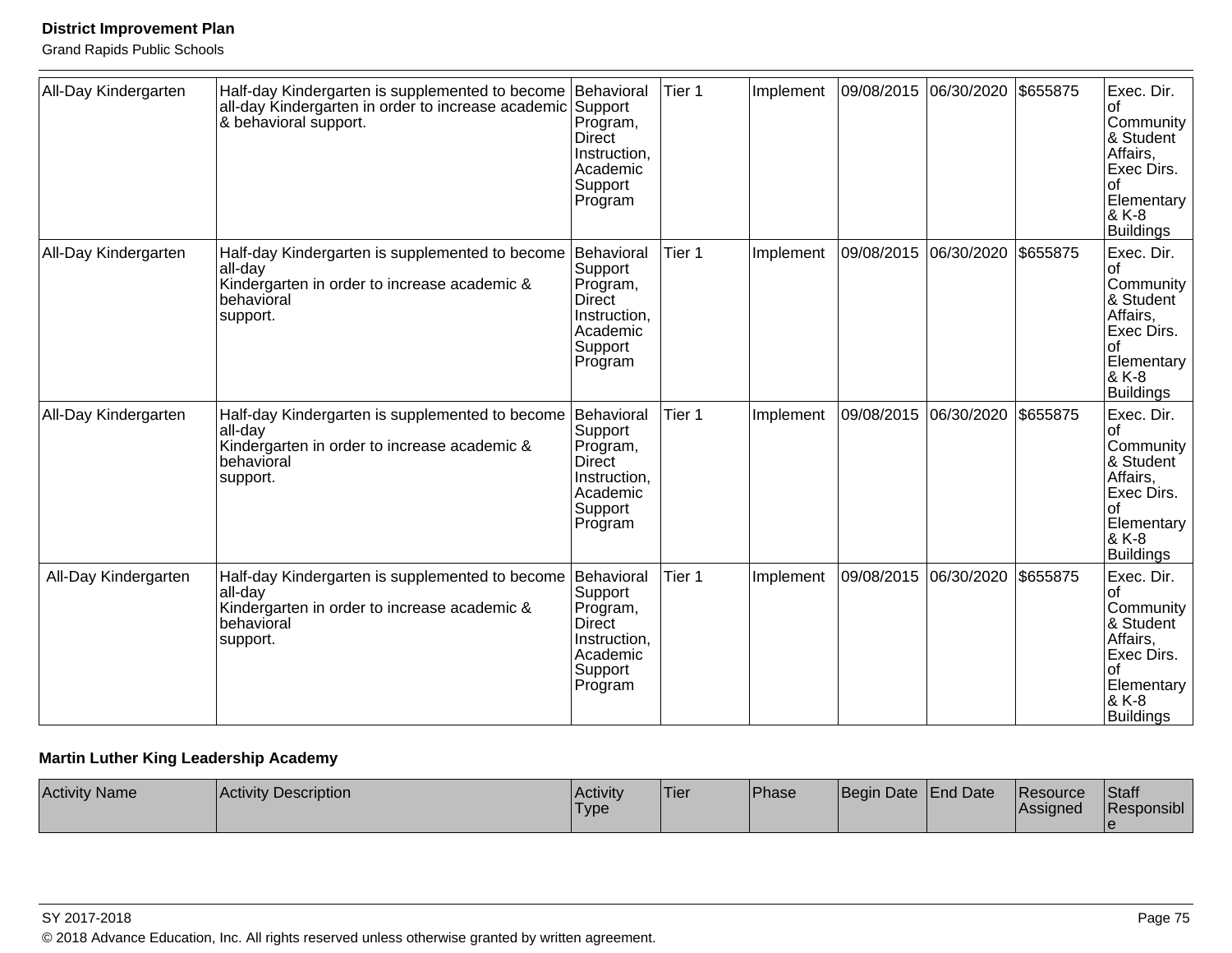| | | | | | | | | |
|---|---|---|---|---|---|---|---|---|
| All-Day Kindergarten | Half-day Kindergarten is supplemented to become all-day Kindergarten in order to increase academic & behavioral support. | Behavioral Support Program, Direct Instruction, Academic Support Program | Tier 1 | Implement | 09/08/2015 | 06/30/2020 | $655875 | Exec. Dir. of Community & Student Affairs, Exec Dirs. of Elementary & K-8 Buildings |
| All-Day Kindergarten | Half-day Kindergarten is supplemented to become all-day Kindergarten in order to increase academic & behavioral support. | Behavioral Support Program, Direct Instruction, Academic Support Program | Tier 1 | Implement | 09/08/2015 | 06/30/2020 | $655875 | Exec. Dir. of Community & Student Affairs, Exec Dirs. of Elementary & K-8 Buildings |
| All-Day Kindergarten | Half-day Kindergarten is supplemented to become all-day Kindergarten in order to increase academic & behavioral support. | Behavioral Support Program, Direct Instruction, Academic Support Program | Tier 1 | Implement | 09/08/2015 | 06/30/2020 | $655875 | Exec. Dir. of Community & Student Affairs, Exec Dirs. of Elementary & K-8 Buildings |
| All-Day Kindergarten | Half-day Kindergarten is supplemented to become all-day Kindergarten in order to increase academic & behavioral support. | Behavioral Support Program, Direct Instruction, Academic Support Program | Tier 1 | Implement | 09/08/2015 | 06/30/2020 | $655875 | Exec. Dir. of Community & Student Affairs, Exec Dirs. of Elementary & K-8 Buildings |

**Martin Luther King Leadership Academy**

| Activity Name | Activity Description | Activity Type | Tier | Phase | Begin Date | End Date | Resource Assigned | Staff Responsible |
|---|---|---|---|---|---|---|---|---|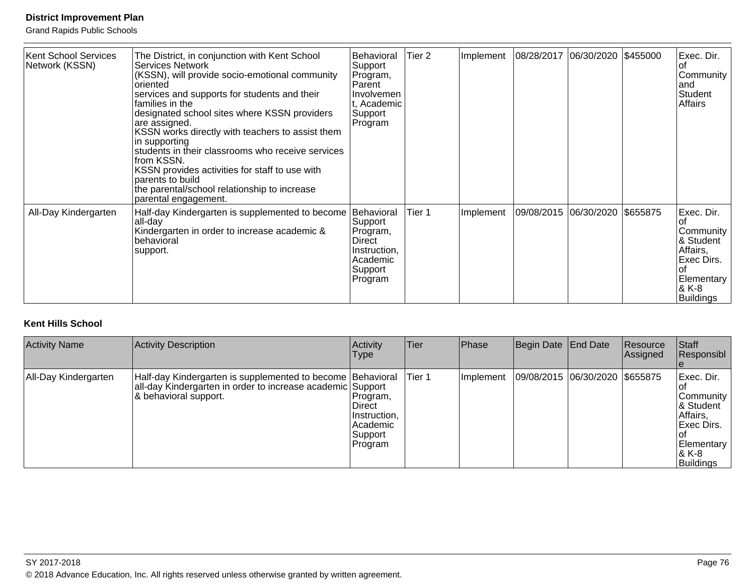| | | | | | | | | |
|---|---|---|---|---|---|---|---|---|
| Kent School Services Network (KSSN) | The District, in conjunction with Kent School Services Network (KSSN), will provide socio-emotional community oriented services and supports for students and their families in the designated school sites where KSSN providers are assigned. KSSN works directly with teachers to assist them in supporting students in their classrooms who receive services from KSSN. KSSN provides activities for staff to use with parents to build the parental/school relationship to increase parental engagement. | Behavioral Support Program, Parent Involvement, Academic Support Program | Tier 2 | Implement | 08/28/2017 | 06/30/2020 | $455000 | Exec. Dir. of Community and Student Affairs |
| All-Day Kindergarten | Half-day Kindergarten is supplemented to become all-day Kindergarten in order to increase academic & behavioral support. | Behavioral Support Program, Direct Instruction, Academic Support Program | Tier 1 | Implement | 09/08/2015 | 06/30/2020 | $655875 | Exec. Dir. of Community & Student Affairs, Exec Dirs. of Elementary & K-8 Buildings |

**Kent Hills School**

| Activity Name | Activity Description | Activity Type | Tier | Phase | Begin Date | End Date | Resource Assigned | Staff Responsible |
|---|---|---|---|---|---|---|---|---|
| All-Day Kindergarten | Half-day Kindergarten is supplemented to become all-day Kindergarten in order to increase academic & behavioral support. | Behavioral Support Program, Direct Instruction, Academic Support Program | Tier 1 | Implement | 09/08/2015 | 06/30/2020 | $655875 | Exec. Dir. of Community & Student Affairs, Exec Dirs. of Elementary & K-8 Buildings |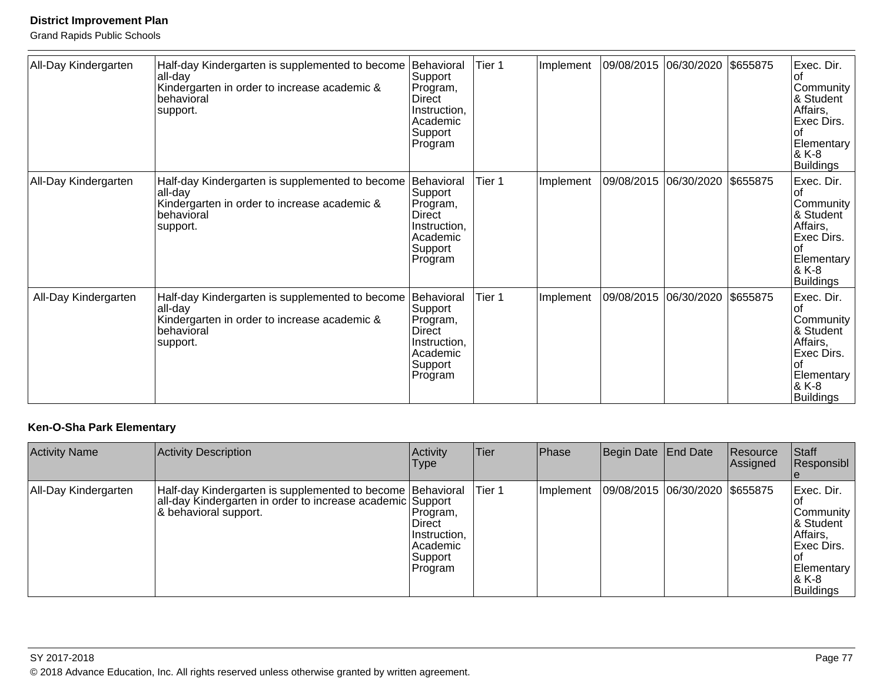| | | | | | | | | |
|---|---|---|---|---|---|---|---|---|
| All-Day Kindergarten | Half-day Kindergarten is supplemented to become all-day Kindergarten in order to increase academic & behavioral support. | Behavioral Support Program, Direct Instruction, Academic Support Program | Tier 1 | Implement | 09/08/2015 | 06/30/2020 | $655875 | Exec. Dir. of Community & Student Affairs, Exec Dirs. of Elementary & K-8 Buildings |
| All-Day Kindergarten | Half-day Kindergarten is supplemented to become all-day Kindergarten in order to increase academic & behavioral support. | Behavioral Support Program, Direct Instruction, Academic Support Program | Tier 1 | Implement | 09/08/2015 | 06/30/2020 | $655875 | Exec. Dir. of Community & Student Affairs, Exec Dirs. of Elementary & K-8 Buildings |
| All-Day Kindergarten | Half-day Kindergarten is supplemented to become all-day Kindergarten in order to increase academic & behavioral support. | Behavioral Support Program, Direct Instruction, Academic Support Program | Tier 1 | Implement | 09/08/2015 | 06/30/2020 | $655875 | Exec. Dir. of Community & Student Affairs, Exec Dirs. of Elementary & K-8 Buildings |

**Ken-O-Sha Park Elementary**

| Activity Name | Activity Description | Activity Type | Tier | Phase | Begin Date | End Date | Resource Assigned | Staff Responsible |
|---|---|---|---|---|---|---|---|---|
| All-Day Kindergarten | Half-day Kindergarten is supplemented to become all-day Kindergarten in order to increase academic & behavioral support. | Behavioral Support Program, Direct Instruction, Academic Support Program | Tier 1 | Implement | 09/08/2015 | 06/30/2020 | $655875 | Exec. Dir. of Community & Student Affairs, Exec Dirs. of Elementary & K-8 Buildings |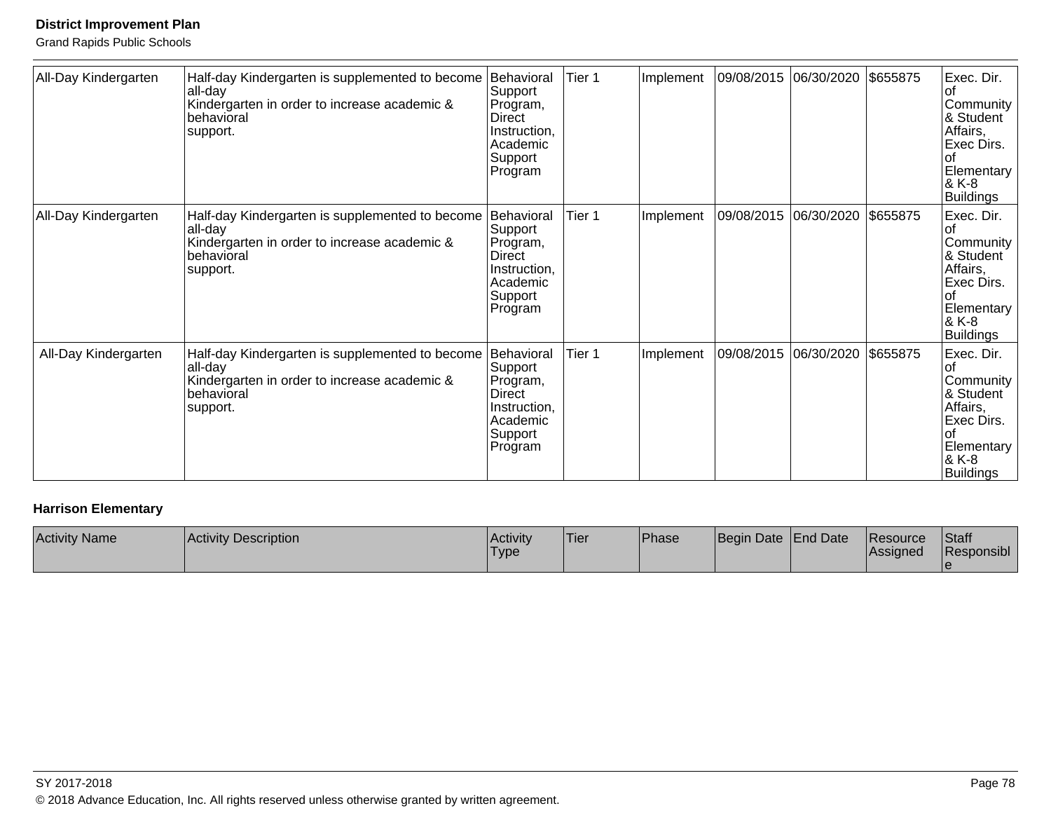| | | | | | | | | |
|---|---|---|---|---|---|---|---|---|
| All-Day Kindergarten | Half-day Kindergarten is supplemented to become all-day Kindergarten in order to increase academic & behavioral support. | Behavioral Support Program, Direct Instruction, Academic Support Program | Tier 1 | Implement | 09/08/2015 | 06/30/2020 | $655875 | Exec. Dir. of Community & Student Affairs, Exec Dirs. of Elementary & K-8 Buildings |
| All-Day Kindergarten | Half-day Kindergarten is supplemented to become all-day Kindergarten in order to increase academic & behavioral support. | Behavioral Support Program, Direct Instruction, Academic Support Program | Tier 1 | Implement | 09/08/2015 | 06/30/2020 | $655875 | Exec. Dir. of Community & Student Affairs, Exec Dirs. of Elementary & K-8 Buildings |
| All-Day Kindergarten | Half-day Kindergarten is supplemented to become all-day Kindergarten in order to increase academic & behavioral support. | Behavioral Support Program, Direct Instruction, Academic Support Program | Tier 1 | Implement | 09/08/2015 | 06/30/2020 | $655875 | Exec. Dir. of Community & Student Affairs, Exec Dirs. of Elementary & K-8 Buildings |

**Harrison Elementary**

| Activity Name | Activity Description | Activity Type | Tier | Phase | Begin Date | End Date | Resource Assigned | Staff Responsible |
|---|---|---|---|---|---|---|---|---|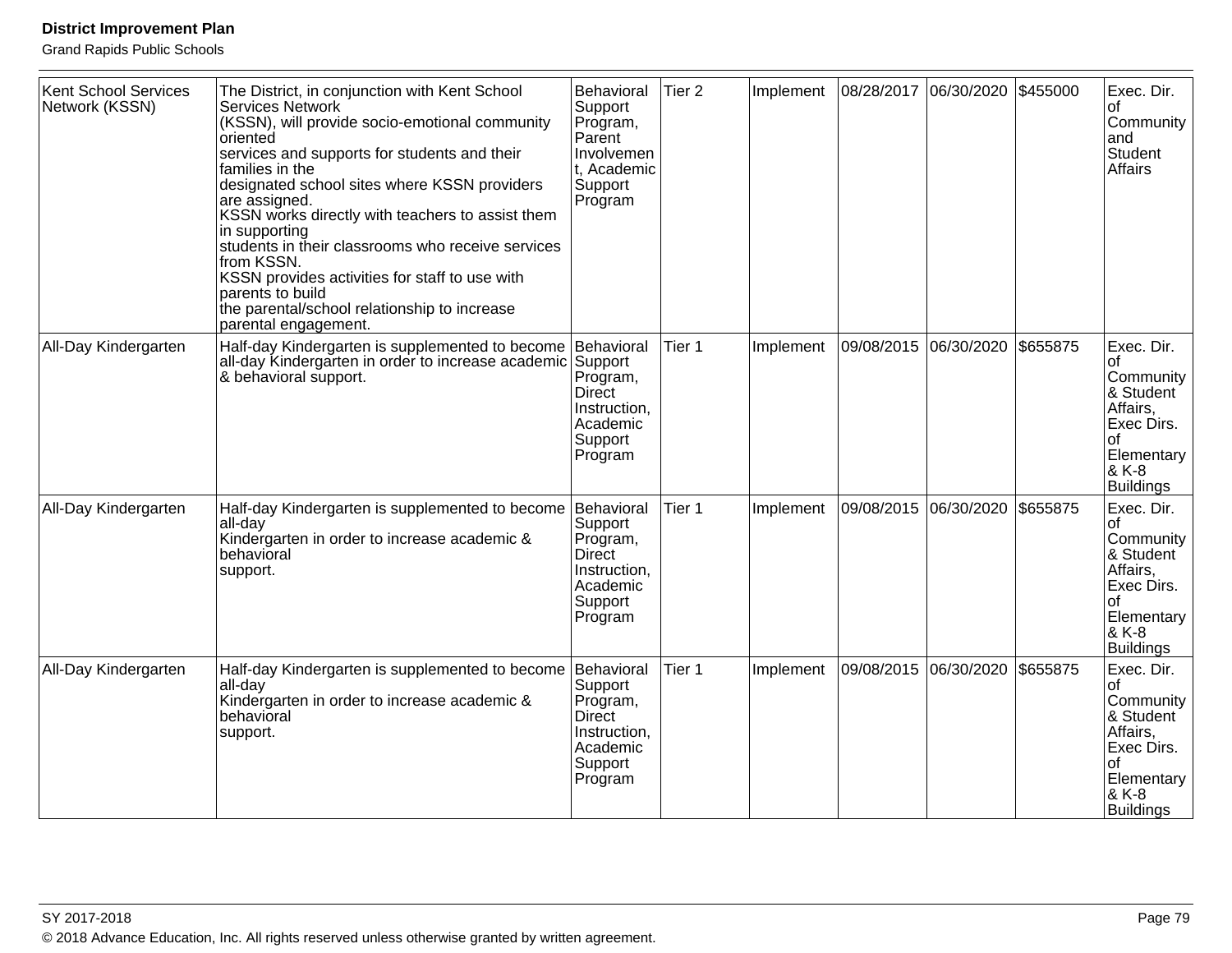| | | | | | | | | |
|---|---|---|---|---|---|---|---|---|
| Kent School Services Network (KSSN) | The District, in conjunction with Kent School Services Network (KSSN), will provide socio-emotional community oriented services and supports for students and their families in the designated school sites where KSSN providers are assigned. KSSN works directly with teachers to assist them in supporting students in their classrooms who receive services from KSSN. KSSN provides activities for staff to use with parents to build the parental/school relationship to increase parental engagement. | Behavioral Support Program, Parent Involvement, Academic Support Program | Tier 2 | Implement | 08/28/2017 | 06/30/2020 | $455000 | Exec. Dir. of Community and Student Affairs |
| All-Day Kindergarten | Half-day Kindergarten is supplemented to become all-day Kindergarten in order to increase academic & behavioral support. | Behavioral Support Program, Direct Instruction, Academic Support Program | Tier 1 | Implement | 09/08/2015 | 06/30/2020 | $655875 | Exec. Dir. of Community & Student Affairs, Exec Dirs. of Elementary & K-8 Buildings |
| All-Day Kindergarten | Half-day Kindergarten is supplemented to become all-day Kindergarten in order to increase academic & behavioral support. | Behavioral Support Program, Direct Instruction, Academic Support Program | Tier 1 | Implement | 09/08/2015 | 06/30/2020 | $655875 | Exec. Dir. of Community & Student Affairs, Exec Dirs. of Elementary & K-8 Buildings |
| All-Day Kindergarten | Half-day Kindergarten is supplemented to become all-day Kindergarten in order to increase academic & behavioral support. | Behavioral Support Program, Direct Instruction, Academic Support Program | Tier 1 | Implement | 09/08/2015 | 06/30/2020 | $655875 | Exec. Dir. of Community & Student Affairs, Exec Dirs. of Elementary & K-8 Buildings |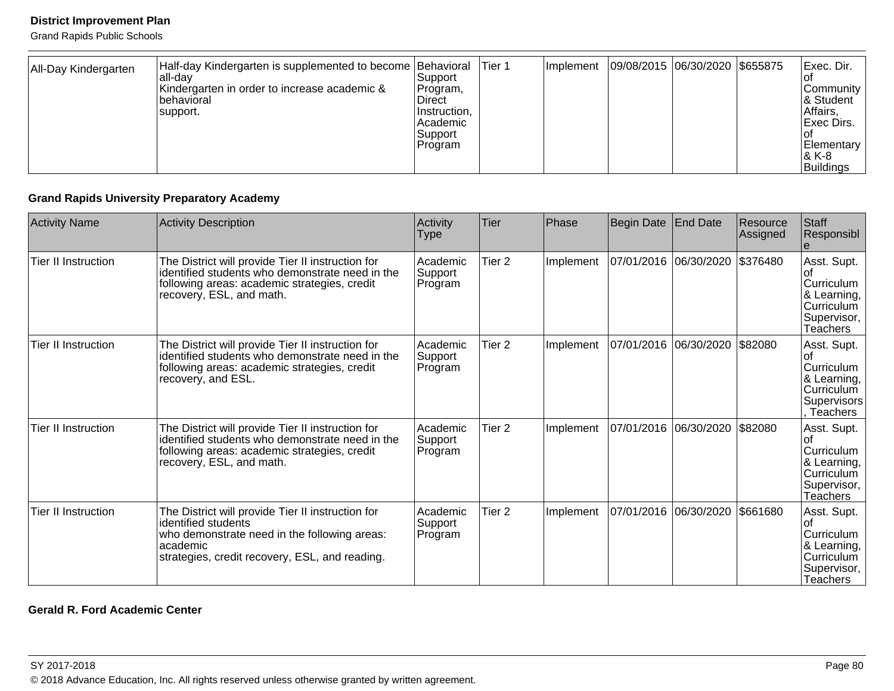| All-Day Kindergarten | Half-day Kindergarten is supplemented to become all-day Kindergarten in order to increase academic & behavioral support. | Behavioral Support Program, Direct Instruction, Academic Support Program | Tier 1 | Implement | 09/08/2015 | 06/30/2020 | $655875 | Exec. Dir. of Community & Student Affairs, Exec Dirs. of Elementary & K-8 Buildings |
|---|---|---|---|---|---|---|---|---|

**Grand Rapids University Preparatory Academy**

| Activity Name | Activity Description | Activity Type | Tier | Phase | Begin Date | End Date | Resource Assigned | Staff Responsible |
|---|---|---|---|---|---|---|---|---|
| Tier II Instruction | The District will provide Tier II instruction for identified students who demonstrate need in the following areas: academic strategies, credit recovery, ESL, and math. | Academic Support Program | Tier 2 | Implement | 07/01/2016 | 06/30/2020 | $376480 | Asst. Supt. of Curriculum & Learning, Curriculum Supervisor, Teachers |
| Tier II Instruction | The District will provide Tier II instruction for identified students who demonstrate need in the following areas: academic strategies, credit recovery, and ESL. | Academic Support Program | Tier 2 | Implement | 07/01/2016 | 06/30/2020 | $82080 | Asst. Supt. of Curriculum & Learning, Curriculum Supervisors, Teachers |
| Tier II Instruction | The District will provide Tier II instruction for identified students who demonstrate need in the following areas: academic strategies, credit recovery, ESL, and math. | Academic Support Program | Tier 2 | Implement | 07/01/2016 | 06/30/2020 | $82080 | Asst. Supt. of Curriculum & Learning, Curriculum Supervisor, Teachers |
| Tier II Instruction | The District will provide Tier II instruction for identified students who demonstrate need in the following areas: academic strategies, credit recovery, ESL, and reading. | Academic Support Program | Tier 2 | Implement | 07/01/2016 | 06/30/2020 | $661680 | Asst. Supt. of Curriculum & Learning, Curriculum Supervisor, Teachers |

**Gerald R. Ford Academic Center**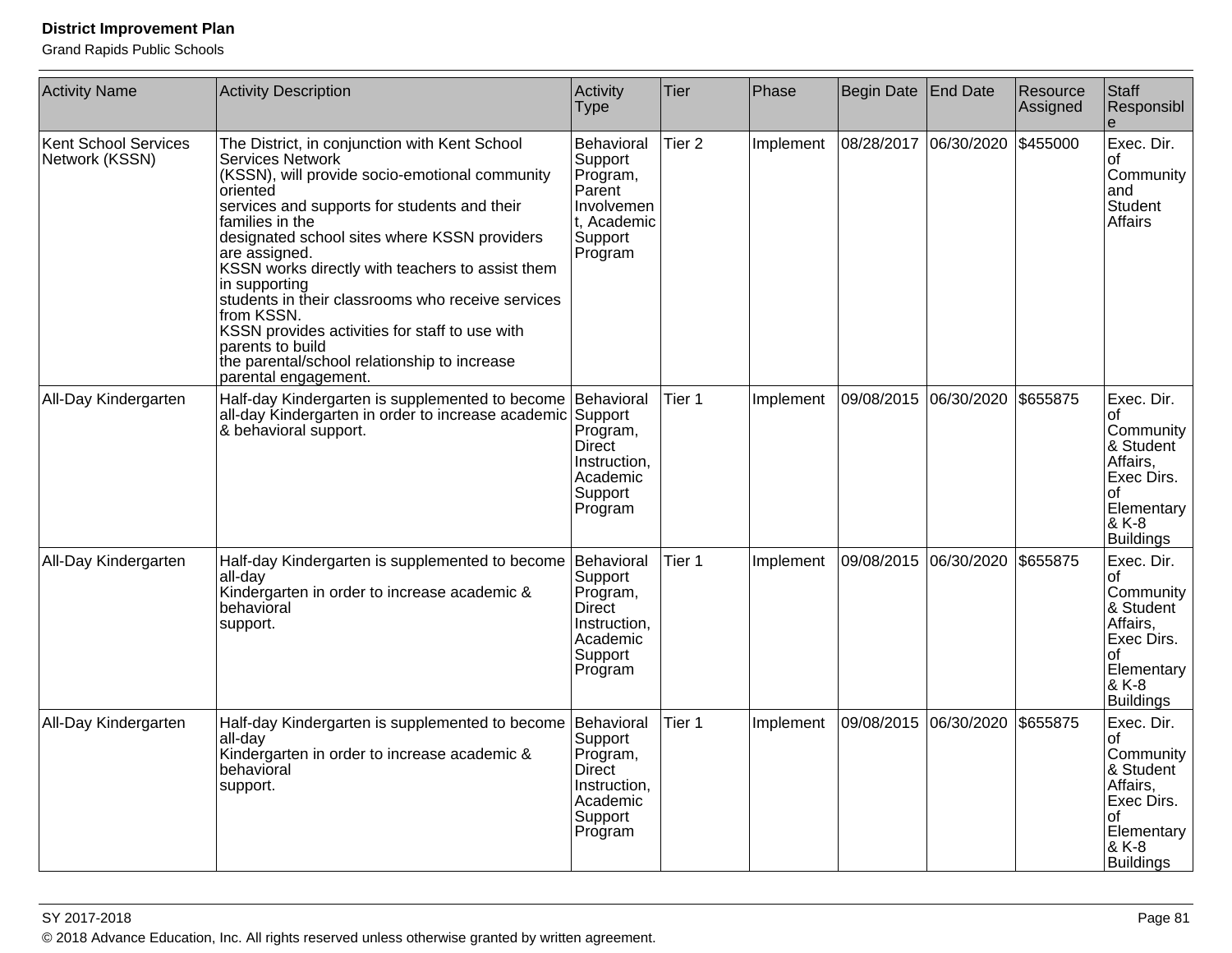| Activity Name | Activity Description | Activity Type | Tier | Phase | Begin Date | End Date | Resource Assigned | Staff Responsible |
| --- | --- | --- | --- | --- | --- | --- | --- | --- |
| Kent School Services Network (KSSN) | The District, in conjunction with Kent School Services Network (KSSN), will provide socio-emotional community oriented services and supports for students and their families in the designated school sites where KSSN providers are assigned. KSSN works directly with teachers to assist them in supporting students in their classrooms who receive services from KSSN. KSSN provides activities for staff to use with parents to build the parental/school relationship to increase parental engagement. | Behavioral Support Program, Parent Involvement, Academic Support Program | Tier 2 | Implement | 08/28/2017 | 06/30/2020 | $455000 | Exec. Dir. of Community and Student Affairs |
| All-Day Kindergarten | Half-day Kindergarten is supplemented to become all-day Kindergarten in order to increase academic & behavioral support. | Behavioral Support Program, Direct Instruction, Academic Support Program | Tier 1 | Implement | 09/08/2015 | 06/30/2020 | $655875 | Exec. Dir. of Community & Student Affairs, Exec Dirs. of Elementary & K-8 Buildings |
| All-Day Kindergarten | Half-day Kindergarten is supplemented to become all-day Kindergarten in order to increase academic & behavioral support. | Behavioral Support Program, Direct Instruction, Academic Support Program | Tier 1 | Implement | 09/08/2015 | 06/30/2020 | $655875 | Exec. Dir. of Community & Student Affairs, Exec Dirs. of Elementary & K-8 Buildings |
| All-Day Kindergarten | Half-day Kindergarten is supplemented to become all-day Kindergarten in order to increase academic & behavioral support. | Behavioral Support Program, Direct Instruction, Academic Support Program | Tier 1 | Implement | 09/08/2015 | 06/30/2020 | $655875 | Exec. Dir. of Community & Student Affairs, Exec Dirs. of Elementary & K-8 Buildings |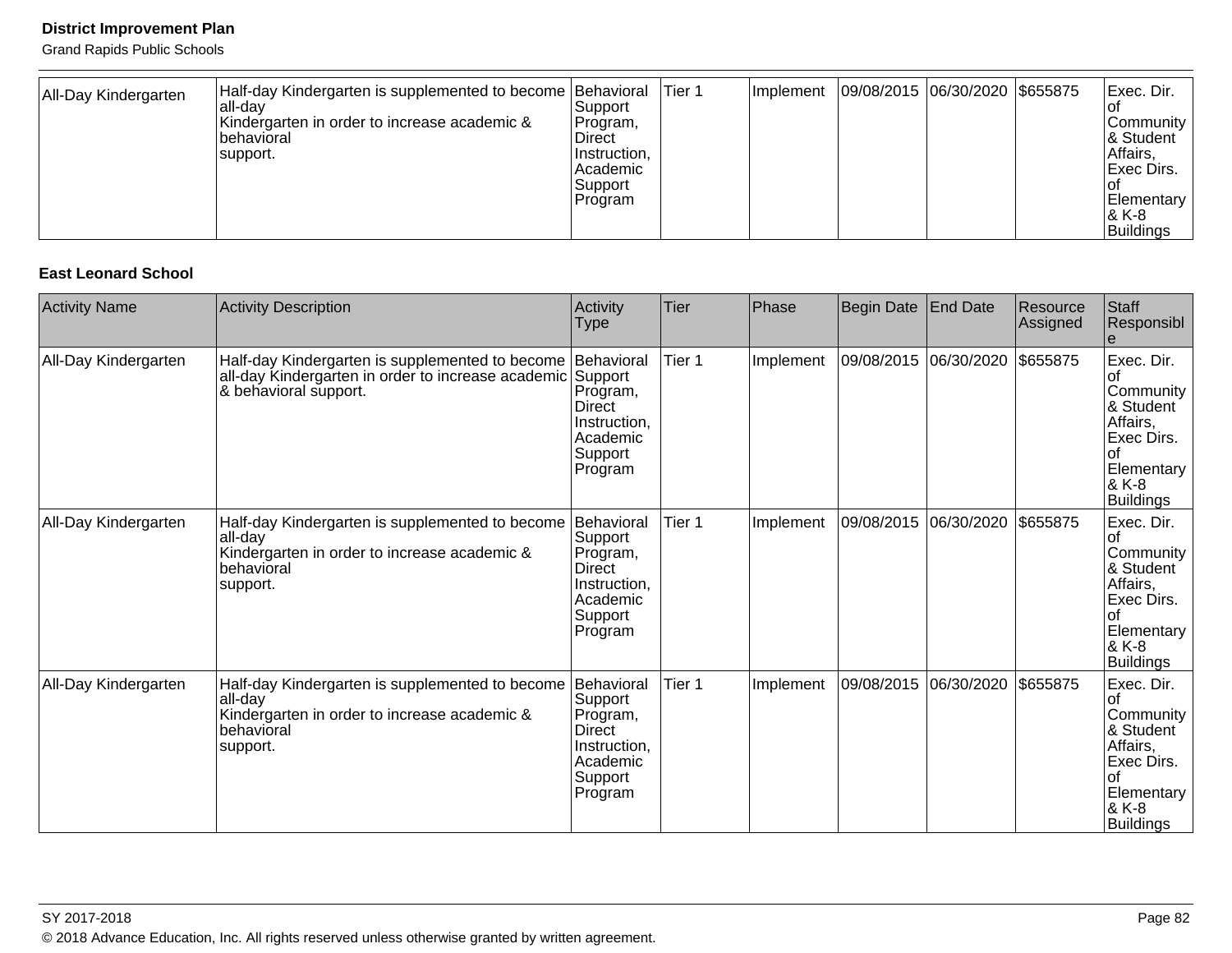| | | | | | | | | |
|---|---|---|---|---|---|---|---|---|
| All-Day Kindergarten | Half-day Kindergarten is supplemented to become all-day Kindergarten in order to increase academic & behavioral support. | Behavioral Support Program, Direct Instruction, Academic Support Program | Tier 1 | Implement | 09/08/2015 | 06/30/2020 | $655875 | Exec. Dir. of Community & Student Affairs, Exec Dirs. of Elementary & K-8 Buildings |

**East Leonard School**

| Activity Name | Activity Description | Activity Type | Tier | Phase | Begin Date | End Date | Resource Assigned | Staff Responsible |
|---|---|---|---|---|---|---|---|---|
| All-Day Kindergarten | Half-day Kindergarten is supplemented to become all-day Kindergarten in order to increase academic & behavioral support. | Behavioral Support Program, Direct Instruction, Academic Support Program | Tier 1 | Implement | 09/08/2015 | 06/30/2020 | $655875 | Exec. Dir. of Community & Student Affairs, Exec Dirs. of Elementary & K-8 Buildings |
| All-Day Kindergarten | Half-day Kindergarten is supplemented to become all-day Kindergarten in order to increase academic & behavioral support. | Behavioral Support Program, Direct Instruction, Academic Support Program | Tier 1 | Implement | 09/08/2015 | 06/30/2020 | $655875 | Exec. Dir. of Community & Student Affairs, Exec Dirs. of Elementary & K-8 Buildings |
| All-Day Kindergarten | Half-day Kindergarten is supplemented to become all-day Kindergarten in order to increase academic & behavioral support. | Behavioral Support Program, Direct Instruction, Academic Support Program | Tier 1 | Implement | 09/08/2015 | 06/30/2020 | $655875 | Exec. Dir. of Community & Student Affairs, Exec Dirs. of Elementary & K-8 Buildings |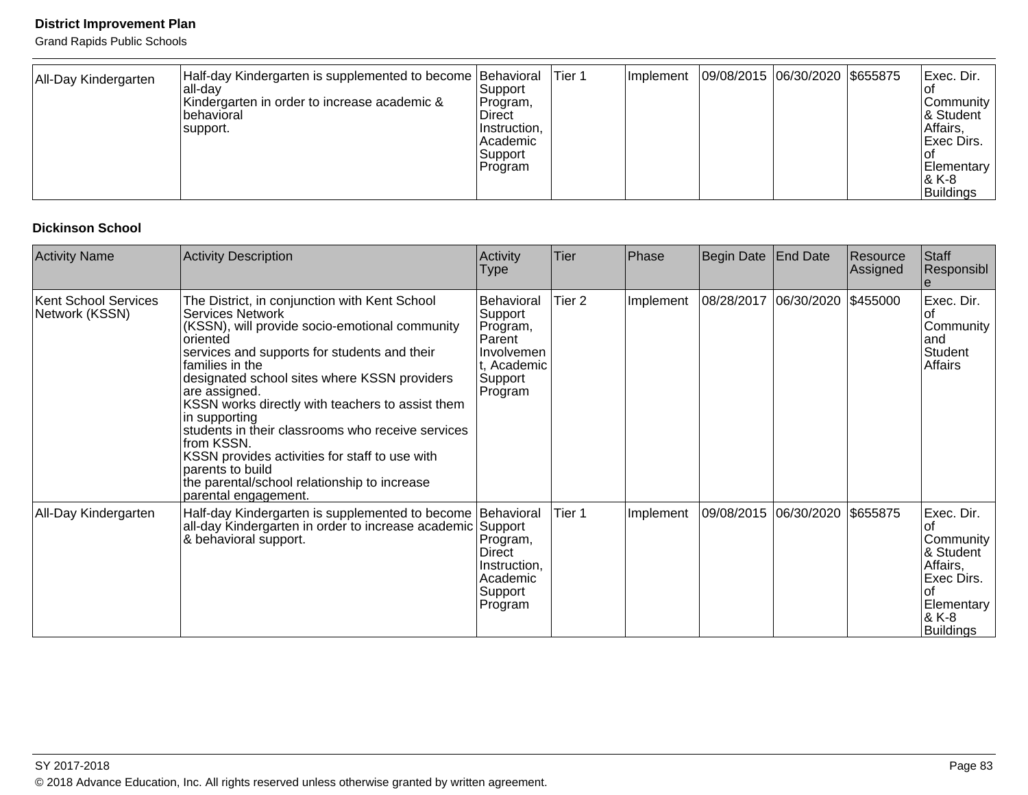| | | | | | | | | |
|---|---|---|---|---|---|---|---|---|
| All-Day Kindergarten | Half-day Kindergarten is supplemented to become all-day Kindergarten in order to increase academic & behavioral support. | Behavioral Support Program, Direct Instruction, Academic Support Program | Tier 1 | Implement | 09/08/2015 | 06/30/2020 | $655875 | Exec. Dir. of Community & Student Affairs, Exec Dirs. of Elementary & K-8 Buildings |

**Dickinson School**

| Activity Name | Activity Description | Activity Type | Tier | Phase | Begin Date | End Date | Resource Assigned | Staff Responsible |
|---|---|---|---|---|---|---|---|---|
| Kent School Services Network (KSSN) | The District, in conjunction with Kent School Services Network (KSSN), will provide socio-emotional community oriented services and supports for students and their families in the designated school sites where KSSN providers are assigned. KSSN works directly with teachers to assist them in supporting students in their classrooms who receive services from KSSN. KSSN provides activities for staff to use with parents to build the parental/school relationship to increase parental engagement. | Behavioral Support Program, Parent Involvement, Academic Support Program | Tier 2 | Implement | 08/28/2017 | 06/30/2020 | $455000 | Exec. Dir. of Community and Student Affairs |
| All-Day Kindergarten | Half-day Kindergarten is supplemented to become all-day Kindergarten in order to increase academic & behavioral support. | Behavioral Support Program, Direct Instruction, Academic Support Program | Tier 1 | Implement | 09/08/2015 | 06/30/2020 | $655875 | Exec. Dir. of Community & Student Affairs, Exec Dirs. of Elementary & K-8 Buildings |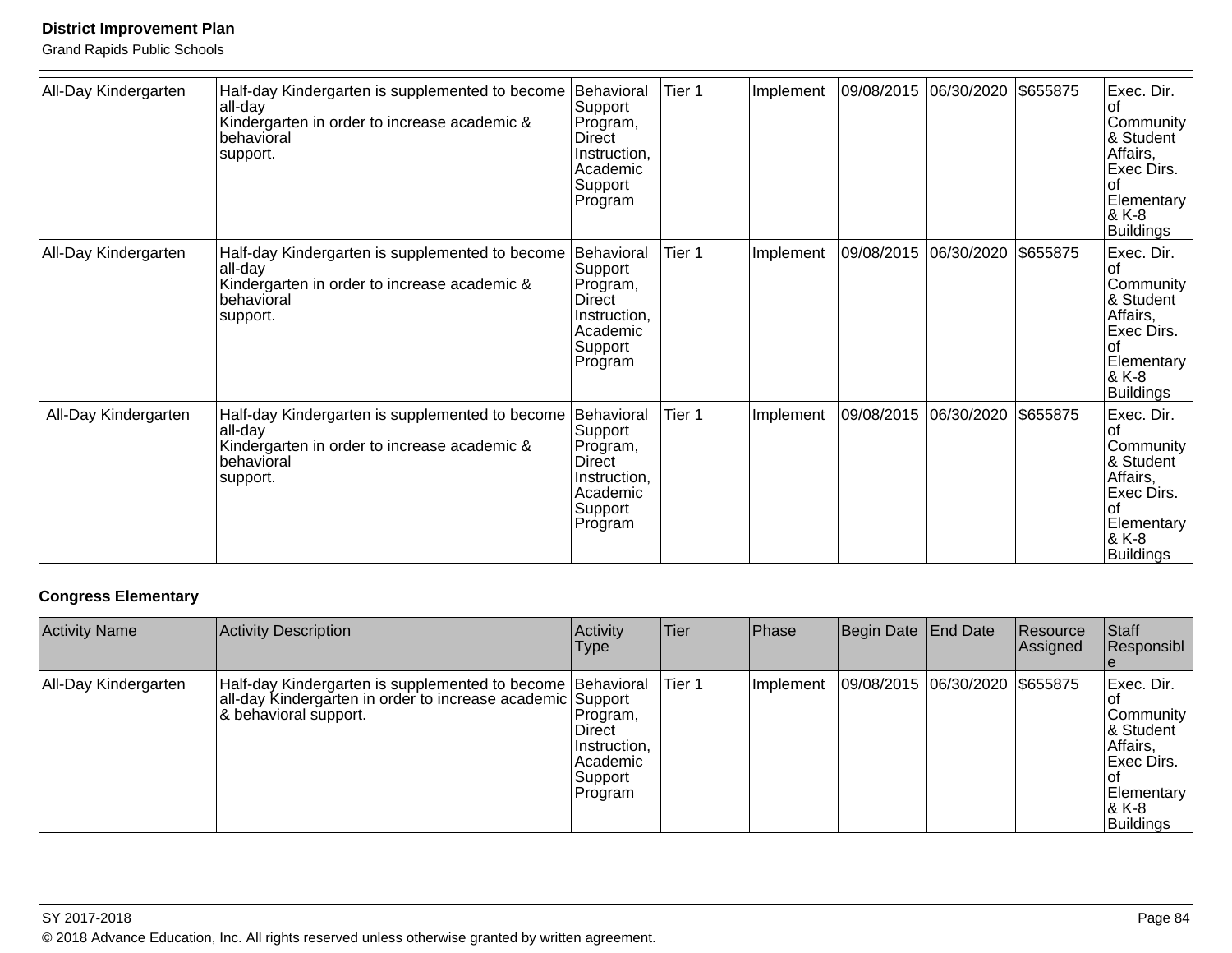| | | | | | | | | |
|---|---|---|---|---|---|---|---|---|
| All-Day Kindergarten | Half-day Kindergarten is supplemented to become all-day Kindergarten in order to increase academic & behavioral support. | Behavioral Support Program, Direct Instruction, Academic Support Program | Tier 1 | Implement | 09/08/2015 | 06/30/2020 | $655875 | Exec. Dir. of Community & Student Affairs, Exec Dirs. of Elementary & K-8 Buildings |
| All-Day Kindergarten | Half-day Kindergarten is supplemented to become all-day Kindergarten in order to increase academic & behavioral support. | Behavioral Support Program, Direct Instruction, Academic Support Program | Tier 1 | Implement | 09/08/2015 | 06/30/2020 | $655875 | Exec. Dir. of Community & Student Affairs, Exec Dirs. of Elementary & K-8 Buildings |
| All-Day Kindergarten | Half-day Kindergarten is supplemented to become all-day Kindergarten in order to increase academic & behavioral support. | Behavioral Support Program, Direct Instruction, Academic Support Program | Tier 1 | Implement | 09/08/2015 | 06/30/2020 | $655875 | Exec. Dir. of Community & Student Affairs, Exec Dirs. of Elementary & K-8 Buildings |

**Congress Elementary**

| Activity Name | Activity Description | Activity Type | Tier | Phase | Begin Date | End Date | Resource Assigned | Staff Responsible |
|---|---|---|---|---|---|---|---|---|
| All-Day Kindergarten | Half-day Kindergarten is supplemented to become all-day Kindergarten in order to increase academic & behavioral support. | Behavioral Support Program, Direct Instruction, Academic Support Program | Tier 1 | Implement | 09/08/2015 | 06/30/2020 | $655875 | Exec. Dir. of Community & Student Affairs, Exec Dirs. of Elementary & K-8 Buildings |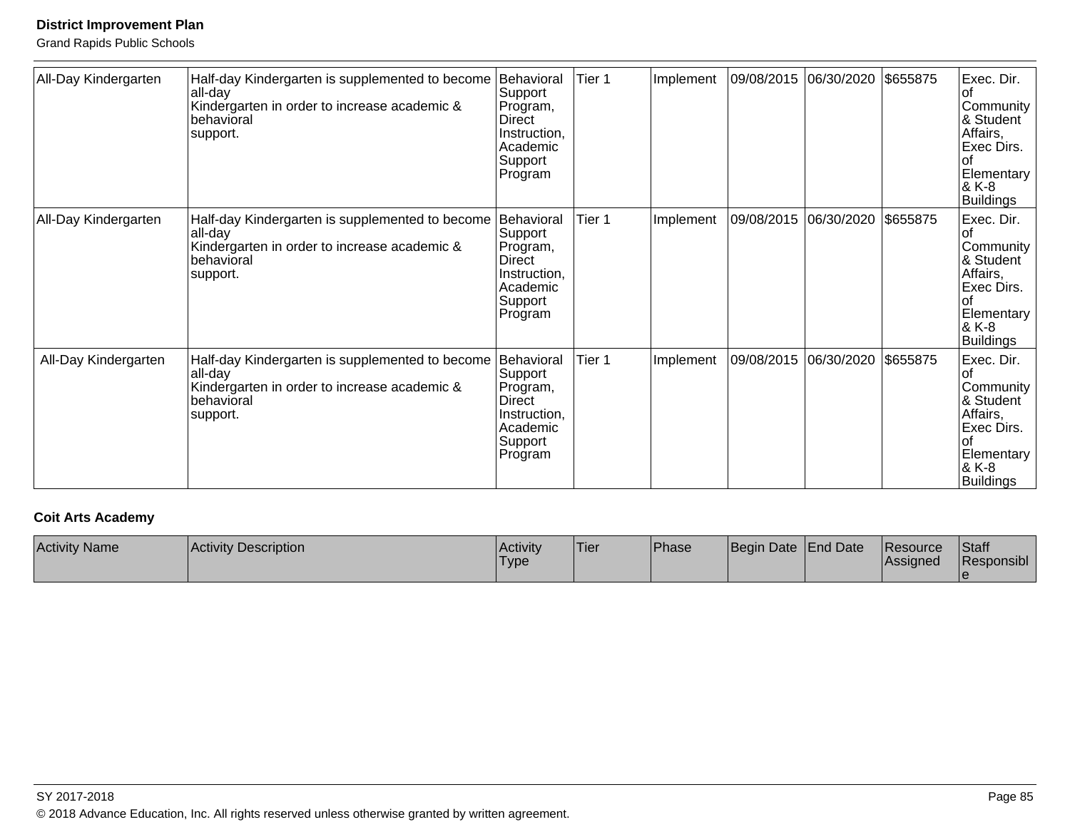| | | | | | | | | |
|---|---|---|---|---|---|---|---|---|
| All-Day Kindergarten | Half-day Kindergarten is supplemented to become all-day Kindergarten in order to increase academic & behavioral support. | Behavioral Support Program, Direct Instruction, Academic Support Program | Tier 1 | Implement | 09/08/2015 | 06/30/2020 | $655875 | Exec. Dir. of Community & Student Affairs, Exec Dirs. of Elementary & K-8 Buildings |
| All-Day Kindergarten | Half-day Kindergarten is supplemented to become all-day Kindergarten in order to increase academic & behavioral support. | Behavioral Support Program, Direct Instruction, Academic Support Program | Tier 1 | Implement | 09/08/2015 | 06/30/2020 | $655875 | Exec. Dir. of Community & Student Affairs, Exec Dirs. of Elementary & K-8 Buildings |
| All-Day Kindergarten | Half-day Kindergarten is supplemented to become all-day Kindergarten in order to increase academic & behavioral support. | Behavioral Support Program, Direct Instruction, Academic Support Program | Tier 1 | Implement | 09/08/2015 | 06/30/2020 | $655875 | Exec. Dir. of Community & Student Affairs, Exec Dirs. of Elementary & K-8 Buildings |

**Coit Arts Academy**

| Activity Name | Activity Description | Activity Type | Tier | Phase | Begin Date | End Date | Resource Assigned | Staff Responsible |
|---|---|---|---|---|---|---|---|---|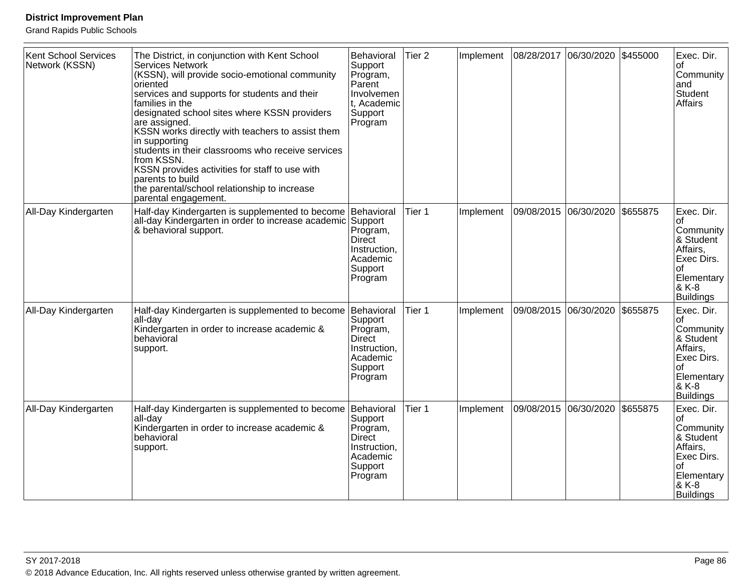| | | | | | | | | |
|---|---|---|---|---|---|---|---|---|
| Kent School Services Network (KSSN) | The District, in conjunction with Kent School Services Network (KSSN), will provide socio-emotional community oriented services and supports for students and their families in the designated school sites where KSSN providers are assigned. KSSN works directly with teachers to assist them in supporting students in their classrooms who receive services from KSSN. KSSN provides activities for staff to use with parents to build the parental/school relationship to increase parental engagement. | Behavioral Support Program, Parent Involvement, Academic Support Program | Tier 2 | Implement | 08/28/2017 | 06/30/2020 | $455000 | Exec. Dir. of Community and Student Affairs |
| All-Day Kindergarten | Half-day Kindergarten is supplemented to become all-day Kindergarten in order to increase academic & behavioral support. | Behavioral Support Program, Direct Instruction, Academic Support Program | Tier 1 | Implement | 09/08/2015 | 06/30/2020 | $655875 | Exec. Dir. of Community & Student Affairs, Exec Dirs. of Elementary & K-8 Buildings |
| All-Day Kindergarten | Half-day Kindergarten is supplemented to become all-day Kindergarten in order to increase academic & behavioral support. | Behavioral Support Program, Direct Instruction, Academic Support Program | Tier 1 | Implement | 09/08/2015 | 06/30/2020 | $655875 | Exec. Dir. of Community & Student Affairs, Exec Dirs. of Elementary & K-8 Buildings |
| All-Day Kindergarten | Half-day Kindergarten is supplemented to become all-day Kindergarten in order to increase academic & behavioral support. | Behavioral Support Program, Direct Instruction, Academic Support Program | Tier 1 | Implement | 09/08/2015 | 06/30/2020 | $655875 | Exec. Dir. of Community & Student Affairs, Exec Dirs. of Elementary & K-8 Buildings |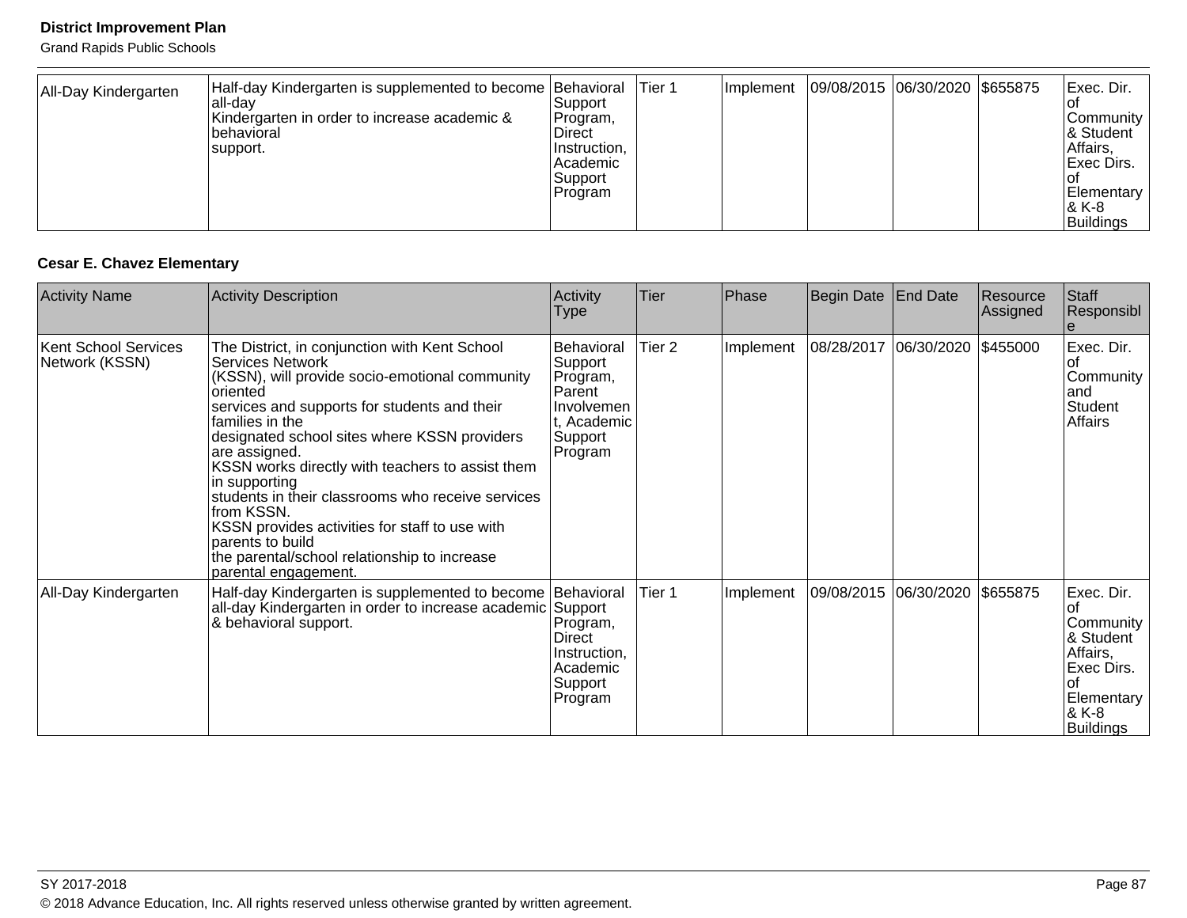| | | | | | | | | |
|---|---|---|---|---|---|---|---|---|
| All-Day Kindergarten | Half-day Kindergarten is supplemented to become all-day Kindergarten in order to increase academic & behavioral support. | Behavioral Support Program, Direct Instruction, Academic Support Program | Tier 1 | Implement | 09/08/2015 | 06/30/2020 | $655875 | Exec. Dir. of Community & Student Affairs, Exec Dirs. of Elementary & K-8 Buildings |

**Cesar E. Chavez Elementary**

| Activity Name | Activity Description | Activity Type | Tier | Phase | Begin Date | End Date | Resource Assigned | Staff Responsible |
|---|---|---|---|---|---|---|---|---|
| Kent School Services Network (KSSN) | The District, in conjunction with Kent School Services Network (KSSN), will provide socio-emotional community oriented services and supports for students and their families in the designated school sites where KSSN providers are assigned. KSSN works directly with teachers to assist them in supporting students in their classrooms who receive services from KSSN. KSSN provides activities for staff to use with parents to build the parental/school relationship to increase parental engagement. | Behavioral Support Program, Parent Involvement, Academic Support Program | Tier 2 | Implement | 08/28/2017 | 06/30/2020 | $455000 | Exec. Dir. of Community and Student Affairs |
| All-Day Kindergarten | Half-day Kindergarten is supplemented to become all-day Kindergarten in order to increase academic & behavioral support. | Behavioral Support Program, Direct Instruction, Academic Support Program | Tier 1 | Implement | 09/08/2015 | 06/30/2020 | $655875 | Exec. Dir. of Community & Student Affairs, Exec Dirs. of Elementary & K-8 Buildings |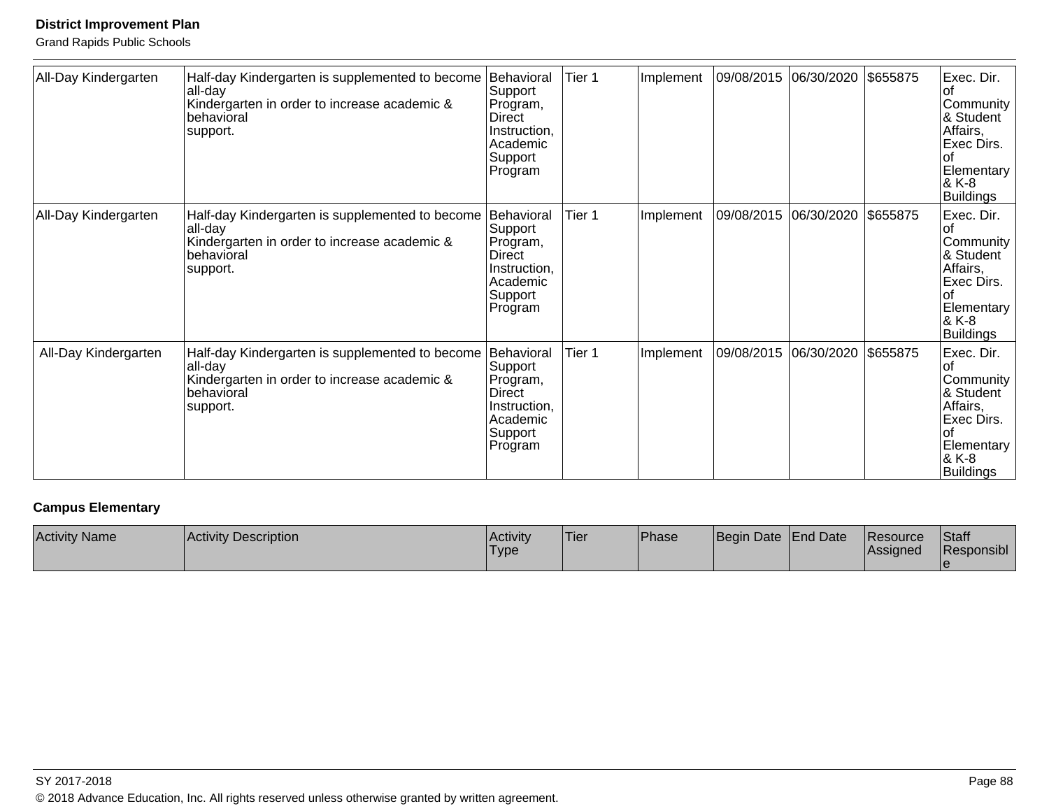| | | | | | | | | |
|---|---|---|---|---|---|---|---|---|
| All-Day Kindergarten | Half-day Kindergarten is supplemented to become all-day Kindergarten in order to increase academic & behavioral support. | Behavioral Support Program, Direct Instruction, Academic Support Program | Tier 1 | Implement | 09/08/2015 | 06/30/2020 | $655875 | Exec. Dir. of Community & Student Affairs, Exec Dirs. of Elementary & K-8 Buildings |
| All-Day Kindergarten | Half-day Kindergarten is supplemented to become all-day Kindergarten in order to increase academic & behavioral support. | Behavioral Support Program, Direct Instruction, Academic Support Program | Tier 1 | Implement | 09/08/2015 | 06/30/2020 | $655875 | Exec. Dir. of Community & Student Affairs, Exec Dirs. of Elementary & K-8 Buildings |
| All-Day Kindergarten | Half-day Kindergarten is supplemented to become all-day Kindergarten in order to increase academic & behavioral support. | Behavioral Support Program, Direct Instruction, Academic Support Program | Tier 1 | Implement | 09/08/2015 | 06/30/2020 | $655875 | Exec. Dir. of Community & Student Affairs, Exec Dirs. of Elementary & K-8 Buildings |

**Campus Elementary**

| Activity Name | Activity Description | Activity Type | Tier | Phase | Begin Date | End Date | Resource Assigned | Staff Responsible |
|---|---|---|---|---|---|---|---|---|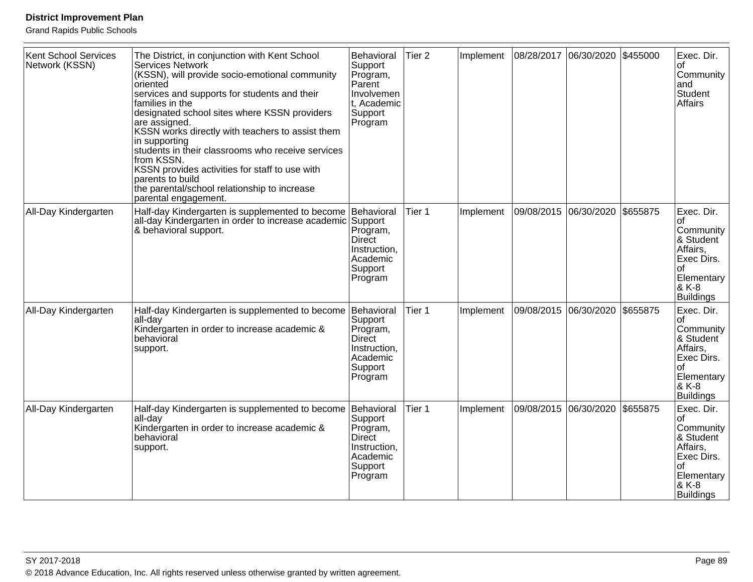| | | | | | | | | |
|---|---|---|---|---|---|---|---|---|
| Kent School Services Network (KSSN) | The District, in conjunction with Kent School Services Network (KSSN), will provide socio-emotional community oriented services and supports for students and their families in the designated school sites where KSSN providers are assigned. KSSN works directly with teachers to assist them in supporting students in their classrooms who receive services from KSSN. KSSN provides activities for staff to use with parents to build the parental/school relationship to increase parental engagement. | Behavioral Support Program, Parent Involvement, Academic Support Program | Tier 2 | Implement | 08/28/2017 | 06/30/2020 | $455000 | Exec. Dir. of Community and Student Affairs |
| All-Day Kindergarten | Half-day Kindergarten is supplemented to become all-day Kindergarten in order to increase academic & behavioral support. | Behavioral Support Program, Direct Instruction, Academic Support Program | Tier 1 | Implement | 09/08/2015 | 06/30/2020 | $655875 | Exec. Dir. of Community & Student Affairs, Exec Dirs. of Elementary & K-8 Buildings |
| All-Day Kindergarten | Half-day Kindergarten is supplemented to become all-day Kindergarten in order to increase academic & behavioral support. | Behavioral Support Program, Direct Instruction, Academic Support Program | Tier 1 | Implement | 09/08/2015 | 06/30/2020 | $655875 | Exec. Dir. of Community & Student Affairs, Exec Dirs. of Elementary & K-8 Buildings |
| All-Day Kindergarten | Half-day Kindergarten is supplemented to become all-day Kindergarten in order to increase academic & behavioral support. | Behavioral Support Program, Direct Instruction, Academic Support Program | Tier 1 | Implement | 09/08/2015 | 06/30/2020 | $655875 | Exec. Dir. of Community & Student Affairs, Exec Dirs. of Elementary & K-8 Buildings |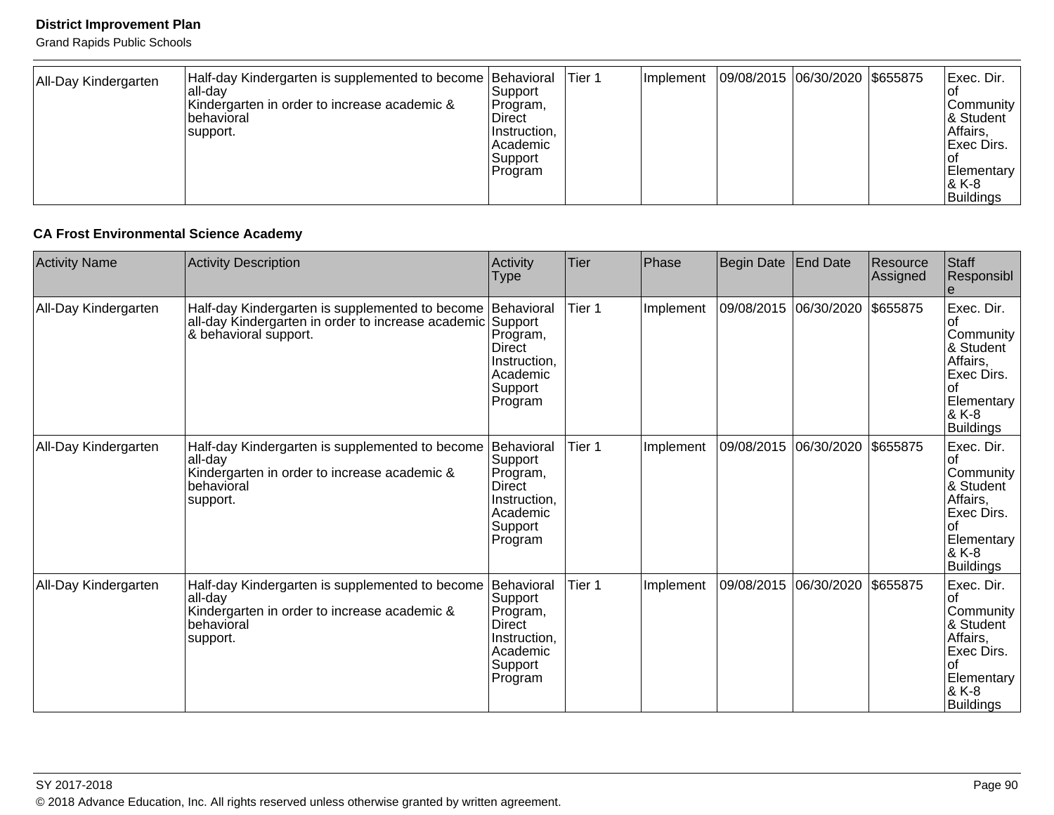| | | | | | | | | |
|---|---|---|---|---|---|---|---|---|
| All-Day Kindergarten | Half-day Kindergarten is supplemented to become all-day Kindergarten in order to increase academic & behavioral support. | Behavioral Support Program, Direct Instruction, Academic Support Program | Tier 1 | Implement | 09/08/2015 | 06/30/2020 | $655875 | Exec. Dir. of Community & Student Affairs, Exec Dirs. of Elementary & K-8 Buildings |

**CA Frost Environmental Science Academy**

| Activity Name | Activity Description | Activity Type | Tier | Phase | Begin Date | End Date | Resource Assigned | Staff Responsible |
|---|---|---|---|---|---|---|---|---|
| All-Day Kindergarten | Half-day Kindergarten is supplemented to become all-day Kindergarten in order to increase academic & behavioral support. | Behavioral Support Program, Direct Instruction, Academic Support Program | Tier 1 | Implement | 09/08/2015 | 06/30/2020 | $655875 | Exec. Dir. of Community & Student Affairs, Exec Dirs. of Elementary & K-8 Buildings |
| All-Day Kindergarten | Half-day Kindergarten is supplemented to become all-day Kindergarten in order to increase academic & behavioral support. | Behavioral Support Program, Direct Instruction, Academic Support Program | Tier 1 | Implement | 09/08/2015 | 06/30/2020 | $655875 | Exec. Dir. of Community & Student Affairs, Exec Dirs. of Elementary & K-8 Buildings |
| All-Day Kindergarten | Half-day Kindergarten is supplemented to become all-day Kindergarten in order to increase academic & behavioral support. | Behavioral Support Program, Direct Instruction, Academic Support Program | Tier 1 | Implement | 09/08/2015 | 06/30/2020 | $655875 | Exec. Dir. of Community & Student Affairs, Exec Dirs. of Elementary & K-8 Buildings |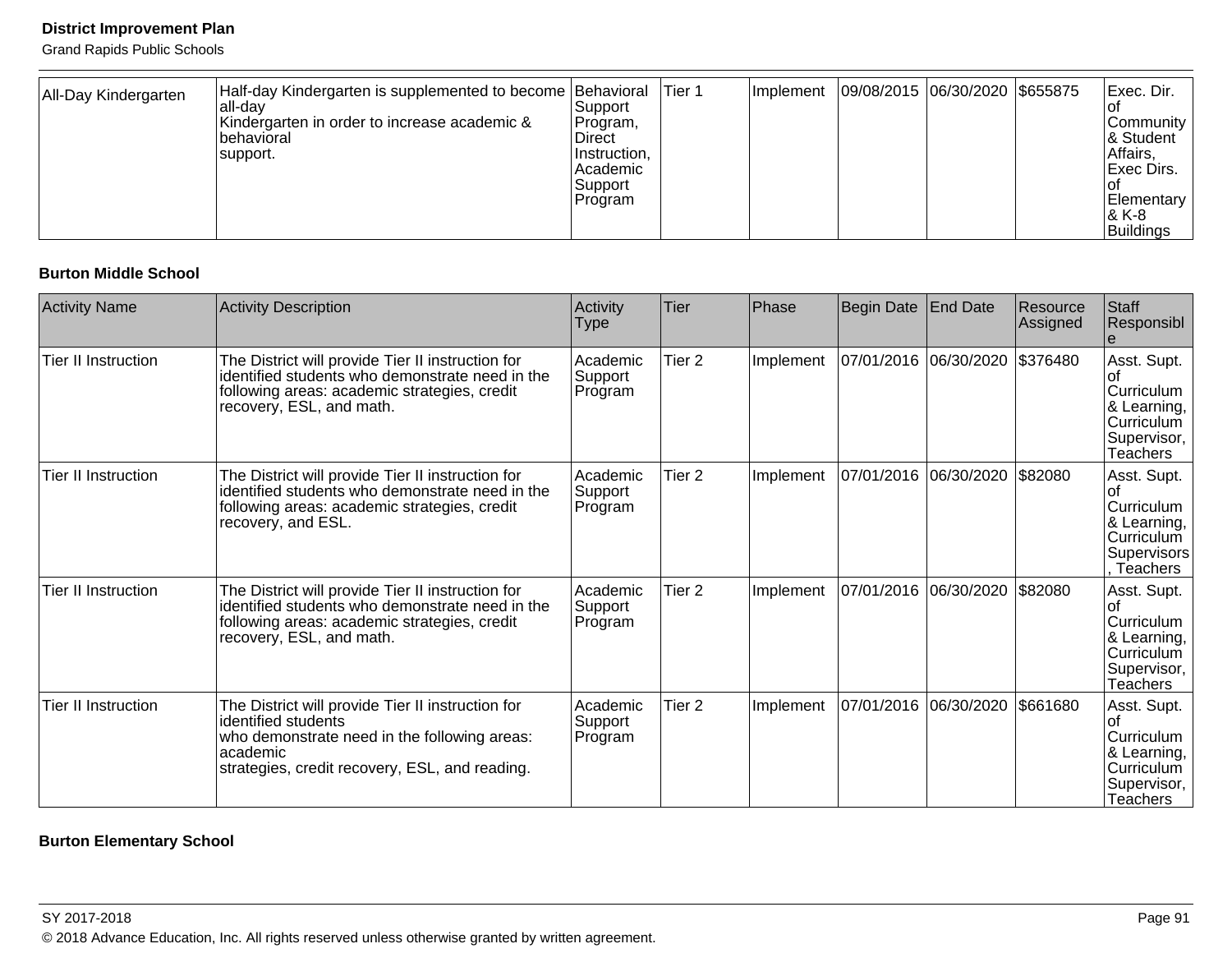| | | | | | | | | |
|---|---|---|---|---|---|---|---|---|
| All-Day Kindergarten | Half-day Kindergarten is supplemented to become all-day Kindergarten in order to increase academic & behavioral support. | Behavioral Support Program, Direct Instruction, Academic Support Program | Tier 1 | Implement | 09/08/2015 | 06/30/2020 | $655875 | Exec. Dir. of Community & Student Affairs, Exec Dirs. of Elementary & K-8 Buildings |

**Burton Middle School**

| Activity Name | Activity Description | Activity Type | Tier | Phase | Begin Date | End Date | Resource Assigned | Staff Responsible |
|---|---|---|---|---|---|---|---|---|
| Tier II Instruction | The District will provide Tier II instruction for identified students who demonstrate need in the following areas: academic strategies, credit recovery, ESL, and math. | Academic Support Program | Tier 2 | Implement | 07/01/2016 | 06/30/2020 | $376480 | Asst. Supt. of Curriculum & Learning, Curriculum Supervisor, Teachers |
| Tier II Instruction | The District will provide Tier II instruction for identified students who demonstrate need in the following areas: academic strategies, credit recovery, and ESL. | Academic Support Program | Tier 2 | Implement | 07/01/2016 | 06/30/2020 | $82080 | Asst. Supt. of Curriculum & Learning, Curriculum Supervisors, Teachers |
| Tier II Instruction | The District will provide Tier II instruction for identified students who demonstrate need in the following areas: academic strategies, credit recovery, ESL, and math. | Academic Support Program | Tier 2 | Implement | 07/01/2016 | 06/30/2020 | $82080 | Asst. Supt. of Curriculum & Learning, Curriculum Supervisor, Teachers |
| Tier II Instruction | The District will provide Tier II instruction for identified students who demonstrate need in the following areas: academic strategies, credit recovery, ESL, and reading. | Academic Support Program | Tier 2 | Implement | 07/01/2016 | 06/30/2020 | $661680 | Asst. Supt. of Curriculum & Learning, Curriculum Supervisor, Teachers |

**Burton Elementary School**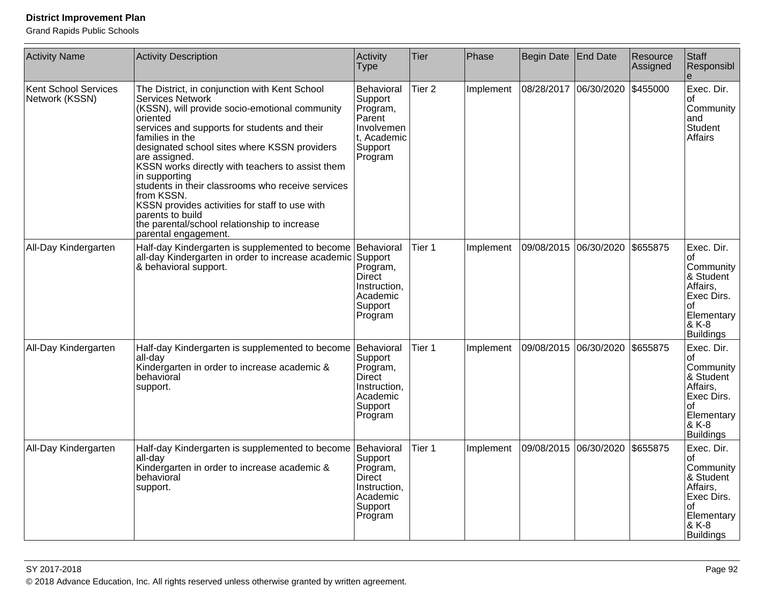| Activity Name | Activity Description | Activity Type | Tier | Phase | Begin Date | End Date | Resource Assigned | Staff Responsible |
|---|---|---|---|---|---|---|---|---|
| Kent School Services Network (KSSN) | The District, in conjunction with Kent School Services Network (KSSN), will provide socio-emotional community oriented services and supports for students and their families in the designated school sites where KSSN providers are assigned. KSSN works directly with teachers to assist them in supporting students in their classrooms who receive services from KSSN. KSSN provides activities for staff to use with parents to build the parental/school relationship to increase parental engagement. | Behavioral Support Program, Parent Involvement, Academic Support Program | Tier 2 | Implement | 08/28/2017 | 06/30/2020 | $455000 | Exec. Dir. of Community and Student Affairs |
| All-Day Kindergarten | Half-day Kindergarten is supplemented to become all-day Kindergarten in order to increase academic & behavioral support. | Behavioral Support Program, Direct Instruction, Academic Support Program | Tier 1 | Implement | 09/08/2015 | 06/30/2020 | $655875 | Exec. Dir. of Community & Student Affairs, Exec Dirs. of Elementary & K-8 Buildings |
| All-Day Kindergarten | Half-day Kindergarten is supplemented to become all-day Kindergarten in order to increase academic & behavioral support. | Behavioral Support Program, Direct Instruction, Academic Support Program | Tier 1 | Implement | 09/08/2015 | 06/30/2020 | $655875 | Exec. Dir. of Community & Student Affairs, Exec Dirs. of Elementary & K-8 Buildings |
| All-Day Kindergarten | Half-day Kindergarten is supplemented to become all-day Kindergarten in order to increase academic & behavioral support. | Behavioral Support Program, Direct Instruction, Academic Support Program | Tier 1 | Implement | 09/08/2015 | 06/30/2020 | $655875 | Exec. Dir. of Community & Student Affairs, Exec Dirs. of Elementary & K-8 Buildings |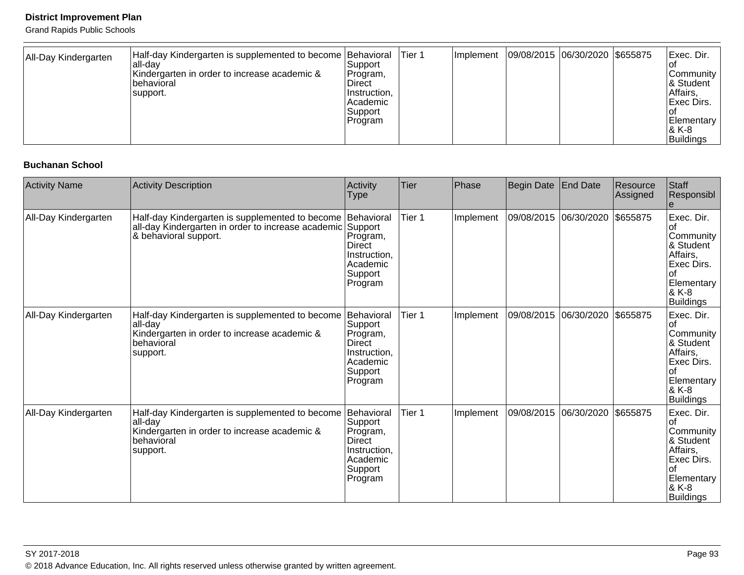| | | | | | | | | |
|---|---|---|---|---|---|---|---|---|
| All-Day Kindergarten | Half-day Kindergarten is supplemented to become all-day Kindergarten in order to increase academic & behavioral support. | Behavioral Support Program, Direct Instruction, Academic Support Program | Tier 1 | Implement | 09/08/2015 | 06/30/2020 | $655875 | Exec. Dir. of Community & Student Affairs, Exec Dirs. of Elementary & K-8 Buildings |

**Buchanan School**

| Activity Name | Activity Description | Activity Type | Tier | Phase | Begin Date | End Date | Resource Assigned | Staff Responsible |
|---|---|---|---|---|---|---|---|---|
| All-Day Kindergarten | Half-day Kindergarten is supplemented to become all-day Kindergarten in order to increase academic & behavioral support. | Behavioral Support Program, Direct Instruction, Academic Support Program | Tier 1 | Implement | 09/08/2015 | 06/30/2020 | $655875 | Exec. Dir. of Community & Student Affairs, Exec Dirs. of Elementary & K-8 Buildings |
| All-Day Kindergarten | Half-day Kindergarten is supplemented to become all-day Kindergarten in order to increase academic & behavioral support. | Behavioral Support Program, Direct Instruction, Academic Support Program | Tier 1 | Implement | 09/08/2015 | 06/30/2020 | $655875 | Exec. Dir. of Community & Student Affairs, Exec Dirs. of Elementary & K-8 Buildings |
| All-Day Kindergarten | Half-day Kindergarten is supplemented to become all-day Kindergarten in order to increase academic & behavioral support. | Behavioral Support Program, Direct Instruction, Academic Support Program | Tier 1 | Implement | 09/08/2015 | 06/30/2020 | $655875 | Exec. Dir. of Community & Student Affairs, Exec Dirs. of Elementary & K-8 Buildings |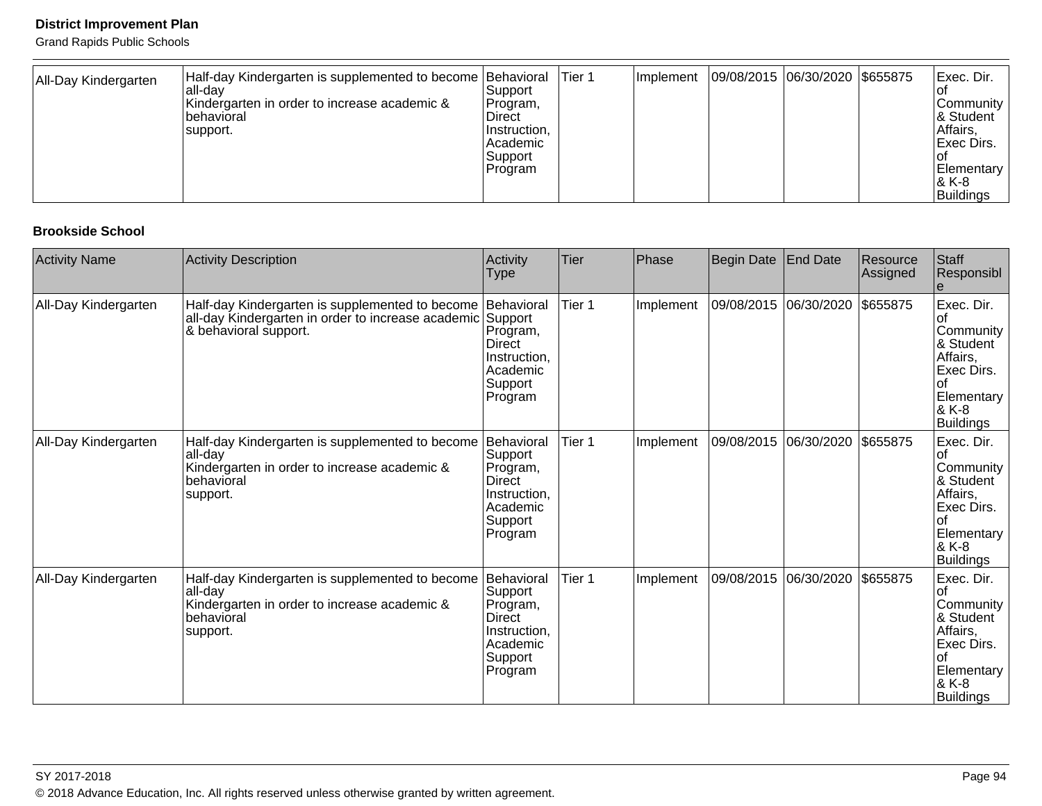| | | | | | | | | |
|---|---|---|---|---|---|---|---|---|
| All-Day Kindergarten | Half-day Kindergarten is supplemented to become all-day Kindergarten in order to increase academic & behavioral support. | Behavioral Support Program, Direct Instruction, Academic Support Program | Tier 1 | Implement | 09/08/2015 | 06/30/2020 | $655875 | Exec. Dir. of Community & Student Affairs, Exec Dirs. of Elementary & K-8 Buildings |

**Brookside School**

| Activity Name | Activity Description | Activity Type | Tier | Phase | Begin Date | End Date | Resource Assigned | Staff Responsible |
|---|---|---|---|---|---|---|---|---|
| All-Day Kindergarten | Half-day Kindergarten is supplemented to become all-day Kindergarten in order to increase academic & behavioral support. | Behavioral Support Program, Direct Instruction, Academic Support Program | Tier 1 | Implement | 09/08/2015 | 06/30/2020 | $655875 | Exec. Dir. of Community & Student Affairs, Exec Dirs. of Elementary & K-8 Buildings |
| All-Day Kindergarten | Half-day Kindergarten is supplemented to become all-day Kindergarten in order to increase academic & behavioral support. | Behavioral Support Program, Direct Instruction, Academic Support Program | Tier 1 | Implement | 09/08/2015 | 06/30/2020 | $655875 | Exec. Dir. of Community & Student Affairs, Exec Dirs. of Elementary & K-8 Buildings |
| All-Day Kindergarten | Half-day Kindergarten is supplemented to become all-day Kindergarten in order to increase academic & behavioral support. | Behavioral Support Program, Direct Instruction, Academic Support Program | Tier 1 | Implement | 09/08/2015 | 06/30/2020 | $655875 | Exec. Dir. of Community & Student Affairs, Exec Dirs. of Elementary & K-8 Buildings |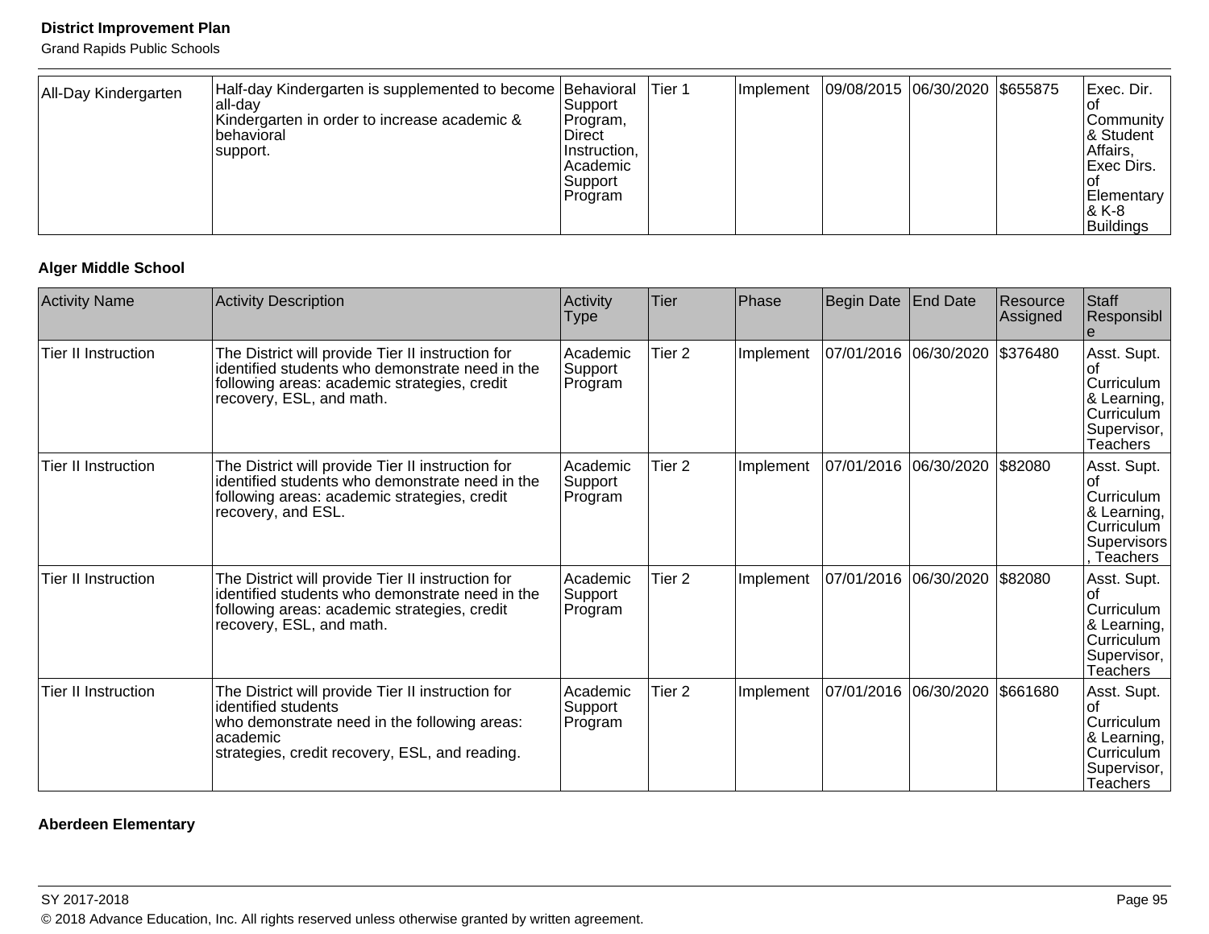| | | | | | | | | |
|---|---|---|---|---|---|---|---|---|
| All-Day Kindergarten | Half-day Kindergarten is supplemented to become all-day Kindergarten in order to increase academic & behavioral support. | Behavioral Support Program, Direct Instruction, Academic Support Program | Tier 1 | Implement | 09/08/2015 | 06/30/2020 | $655875 | Exec. Dir. of Community & Student Affairs, Exec Dirs. of Elementary & K-8 Buildings |

**Alger Middle School**

| Activity Name | Activity Description | Activity Type | Tier | Phase | Begin Date | End Date | Resource Assigned | Staff Responsible |
|---|---|---|---|---|---|---|---|---|
| Tier II Instruction | The District will provide Tier II instruction for identified students who demonstrate need in the following areas: academic strategies, credit recovery, ESL, and math. | Academic Support Program | Tier 2 | Implement | 07/01/2016 | 06/30/2020 | $376480 | Asst. Supt. of Curriculum & Learning, Curriculum Supervisor, Teachers |
| Tier II Instruction | The District will provide Tier II instruction for identified students who demonstrate need in the following areas: academic strategies, credit recovery, and ESL. | Academic Support Program | Tier 2 | Implement | 07/01/2016 | 06/30/2020 | $82080 | Asst. Supt. of Curriculum & Learning, Curriculum Supervisors, Teachers |
| Tier II Instruction | The District will provide Tier II instruction for identified students who demonstrate need in the following areas: academic strategies, credit recovery, ESL, and math. | Academic Support Program | Tier 2 | Implement | 07/01/2016 | 06/30/2020 | $82080 | Asst. Supt. of Curriculum & Learning, Curriculum Supervisor, Teachers |
| Tier II Instruction | The District will provide Tier II instruction for identified students who demonstrate need in the following areas: academic strategies, credit recovery, ESL, and reading. | Academic Support Program | Tier 2 | Implement | 07/01/2016 | 06/30/2020 | $661680 | Asst. Supt. of Curriculum & Learning, Curriculum Supervisor, Teachers |

**Aberdeen Elementary**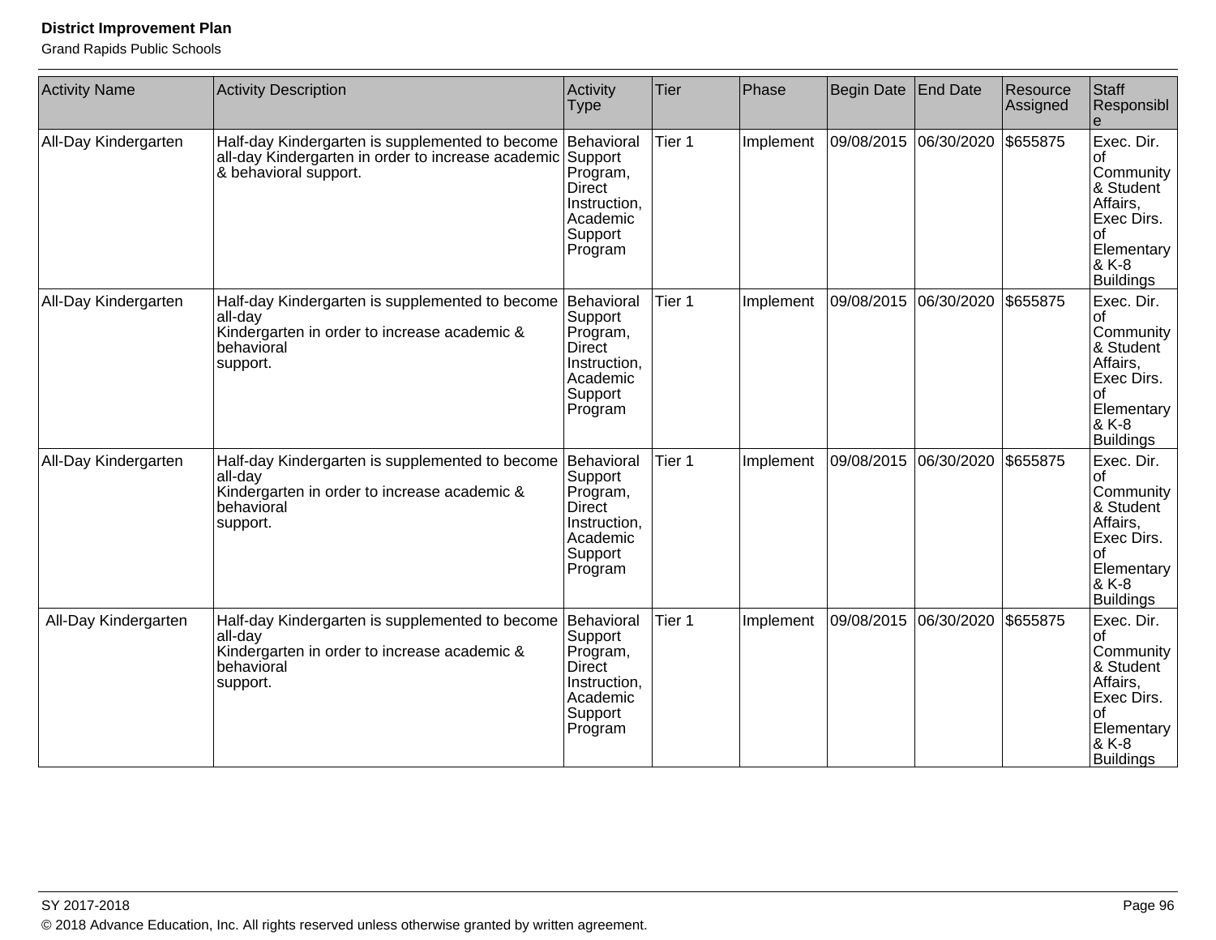| Activity Name | Activity Description | Activity Type | Tier | Phase | Begin Date | End Date | Resource Assigned | Staff Responsible |
|---|---|---|---|---|---|---|---|---|
| All-Day Kindergarten | Half-day Kindergarten is supplemented to become all-day Kindergarten in order to increase academic & behavioral support. | Behavioral Support Program, Direct Instruction, Academic Support Program | Tier 1 | Implement | 09/08/2015 | 06/30/2020 | $655875 | Exec. Dir. of Community & Student Affairs, Exec Dirs. of Elementary & K-8 Buildings |
| All-Day Kindergarten | Half-day Kindergarten is supplemented to become all-day Kindergarten in order to increase academic & behavioral support. | Behavioral Support Program, Direct Instruction, Academic Support Program | Tier 1 | Implement | 09/08/2015 | 06/30/2020 | $655875 | Exec. Dir. of Community & Student Affairs, Exec Dirs. of Elementary & K-8 Buildings |
| All-Day Kindergarten | Half-day Kindergarten is supplemented to become all-day Kindergarten in order to increase academic & behavioral support. | Behavioral Support Program, Direct Instruction, Academic Support Program | Tier 1 | Implement | 09/08/2015 | 06/30/2020 | $655875 | Exec. Dir. of Community & Student Affairs, Exec Dirs. of Elementary & K-8 Buildings |
| All-Day Kindergarten | Half-day Kindergarten is supplemented to become all-day Kindergarten in order to increase academic & behavioral support. | Behavioral Support Program, Direct Instruction, Academic Support Program | Tier 1 | Implement | 09/08/2015 | 06/30/2020 | $655875 | Exec. Dir. of Community & Student Affairs, Exec Dirs. of Elementary & K-8 Buildings |